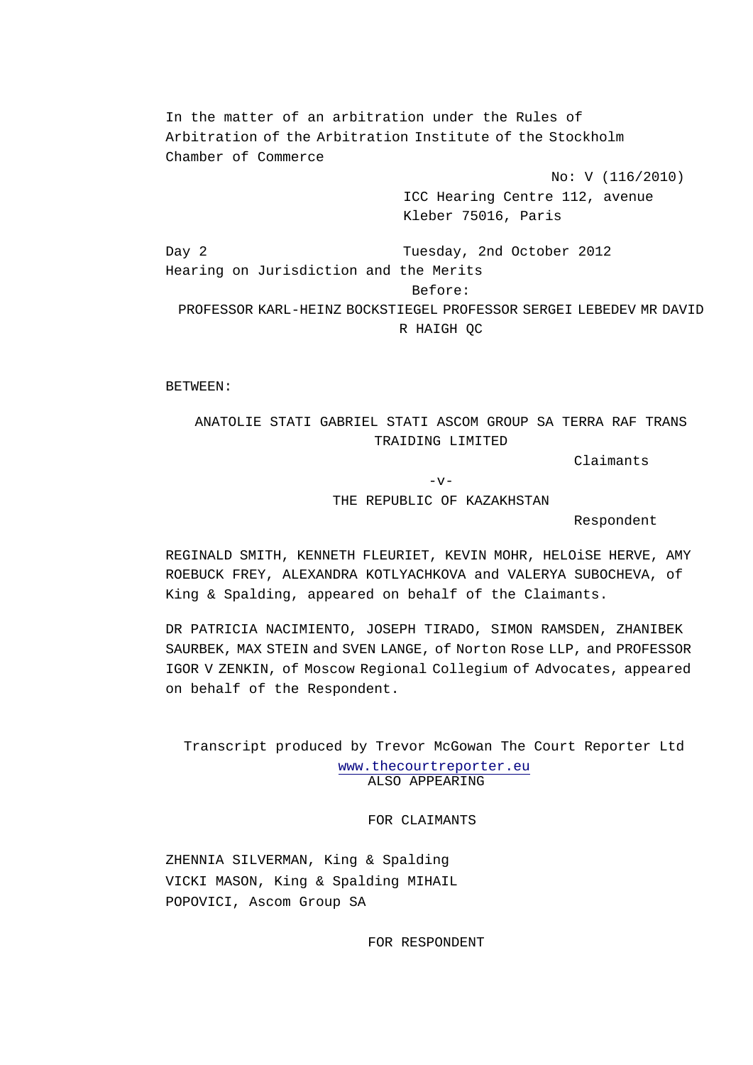In the matter of an arbitration under the Rules of Arbitration of the Arbitration Institute of the Stockholm Chamber of Commerce

No: V (116/2010)

ICC Hearing Centre 112, avenue Kleber 75016, Paris

Day 2 Tuesday, 2nd October 2012

Hearing on Jurisdiction and the Merits

Before:

PROFESSOR KARL-HEINZ BOCKSTIEGEL PROFESSOR SERGEI LEBEDEV MR DAVID R HAIGH QC

BETWEEN:

ANATOLIE STATI GABRIEL STATI ASCOM GROUP SA TERRA RAF TRANS TRAIDING LIMITED

Claimants

-v-

THE REPUBLIC OF KAZAKHSTAN

Respondent

REGINALD SMITH, KENNETH FLEURIET, KEVIN MOHR, HELOiSE HERVE, AMY ROEBUCK FREY, ALEXANDRA KOTLYACHKOVA and VALERYA SUBOCHEVA, of King & Spalding, appeared on behalf of the Claimants.

DR PATRICIA NACIMIENTO, JOSEPH TIRADO, SIMON RAMSDEN, ZHANIBEK SAURBEK, MAX STEIN and SVEN LANGE, of Norton Rose LLP, and PROFESSOR IGOR V ZENKIN, of Moscow Regional Collegium of Advocates, appeared on behalf of the Respondent.

Transcript produced by Trevor McGowan The Court Reporter Ltd www.thecourtreporter.eu

ALSO APPEARING

FOR CLAIMANTS

ZHENNIA SILVERMAN, King & Spalding
VICKI MASON, King & Spalding
MIHAIL POPOVICI, Ascom Group SA

FOR RESPONDENT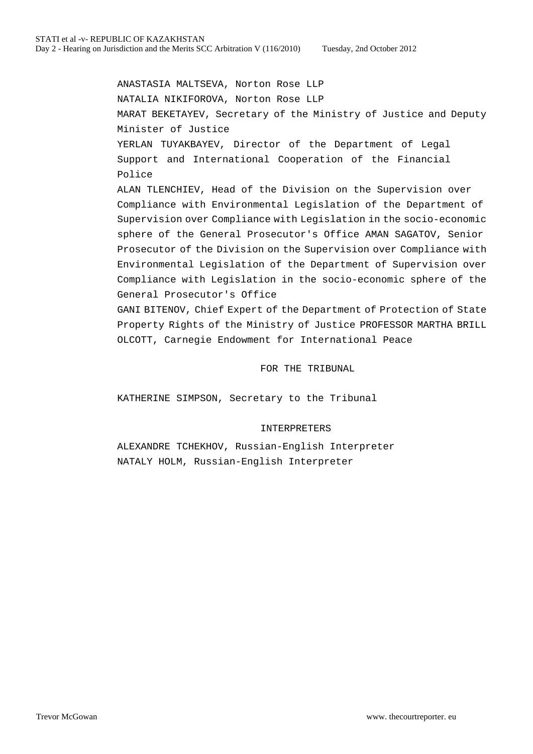ANASTASIA MALTSEVA, Norton Rose LLP

NATALIA NIKIFOROVA, Norton Rose LLP

MARAT BEKETAYEV, Secretary of the Ministry of Justice and Deputy Minister of Justice

YERLAN TUYAKBAYEV, Director of the Department of Legal Support and International Cooperation of the Financial Police

ALAN TLENCHIEV, Head of the Division on the Supervision over Compliance with Environmental Legislation of the Department of Supervision over Compliance with Legislation in the socio-economic sphere of the General Prosecutor's Office AMAN SAGATOV, Senior Prosecutor of the Division on the Supervision over Compliance with Environmental Legislation of the Department of Supervision over Compliance with Legislation in the socio-economic sphere of the General Prosecutor's Office

GANI BITENOV, Chief Expert of the Department of Protection of State Property Rights of the Ministry of Justice PROFESSOR MARTHA BRILL OLCOTT, Carnegie Endowment for International Peace

FOR THE TRIBUNAL

KATHERINE SIMPSON, Secretary to the Tribunal

INTERPRETERS

ALEXANDRE TCHEKHOV, Russian-English Interpreter

NATALY HOLM, Russian-English Interpreter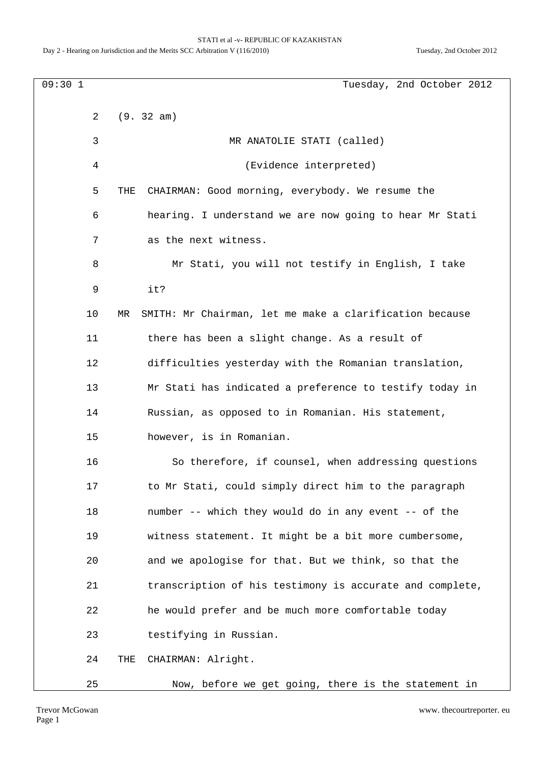09:30 1 Tuesday, 2nd October 2012

2 (9. 32 am)

3 MR ANATOLIE STATI (called)

4 (Evidence interpreted)

5 THE CHAIRMAN: Good morning, everybody. We resume the

6 hearing. I understand we are now going to hear Mr Stati

7 as the next witness.

8 Mr Stati, you will not testify in English, I take

9 it?

10 MR SMITH: Mr Chairman, let me make a clarification because

11 there has been a slight change. As a result of

12 difficulties yesterday with the Romanian translation,

13 Mr Stati has indicated a preference to testify today in

14 Russian, as opposed to in Romanian. His statement,

15 however, is in Romanian.

16 So therefore, if counsel, when addressing questions

17 to Mr Stati, could simply direct him to the paragraph

18 number -- which they would do in any event -- of the

19 witness statement. It might be a bit more cumbersome,

20 and we apologise for that. But we think, so that the

21 transcription of his testimony is accurate and complete,

22 he would prefer and be much more comfortable today

23 testifying in Russian.

24 THE CHAIRMAN: Alright.

25 Now, before we get going, there is the statement in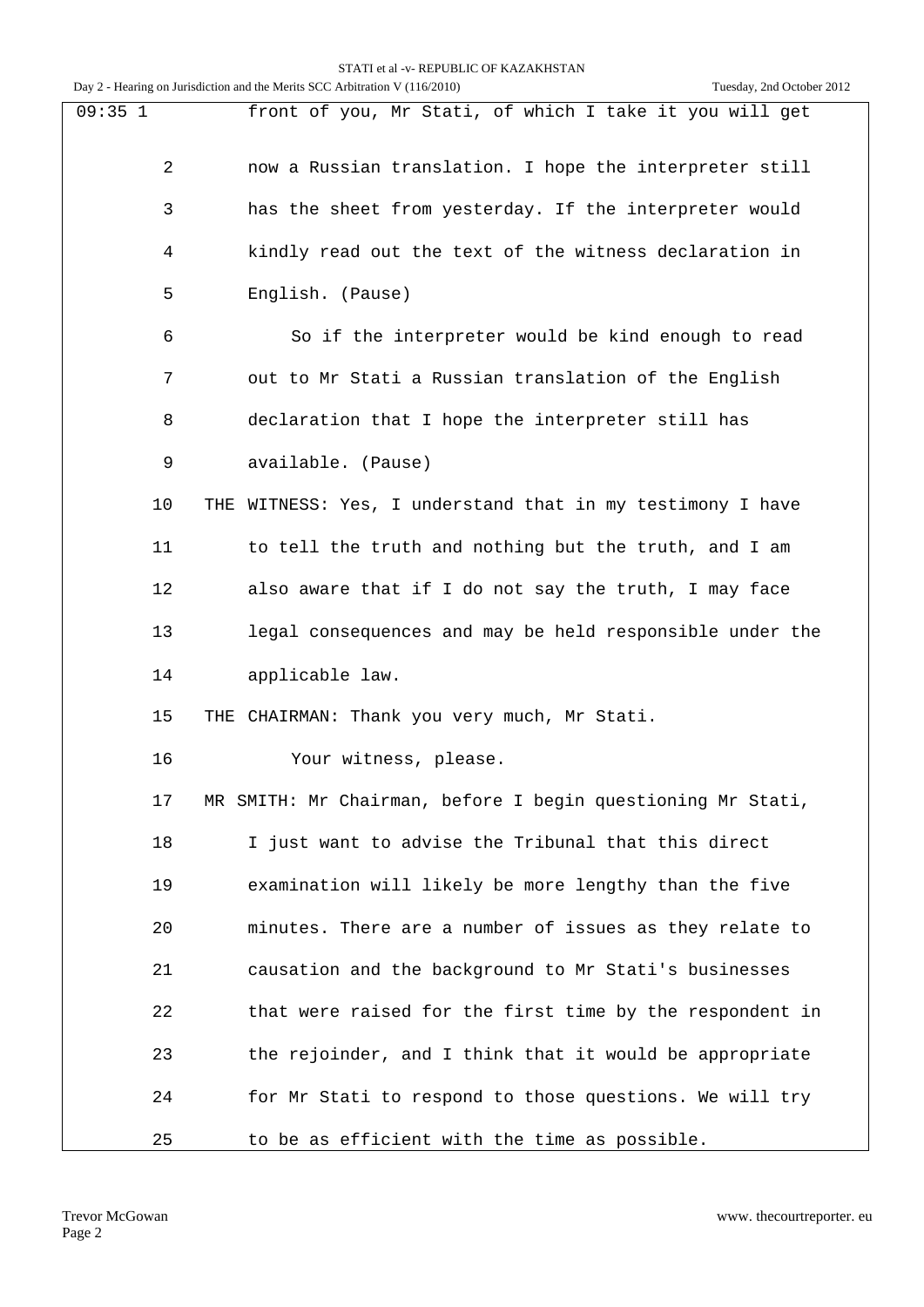09:35 1 front of you, Mr Stati, of which I take it you will get

2 now a Russian translation. I hope the interpreter still

3 has the sheet from yesterday. If the interpreter would

4 kindly read out the text of the witness declaration in

5 English. (Pause)

6 So if the interpreter would be kind enough to read

7 out to Mr Stati a Russian translation of the English

8 declaration that I hope the interpreter still has

9 available. (Pause)

10 THE WITNESS: Yes, I understand that in my testimony I have

11 to tell the truth and nothing but the truth, and I am

12 also aware that if I do not say the truth, I may face

13 legal consequences and may be held responsible under the

14 applicable law.

15 THE CHAIRMAN: Thank you very much, Mr Stati.

16 Your witness, please.

17 MR SMITH: Mr Chairman, before I begin questioning Mr Stati,

18 I just want to advise the Tribunal that this direct

19 examination will likely be more lengthy than the five

20 minutes. There are a number of issues as they relate to

21 causation and the background to Mr Stati's businesses

22 that were raised for the first time by the respondent in

23 the rejoinder, and I think that it would be appropriate

24 for Mr Stati to respond to those questions. We will try

25 to be as efficient with the time as possible.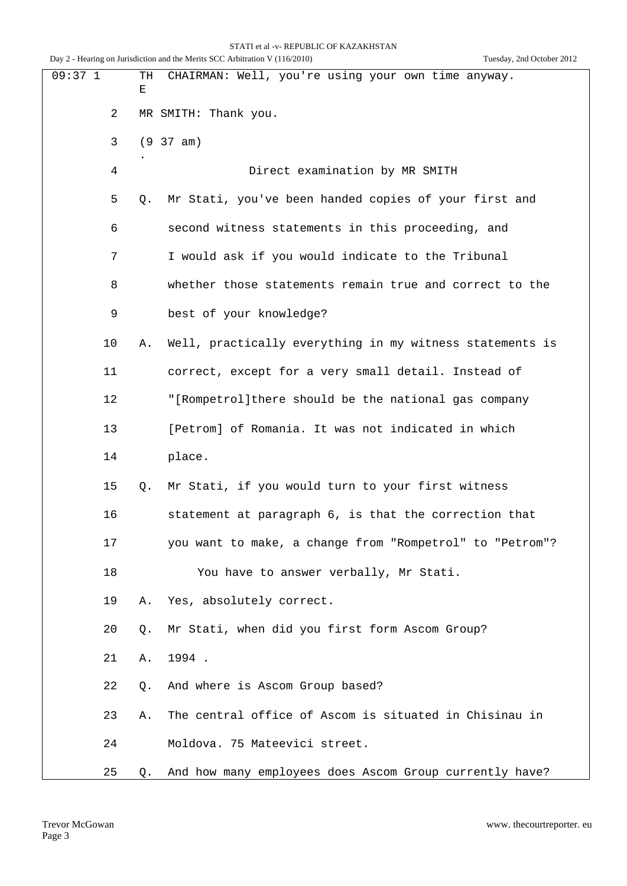09:37 1 THE CHAIRMAN: Well, you're using your own time anyway.

2 MR SMITH: Thank you.

3 (9 37 am)

4 Direct examination by MR SMITH

5 Q. Mr Stati, you've been handed copies of your first and

6 second witness statements in this proceeding, and

7 I would ask if you would indicate to the Tribunal

8 whether those statements remain true and correct to the

9 best of your knowledge?

10 A. Well, practically everything in my witness statements is

11 correct, except for a very small detail. Instead of

12 "[Rompetrol]there should be the national gas company

13 [Petrom] of Romania. It was not indicated in which

14 place.

15 Q. Mr Stati, if you would turn to your first witness

16 statement at paragraph 6, is that the correction that

17 you want to make, a change from "Rompetrol" to "Petrom"?

18 You have to answer verbally, Mr Stati.

19 A. Yes, absolutely correct.

20 Q. Mr Stati, when did you first form Ascom Group?

21 A. 1994 .

22 Q. And where is Ascom Group based?

23 A. The central office of Ascom is situated in Chisinau in

24 Moldova. 75 Mateevici street.

25 Q. And how many employees does Ascom Group currently have?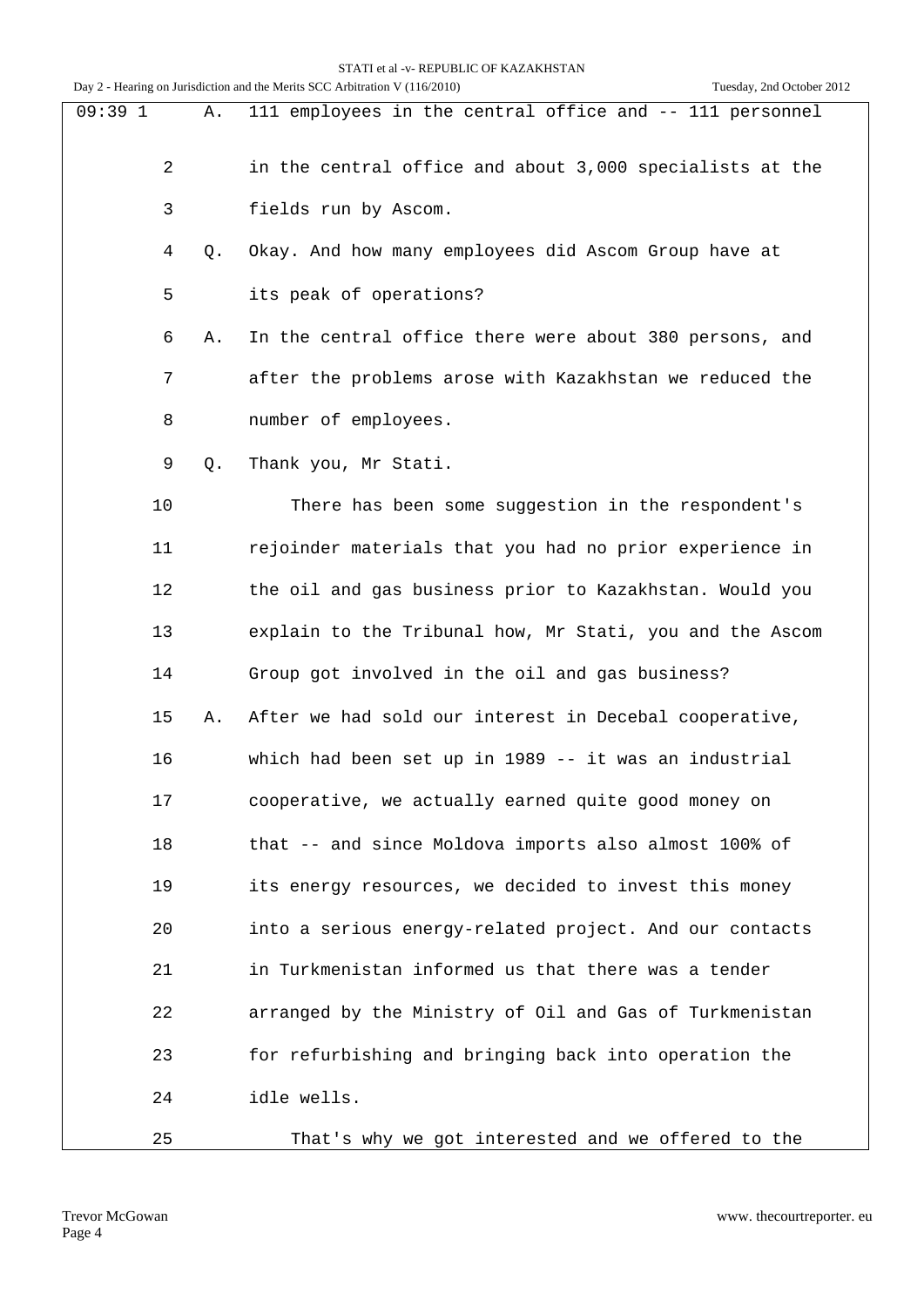09:39 1 A. 111 employees in the central office and -- 111 personnel

2 in the central office and about 3,000 specialists at the

3 fields run by Ascom.

4 Q. Okay. And how many employees did Ascom Group have at

5 its peak of operations?

6 A. In the central office there were about 380 persons, and

7 after the problems arose with Kazakhstan we reduced the

8 number of employees.

9 Q. Thank you, Mr Stati.

10 There has been some suggestion in the respondent's

11 rejoinder materials that you had no prior experience in

12 the oil and gas business prior to Kazakhstan. Would you

13 explain to the Tribunal how, Mr Stati, you and the Ascom

14 Group got involved in the oil and gas business?

15 A. After we had sold our interest in Decebal cooperative,

16 which had been set up in 1989 -- it was an industrial

17 cooperative, we actually earned quite good money on

18 that -- and since Moldova imports also almost 100% of

19 its energy resources, we decided to invest this money

20 into a serious energy-related project. And our contacts

21 in Turkmenistan informed us that there was a tender

22 arranged by the Ministry of Oil and Gas of Turkmenistan

23 for refurbishing and bringing back into operation the

24 idle wells.

25 That's why we got interested and we offered to the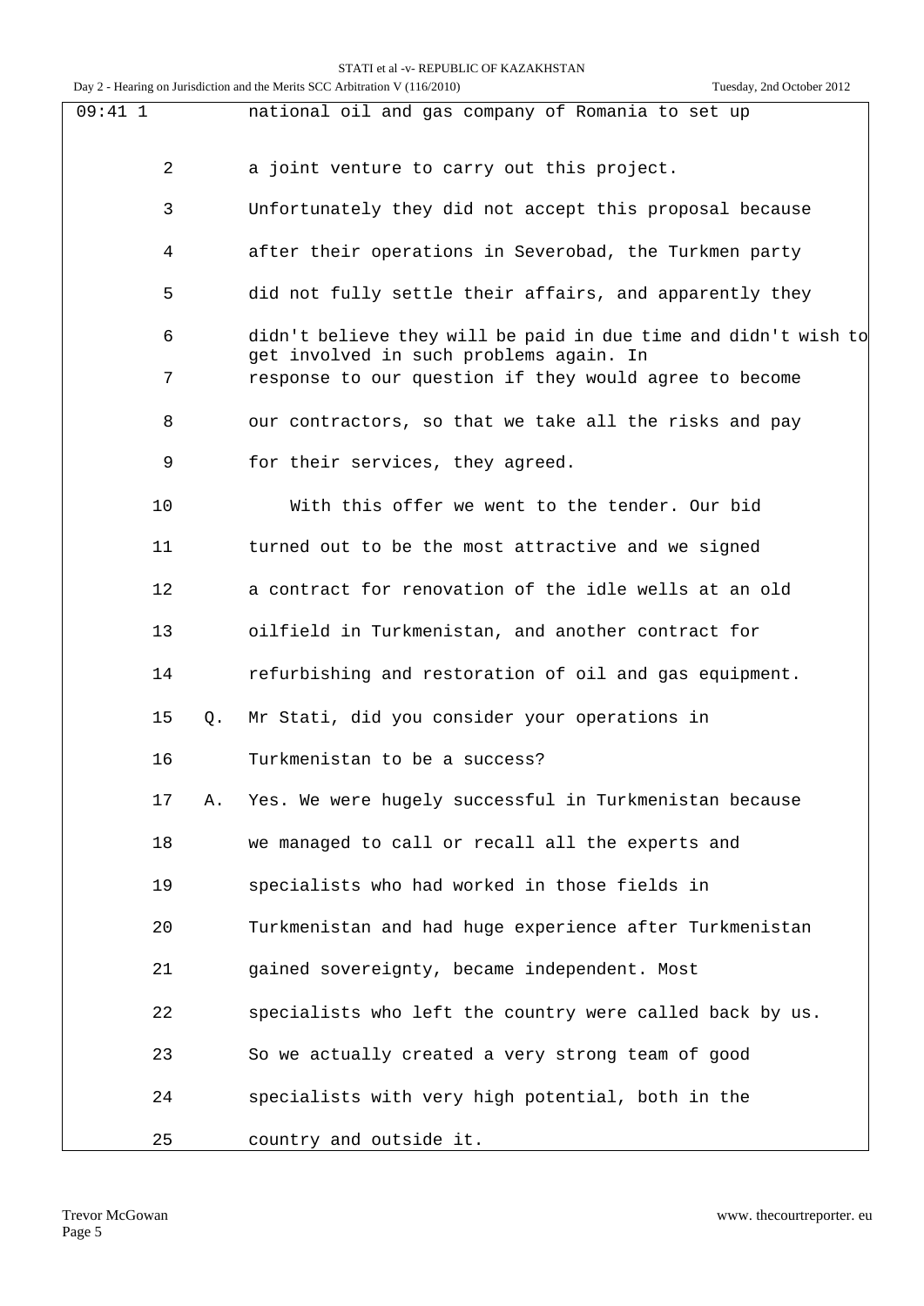09:41 1 national oil and gas company of Romania to set up

2 a joint venture to carry out this project.

3 Unfortunately they did not accept this proposal because

4 after their operations in Severobad, the Turkmen party

5 did not fully settle their affairs, and apparently they

6 didn't believe they will be paid in due time and didn't wish to get involved in such problems again. In

7 response to our question if they would agree to become

8 our contractors, so that we take all the risks and pay

9 for their services, they agreed.

10 With this offer we went to the tender. Our bid

11 turned out to be the most attractive and we signed

12 a contract for renovation of the idle wells at an old

13 oilfield in Turkmenistan, and another contract for

14 refurbishing and restoration of oil and gas equipment.

15 Q. Mr Stati, did you consider your operations in

16 Turkmenistan to be a success?

17 A. Yes. We were hugely successful in Turkmenistan because

18 we managed to call or recall all the experts and

19 specialists who had worked in those fields in

20 Turkmenistan and had huge experience after Turkmenistan

21 gained sovereignty, became independent. Most

22 specialists who left the country were called back by us.

23 So we actually created a very strong team of good

24 specialists with very high potential, both in the

25 country and outside it.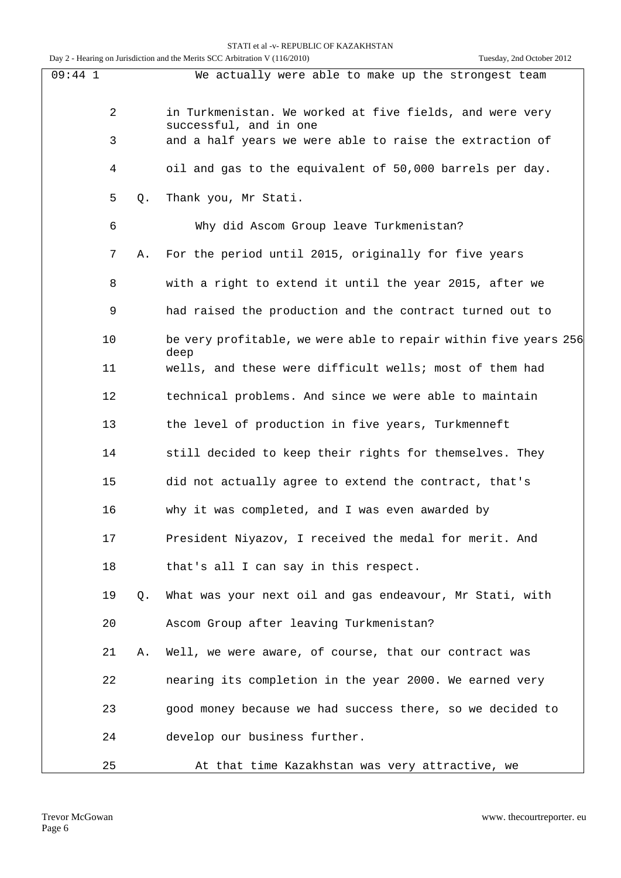09:44 1 We actually were able to make up the strongest team

2 in Turkmenistan. We worked at five fields, and were very successful, and in one

3 and a half years we were able to raise the extraction of

4 oil and gas to the equivalent of 50,000 barrels per day.

5 Q. Thank you, Mr Stati.

6 Why did Ascom Group leave Turkmenistan?

7 A. For the period until 2015, originally for five years

8 with a right to extend it until the year 2015, after we

9 had raised the production and the contract turned out to

10 be very profitable, we were able to repair within five years 256 deep

11 wells, and these were difficult wells; most of them had

12 technical problems. And since we were able to maintain

13 the level of production in five years, Turkmenneft

14 still decided to keep their rights for themselves. They

15 did not actually agree to extend the contract, that's

16 why it was completed, and I was even awarded by

17 President Niyazov, I received the medal for merit. And

18 that's all I can say in this respect.

19 Q. What was your next oil and gas endeavour, Mr Stati, with

20 Ascom Group after leaving Turkmenistan?

21 A. Well, we were aware, of course, that our contract was

22 nearing its completion in the year 2000. We earned very

23 good money because we had success there, so we decided to

24 develop our business further.

25 At that time Kazakhstan was very attractive, we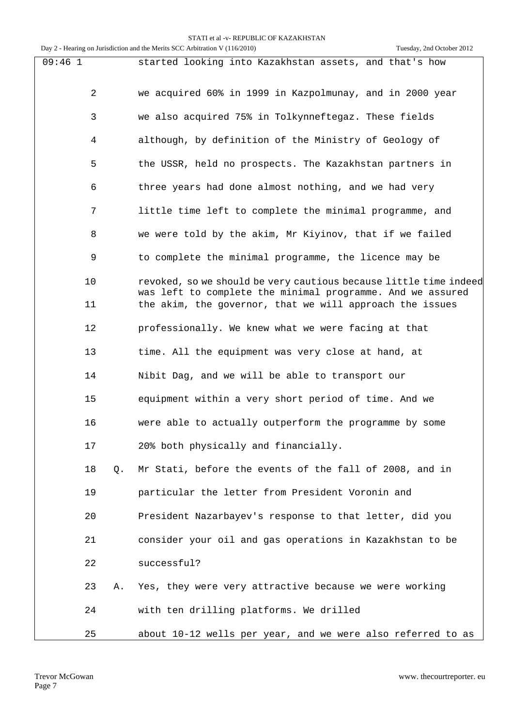09:46 1 started looking into Kazakhstan assets, and that's how

2 we acquired 60% in 1999 in Kazpolmunay, and in 2000 year

3 we also acquired 75% in Tolkynneftegaz. These fields

4 although, by definition of the Ministry of Geology of

5 the USSR, held no prospects. The Kazakhstan partners in

6 three years had done almost nothing, and we had very

7 little time left to complete the minimal programme, and

8 we were told by the akim, Mr Kiyinov, that if we failed

9 to complete the minimal programme, the licence may be

10 revoked, so we should be very cautious because little time indeed was left to complete the minimal programme. And we assured

11 the akim, the governor, that we will approach the issues

12 professionally. We knew what we were facing at that

13 time. All the equipment was very close at hand, at

14 Nibit Dag, and we will be able to transport our

15 equipment within a very short period of time. And we

16 were able to actually outperform the programme by some

17 20% both physically and financially.

18 Q. Mr Stati, before the events of the fall of 2008, and in

19 particular the letter from President Voronin and

20 President Nazarbayev's response to that letter, did you

21 consider your oil and gas operations in Kazakhstan to be

22 successful?

23 A. Yes, they were very attractive because we were working

24 with ten drilling platforms. We drilled

25 about 10-12 wells per year, and we were also referred to as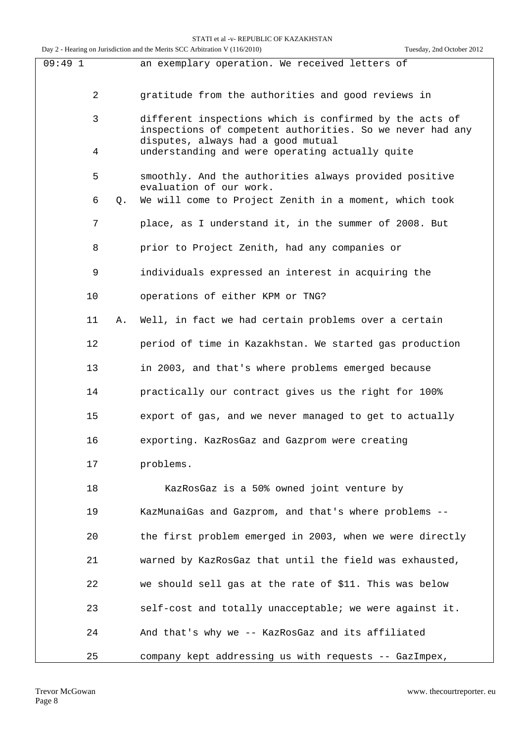09:49 1 an exemplary operation. We received letters of

2 gratitude from the authorities and good reviews in

3 different inspections which is confirmed by the acts of inspections of competent authorities. So we never had any disputes, always had a good mutual

4 understanding and were operating actually quite

5 smoothly. And the authorities always provided positive evaluation of our work.

6 Q. We will come to Project Zenith in a moment, which took

7 place, as I understand it, in the summer of 2008. But

8 prior to Project Zenith, had any companies or

9 individuals expressed an interest in acquiring the

10 operations of either KPM or TNG?

11 A. Well, in fact we had certain problems over a certain

12 period of time in Kazakhstan. We started gas production

13 in 2003, and that's where problems emerged because

14 practically our contract gives us the right for 100%

15 export of gas, and we never managed to get to actually

16 exporting. KazRosGaz and Gazprom were creating

17 problems.

18 KazRosGaz is a 50% owned joint venture by

19 KazMunaiGas and Gazprom, and that's where problems --

20 the first problem emerged in 2003, when we were directly

21 warned by KazRosGaz that until the field was exhausted,

22 we should sell gas at the rate of $11. This was below

23 self-cost and totally unacceptable; we were against it.

24 And that's why we -- KazRosGaz and its affiliated

25 company kept addressing us with requests -- GazImpex,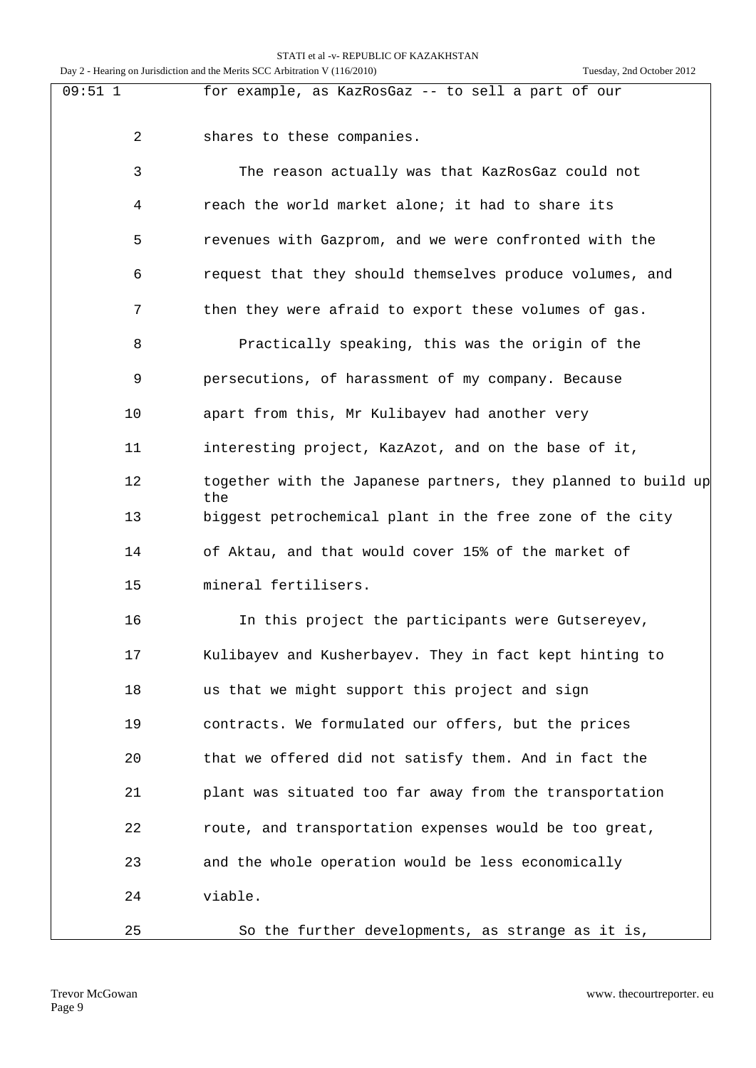for example, as KazRosGaz -- to sell a part of our shares to these companies.

The reason actually was that KazRosGaz could not reach the world market alone; it had to share its revenues with Gazprom, and we were confronted with the request that they should themselves produce volumes, and then they were afraid to export these volumes of gas.

Practically speaking, this was the origin of the persecutions, of harassment of my company. Because apart from this, Mr Kulibayev had another very interesting project, KazAzot, and on the base of it, together with the Japanese partners, they planned to build up the biggest petrochemical plant in the free zone of the city of Aktau, and that would cover 15% of the market of mineral fertilisers.

In this project the participants were Gutsereyev, Kulibayev and Kusherbayev. They in fact kept hinting to us that we might support this project and sign contracts. We formulated our offers, but the prices that we offered did not satisfy them. And in fact the plant was situated too far away from the transportation route, and transportation expenses would be too great, and the whole operation would be less economically viable.

So the further developments, as strange as it is,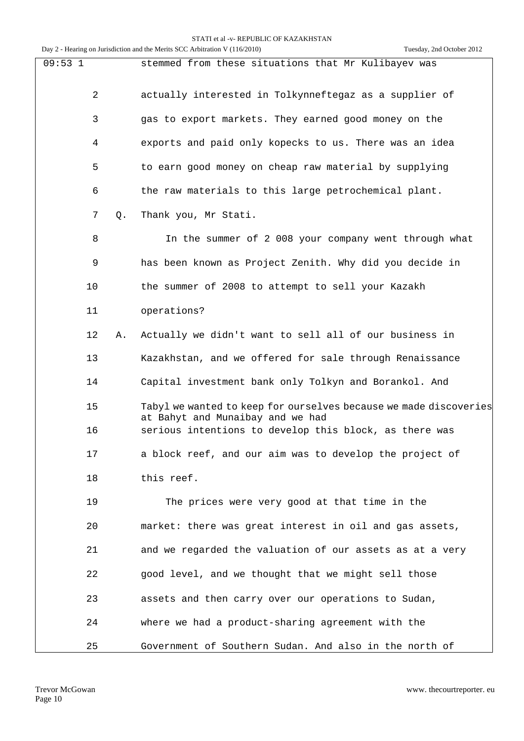09:53 1 stemmed from these situations that Mr Kulibayev was

2 actually interested in Tolkynneftegaz as a supplier of

3 gas to export markets. They earned good money on the

4 exports and paid only kopecks to us. There was an idea

5 to earn good money on cheap raw material by supplying

6 the raw materials to this large petrochemical plant.

7 Q. Thank you, Mr Stati.

8 In the summer of 2 008 your company went through what

9 has been known as Project Zenith. Why did you decide in

10 the summer of 2008 to attempt to sell your Kazakh

11 operations?

12 A. Actually we didn't want to sell all of our business in

13 Kazakhstan, and we offered for sale through Renaissance

14 Capital investment bank only Tolkyn and Borankol. And

15 Tabyl we wanted to keep for ourselves because we made discoveries at Bahyt and Munaibay and we had

16 serious intentions to develop this block, as there was

17 a block reef, and our aim was to develop the project of

18 this reef.

19 The prices were very good at that time in the

20 market: there was great interest in oil and gas assets,

21 and we regarded the valuation of our assets as at a very

22 good level, and we thought that we might sell those

23 assets and then carry over our operations to Sudan,

24 where we had a product-sharing agreement with the

25 Government of Southern Sudan. And also in the north of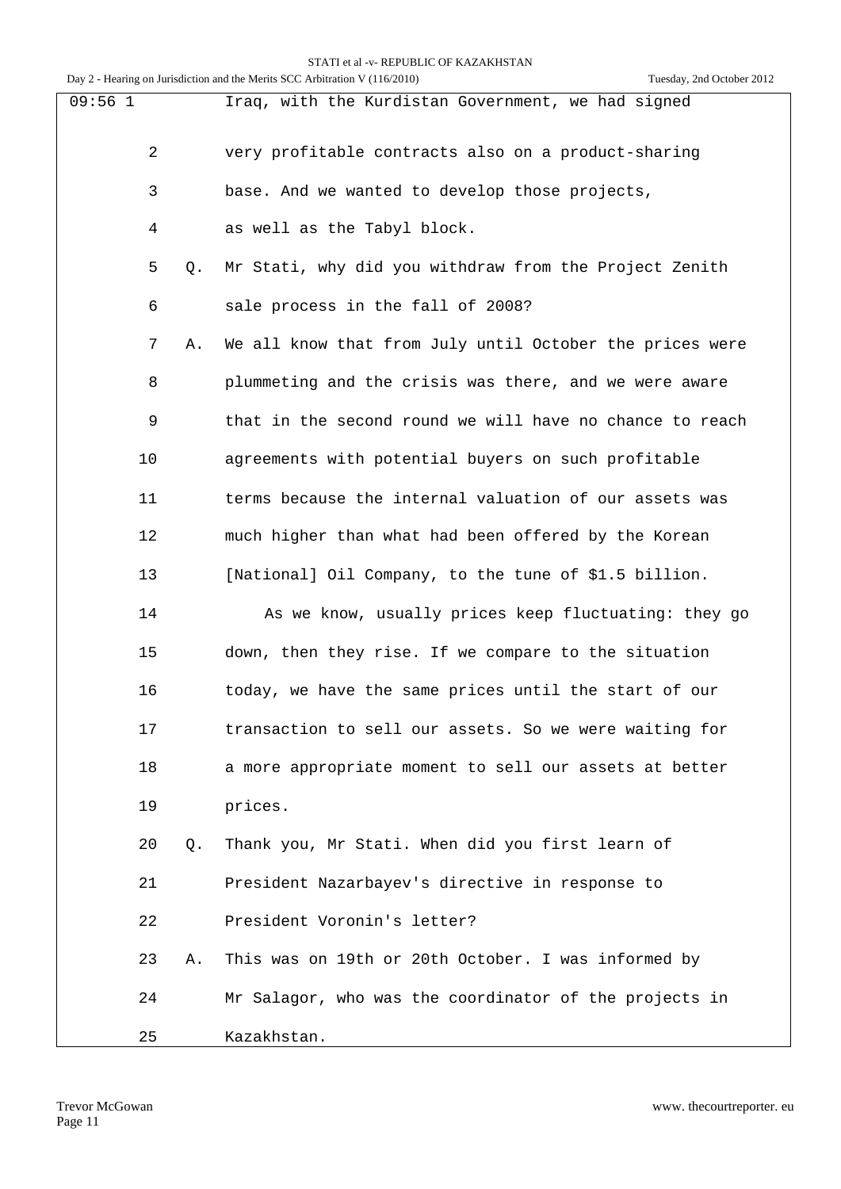09:56 1 Iraq, with the Kurdistan Government, we had signed

2 very profitable contracts also on a product-sharing

3 base. And we wanted to develop those projects,

4 as well as the Tabyl block.

5 Q. Mr Stati, why did you withdraw from the Project Zenith

6 sale process in the fall of 2008?

7 A. We all know that from July until October the prices were

8 plummeting and the crisis was there, and we were aware

9 that in the second round we will have no chance to reach

10 agreements with potential buyers on such profitable

11 terms because the internal valuation of our assets was

12 much higher than what had been offered by the Korean

13 [National] Oil Company, to the tune of $1.5 billion.

14 As we know, usually prices keep fluctuating: they go

15 down, then they rise. If we compare to the situation

16 today, we have the same prices until the start of our

17 transaction to sell our assets. So we were waiting for

18 a more appropriate moment to sell our assets at better

19 prices.

20 Q. Thank you, Mr Stati. When did you first learn of

21 President Nazarbayev's directive in response to

22 President Voronin's letter?

23 A. This was on 19th or 20th October. I was informed by

24 Mr Salagor, who was the coordinator of the projects in

25 Kazakhstan.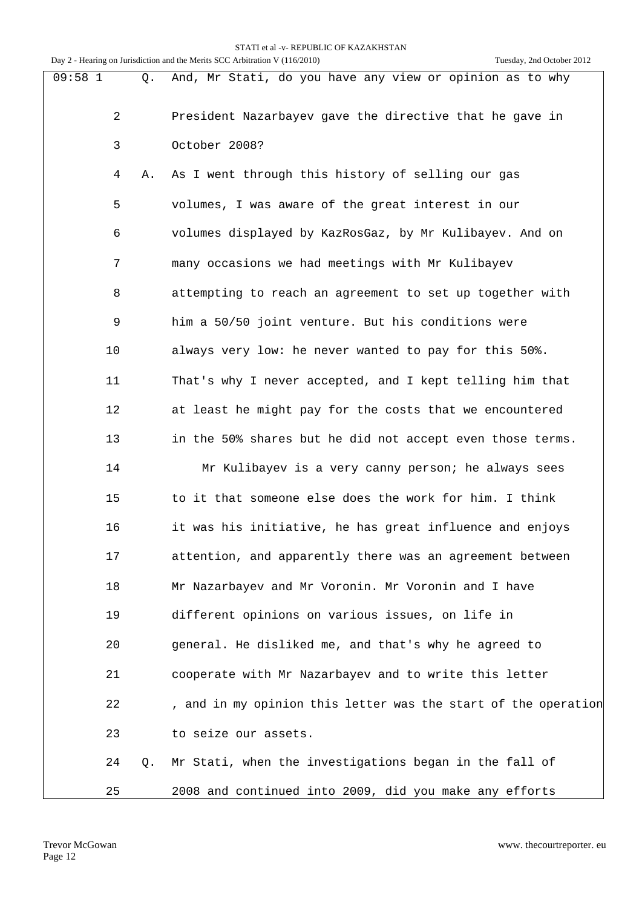09:58 1 Q. And, Mr Stati, do you have any view or opinion as to why

2 President Nazarbayev gave the directive that he gave in

3 October 2008?

4 A. As I went through this history of selling our gas

5 volumes, I was aware of the great interest in our

6 volumes displayed by KazRosGaz, by Mr Kulibayev. And on

7 many occasions we had meetings with Mr Kulibayev

8 attempting to reach an agreement to set up together with

9 him a 50/50 joint venture. But his conditions were

10 always very low: he never wanted to pay for this 50%.

11 That's why I never accepted, and I kept telling him that

12 at least he might pay for the costs that we encountered

13 in the 50% shares but he did not accept even those terms.

14 Mr Kulibayev is a very canny person; he always sees

15 to it that someone else does the work for him. I think

16 it was his initiative, he has great influence and enjoys

17 attention, and apparently there was an agreement between

18 Mr Nazarbayev and Mr Voronin. Mr Voronin and I have

19 different opinions on various issues, on life in

20 general. He disliked me, and that's why he agreed to

21 cooperate with Mr Nazarbayev and to write this letter

22 , and in my opinion this letter was the start of the operation

23 to seize our assets.

24 Q. Mr Stati, when the investigations began in the fall of

25 2008 and continued into 2009, did you make any efforts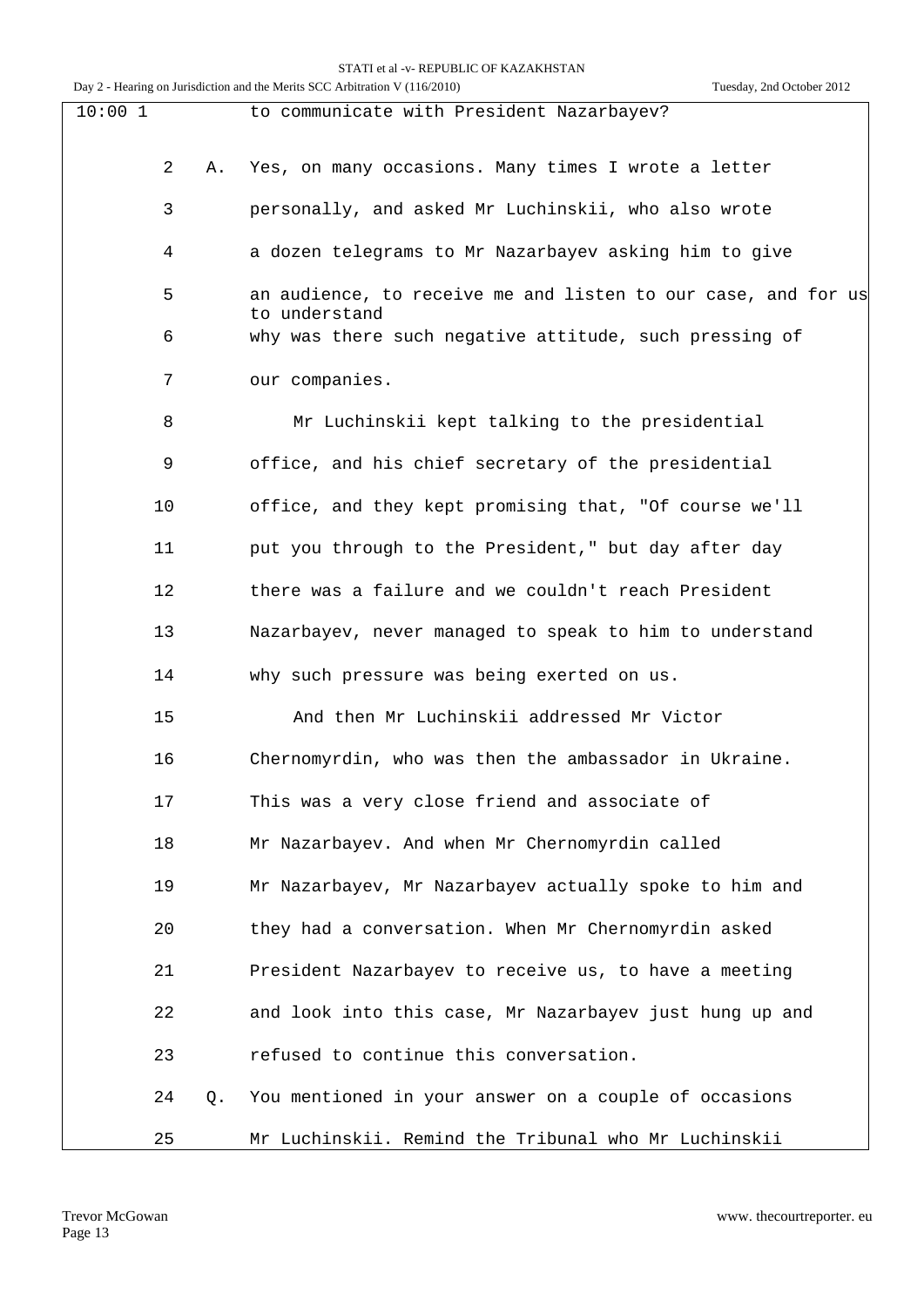10:00 1 to communicate with President Nazarbayev?

2 A. Yes, on many occasions. Many times I wrote a letter

3 personally, and asked Mr Luchinskii, who also wrote

4 a dozen telegrams to Mr Nazarbayev asking him to give

5 an audience, to receive me and listen to our case, and for us to understand

6 why was there such negative attitude, such pressing of

7 our companies.

8 Mr Luchinskii kept talking to the presidential

9 office, and his chief secretary of the presidential

10 office, and they kept promising that, "Of course we'll

11 put you through to the President," but day after day

12 there was a failure and we couldn't reach President

13 Nazarbayev, never managed to speak to him to understand

14 why such pressure was being exerted on us.

15 And then Mr Luchinskii addressed Mr Victor

16 Chernomyrdin, who was then the ambassador in Ukraine.

17 This was a very close friend and associate of

18 Mr Nazarbayev. And when Mr Chernomyrdin called

19 Mr Nazarbayev, Mr Nazarbayev actually spoke to him and

20 they had a conversation. When Mr Chernomyrdin asked

21 President Nazarbayev to receive us, to have a meeting

22 and look into this case, Mr Nazarbayev just hung up and

23 refused to continue this conversation.

24 Q. You mentioned in your answer on a couple of occasions

25 Mr Luchinskii. Remind the Tribunal who Mr Luchinskii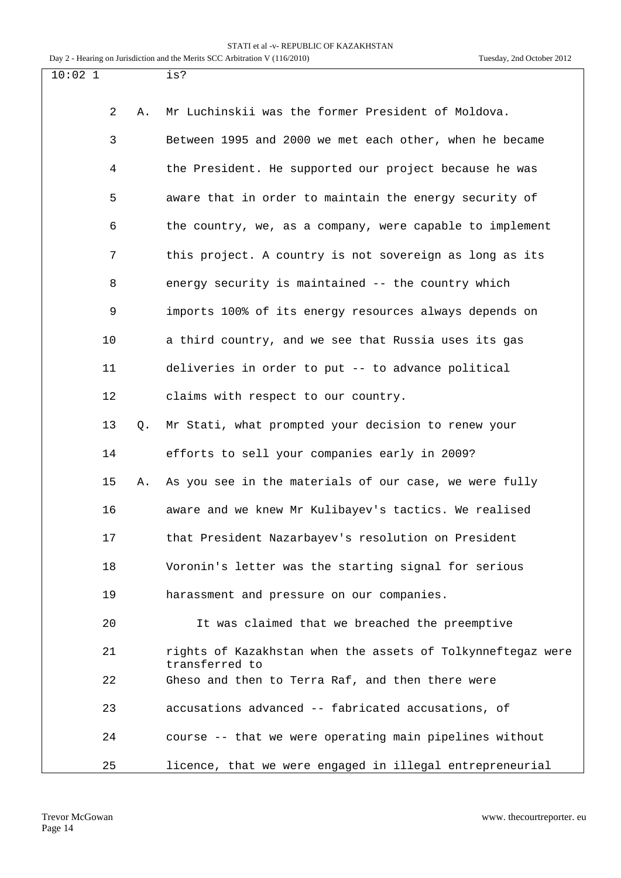is?

A. Mr Luchinskii was the former President of Moldova. Between 1995 and 2000 we met each other, when he became the President. He supported our project because he was aware that in order to maintain the energy security of the country, we, as a company, were capable to implement this project. A country is not sovereign as long as its energy security is maintained -- the country which imports 100% of its energy resources always depends on a third country, and we see that Russia uses its gas deliveries in order to put -- to advance political claims with respect to our country.

Q. Mr Stati, what prompted your decision to renew your efforts to sell your companies early in 2009?

A. As you see in the materials of our case, we were fully aware and we knew Mr Kulibayev's tactics. We realised that President Nazarbayev's resolution on President Voronin's letter was the starting signal for serious harassment and pressure on our companies.

It was claimed that we breached the preemptive rights of Kazakhstan when the assets of Tolkynneftegaz were transferred to Gheso and then to Terra Raf, and then there were accusations advanced -- fabricated accusations, of course -- that we were operating main pipelines without licence, that we were engaged in illegal entrepreneurial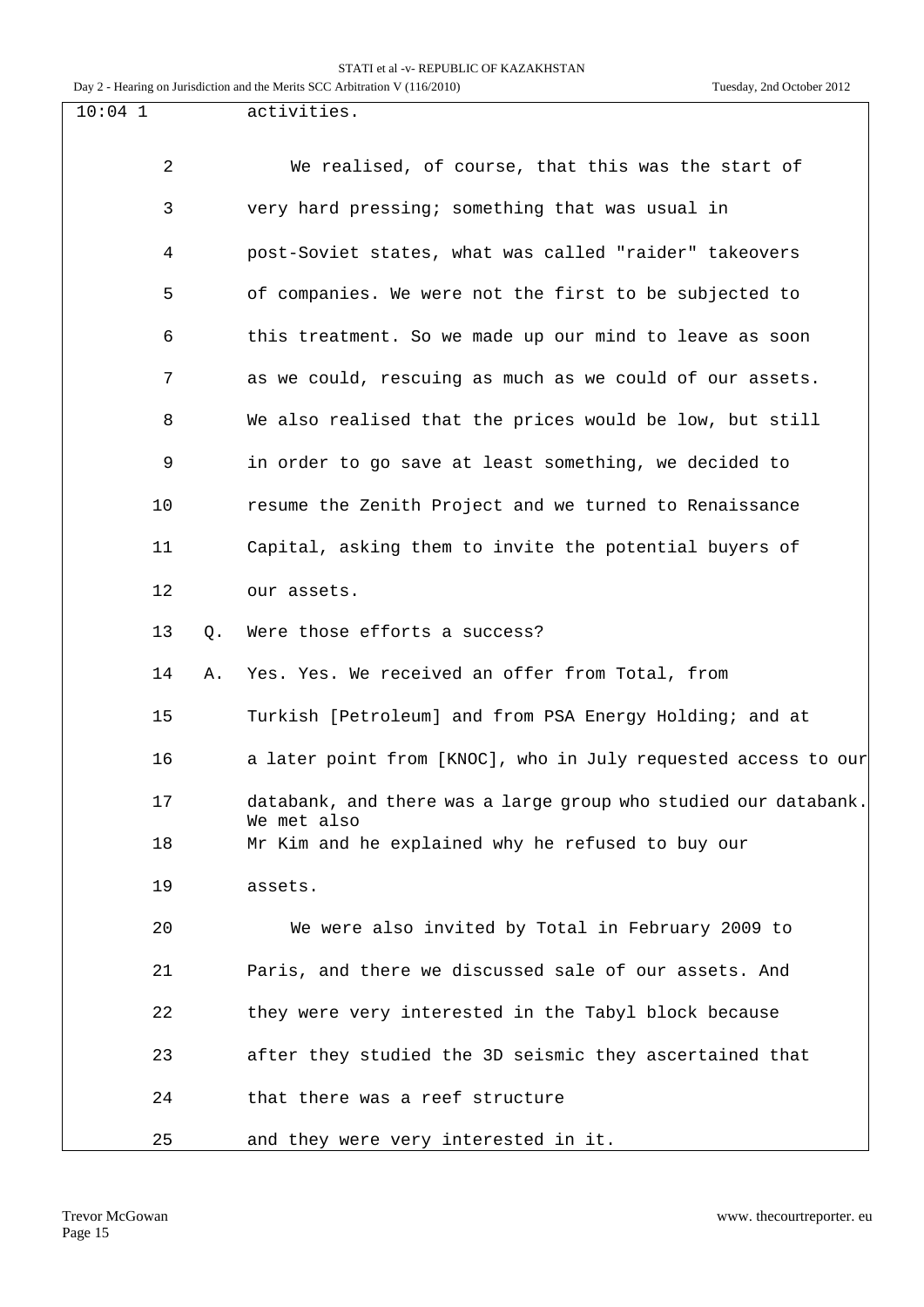10:04 1 activities.

2 We realised, of course, that this was the start of

3 very hard pressing; something that was usual in

4 post-Soviet states, what was called "raider" takeovers

5 of companies. We were not the first to be subjected to

6 this treatment. So we made up our mind to leave as soon

7 as we could, rescuing as much as we could of our assets.

8 We also realised that the prices would be low, but still

9 in order to go save at least something, we decided to

10 resume the Zenith Project and we turned to Renaissance

11 Capital, asking them to invite the potential buyers of

12 our assets.

13 Q. Were those efforts a success?

14 A. Yes. Yes. We received an offer from Total, from

15 Turkish [Petroleum] and from PSA Energy Holding; and at

16 a later point from [KNOC], who in July requested access to our

17 databank, and there was a large group who studied our databank. We met also

18 Mr Kim and he explained why he refused to buy our

19 assets.

20 We were also invited by Total in February 2009 to

21 Paris, and there we discussed sale of our assets. And

22 they were very interested in the Tabyl block because

23 after they studied the 3D seismic they ascertained that

24 that there was a reef structure

25 and they were very interested in it.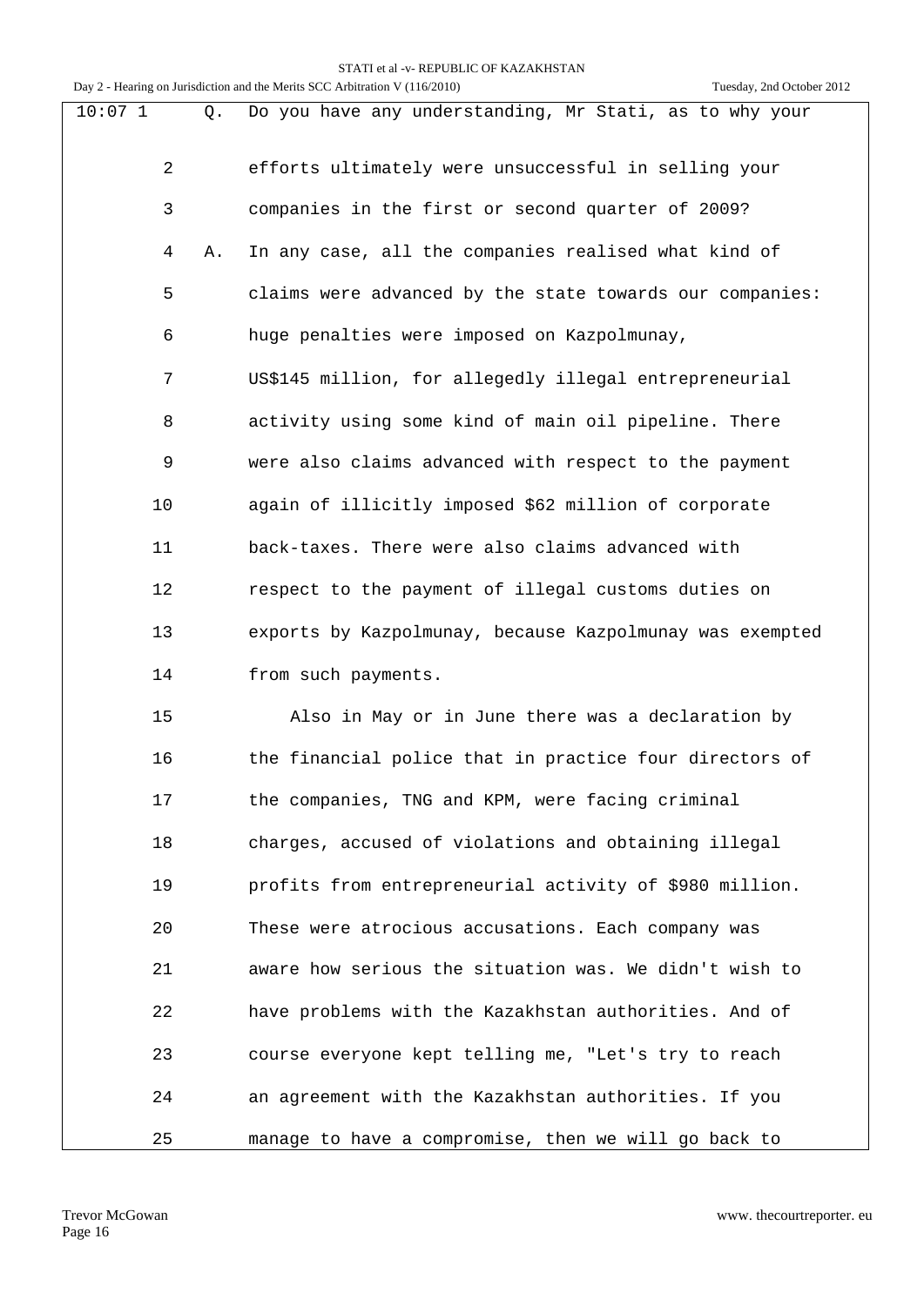10:07 1 Q. Do you have any understanding, Mr Stati, as to why your

2 efforts ultimately were unsuccessful in selling your

3 companies in the first or second quarter of 2009?

4 A. In any case, all the companies realised what kind of

5 claims were advanced by the state towards our companies:

6 huge penalties were imposed on Kazpolmunay,

7 US$145 million, for allegedly illegal entrepreneurial

8 activity using some kind of main oil pipeline. There

9 were also claims advanced with respect to the payment

10 again of illicitly imposed $62 million of corporate

11 back-taxes. There were also claims advanced with

12 respect to the payment of illegal customs duties on

13 exports by Kazpolmunay, because Kazpolmunay was exempted

14 from such payments.

15 Also in May or in June there was a declaration by

16 the financial police that in practice four directors of

17 the companies, TNG and KPM, were facing criminal

18 charges, accused of violations and obtaining illegal

19 profits from entrepreneurial activity of $980 million.

20 These were atrocious accusations. Each company was

21 aware how serious the situation was. We didn't wish to

22 have problems with the Kazakhstan authorities. And of

23 course everyone kept telling me, "Let's try to reach

24 an agreement with the Kazakhstan authorities. If you

25 manage to have a compromise, then we will go back to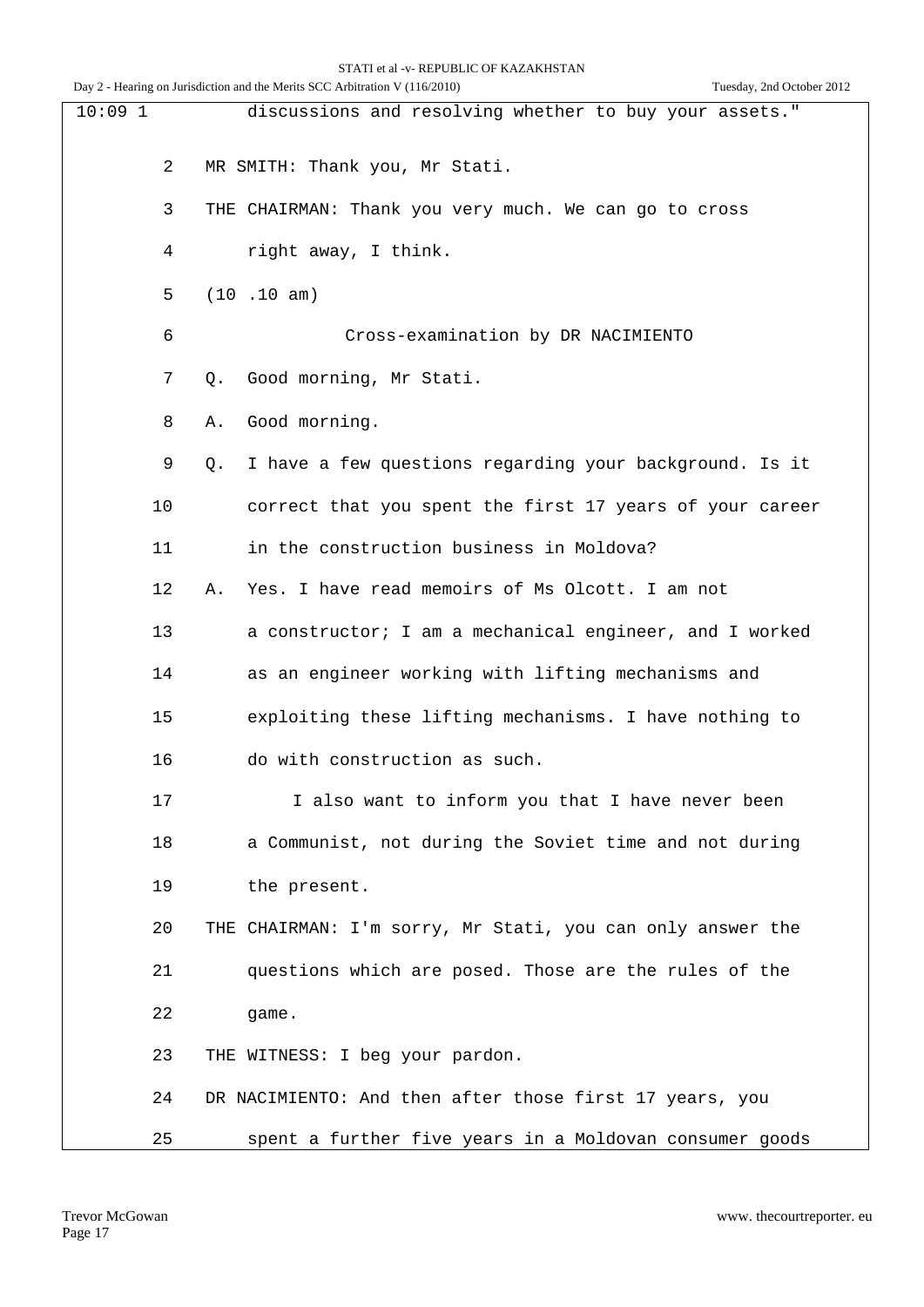10:09 1 discussions and resolving whether to buy your assets."

2 MR SMITH: Thank you, Mr Stati.

3 THE CHAIRMAN: Thank you very much. We can go to cross

4 right away, I think.

5 (10 .10 am)

6 Cross-examination by DR NACIMIENTO

7 Q. Good morning, Mr Stati.

8 A. Good morning.

9 Q. I have a few questions regarding your background. Is it

10 correct that you spent the first 17 years of your career

11 in the construction business in Moldova?

12 A. Yes. I have read memoirs of Ms Olcott. I am not

13 a constructor; I am a mechanical engineer, and I worked

14 as an engineer working with lifting mechanisms and

15 exploiting these lifting mechanisms. I have nothing to

16 do with construction as such.

17 I also want to inform you that I have never been

18 a Communist, not during the Soviet time and not during

19 the present.

20 THE CHAIRMAN: I'm sorry, Mr Stati, you can only answer the

21 questions which are posed. Those are the rules of the

22 game.

23 THE WITNESS: I beg your pardon.

24 DR NACIMIENTO: And then after those first 17 years, you

25 spent a further five years in a Moldovan consumer goods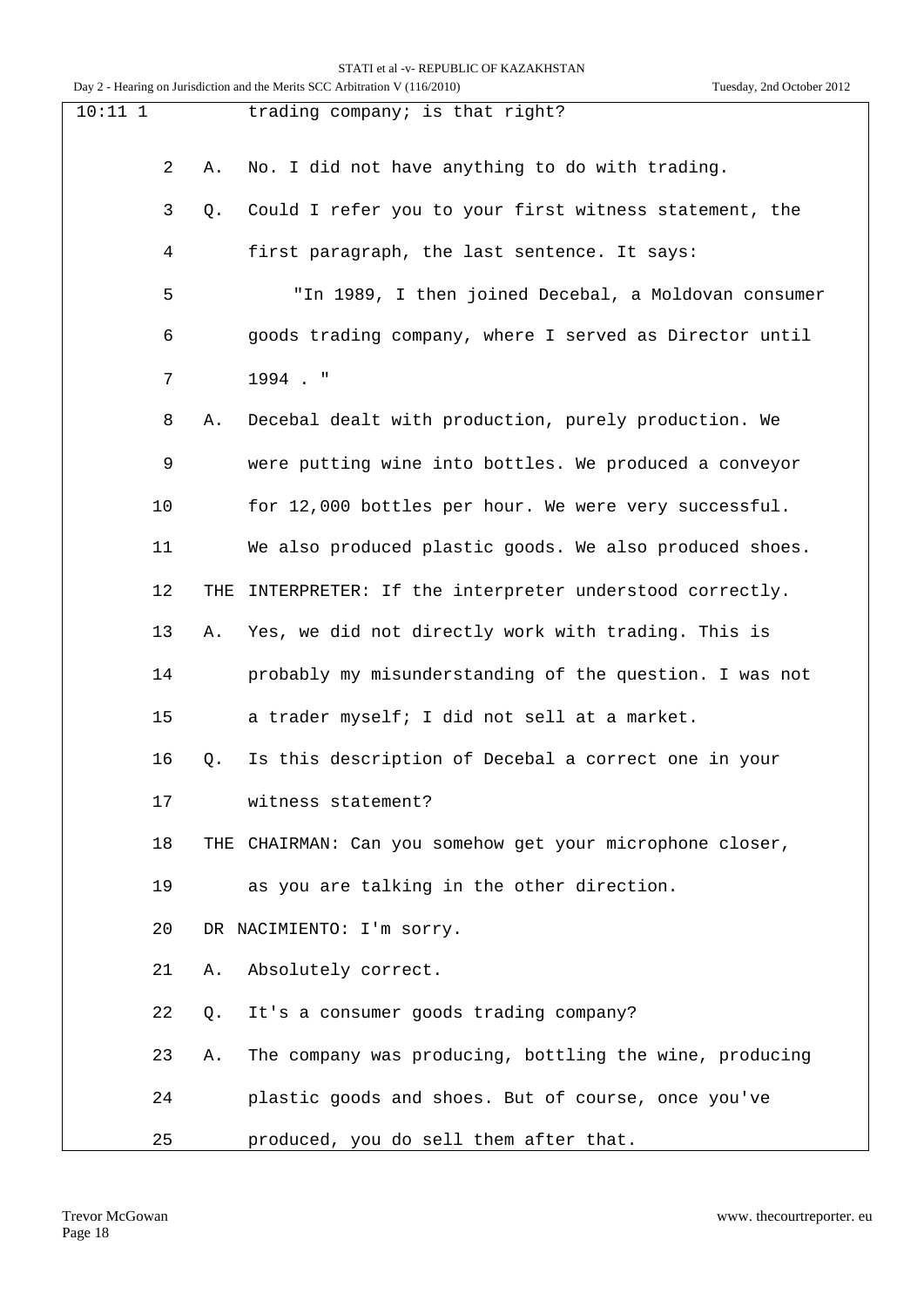10:11 1 trading company; is that right?

2 A. No. I did not have anything to do with trading.

3 Q. Could I refer you to your first witness statement, the

4 first paragraph, the last sentence. It says:

5 "In 1989, I then joined Decebal, a Moldovan consumer

6 goods trading company, where I served as Director until

7 1994 . "

8 A. Decebal dealt with production, purely production. We

9 were putting wine into bottles. We produced a conveyor

10 for 12,000 bottles per hour. We were very successful.

11 We also produced plastic goods. We also produced shoes.

12 THE INTERPRETER: If the interpreter understood correctly.

13 A. Yes, we did not directly work with trading. This is

14 probably my misunderstanding of the question. I was not

15 a trader myself; I did not sell at a market.

16 Q. Is this description of Decebal a correct one in your

17 witness statement?

18 THE CHAIRMAN: Can you somehow get your microphone closer,

19 as you are talking in the other direction.

20 DR NACIMIENTO: I'm sorry.

21 A. Absolutely correct.

22 Q. It's a consumer goods trading company?

23 A. The company was producing, bottling the wine, producing

24 plastic goods and shoes. But of course, once you've

25 produced, you do sell them after that.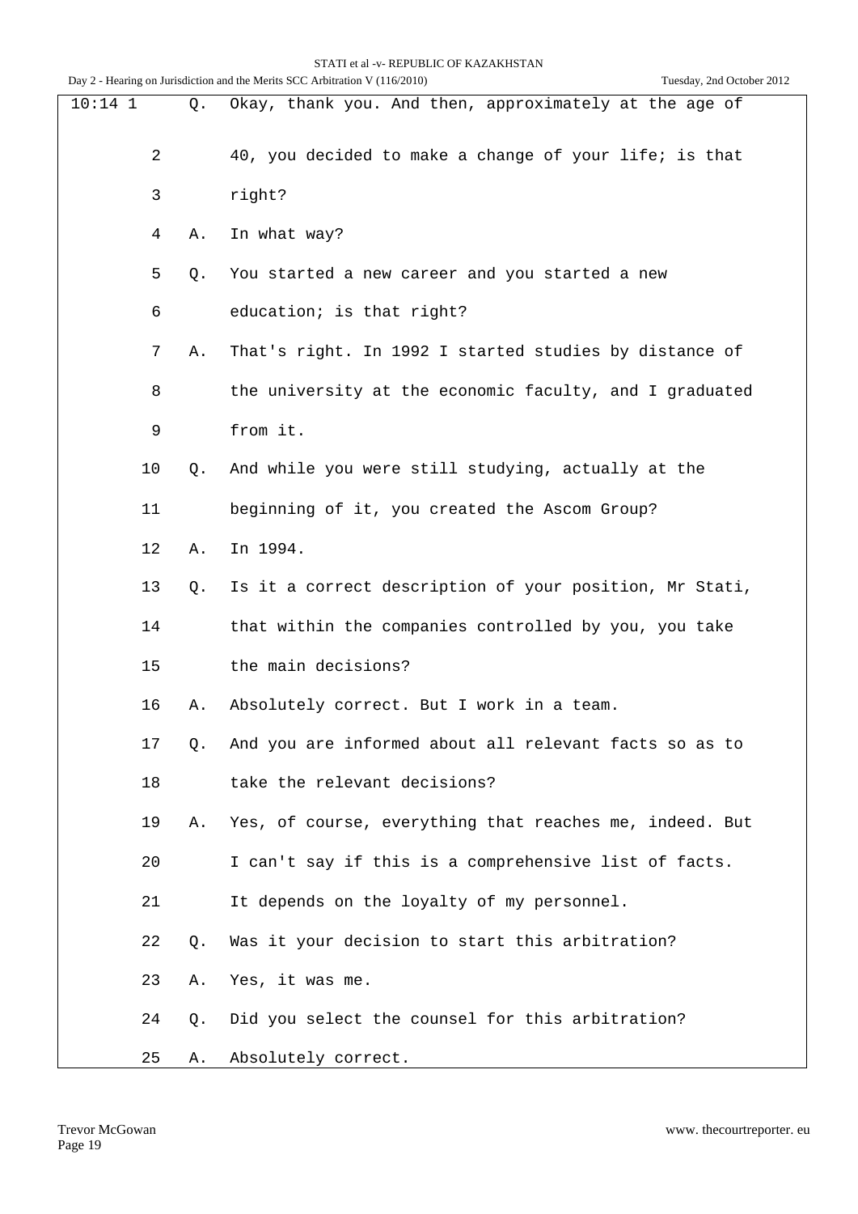10:14 1 Q. Okay, thank you. And then, approximately at the age of

2 40, you decided to make a change of your life; is that

3 right?

4 A. In what way?

5 Q. You started a new career and you started a new

6 education; is that right?

7 A. That's right. In 1992 I started studies by distance of

8 the university at the economic faculty, and I graduated

9 from it.

10 Q. And while you were still studying, actually at the

11 beginning of it, you created the Ascom Group?

12 A. In 1994.

13 Q. Is it a correct description of your position, Mr Stati,

14 that within the companies controlled by you, you take

15 the main decisions?

16 A. Absolutely correct. But I work in a team.

17 Q. And you are informed about all relevant facts so as to

18 take the relevant decisions?

19 A. Yes, of course, everything that reaches me, indeed. But

20 I can't say if this is a comprehensive list of facts.

21 It depends on the loyalty of my personnel.

22 Q. Was it your decision to start this arbitration?

23 A. Yes, it was me.

24 Q. Did you select the counsel for this arbitration?

25 A. Absolutely correct.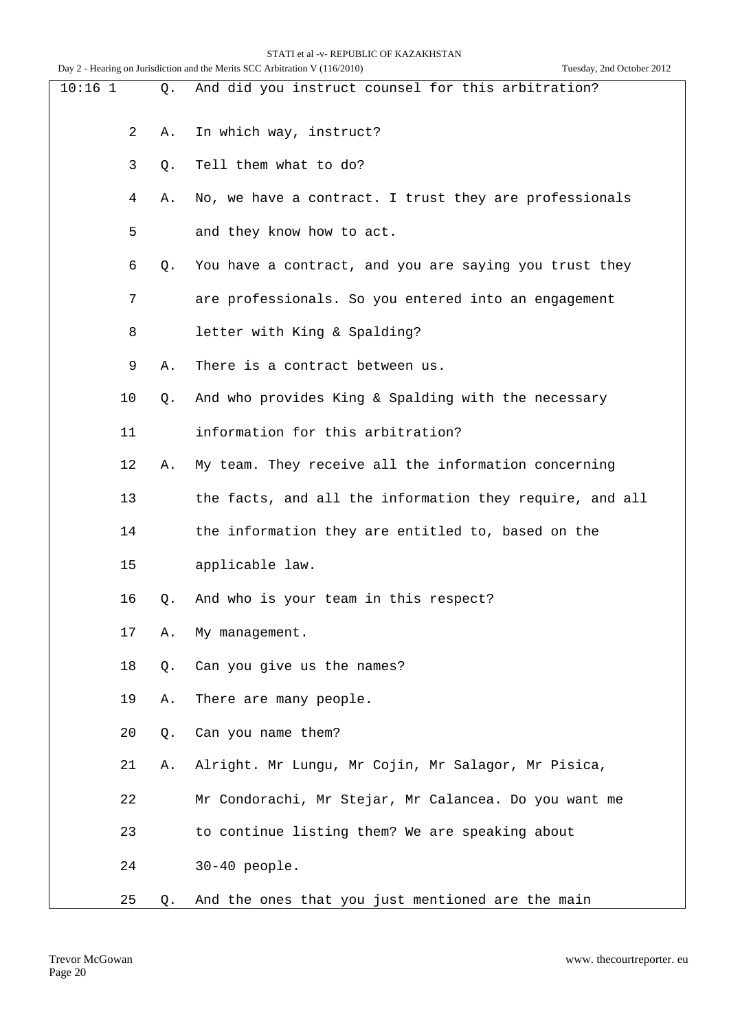10:16 1 Q. And did you instruct counsel for this arbitration?

2 A. In which way, instruct?

3 Q. Tell them what to do?

4 A. No, we have a contract. I trust they are professionals

5 and they know how to act.

6 Q. You have a contract, and you are saying you trust they

7 are professionals. So you entered into an engagement

8 letter with King & Spalding?

9 A. There is a contract between us.

10 Q. And who provides King & Spalding with the necessary

11 information for this arbitration?

12 A. My team. They receive all the information concerning

13 the facts, and all the information they require, and all

14 the information they are entitled to, based on the

15 applicable law.

16 Q. And who is your team in this respect?

17 A. My management.

18 Q. Can you give us the names?

19 A. There are many people.

20 Q. Can you name them?

21 A. Alright. Mr Lungu, Mr Cojin, Mr Salagor, Mr Pisica,

22 Mr Condorachi, Mr Stejar, Mr Calancea. Do you want me

23 to continue listing them? We are speaking about

24 30-40 people.

25 Q. And the ones that you just mentioned are the main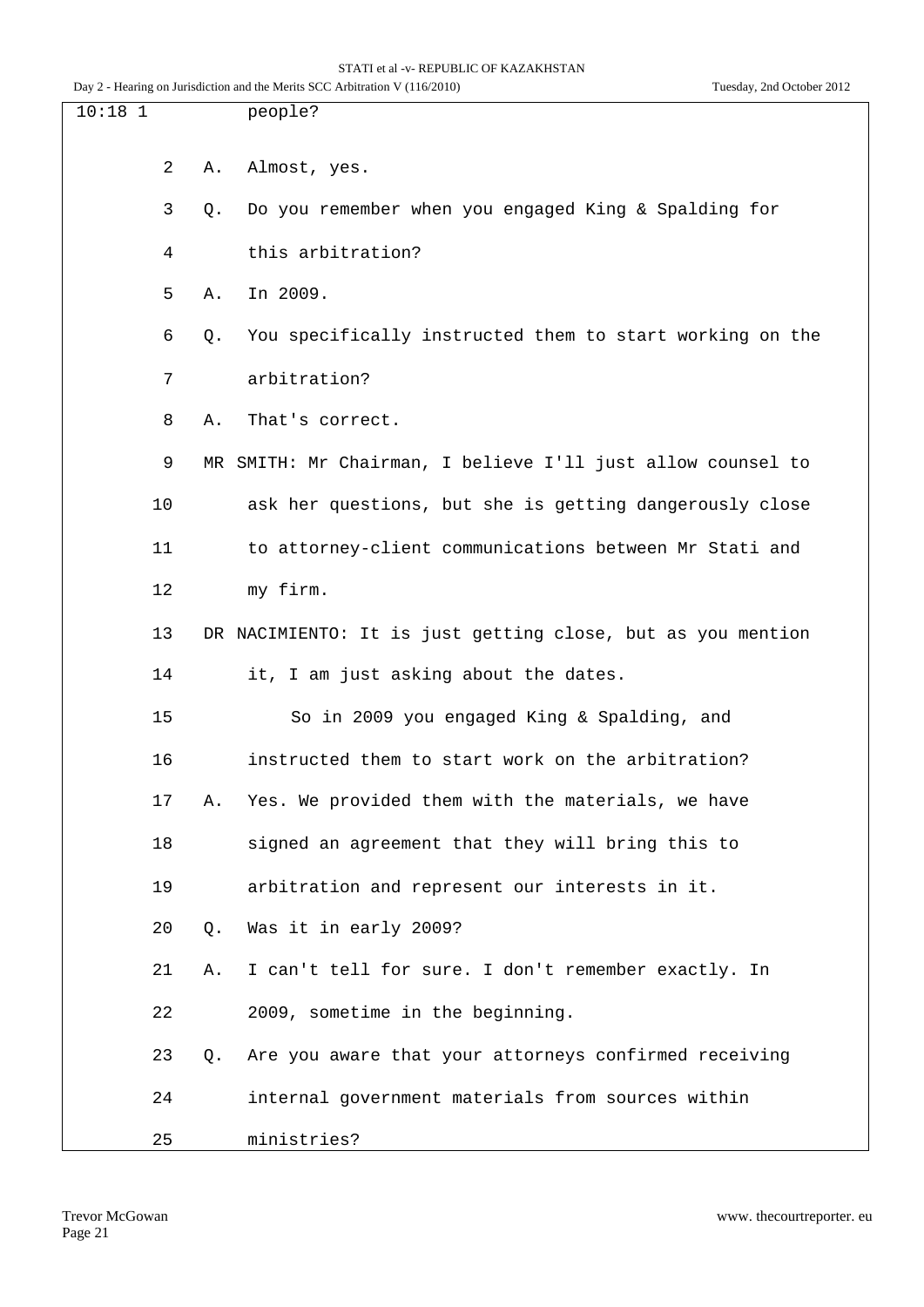10:18 1 people?

2 A. Almost, yes.

3 Q. Do you remember when you engaged King & Spalding for

4 this arbitration?

5 A. In 2009.

6 Q. You specifically instructed them to start working on the

7 arbitration?

8 A. That's correct.

9 MR SMITH: Mr Chairman, I believe I'll just allow counsel to

10 ask her questions, but she is getting dangerously close

11 to attorney-client communications between Mr Stati and

12 my firm.

13 DR NACIMIENTO: It is just getting close, but as you mention

14 it, I am just asking about the dates.

15 So in 2009 you engaged King & Spalding, and

16 instructed them to start work on the arbitration?

17 A. Yes. We provided them with the materials, we have

18 signed an agreement that they will bring this to

19 arbitration and represent our interests in it.

20 Q. Was it in early 2009?

21 A. I can't tell for sure. I don't remember exactly. In

22 2009, sometime in the beginning.

23 Q. Are you aware that your attorneys confirmed receiving

24 internal government materials from sources within

25 ministries?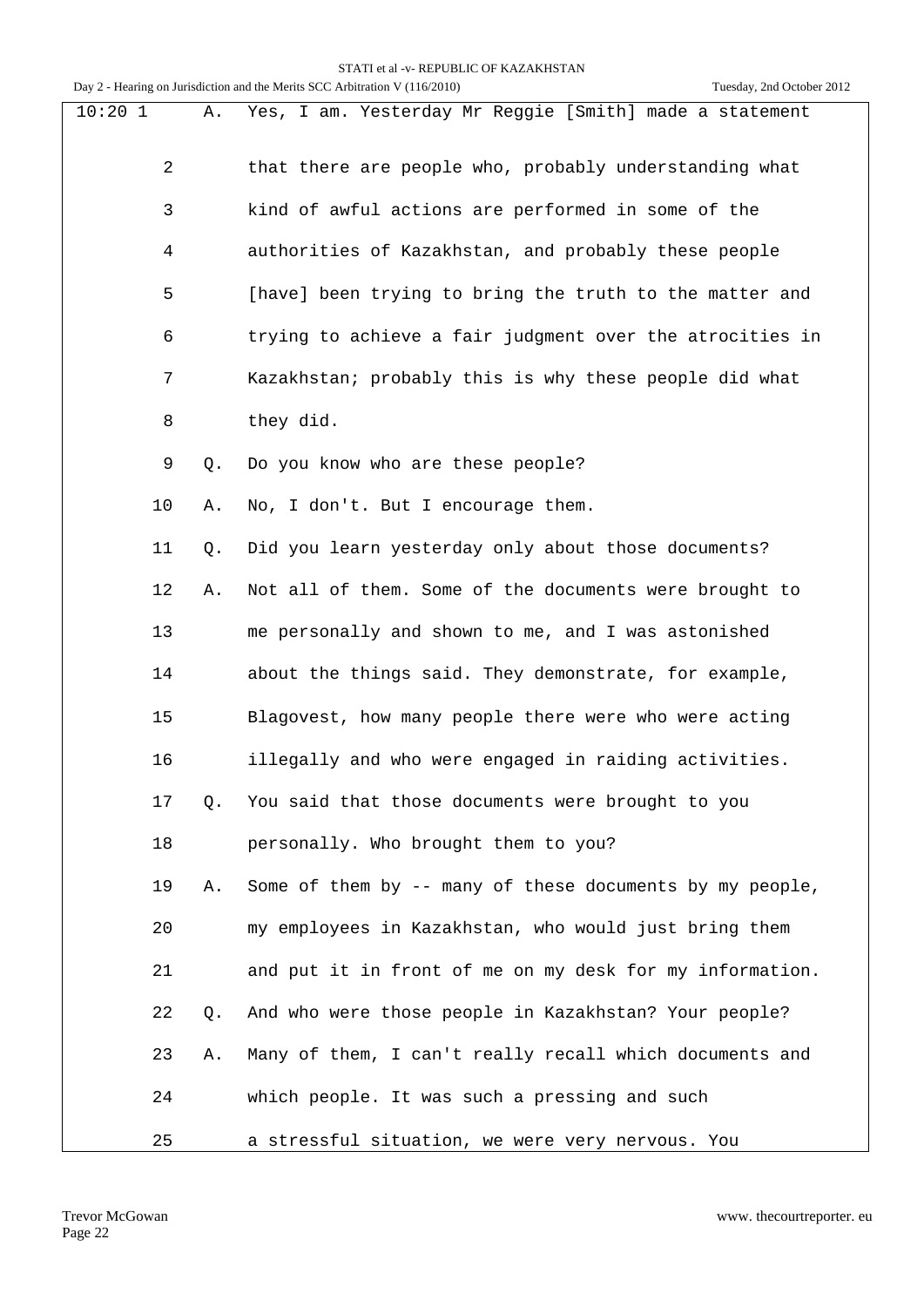10:20 1 A. Yes, I am. Yesterday Mr Reggie [Smith] made a statement

2 that there are people who, probably understanding what

3 kind of awful actions are performed in some of the

4 authorities of Kazakhstan, and probably these people

5 [have] been trying to bring the truth to the matter and

6 trying to achieve a fair judgment over the atrocities in

7 Kazakhstan; probably this is why these people did what

8 they did.

9 Q. Do you know who are these people?

10 A. No, I don't. But I encourage them.

11 Q. Did you learn yesterday only about those documents?

12 A. Not all of them. Some of the documents were brought to

13 me personally and shown to me, and I was astonished

14 about the things said. They demonstrate, for example,

15 Blagovest, how many people there were who were acting

16 illegally and who were engaged in raiding activities.

17 Q. You said that those documents were brought to you

18 personally. Who brought them to you?

19 A. Some of them by -- many of these documents by my people,

20 my employees in Kazakhstan, who would just bring them

21 and put it in front of me on my desk for my information.

22 Q. And who were those people in Kazakhstan? Your people?

23 A. Many of them, I can't really recall which documents and

24 which people. It was such a pressing and such

25 a stressful situation, we were very nervous. You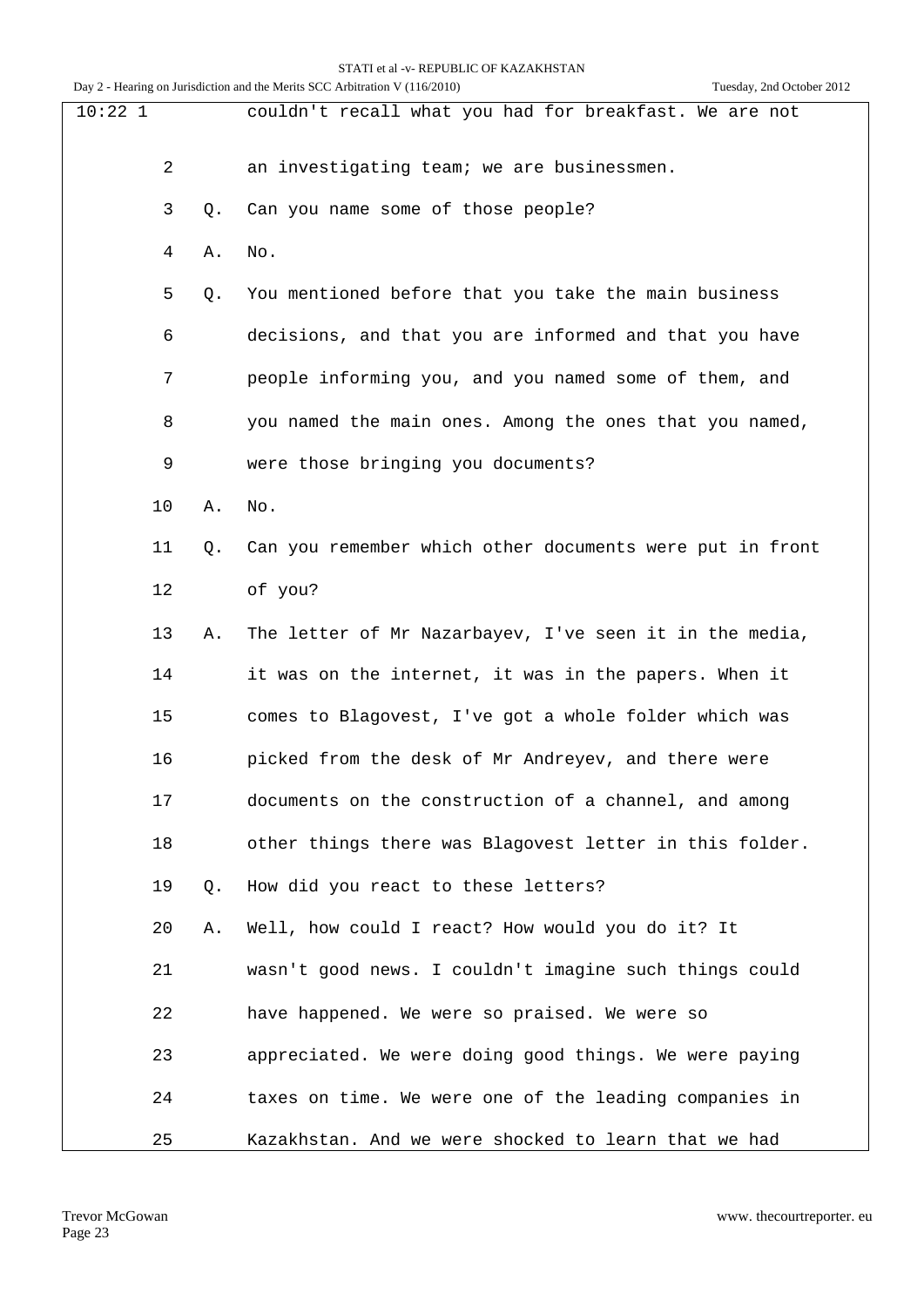10:22 1 couldn't recall what you had for breakfast. We are not

2 an investigating team; we are businessmen.

3 Q. Can you name some of those people?

4 A. No.

5 Q. You mentioned before that you take the main business

6 decisions, and that you are informed and that you have

7 people informing you, and you named some of them, and

8 you named the main ones. Among the ones that you named,

9 were those bringing you documents?

10 A. No.

11 Q. Can you remember which other documents were put in front

12 of you?

13 A. The letter of Mr Nazarbayev, I've seen it in the media,

14 it was on the internet, it was in the papers. When it

15 comes to Blagovest, I've got a whole folder which was

16 picked from the desk of Mr Andreyev, and there were

17 documents on the construction of a channel, and among

18 other things there was Blagovest letter in this folder.

19 Q. How did you react to these letters?

20 A. Well, how could I react? How would you do it? It

21 wasn't good news. I couldn't imagine such things could

22 have happened. We were so praised. We were so

23 appreciated. We were doing good things. We were paying

24 taxes on time. We were one of the leading companies in

25 Kazakhstan. And we were shocked to learn that we had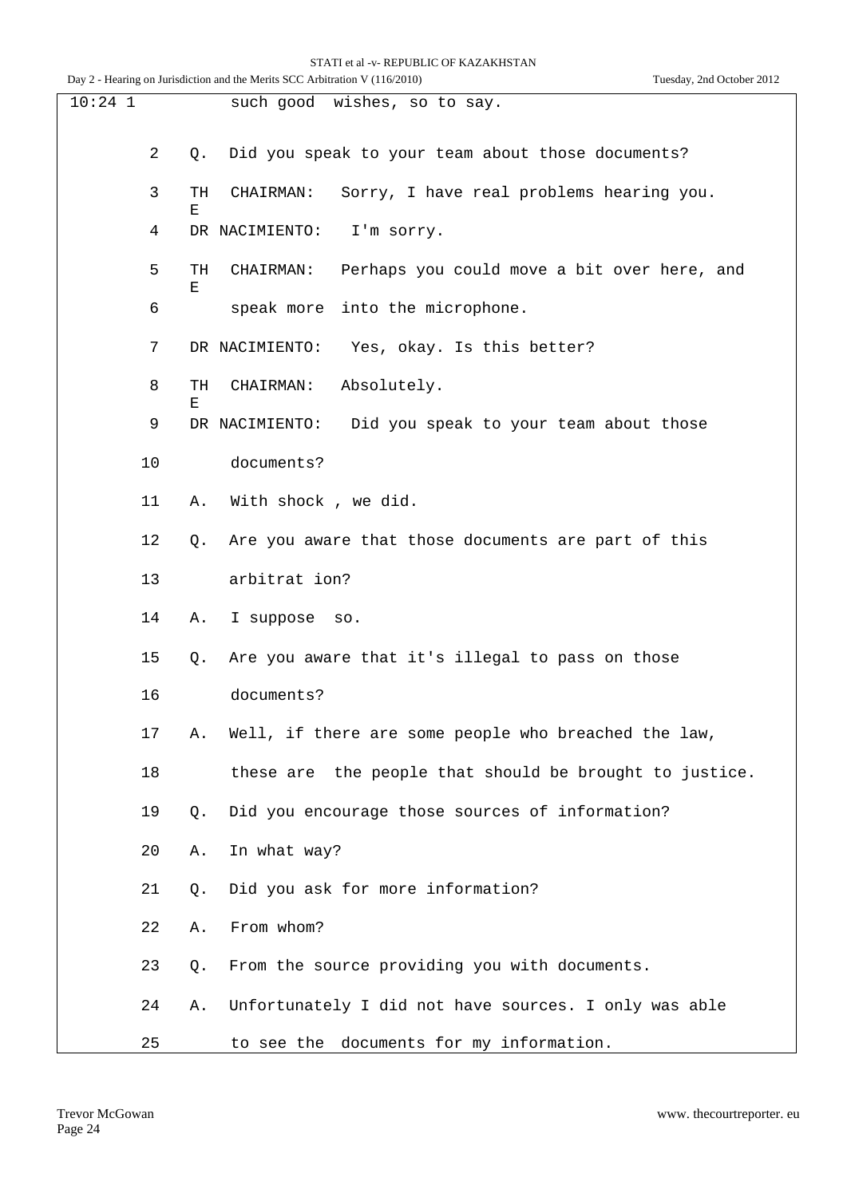10:24 1 such good wishes, so to say.

2 Q. Did you speak to your team about those documents?

3 THE CHAIRMAN: Sorry, I have real problems hearing you.

4 DR NACIMIENTO: I'm sorry.

5 THE CHAIRMAN: Perhaps you could move a bit over here, and

6 speak more into the microphone.

7 DR NACIMIENTO: Yes, okay. Is this better?

8 THE CHAIRMAN: Absolutely.

9 DR NACIMIENTO: Did you speak to your team about those

10 documents?

11 A. With shock , we did.

12 Q. Are you aware that those documents are part of this

13 arbitrat ion?

14 A. I suppose so.

15 Q. Are you aware that it's illegal to pass on those

16 documents?

17 A. Well, if there are some people who breached the law,

18 these are the people that should be brought to justice.

19 Q. Did you encourage those sources of information?

20 A. In what way?

21 Q. Did you ask for more information?

22 A. From whom?

23 Q. From the source providing you with documents.

24 A. Unfortunately I did not have sources. I only was able

25 to see the documents for my information.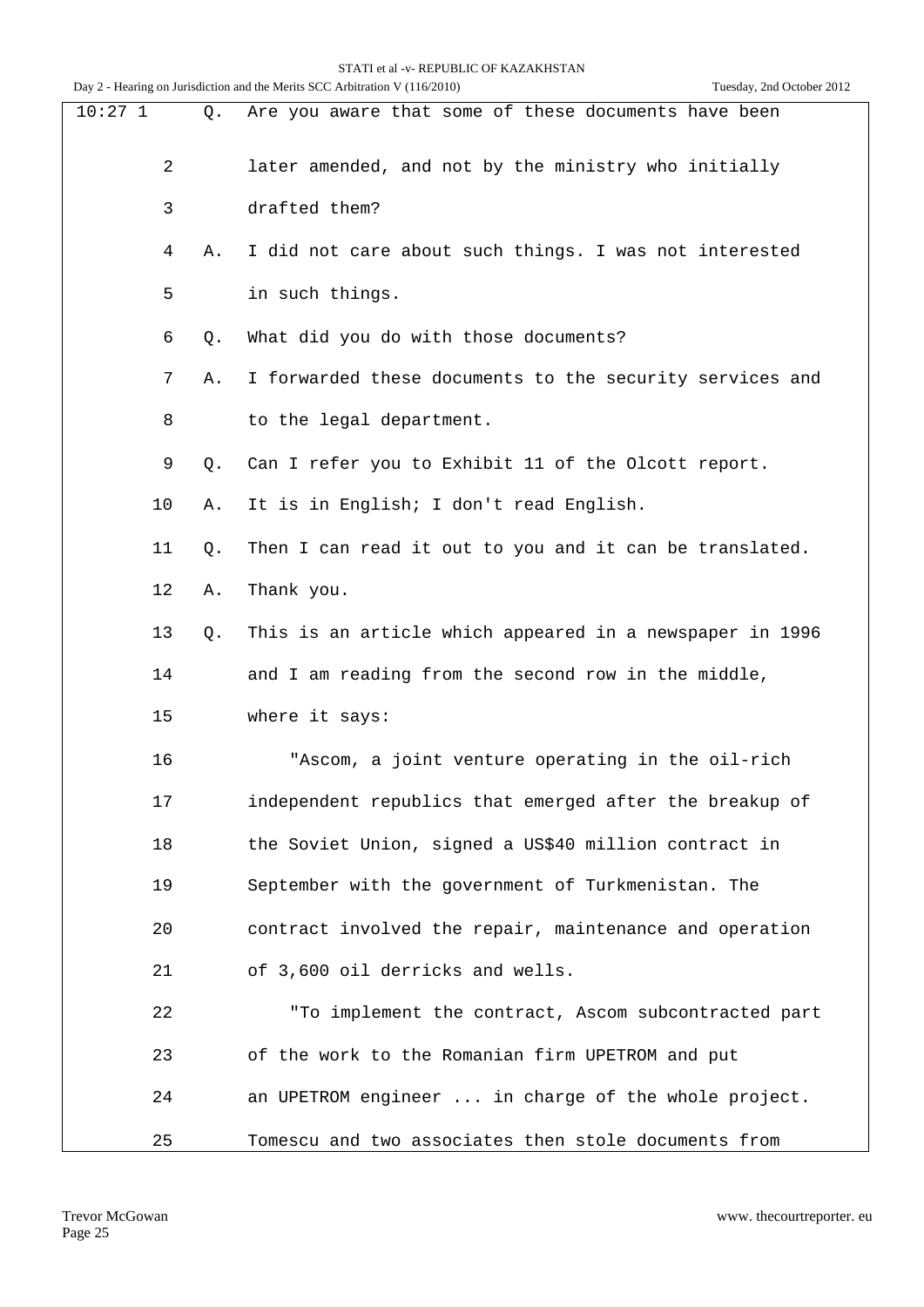10:27 1 Q. Are you aware that some of these documents have been

2 later amended, and not by the ministry who initially

3 drafted them?

4 A. I did not care about such things. I was not interested

5 in such things.

6 Q. What did you do with those documents?

7 A. I forwarded these documents to the security services and

8 to the legal department.

9 Q. Can I refer you to Exhibit 11 of the Olcott report.

10 A. It is in English; I don't read English.

11 Q. Then I can read it out to you and it can be translated.

12 A. Thank you.

13 Q. This is an article which appeared in a newspaper in 1996

14 and I am reading from the second row in the middle,

15 where it says:

16 "Ascom, a joint venture operating in the oil-rich

17 independent republics that emerged after the breakup of

18 the Soviet Union, signed a US$40 million contract in

19 September with the government of Turkmenistan. The

20 contract involved the repair, maintenance and operation

21 of 3,600 oil derricks and wells.

22 "To implement the contract, Ascom subcontracted part

23 of the work to the Romanian firm UPETROM and put

24 an UPETROM engineer ... in charge of the whole project.

25 Tomescu and two associates then stole documents from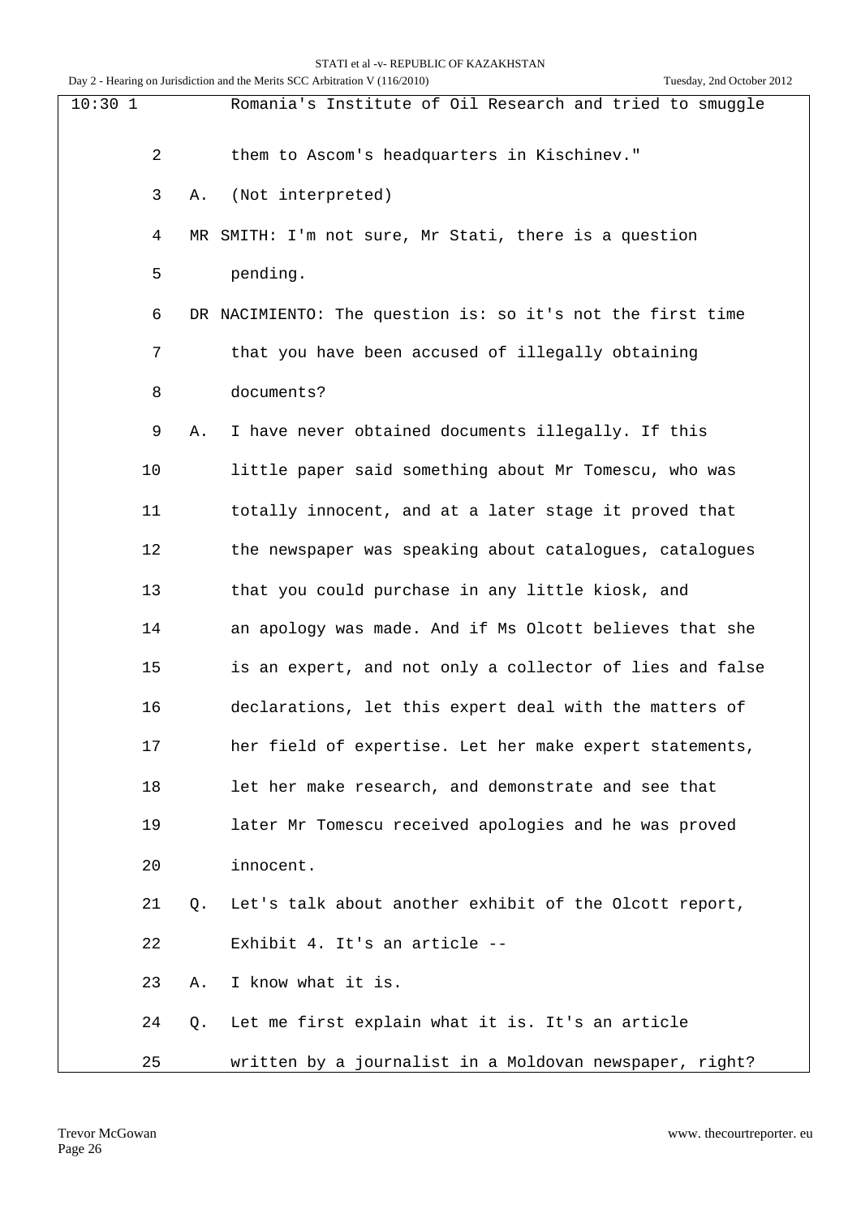10:30 1 Romania's Institute of Oil Research and tried to smuggle

2 them to Ascom's headquarters in Kischinev."

3 A. (Not interpreted)

4 MR SMITH: I'm not sure, Mr Stati, there is a question

5 pending.

6 DR NACIMIENTO: The question is: so it's not the first time

7 that you have been accused of illegally obtaining

8 documents?

9 A. I have never obtained documents illegally. If this

10 little paper said something about Mr Tomescu, who was

11 totally innocent, and at a later stage it proved that

12 the newspaper was speaking about catalogues, catalogues

13 that you could purchase in any little kiosk, and

14 an apology was made. And if Ms Olcott believes that she

15 is an expert, and not only a collector of lies and false

16 declarations, let this expert deal with the matters of

17 her field of expertise. Let her make expert statements,

18 let her make research, and demonstrate and see that

19 later Mr Tomescu received apologies and he was proved

20 innocent.

21 Q. Let's talk about another exhibit of the Olcott report,

22 Exhibit 4. It's an article --

23 A. I know what it is.

24 Q. Let me first explain what it is. It's an article

25 written by a journalist in a Moldovan newspaper, right?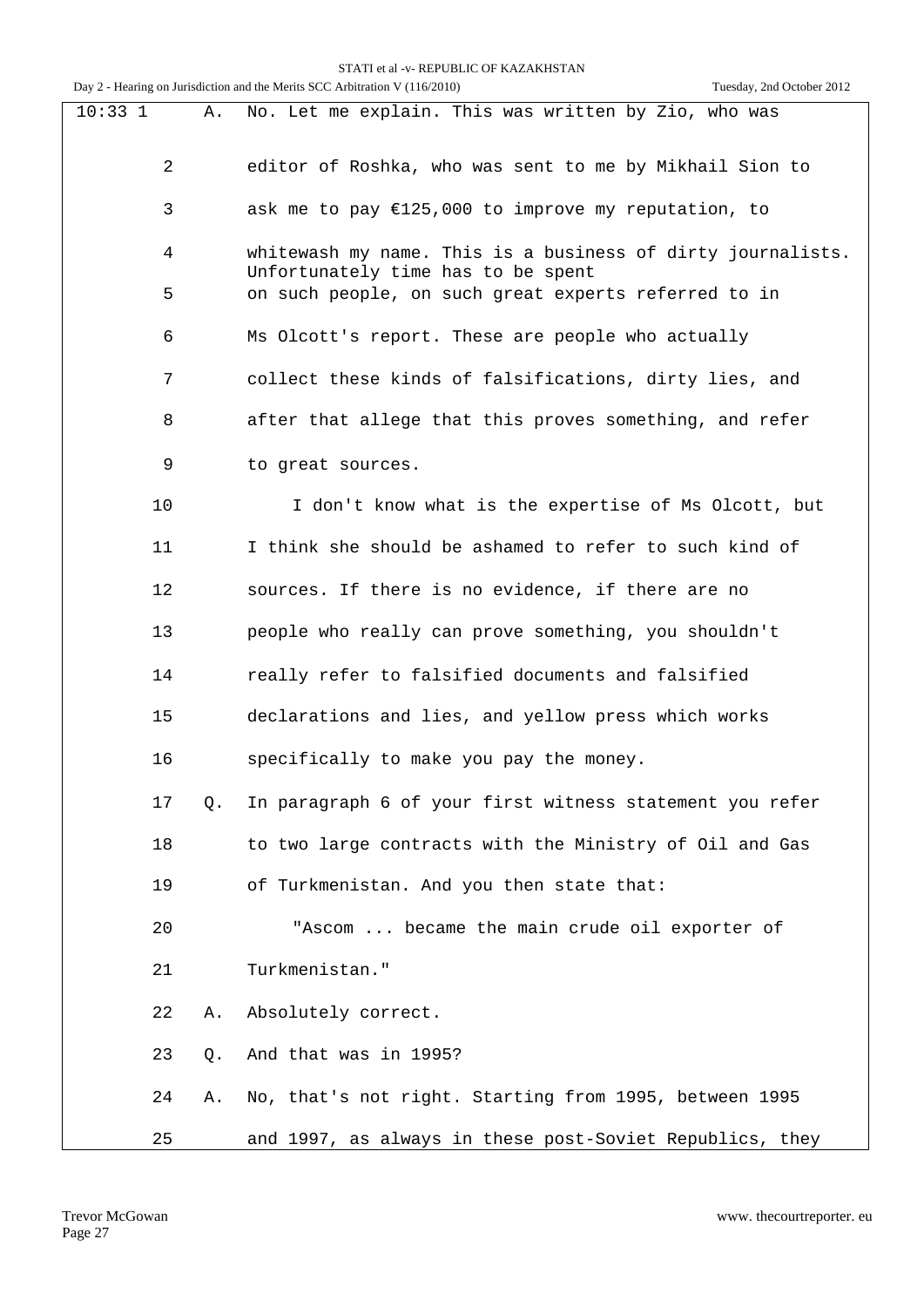10:33 1 A. No. Let me explain. This was written by Zio, who was

2 editor of Roshka, who was sent to me by Mikhail Sion to

3 ask me to pay €125,000 to improve my reputation, to

4 whitewash my name. This is a business of dirty journalists. Unfortunately time has to be spent

5 on such people, on such great experts referred to in

6 Ms Olcott's report. These are people who actually

7 collect these kinds of falsifications, dirty lies, and

8 after that allege that this proves something, and refer

9 to great sources.

10 I don't know what is the expertise of Ms Olcott, but

11 I think she should be ashamed to refer to such kind of

12 sources. If there is no evidence, if there are no

13 people who really can prove something, you shouldn't

14 really refer to falsified documents and falsified

15 declarations and lies, and yellow press which works

16 specifically to make you pay the money.

17 Q. In paragraph 6 of your first witness statement you refer

18 to two large contracts with the Ministry of Oil and Gas

19 of Turkmenistan. And you then state that:

20 "Ascom ... became the main crude oil exporter of

21 Turkmenistan."

22 A. Absolutely correct.

23 Q. And that was in 1995?

24 A. No, that's not right. Starting from 1995, between 1995

25 and 1997, as always in these post-Soviet Republics, they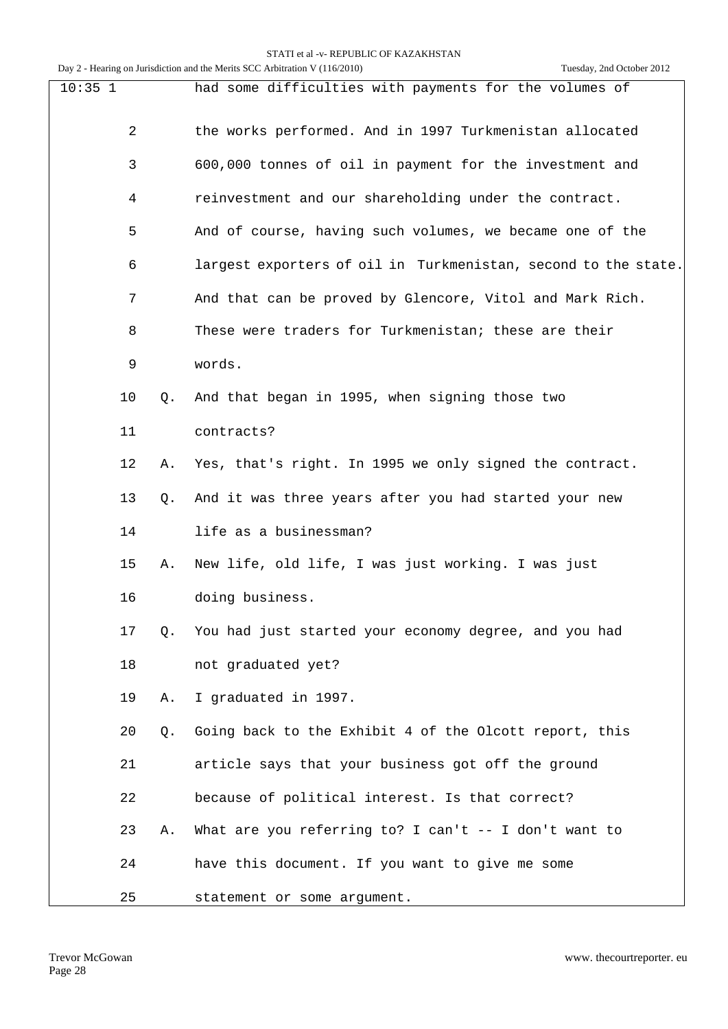10:35 1 had some difficulties with payments for the volumes of

2 the works performed. And in 1997 Turkmenistan allocated

3 600,000 tonnes of oil in payment for the investment and

4 reinvestment and our shareholding under the contract.

5 And of course, having such volumes, we became one of the

6 largest exporters of oil in Turkmenistan, second to the state.

7 And that can be proved by Glencore, Vitol and Mark Rich.

8 These were traders for Turkmenistan; these are their

9 words.

10 Q. And that began in 1995, when signing those two

11 contracts?

12 A. Yes, that's right. In 1995 we only signed the contract.

13 Q. And it was three years after you had started your new

14 life as a businessman?

15 A. New life, old life, I was just working. I was just

16 doing business.

17 Q. You had just started your economy degree, and you had

18 not graduated yet?

19 A. I graduated in 1997.

20 Q. Going back to the Exhibit 4 of the Olcott report, this

21 article says that your business got off the ground

22 because of political interest. Is that correct?

23 A. What are you referring to? I can't -- I don't want to

24 have this document. If you want to give me some

25 statement or some argument.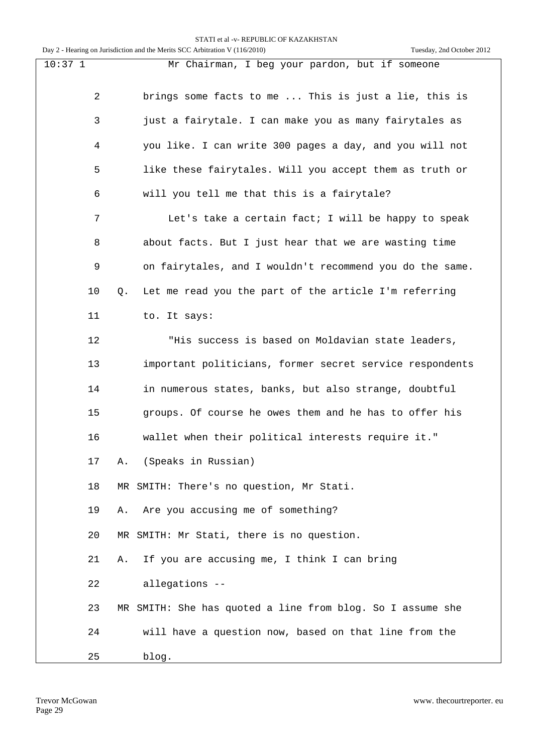10:37 1 Mr Chairman, I beg your pardon, but if someone

2 brings some facts to me ... This is just a lie, this is

3 just a fairytale. I can make you as many fairytales as

4 you like. I can write 300 pages a day, and you will not

5 like these fairytales. Will you accept them as truth or

6 will you tell me that this is a fairytale?

7 Let's take a certain fact; I will be happy to speak

8 about facts. But I just hear that we are wasting time

9 on fairytales, and I wouldn't recommend you do the same.

10 Q. Let me read you the part of the article I'm referring

11 to. It says:

12 "His success is based on Moldavian state leaders,

13 important politicians, former secret service respondents

14 in numerous states, banks, but also strange, doubtful

15 groups. Of course he owes them and he has to offer his

16 wallet when their political interests require it."

17 A. (Speaks in Russian)

18 MR SMITH: There's no question, Mr Stati.

19 A. Are you accusing me of something?

20 MR SMITH: Mr Stati, there is no question.

21 A. If you are accusing me, I think I can bring

22 allegations --

23 MR SMITH: She has quoted a line from blog. So I assume she

24 will have a question now, based on that line from the

25 blog.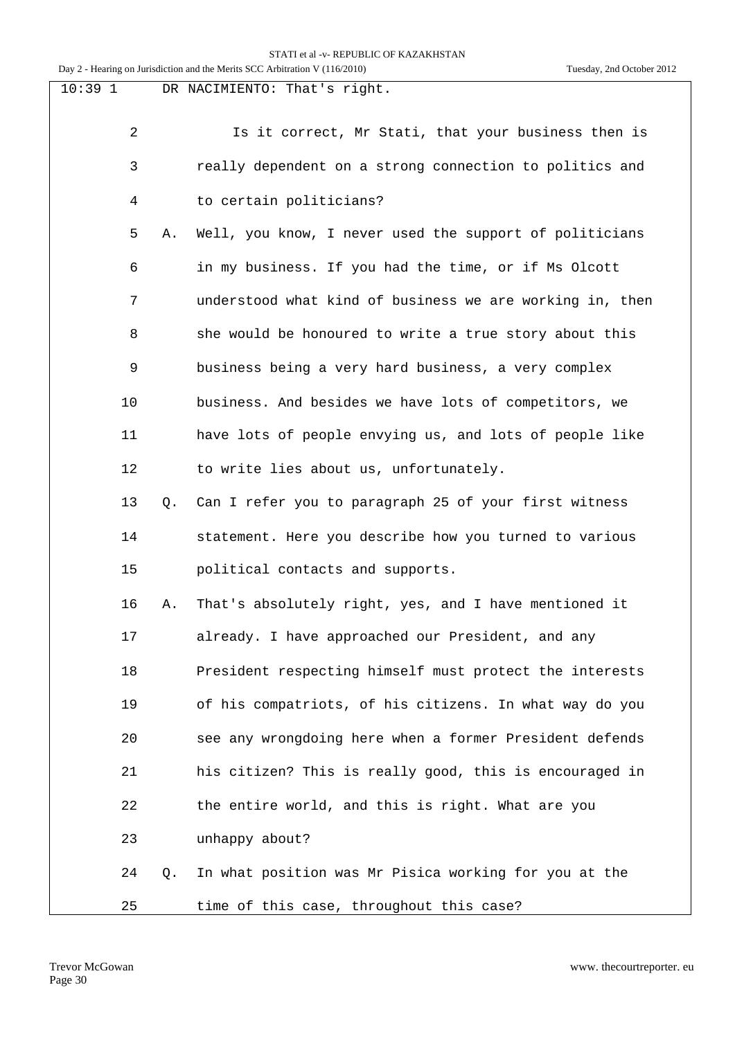10:39 1 DR NACIMIENTO: That's right.

2 Is it correct, Mr Stati, that your business then is

3 really dependent on a strong connection to politics and

4 to certain politicians?

5 A. Well, you know, I never used the support of politicians

6 in my business. If you had the time, or if Ms Olcott

7 understood what kind of business we are working in, then

8 she would be honoured to write a true story about this

9 business being a very hard business, a very complex

10 business. And besides we have lots of competitors, we

11 have lots of people envying us, and lots of people like

12 to write lies about us, unfortunately.

13 Q. Can I refer you to paragraph 25 of your first witness

14 statement. Here you describe how you turned to various

15 political contacts and supports.

16 A. That's absolutely right, yes, and I have mentioned it

17 already. I have approached our President, and any

18 President respecting himself must protect the interests

19 of his compatriots, of his citizens. In what way do you

20 see any wrongdoing here when a former President defends

21 his citizen? This is really good, this is encouraged in

22 the entire world, and this is right. What are you

23 unhappy about?

24 Q. In what position was Mr Pisica working for you at the

25 time of this case, throughout this case?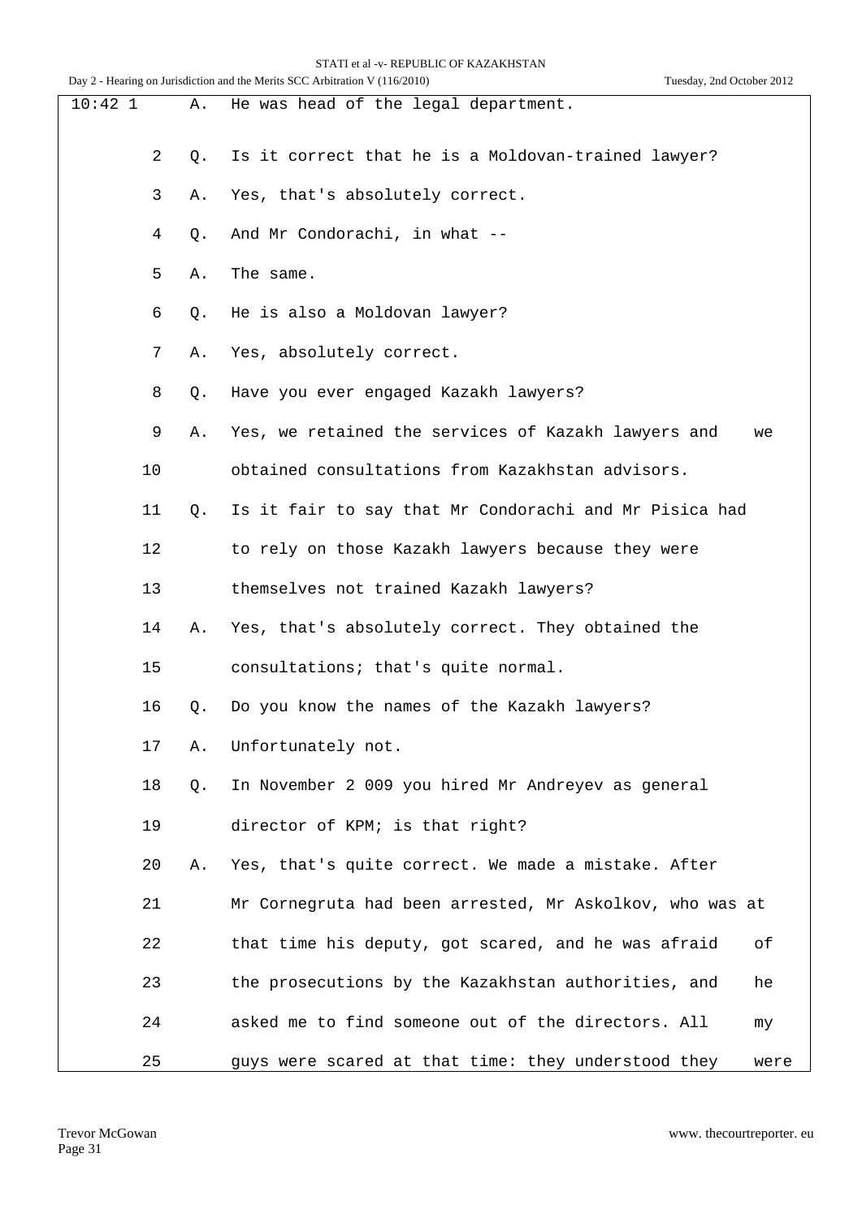10:42 1 A. He was head of the legal department.

2 Q. Is it correct that he is a Moldovan-trained lawyer?

3 A. Yes, that's absolutely correct.

4 Q. And Mr Condorachi, in what --

5 A. The same.

6 Q. He is also a Moldovan lawyer?

7 A. Yes, absolutely correct.

8 Q. Have you ever engaged Kazakh lawyers?

9 A. Yes, we retained the services of Kazakh lawyers and we

10 obtained consultations from Kazakhstan advisors.

11 Q. Is it fair to say that Mr Condorachi and Mr Pisica had

12 to rely on those Kazakh lawyers because they were

13 themselves not trained Kazakh lawyers?

14 A. Yes, that's absolutely correct. They obtained the

15 consultations; that's quite normal.

16 Q. Do you know the names of the Kazakh lawyers?

17 A. Unfortunately not.

18 Q. In November 2 009 you hired Mr Andreyev as general

19 director of KPM; is that right?

20 A. Yes, that's quite correct. We made a mistake. After

21 Mr Cornegruta had been arrested, Mr Askolkov, who was at

22 that time his deputy, got scared, and he was afraid of

23 the prosecutions by the Kazakhstan authorities, and he

24 asked me to find someone out of the directors. All my

25 guys were scared at that time: they understood they were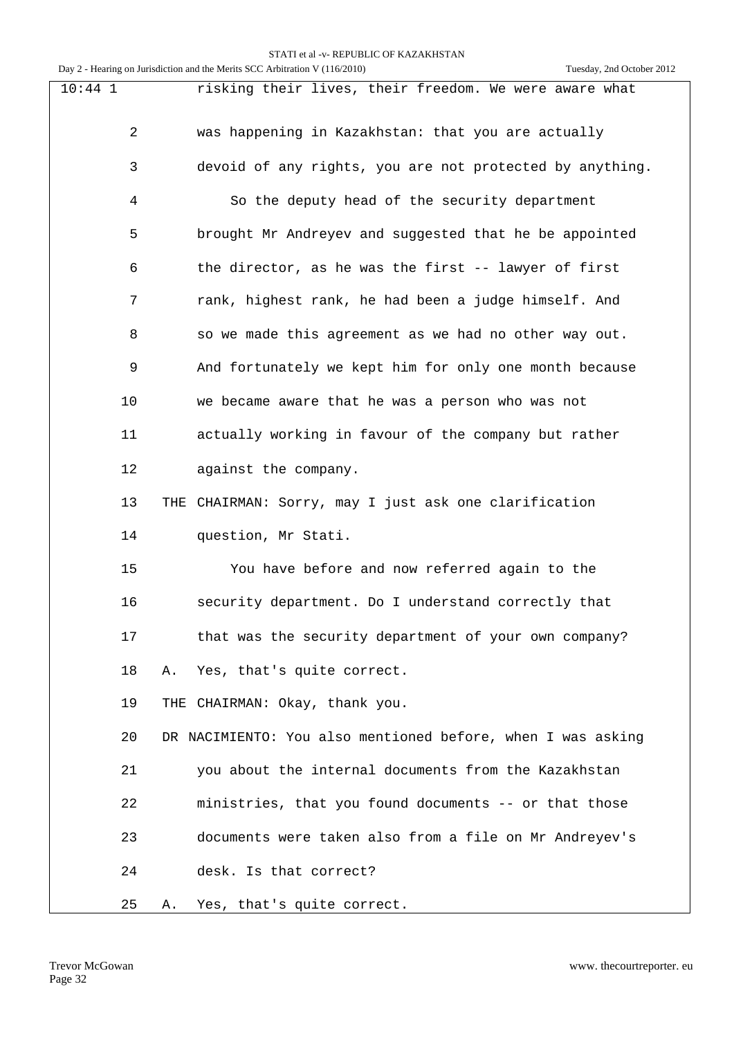10:44 1 risking their lives, their freedom. We were aware what

2 was happening in Kazakhstan: that you are actually

3 devoid of any rights, you are not protected by anything.

4 So the deputy head of the security department

5 brought Mr Andreyev and suggested that he be appointed

6 the director, as he was the first -- lawyer of first

7 rank, highest rank, he had been a judge himself. And

8 so we made this agreement as we had no other way out.

9 And fortunately we kept him for only one month because

10 we became aware that he was a person who was not

11 actually working in favour of the company but rather

12 against the company.

13 THE CHAIRMAN: Sorry, may I just ask one clarification

14 question, Mr Stati.

15 You have before and now referred again to the

16 security department. Do I understand correctly that

17 that was the security department of your own company?

18 A. Yes, that's quite correct.

19 THE CHAIRMAN: Okay, thank you.

20 DR NACIMIENTO: You also mentioned before, when I was asking

21 you about the internal documents from the Kazakhstan

22 ministries, that you found documents -- or that those

23 documents were taken also from a file on Mr Andreyev's

24 desk. Is that correct?

25 A. Yes, that's quite correct.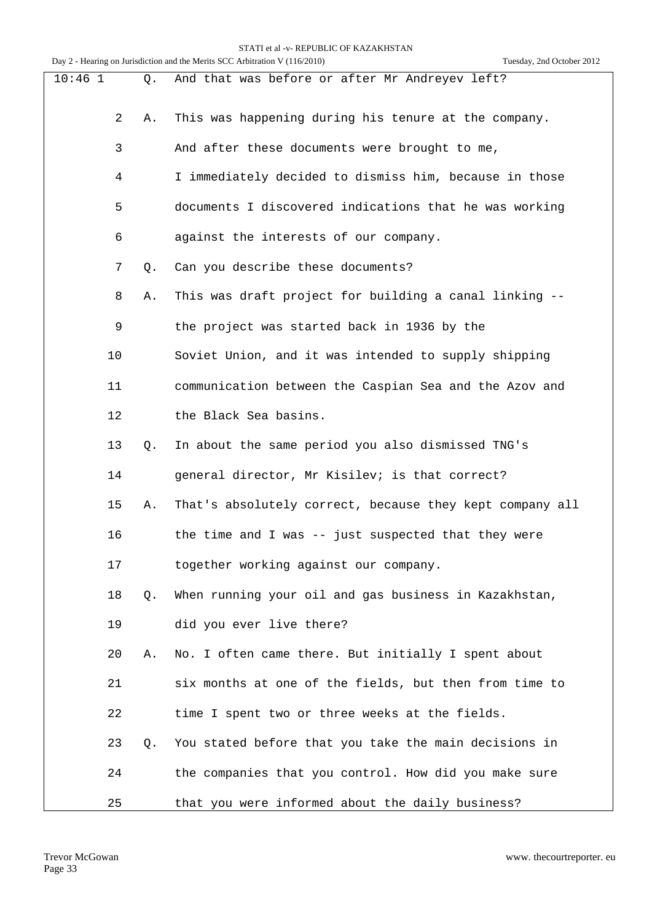10:46 1 Q. And that was before or after Mr Andreyev left?

2 A. This was happening during his tenure at the company.

3 And after these documents were brought to me,

4 I immediately decided to dismiss him, because in those

5 documents I discovered indications that he was working

6 against the interests of our company.

7 Q. Can you describe these documents?

8 A. This was draft project for building a canal linking --

9 the project was started back in 1936 by the

10 Soviet Union, and it was intended to supply shipping

11 communication between the Caspian Sea and the Azov and

12 the Black Sea basins.

13 Q. In about the same period you also dismissed TNG's

14 general director, Mr Kisilev; is that correct?

15 A. That's absolutely correct, because they kept company all

16 the time and I was -- just suspected that they were

17 together working against our company.

18 Q. When running your oil and gas business in Kazakhstan,

19 did you ever live there?

20 A. No. I often came there. But initially I spent about

21 six months at one of the fields, but then from time to

22 time I spent two or three weeks at the fields.

23 Q. You stated before that you take the main decisions in

24 the companies that you control. How did you make sure

25 that you were informed about the daily business?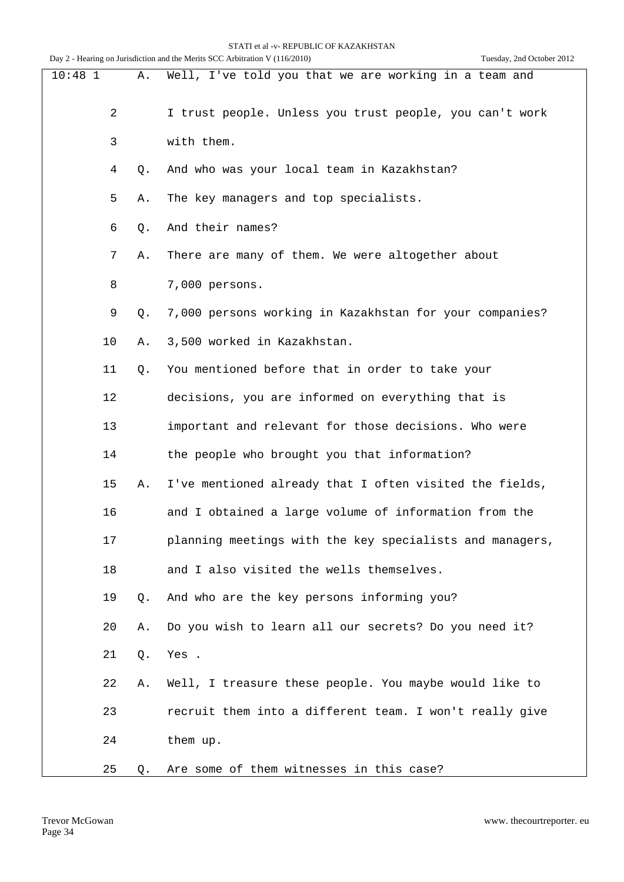10:48 1 A. Well, I've told you that we are working in a team and

2 I trust people. Unless you trust people, you can't work

3 with them.

4 Q. And who was your local team in Kazakhstan?

5 A. The key managers and top specialists.

6 Q. And their names?

7 A. There are many of them. We were altogether about

8 7,000 persons.

9 Q. 7,000 persons working in Kazakhstan for your companies?

10 A. 3,500 worked in Kazakhstan.

11 Q. You mentioned before that in order to take your

12 decisions, you are informed on everything that is

13 important and relevant for those decisions. Who were

14 the people who brought you that information?

15 A. I've mentioned already that I often visited the fields,

16 and I obtained a large volume of information from the

17 planning meetings with the key specialists and managers,

18 and I also visited the wells themselves.

19 Q. And who are the key persons informing you?

20 A. Do you wish to learn all our secrets? Do you need it?

21 Q. Yes .

22 A. Well, I treasure these people. You maybe would like to

23 recruit them into a different team. I won't really give

24 them up.

25 Q. Are some of them witnesses in this case?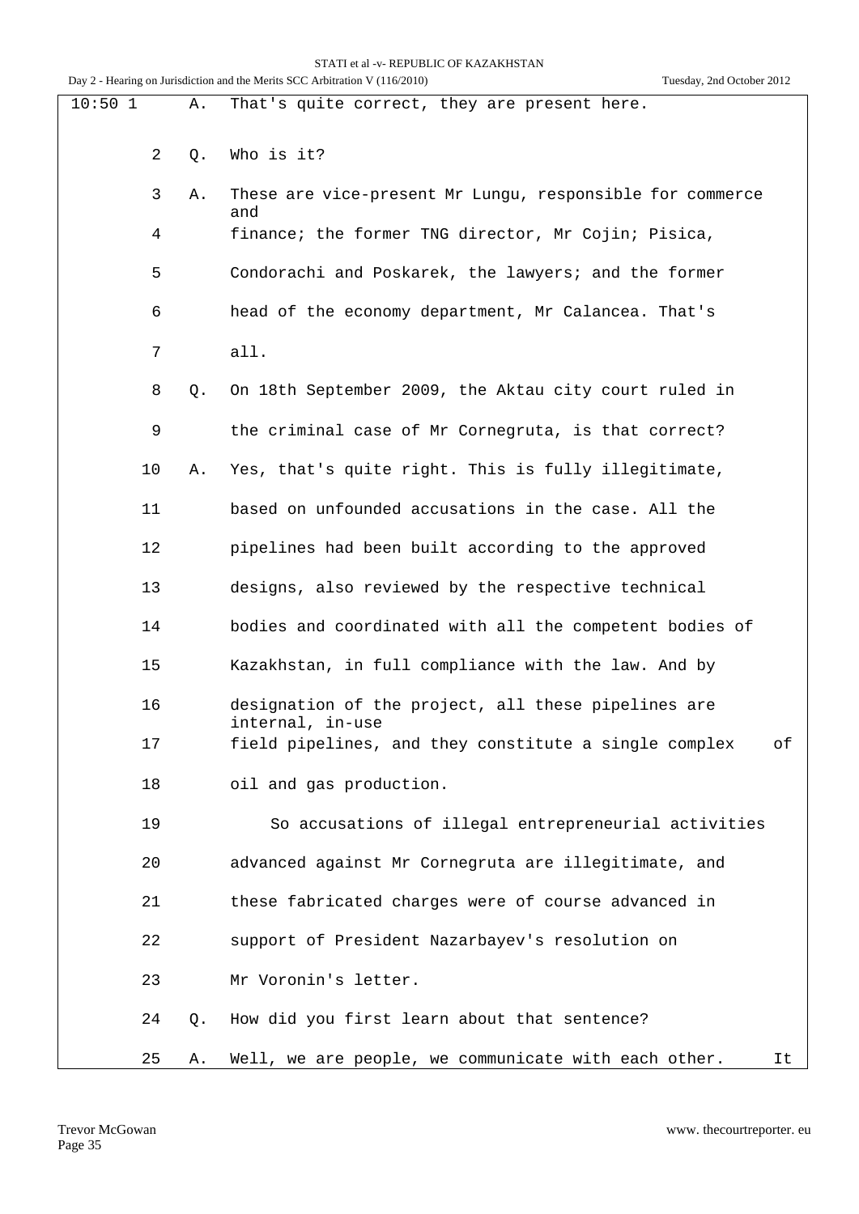10:50 1 A. That's quite correct, they are present here.

2 Q. Who is it?

3 A. These are vice-present Mr Lungu, responsible for commerce and

4 finance; the former TNG director, Mr Cojin; Pisica,

5 Condorachi and Poskarek, the lawyers; and the former

6 head of the economy department, Mr Calancea. That's

7 all.

8 Q. On 18th September 2009, the Aktau city court ruled in

9 the criminal case of Mr Cornegruta, is that correct?

10 A. Yes, that's quite right. This is fully illegitimate,

11 based on unfounded accusations in the case. All the

12 pipelines had been built according to the approved

13 designs, also reviewed by the respective technical

14 bodies and coordinated with all the competent bodies of

15 Kazakhstan, in full compliance with the law. And by

16 designation of the project, all these pipelines are internal, in-use

17 field pipelines, and they constitute a single complex of

18 oil and gas production.

19 So accusations of illegal entrepreneurial activities

20 advanced against Mr Cornegruta are illegitimate, and

21 these fabricated charges were of course advanced in

22 support of President Nazarbayev's resolution on

23 Mr Voronin's letter.

24 Q. How did you first learn about that sentence?

25 A. Well, we are people, we communicate with each other. It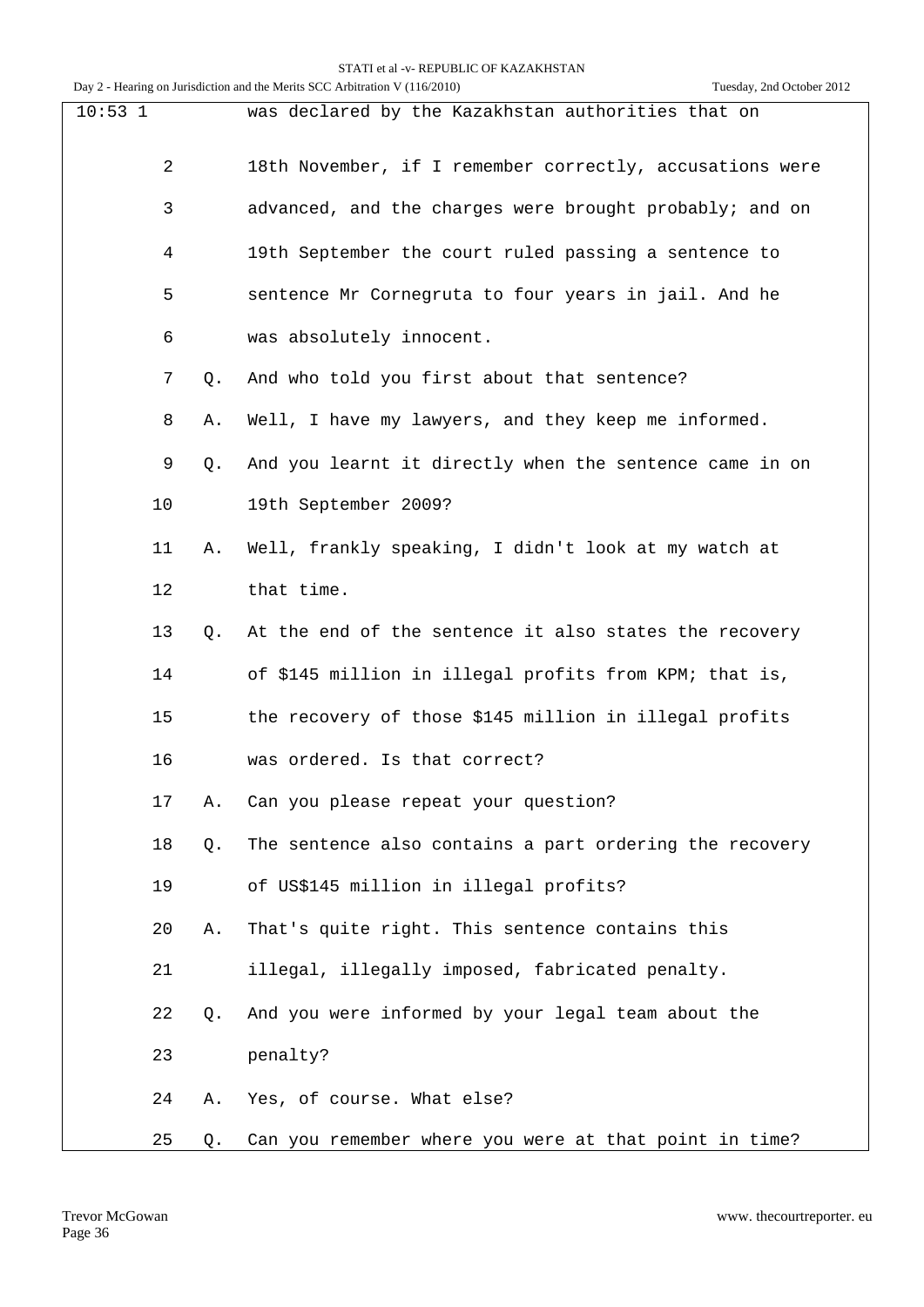10:53 1 was declared by the Kazakhstan authorities that on

2 18th November, if I remember correctly, accusations were

3 advanced, and the charges were brought probably; and on

4 19th September the court ruled passing a sentence to

5 sentence Mr Cornegruta to four years in jail. And he

6 was absolutely innocent.

7 Q. And who told you first about that sentence?

8 A. Well, I have my lawyers, and they keep me informed.

9 Q. And you learnt it directly when the sentence came in on

10 19th September 2009?

11 A. Well, frankly speaking, I didn't look at my watch at

12 that time.

13 Q. At the end of the sentence it also states the recovery

14 of $145 million in illegal profits from KPM; that is,

15 the recovery of those $145 million in illegal profits

16 was ordered. Is that correct?

17 A. Can you please repeat your question?

18 Q. The sentence also contains a part ordering the recovery

19 of US$145 million in illegal profits?

20 A. That's quite right. This sentence contains this

21 illegal, illegally imposed, fabricated penalty.

22 Q. And you were informed by your legal team about the

23 penalty?

24 A. Yes, of course. What else?

25 Q. Can you remember where you were at that point in time?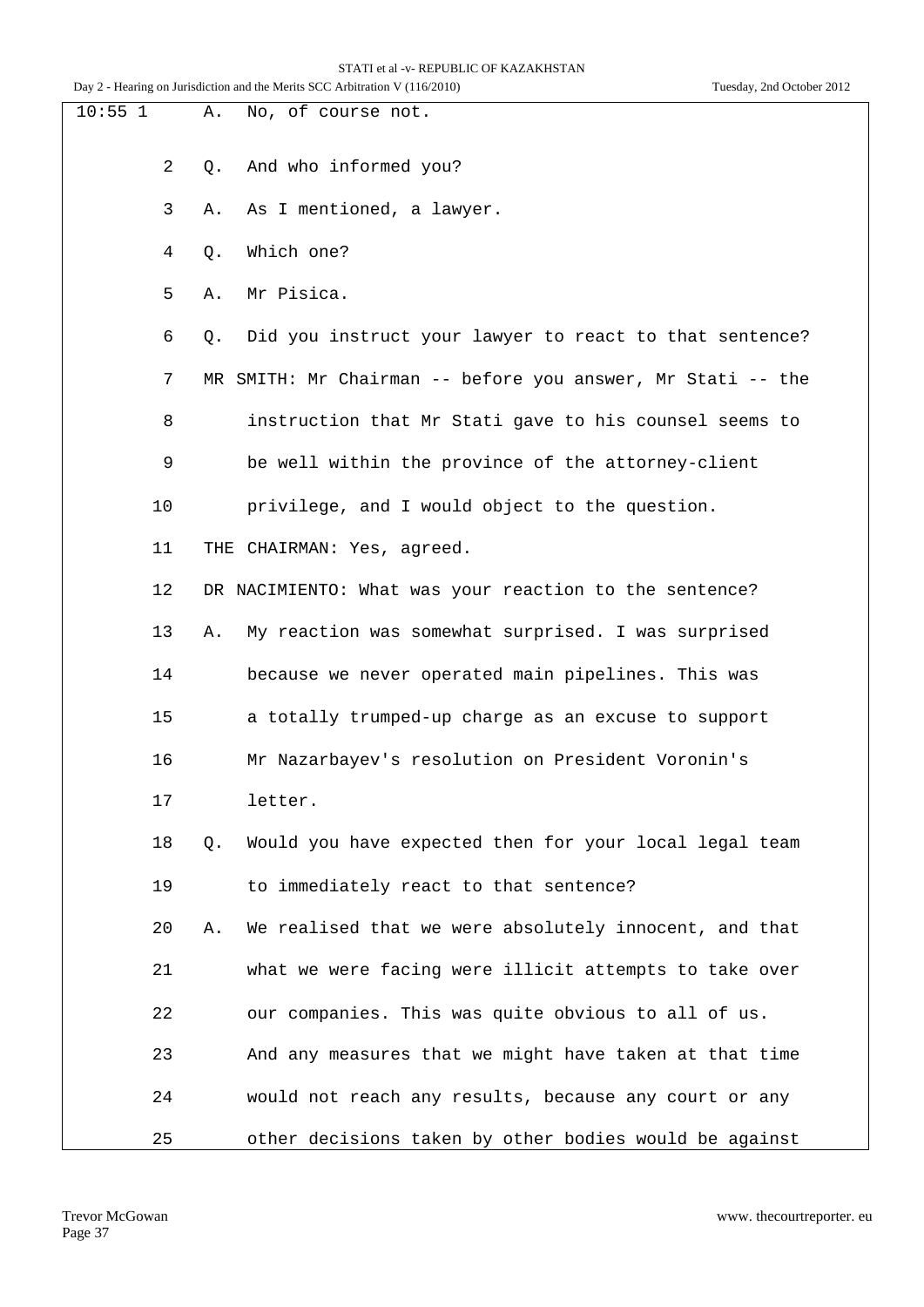10:55 1 A. No, of course not.

2 Q. And who informed you?

3 A. As I mentioned, a lawyer.

4 Q. Which one?

5 A. Mr Pisica.

6 Q. Did you instruct your lawyer to react to that sentence?

7 MR SMITH: Mr Chairman -- before you answer, Mr Stati -- the

8 instruction that Mr Stati gave to his counsel seems to

9 be well within the province of the attorney-client

10 privilege, and I would object to the question.

11 THE CHAIRMAN: Yes, agreed.

12 DR NACIMIENTO: What was your reaction to the sentence?

13 A. My reaction was somewhat surprised. I was surprised

14 because we never operated main pipelines. This was

15 a totally trumped-up charge as an excuse to support

16 Mr Nazarbayev's resolution on President Voronin's

17 letter.

18 Q. Would you have expected then for your local legal team

19 to immediately react to that sentence?

20 A. We realised that we were absolutely innocent, and that

21 what we were facing were illicit attempts to take over

22 our companies. This was quite obvious to all of us.

23 And any measures that we might have taken at that time

24 would not reach any results, because any court or any

25 other decisions taken by other bodies would be against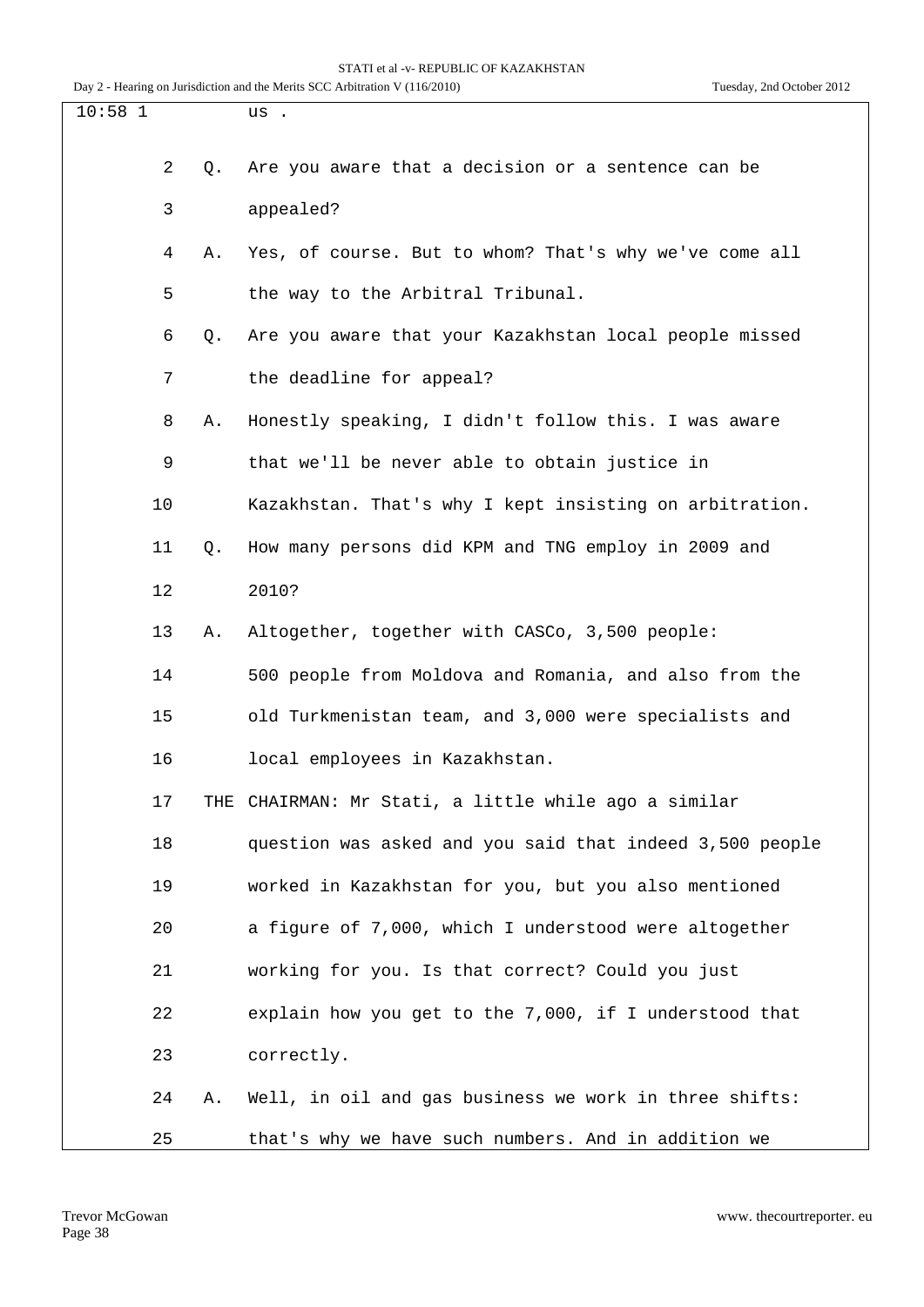10:58 1 us .

2 Q. Are you aware that a decision or a sentence can be
3 appealed?

4 A. Yes, of course. But to whom? That's why we've come all
5 the way to the Arbitral Tribunal.

6 Q. Are you aware that your Kazakhstan local people missed
7 the deadline for appeal?

8 A. Honestly speaking, I didn't follow this. I was aware
9 that we'll be never able to obtain justice in
10 Kazakhstan. That's why I kept insisting on arbitration.

11 Q. How many persons did KPM and TNG employ in 2009 and
12 2010?

13 A. Altogether, together with CASCo, 3,500 people:
14 500 people from Moldova and Romania, and also from the
15 old Turkmenistan team, and 3,000 were specialists and
16 local employees in Kazakhstan.

17 THE CHAIRMAN: Mr Stati, a little while ago a similar
18 question was asked and you said that indeed 3,500 people
19 worked in Kazakhstan for you, but you also mentioned
20 a figure of 7,000, which I understood were altogether
21 working for you. Is that correct? Could you just
22 explain how you get to the 7,000, if I understood that
23 correctly.

24 A. Well, in oil and gas business we work in three shifts:
25 that's why we have such numbers. And in addition we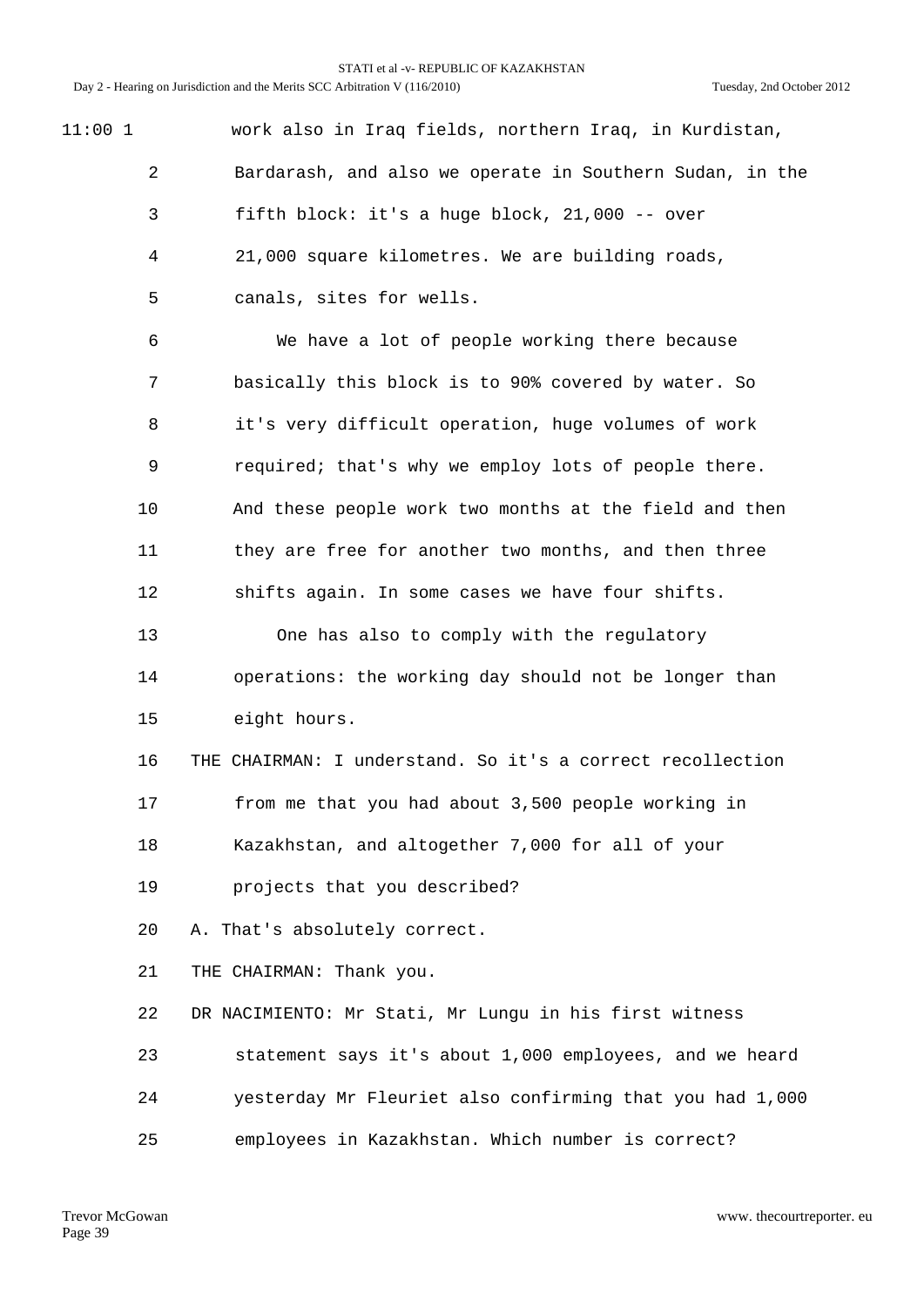work also in Iraq fields, northern Iraq, in Kurdistan, Bardarash, and also we operate in Southern Sudan, in the fifth block: it's a huge block, 21,000 -- over 21,000 square kilometres. We are building roads, canals, sites for wells.

We have a lot of people working there because basically this block is to 90% covered by water. So it's very difficult operation, huge volumes of work required; that's why we employ lots of people there. And these people work two months at the field and then they are free for another two months, and then three shifts again. In some cases we have four shifts.

One has also to comply with the regulatory operations: the working day should not be longer than eight hours.

THE CHAIRMAN: I understand. So it's a correct recollection from me that you had about 3,500 people working in Kazakhstan, and altogether 7,000 for all of your projects that you described?

A. That's absolutely correct.

THE CHAIRMAN: Thank you.

DR NACIMIENTO: Mr Stati, Mr Lungu in his first witness statement says it's about 1,000 employees, and we heard yesterday Mr Fleuriet also confirming that you had 1,000 employees in Kazakhstan. Which number is correct?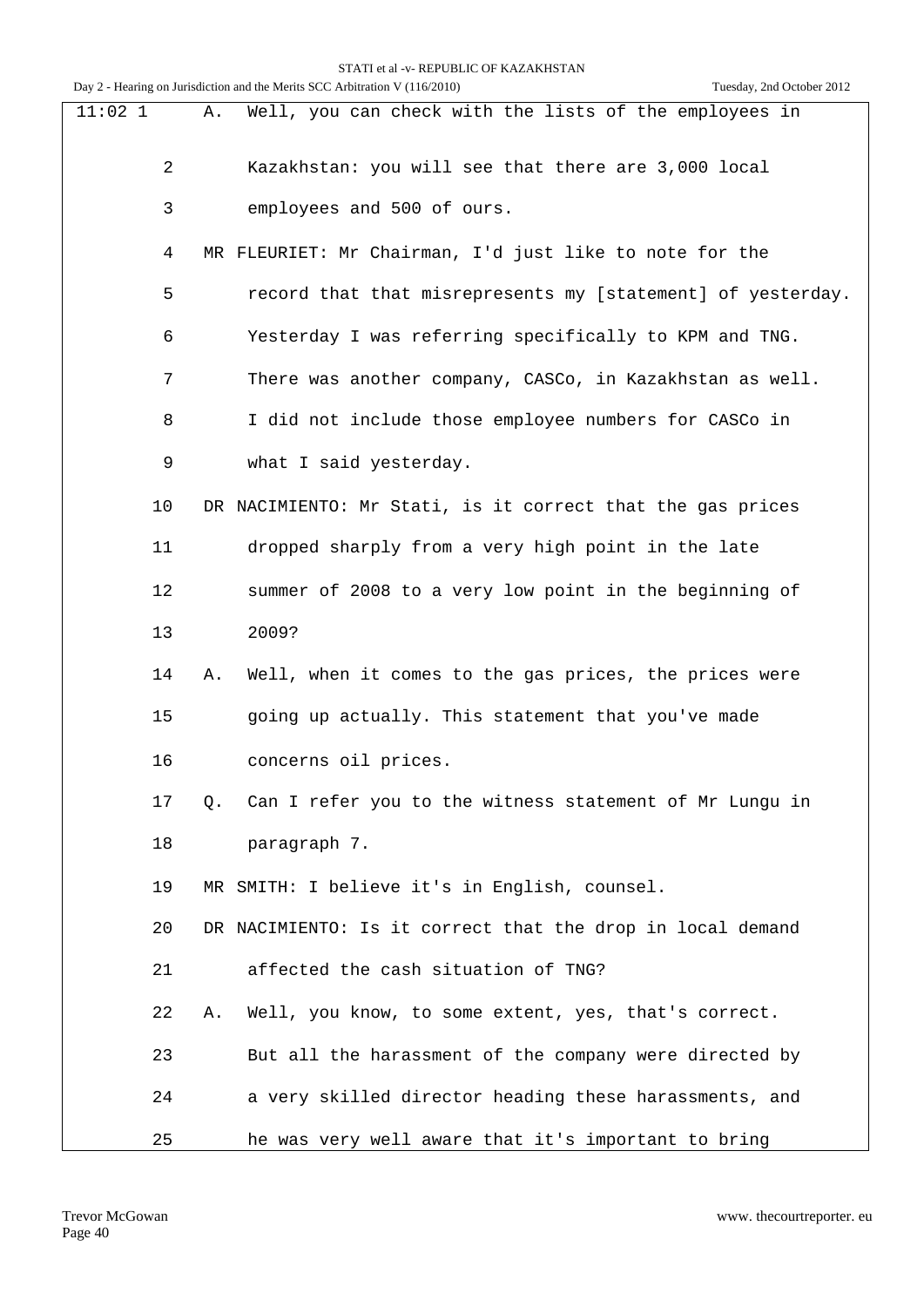11:02 1 A. Well, you can check with the lists of the employees in

2 Kazakhstan: you will see that there are 3,000 local

3 employees and 500 of ours.

4 MR FLEURIET: Mr Chairman, I'd just like to note for the

5 record that that misrepresents my [statement] of yesterday.

6 Yesterday I was referring specifically to KPM and TNG.

7 There was another company, CASCo, in Kazakhstan as well.

8 I did not include those employee numbers for CASCo in

9 what I said yesterday.

10 DR NACIMIENTO: Mr Stati, is it correct that the gas prices

11 dropped sharply from a very high point in the late

12 summer of 2008 to a very low point in the beginning of

13 2009?

14 A. Well, when it comes to the gas prices, the prices were

15 going up actually. This statement that you've made

16 concerns oil prices.

17 Q. Can I refer you to the witness statement of Mr Lungu in

18 paragraph 7.

19 MR SMITH: I believe it's in English, counsel.

20 DR NACIMIENTO: Is it correct that the drop in local demand

21 affected the cash situation of TNG?

22 A. Well, you know, to some extent, yes, that's correct.

23 But all the harassment of the company were directed by

24 a very skilled director heading these harassments, and

25 he was very well aware that it's important to bring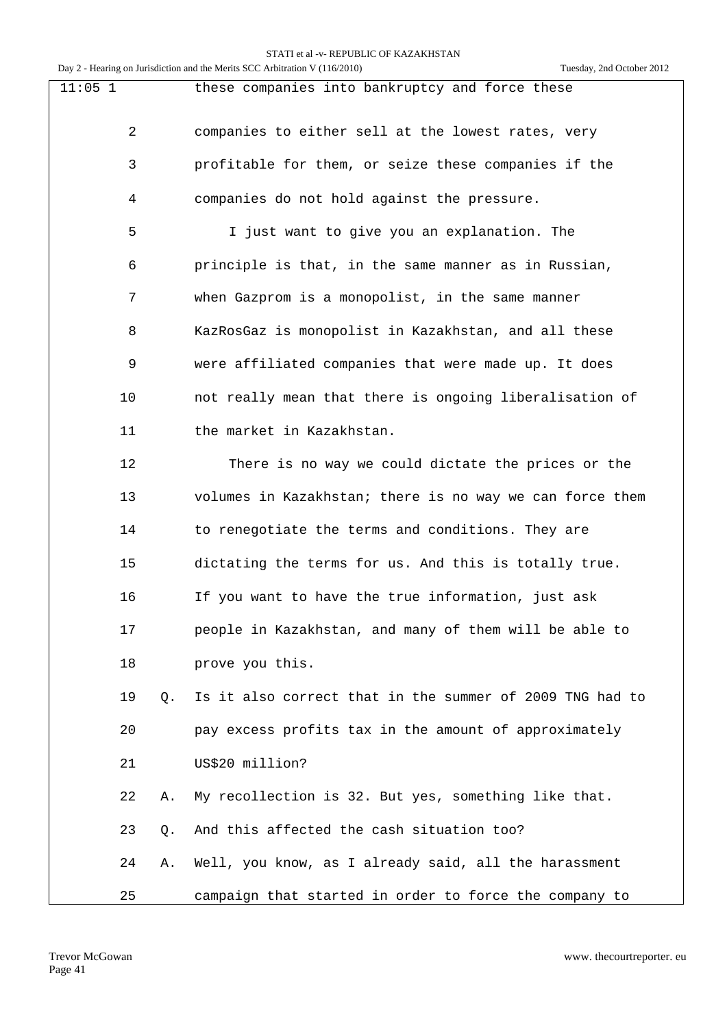11:05 1 these companies into bankruptcy and force these

2 companies to either sell at the lowest rates, very

3 profitable for them, or seize these companies if the

4 companies do not hold against the pressure.

5 I just want to give you an explanation. The

6 principle is that, in the same manner as in Russian,

7 when Gazprom is a monopolist, in the same manner

8 KazRosGaz is monopolist in Kazakhstan, and all these

9 were affiliated companies that were made up. It does

10 not really mean that there is ongoing liberalisation of

11 the market in Kazakhstan.

12 There is no way we could dictate the prices or the

13 volumes in Kazakhstan; there is no way we can force them

14 to renegotiate the terms and conditions. They are

15 dictating the terms for us. And this is totally true.

16 If you want to have the true information, just ask

17 people in Kazakhstan, and many of them will be able to

18 prove you this.

19 Q. Is it also correct that in the summer of 2009 TNG had to

20 pay excess profits tax in the amount of approximately

21 US$20 million?

22 A. My recollection is 32. But yes, something like that.

23 Q. And this affected the cash situation too?

24 A. Well, you know, as I already said, all the harassment

25 campaign that started in order to force the company to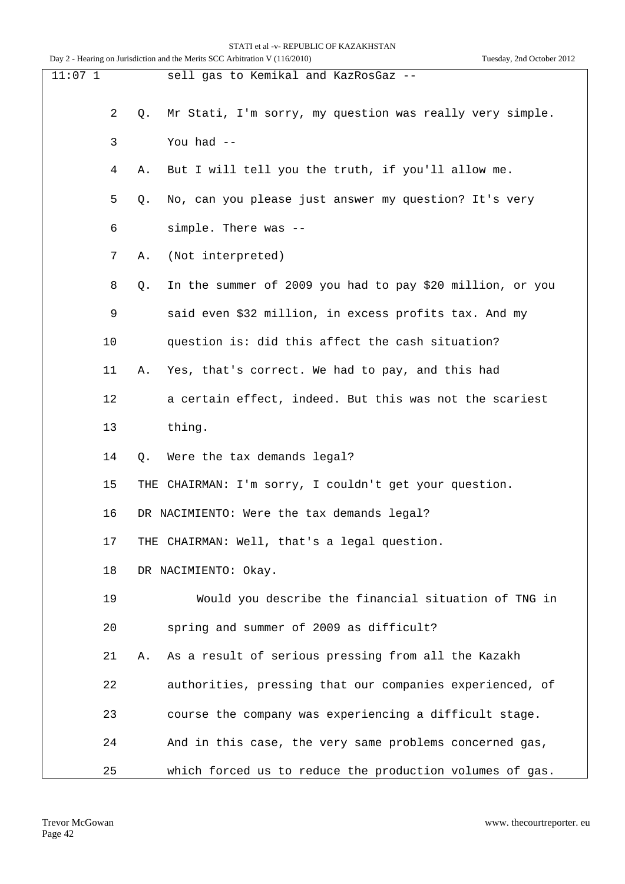11:07 1 sell gas to Kemikal and KazRosGaz --

2 Q. Mr Stati, I'm sorry, my question was really very simple.

3 You had --

4 A. But I will tell you the truth, if you'll allow me.

5 Q. No, can you please just answer my question? It's very

6 simple. There was --

7 A. (Not interpreted)

8 Q. In the summer of 2009 you had to pay $20 million, or you

9 said even $32 million, in excess profits tax. And my

10 question is: did this affect the cash situation?

11 A. Yes, that's correct. We had to pay, and this had

12 a certain effect, indeed. But this was not the scariest

13 thing.

14 Q. Were the tax demands legal?

15 THE CHAIRMAN: I'm sorry, I couldn't get your question.

16 DR NACIMIENTO: Were the tax demands legal?

17 THE CHAIRMAN: Well, that's a legal question.

18 DR NACIMIENTO: Okay.

19 Would you describe the financial situation of TNG in

20 spring and summer of 2009 as difficult?

21 A. As a result of serious pressing from all the Kazakh

22 authorities, pressing that our companies experienced, of

23 course the company was experiencing a difficult stage.

24 And in this case, the very same problems concerned gas,

25 which forced us to reduce the production volumes of gas.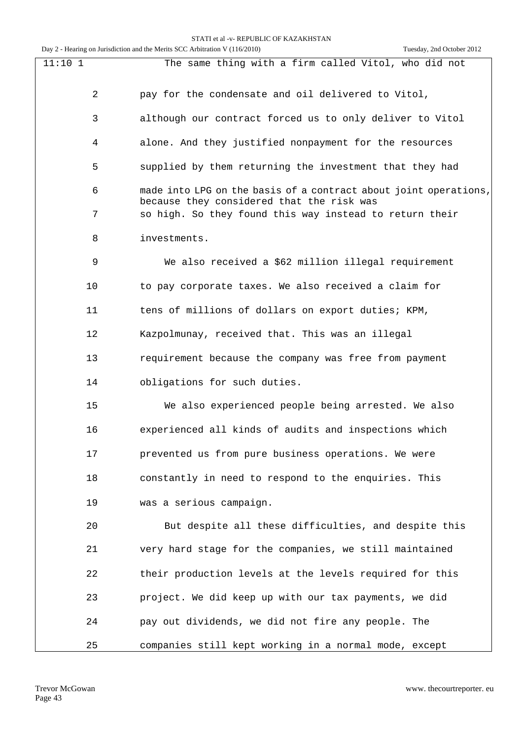11:10 1 The same thing with a firm called Vitol, who did not

2 pay for the condensate and oil delivered to Vitol,

3 although our contract forced us to only deliver to Vitol

4 alone. And they justified nonpayment for the resources

5 supplied by them returning the investment that they had

6 made into LPG on the basis of a contract about joint operations, because they considered that the risk was

7 so high. So they found this way instead to return their

8 investments.

9 We also received a $62 million illegal requirement

10 to pay corporate taxes. We also received a claim for

11 tens of millions of dollars on export duties; KPM,

12 Kazpolmunay, received that. This was an illegal

13 requirement because the company was free from payment

14 obligations for such duties.

15 We also experienced people being arrested. We also

16 experienced all kinds of audits and inspections which

17 prevented us from pure business operations. We were

18 constantly in need to respond to the enquiries. This

19 was a serious campaign.

20 But despite all these difficulties, and despite this

21 very hard stage for the companies, we still maintained

22 their production levels at the levels required for this

23 project. We did keep up with our tax payments, we did

24 pay out dividends, we did not fire any people. The

25 companies still kept working in a normal mode, except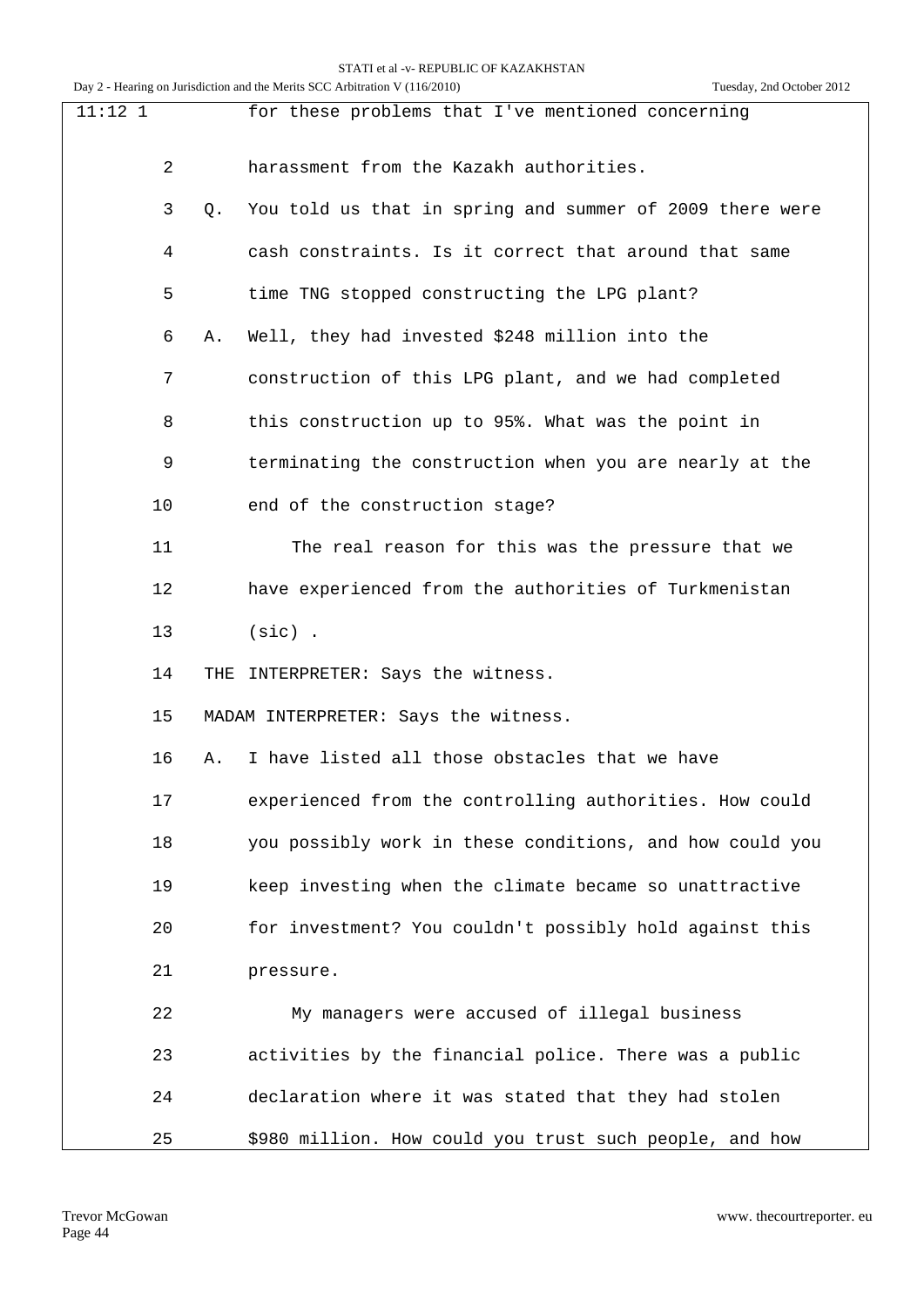11:12 1 for these problems that I've mentioned concerning

2 harassment from the Kazakh authorities.

3 Q. You told us that in spring and summer of 2009 there were

4 cash constraints. Is it correct that around that same

5 time TNG stopped constructing the LPG plant?

6 A. Well, they had invested $248 million into the

7 construction of this LPG plant, and we had completed

8 this construction up to 95%. What was the point in

9 terminating the construction when you are nearly at the

10 end of the construction stage?

11 The real reason for this was the pressure that we

12 have experienced from the authorities of Turkmenistan

13 (sic) .

14 THE INTERPRETER: Says the witness.

15 MADAM INTERPRETER: Says the witness.

16 A. I have listed all those obstacles that we have

17 experienced from the controlling authorities. How could

18 you possibly work in these conditions, and how could you

19 keep investing when the climate became so unattractive

20 for investment? You couldn't possibly hold against this

21 pressure.

22 My managers were accused of illegal business

23 activities by the financial police. There was a public

24 declaration where it was stated that they had stolen

25 $980 million. How could you trust such people, and how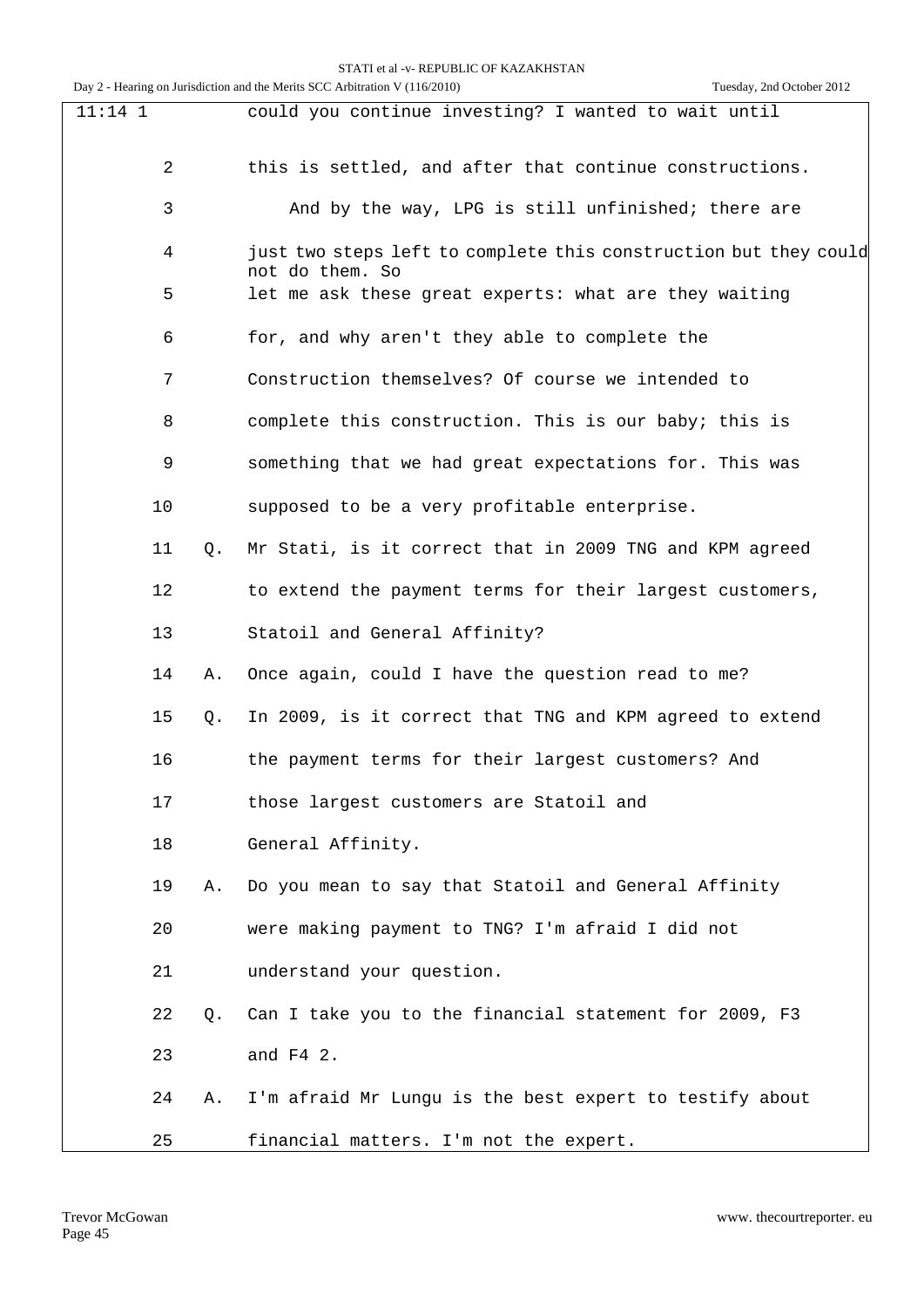11:14 1 could you continue investing? I wanted to wait until

2 this is settled, and after that continue constructions.

3 And by the way, LPG is still unfinished; there are

4 just two steps left to complete this construction but they could not do them. So

5 let me ask these great experts: what are they waiting

6 for, and why aren't they able to complete the

7 Construction themselves? Of course we intended to

8 complete this construction. This is our baby; this is

9 something that we had great expectations for. This was

10 supposed to be a very profitable enterprise.

11 Q. Mr Stati, is it correct that in 2009 TNG and KPM agreed

12 to extend the payment terms for their largest customers,

13 Statoil and General Affinity?

14 A. Once again, could I have the question read to me?

15 Q. In 2009, is it correct that TNG and KPM agreed to extend

16 the payment terms for their largest customers? And

17 those largest customers are Statoil and

18 General Affinity.

19 A. Do you mean to say that Statoil and General Affinity

20 were making payment to TNG? I'm afraid I did not

21 understand your question.

22 Q. Can I take you to the financial statement for 2009, F3

23 and F4 2.

24 A. I'm afraid Mr Lungu is the best expert to testify about

25 financial matters. I'm not the expert.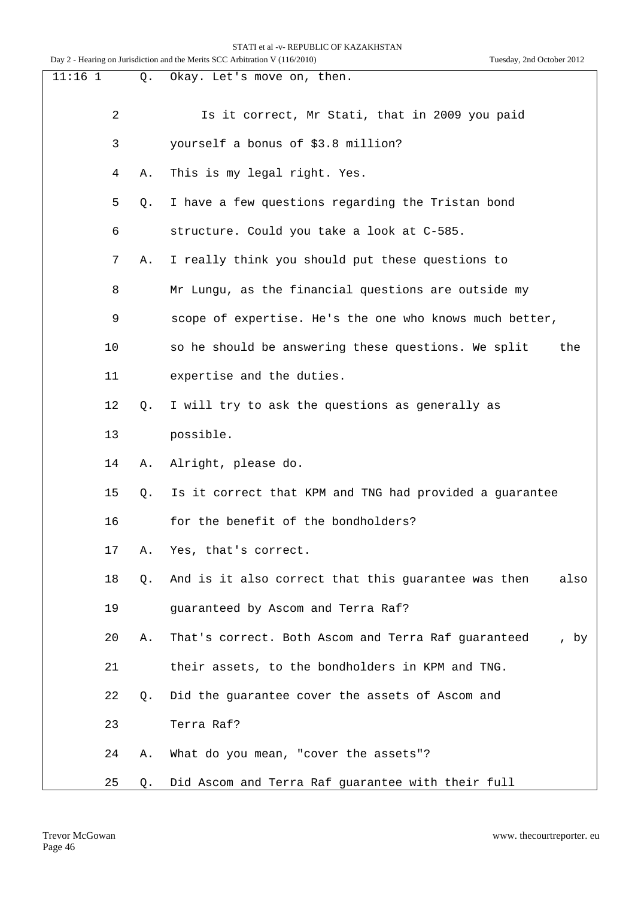11:16 1 Q. Okay. Let's move on, then.

2 Is it correct, Mr Stati, that in 2009 you paid

3 yourself a bonus of $3.8 million?

4 A. This is my legal right. Yes.

5 Q. I have a few questions regarding the Tristan bond

6 structure. Could you take a look at C-585.

7 A. I really think you should put these questions to

8 Mr Lungu, as the financial questions are outside my

9 scope of expertise. He's the one who knows much better,

10 so he should be answering these questions. We split the

11 expertise and the duties.

12 Q. I will try to ask the questions as generally as

13 possible.

14 A. Alright, please do.

15 Q. Is it correct that KPM and TNG had provided a guarantee

16 for the benefit of the bondholders?

17 A. Yes, that's correct.

18 Q. And is it also correct that this guarantee was then also

19 guaranteed by Ascom and Terra Raf?

20 A. That's correct. Both Ascom and Terra Raf guaranteed , by

21 their assets, to the bondholders in KPM and TNG.

22 Q. Did the guarantee cover the assets of Ascom and

23 Terra Raf?

24 A. What do you mean, "cover the assets"?

25 Q. Did Ascom and Terra Raf guarantee with their full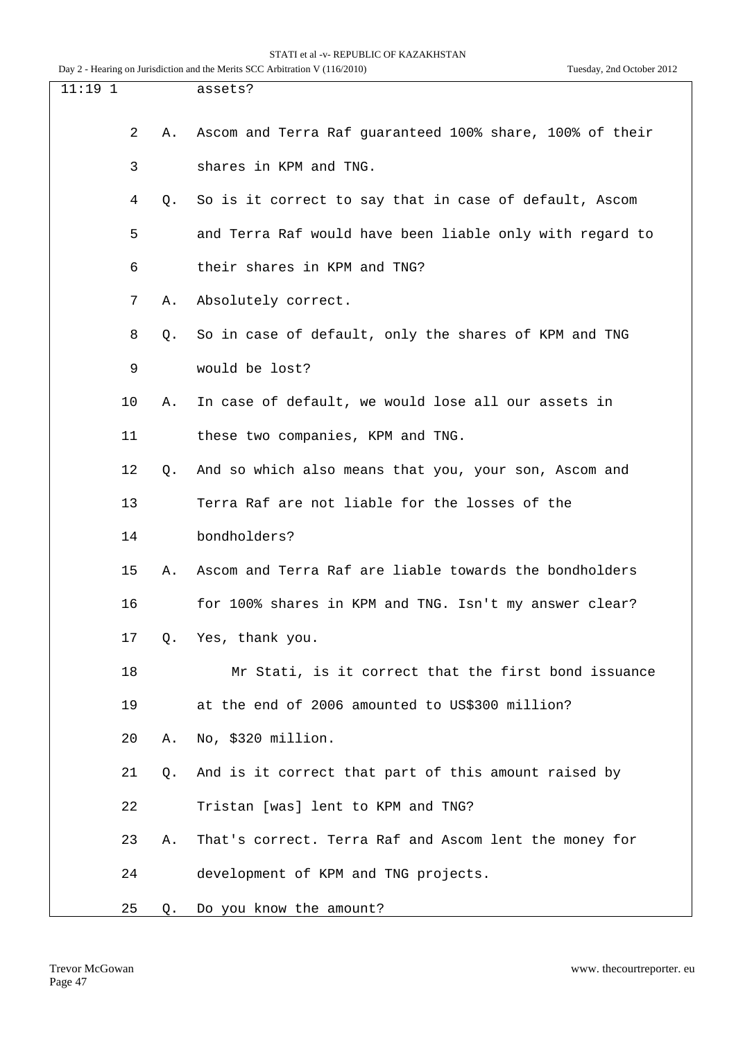11:19 1 assets?

2 A. Ascom and Terra Raf guaranteed 100% share, 100% of their

3 shares in KPM and TNG.

4 Q. So is it correct to say that in case of default, Ascom

5 and Terra Raf would have been liable only with regard to

6 their shares in KPM and TNG?

7 A. Absolutely correct.

8 Q. So in case of default, only the shares of KPM and TNG

9 would be lost?

10 A. In case of default, we would lose all our assets in

11 these two companies, KPM and TNG.

12 Q. And so which also means that you, your son, Ascom and

13 Terra Raf are not liable for the losses of the

14 bondholders?

15 A. Ascom and Terra Raf are liable towards the bondholders

16 for 100% shares in KPM and TNG. Isn't my answer clear?

17 Q. Yes, thank you.

18 Mr Stati, is it correct that the first bond issuance

19 at the end of 2006 amounted to US$300 million?

20 A. No, $320 million.

21 Q. And is it correct that part of this amount raised by

22 Tristan [was] lent to KPM and TNG?

23 A. That's correct. Terra Raf and Ascom lent the money for

24 development of KPM and TNG projects.

25 Q. Do you know the amount?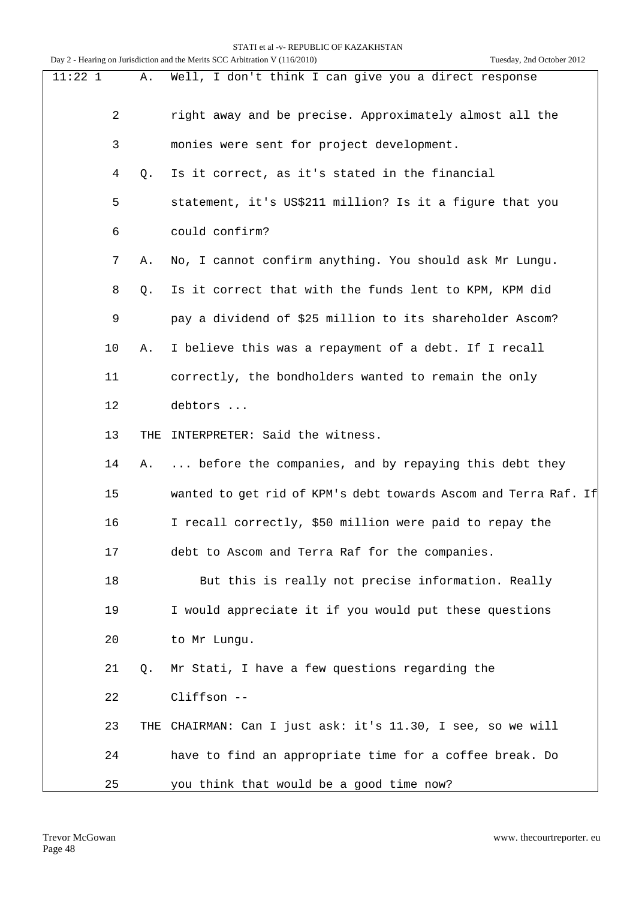11:22 1 A. Well, I don't think I can give you a direct response

2 right away and be precise. Approximately almost all the

3 monies were sent for project development.

4 Q. Is it correct, as it's stated in the financial

5 statement, it's US$211 million? Is it a figure that you

6 could confirm?

7 A. No, I cannot confirm anything. You should ask Mr Lungu.

8 Q. Is it correct that with the funds lent to KPM, KPM did

9 pay a dividend of $25 million to its shareholder Ascom?

10 A. I believe this was a repayment of a debt. If I recall

11 correctly, the bondholders wanted to remain the only

12 debtors ...

13 THE INTERPRETER: Said the witness.

14 A. ... before the companies, and by repaying this debt they

15 wanted to get rid of KPM's debt towards Ascom and Terra Raf. If

16 I recall correctly, $50 million were paid to repay the

17 debt to Ascom and Terra Raf for the companies.

18 But this is really not precise information. Really

19 I would appreciate it if you would put these questions

20 to Mr Lungu.

21 Q. Mr Stati, I have a few questions regarding the

22 Cliffson --

23 THE CHAIRMAN: Can I just ask: it's 11.30, I see, so we will

24 have to find an appropriate time for a coffee break. Do

25 you think that would be a good time now?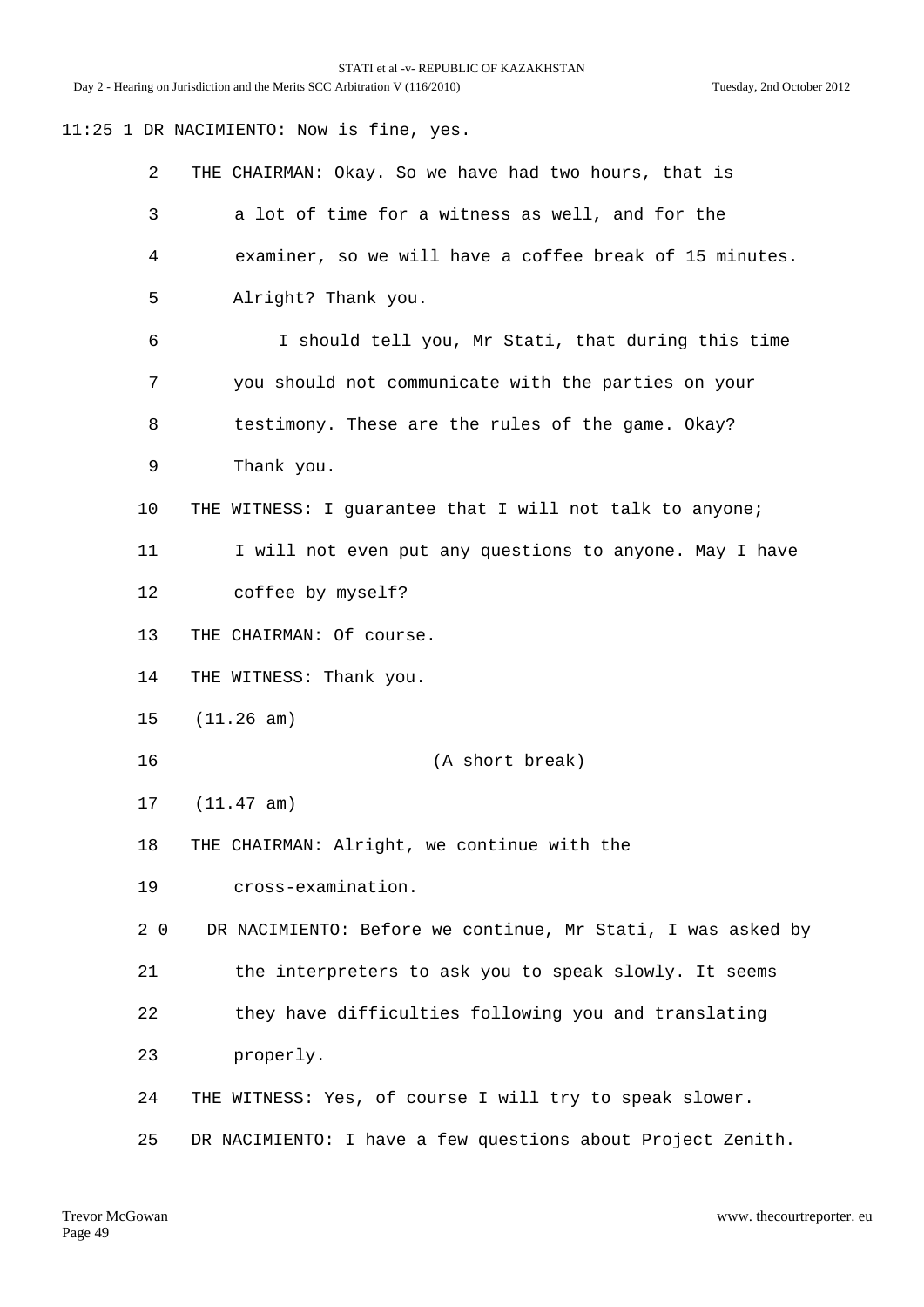11:25 1 DR NACIMIENTO: Now is fine, yes.

2 THE CHAIRMAN: Okay. So we have had two hours, that is

3 a lot of time for a witness as well, and for the

4 examiner, so we will have a coffee break of 15 minutes.

5 Alright? Thank you.

6 I should tell you, Mr Stati, that during this time

7 you should not communicate with the parties on your

8 testimony. These are the rules of the game. Okay?

9 Thank you.

10 THE WITNESS: I guarantee that I will not talk to anyone;

11 I will not even put any questions to anyone. May I have

12 coffee by myself?

13 THE CHAIRMAN: Of course.

14 THE WITNESS: Thank you.

15 (11.26 am)

16 (A short break)

17 (11.47 am)

18 THE CHAIRMAN: Alright, we continue with the

19 cross-examination.

2 0 DR NACIMIENTO: Before we continue, Mr Stati, I was asked by

21 the interpreters to ask you to speak slowly. It seems

22 they have difficulties following you and translating

23 properly.

24 THE WITNESS: Yes, of course I will try to speak slower.

25 DR NACIMIENTO: I have a few questions about Project Zenith.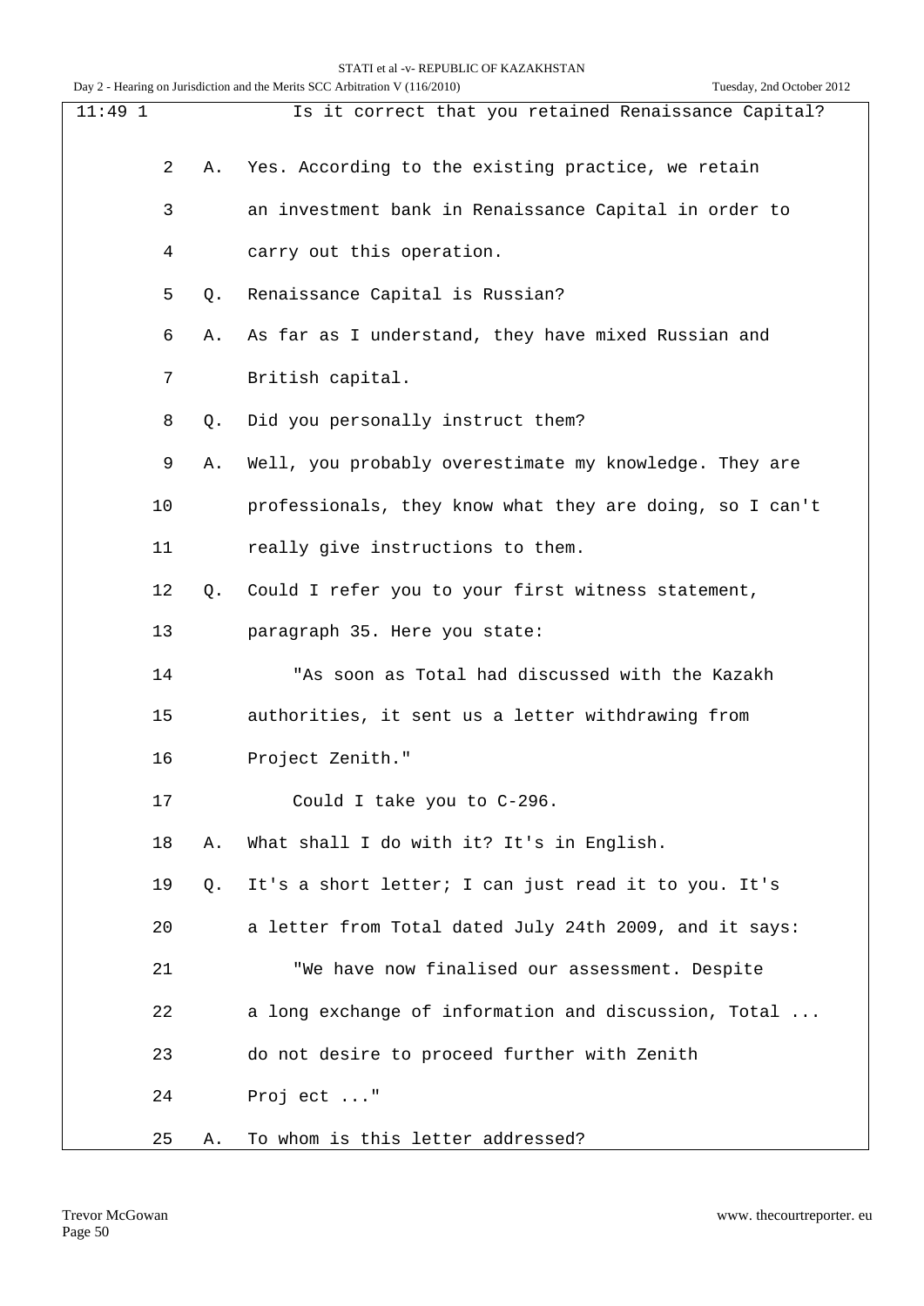11:49 1 Is it correct that you retained Renaissance Capital?

2 A. Yes. According to the existing practice, we retain

3 an investment bank in Renaissance Capital in order to

4 carry out this operation.

5 Q. Renaissance Capital is Russian?

6 A. As far as I understand, they have mixed Russian and

7 British capital.

8 Q. Did you personally instruct them?

9 A. Well, you probably overestimate my knowledge. They are

10 professionals, they know what they are doing, so I can't

11 really give instructions to them.

12 Q. Could I refer you to your first witness statement,

13 paragraph 35. Here you state:

14 "As soon as Total had discussed with the Kazakh

15 authorities, it sent us a letter withdrawing from

16 Project Zenith."

17 Could I take you to C-296.

18 A. What shall I do with it? It's in English.

19 Q. It's a short letter; I can just read it to you. It's

20 a letter from Total dated July 24th 2009, and it says:

21 "We have now finalised our assessment. Despite

22 a long exchange of information and discussion, Total ...

23 do not desire to proceed further with Zenith

24 Proj ect ..."

25 A. To whom is this letter addressed?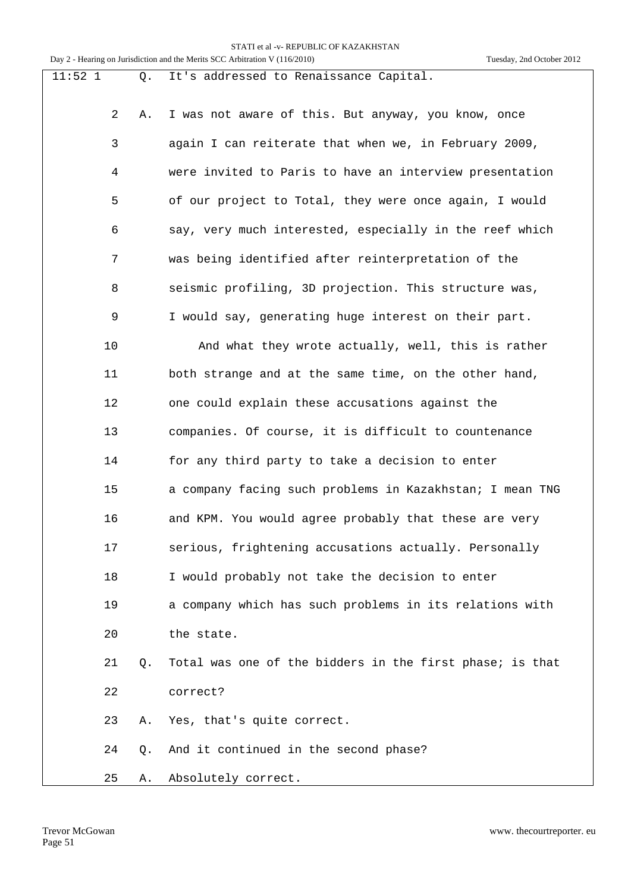11:52 1 Q. It's addressed to Renaissance Capital.

2 A. I was not aware of this. But anyway, you know, once

3 again I can reiterate that when we, in February 2009,

4 were invited to Paris to have an interview presentation

5 of our project to Total, they were once again, I would

6 say, very much interested, especially in the reef which

7 was being identified after reinterpretation of the

8 seismic profiling, 3D projection. This structure was,

9 I would say, generating huge interest on their part.

10 And what they wrote actually, well, this is rather

11 both strange and at the same time, on the other hand,

12 one could explain these accusations against the

13 companies. Of course, it is difficult to countenance

14 for any third party to take a decision to enter

15 a company facing such problems in Kazakhstan; I mean TNG

16 and KPM. You would agree probably that these are very

17 serious, frightening accusations actually. Personally

18 I would probably not take the decision to enter

19 a company which has such problems in its relations with

20 the state.

21 Q. Total was one of the bidders in the first phase; is that

22 correct?

23 A. Yes, that's quite correct.

24 Q. And it continued in the second phase?

25 A. Absolutely correct.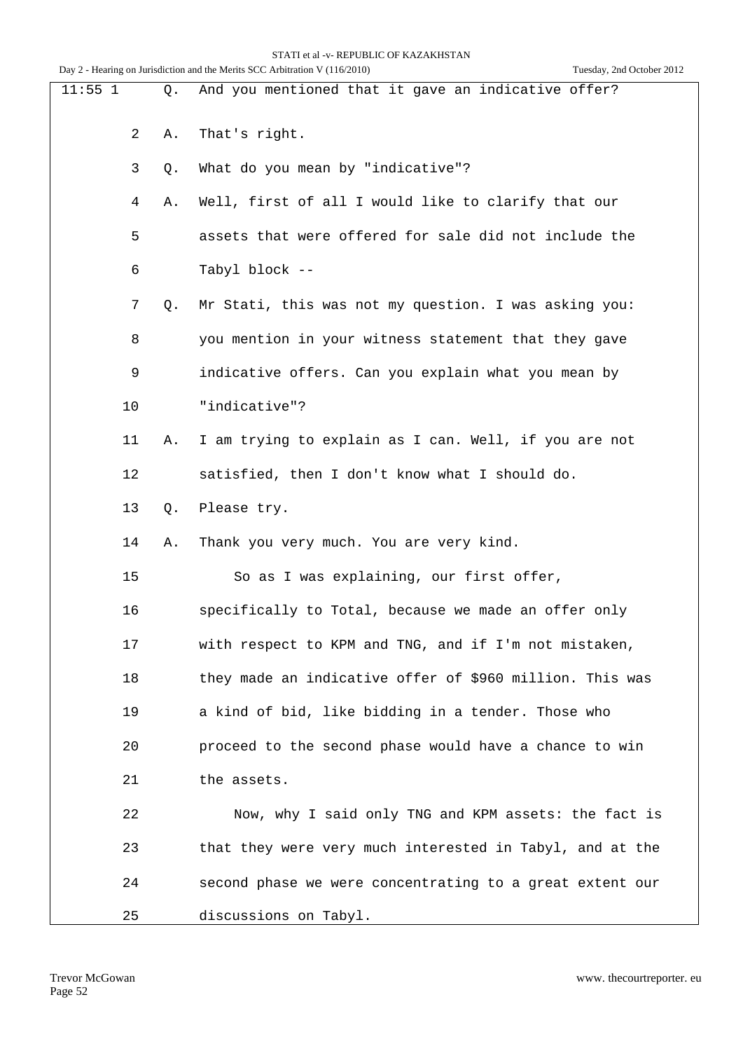11:55 1 Q. And you mentioned that it gave an indicative offer?

2 A. That's right.

3 Q. What do you mean by "indicative"?

4 A. Well, first of all I would like to clarify that our

5 assets that were offered for sale did not include the

6 Tabyl block --

7 Q. Mr Stati, this was not my question. I was asking you:

8 you mention in your witness statement that they gave

9 indicative offers. Can you explain what you mean by

10 "indicative"?

11 A. I am trying to explain as I can. Well, if you are not

12 satisfied, then I don't know what I should do.

13 Q. Please try.

14 A. Thank you very much. You are very kind.

15 So as I was explaining, our first offer,

16 specifically to Total, because we made an offer only

17 with respect to KPM and TNG, and if I'm not mistaken,

18 they made an indicative offer of $960 million. This was

19 a kind of bid, like bidding in a tender. Those who

20 proceed to the second phase would have a chance to win

21 the assets.

22 Now, why I said only TNG and KPM assets: the fact is

23 that they were very much interested in Tabyl, and at the

24 second phase we were concentrating to a great extent our

25 discussions on Tabyl.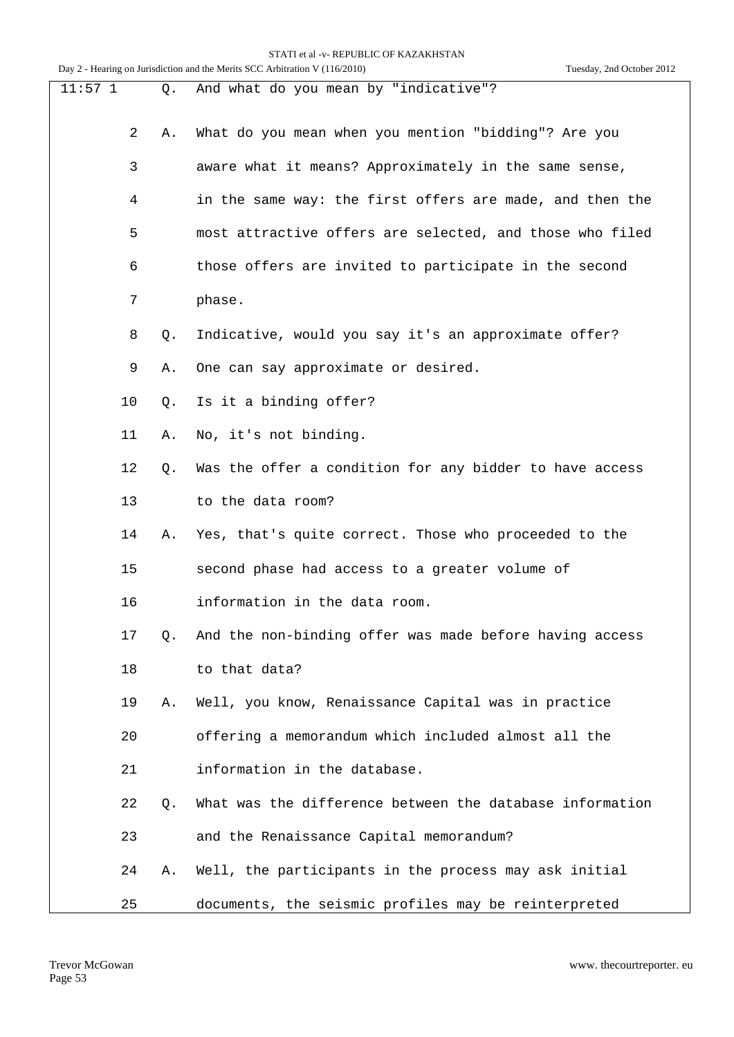11:57 1 Q. And what do you mean by "indicative"?

2 A. What do you mean when you mention "bidding"? Are you

3 aware what it means? Approximately in the same sense,

4 in the same way: the first offers are made, and then the

5 most attractive offers are selected, and those who filed

6 those offers are invited to participate in the second

7 phase.

8 Q. Indicative, would you say it's an approximate offer?

9 A. One can say approximate or desired.

10 Q. Is it a binding offer?

11 A. No, it's not binding.

12 Q. Was the offer a condition for any bidder to have access

13 to the data room?

14 A. Yes, that's quite correct. Those who proceeded to the

15 second phase had access to a greater volume of

16 information in the data room.

17 Q. And the non-binding offer was made before having access

18 to that data?

19 A. Well, you know, Renaissance Capital was in practice

20 offering a memorandum which included almost all the

21 information in the database.

22 Q. What was the difference between the database information

23 and the Renaissance Capital memorandum?

24 A. Well, the participants in the process may ask initial

25 documents, the seismic profiles may be reinterpreted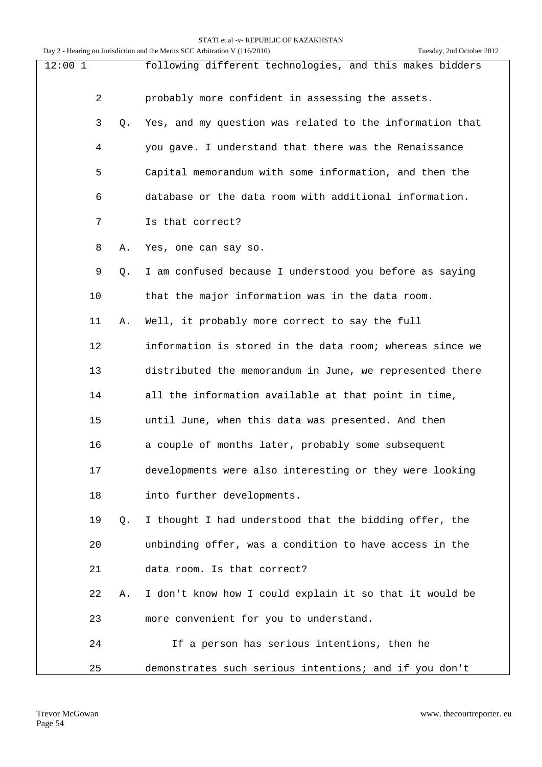12:00 1 following different technologies, and this makes bidders

2 probably more confident in assessing the assets.

3 Q. Yes, and my question was related to the information that

4 you gave. I understand that there was the Renaissance

5 Capital memorandum with some information, and then the

6 database or the data room with additional information.

7 Is that correct?

8 A. Yes, one can say so.

9 Q. I am confused because I understood you before as saying

10 that the major information was in the data room.

11 A. Well, it probably more correct to say the full

12 information is stored in the data room; whereas since we

13 distributed the memorandum in June, we represented there

14 all the information available at that point in time,

15 until June, when this data was presented. And then

16 a couple of months later, probably some subsequent

17 developments were also interesting or they were looking

18 into further developments.

19 Q. I thought I had understood that the bidding offer, the

20 unbinding offer, was a condition to have access in the

21 data room. Is that correct?

22 A. I don't know how I could explain it so that it would be

23 more convenient for you to understand.

24 If a person has serious intentions, then he

25 demonstrates such serious intentions; and if you don't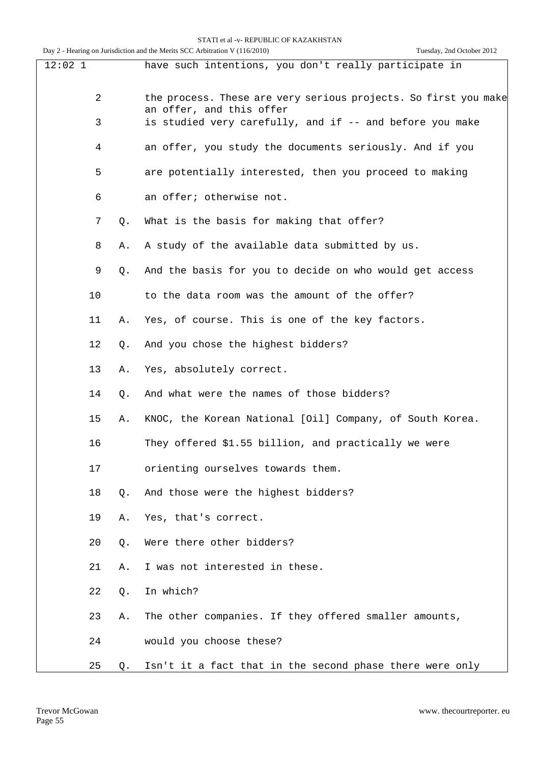12:02 1 have such intentions, you don't really participate in

2 the process. These are very serious projects. So first you make an offer, and this offer

3 is studied very carefully, and if -- and before you make

4 an offer, you study the documents seriously. And if you

5 are potentially interested, then you proceed to making

6 an offer; otherwise not.

7 Q. What is the basis for making that offer?

8 A. A study of the available data submitted by us.

9 Q. And the basis for you to decide on who would get access

10 to the data room was the amount of the offer?

11 A. Yes, of course. This is one of the key factors.

12 Q. And you chose the highest bidders?

13 A. Yes, absolutely correct.

14 Q. And what were the names of those bidders?

15 A. KNOC, the Korean National [Oil] Company, of South Korea.

16 They offered $1.55 billion, and practically we were

17 orienting ourselves towards them.

18 Q. And those were the highest bidders?

19 A. Yes, that's correct.

20 Q. Were there other bidders?

21 A. I was not interested in these.

22 Q. In which?

23 A. The other companies. If they offered smaller amounts,

24 would you choose these?

25 Q. Isn't it a fact that in the second phase there were only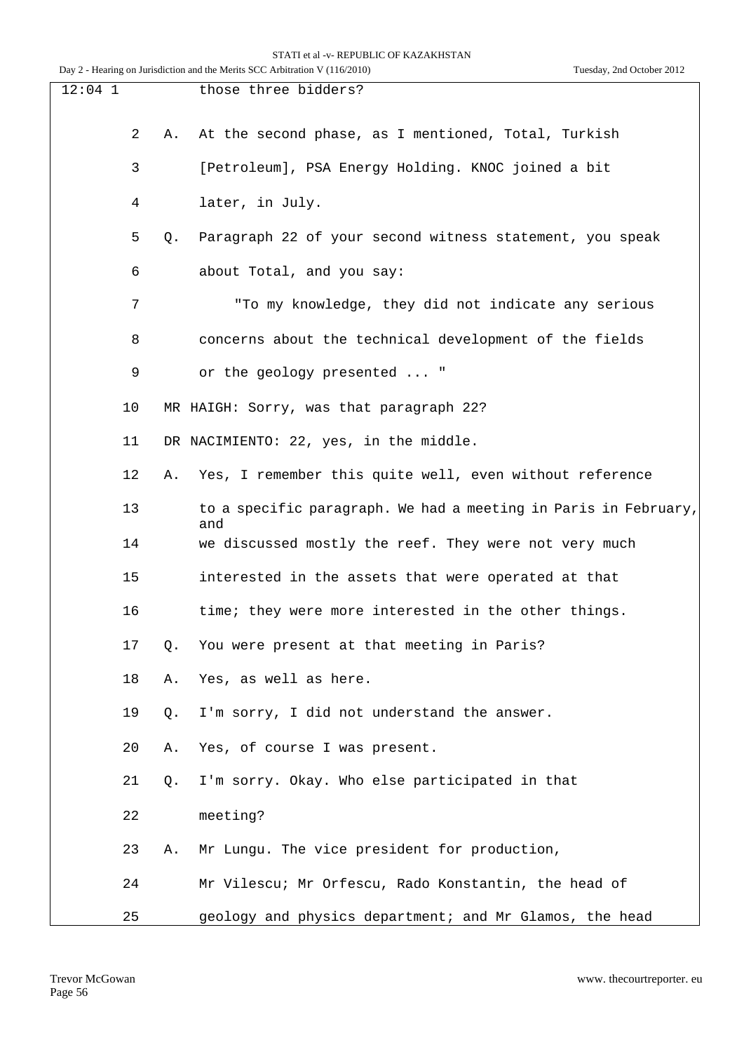12:04 1 those three bidders?

2 A. At the second phase, as I mentioned, Total, Turkish

3 [Petroleum], PSA Energy Holding. KNOC joined a bit

4 later, in July.

5 Q. Paragraph 22 of your second witness statement, you speak

6 about Total, and you say:

7 "To my knowledge, they did not indicate any serious

8 concerns about the technical development of the fields

9 or the geology presented ... "

10 MR HAIGH: Sorry, was that paragraph 22?

11 DR NACIMIENTO: 22, yes, in the middle.

12 A. Yes, I remember this quite well, even without reference

13 to a specific paragraph. We had a meeting in Paris in February, and

14 we discussed mostly the reef. They were not very much

15 interested in the assets that were operated at that

16 time; they were more interested in the other things.

17 Q. You were present at that meeting in Paris?

18 A. Yes, as well as here.

19 Q. I'm sorry, I did not understand the answer.

20 A. Yes, of course I was present.

21 Q. I'm sorry. Okay. Who else participated in that

22 meeting?

23 A. Mr Lungu. The vice president for production,

24 Mr Vilescu; Mr Orfescu, Rado Konstantin, the head of

25 geology and physics department; and Mr Glamos, the head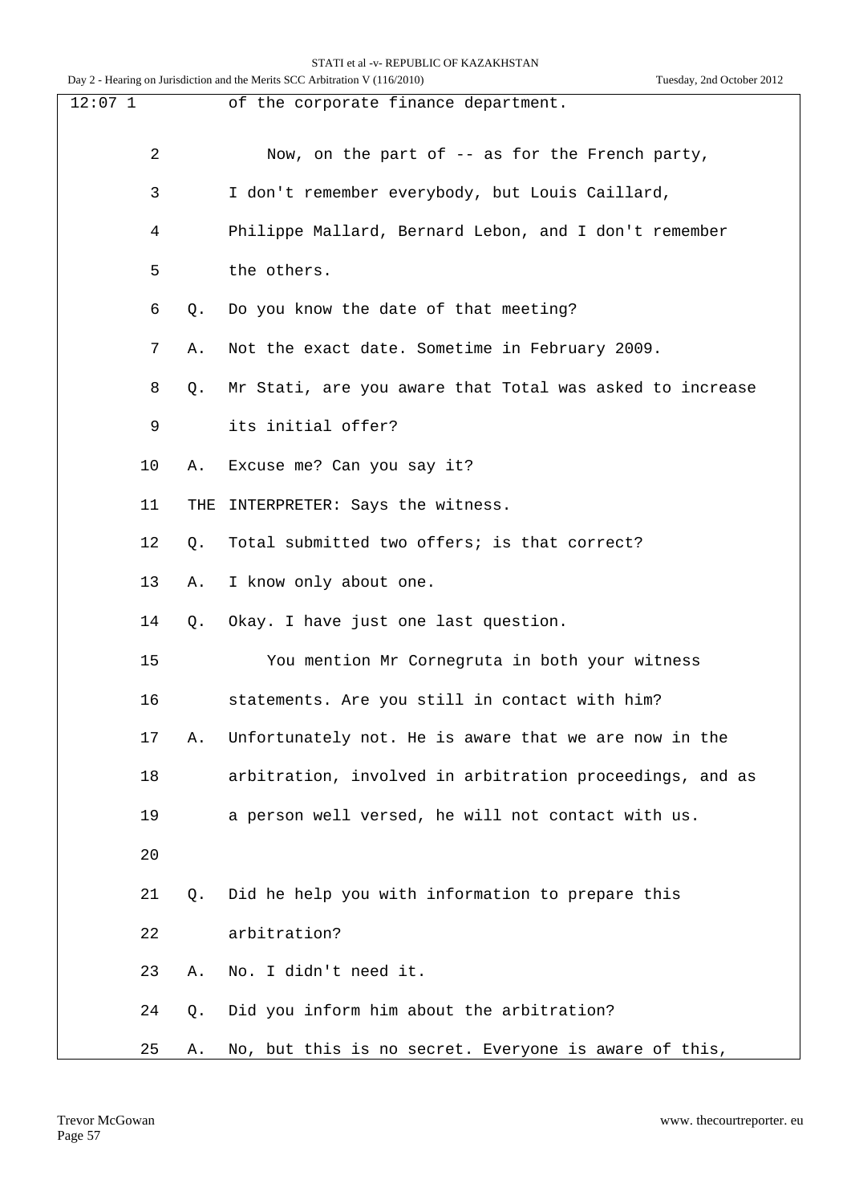12:07 1 of the corporate finance department.

2 Now, on the part of -- as for the French party,

3 I don't remember everybody, but Louis Caillard,

4 Philippe Mallard, Bernard Lebon, and I don't remember

5 the others.

6 Q. Do you know the date of that meeting?

7 A. Not the exact date. Sometime in February 2009.

8 Q. Mr Stati, are you aware that Total was asked to increase

9 its initial offer?

10 A. Excuse me? Can you say it?

11 THE INTERPRETER: Says the witness.

12 Q. Total submitted two offers; is that correct?

13 A. I know only about one.

14 Q. Okay. I have just one last question.

15 You mention Mr Cornegruta in both your witness

16 statements. Are you still in contact with him?

17 A. Unfortunately not. He is aware that we are now in the

18 arbitration, involved in arbitration proceedings, and as

19 a person well versed, he will not contact with us.

20

21 Q. Did he help you with information to prepare this

22 arbitration?

23 A. No. I didn't need it.

24 Q. Did you inform him about the arbitration?

25 A. No, but this is no secret. Everyone is aware of this,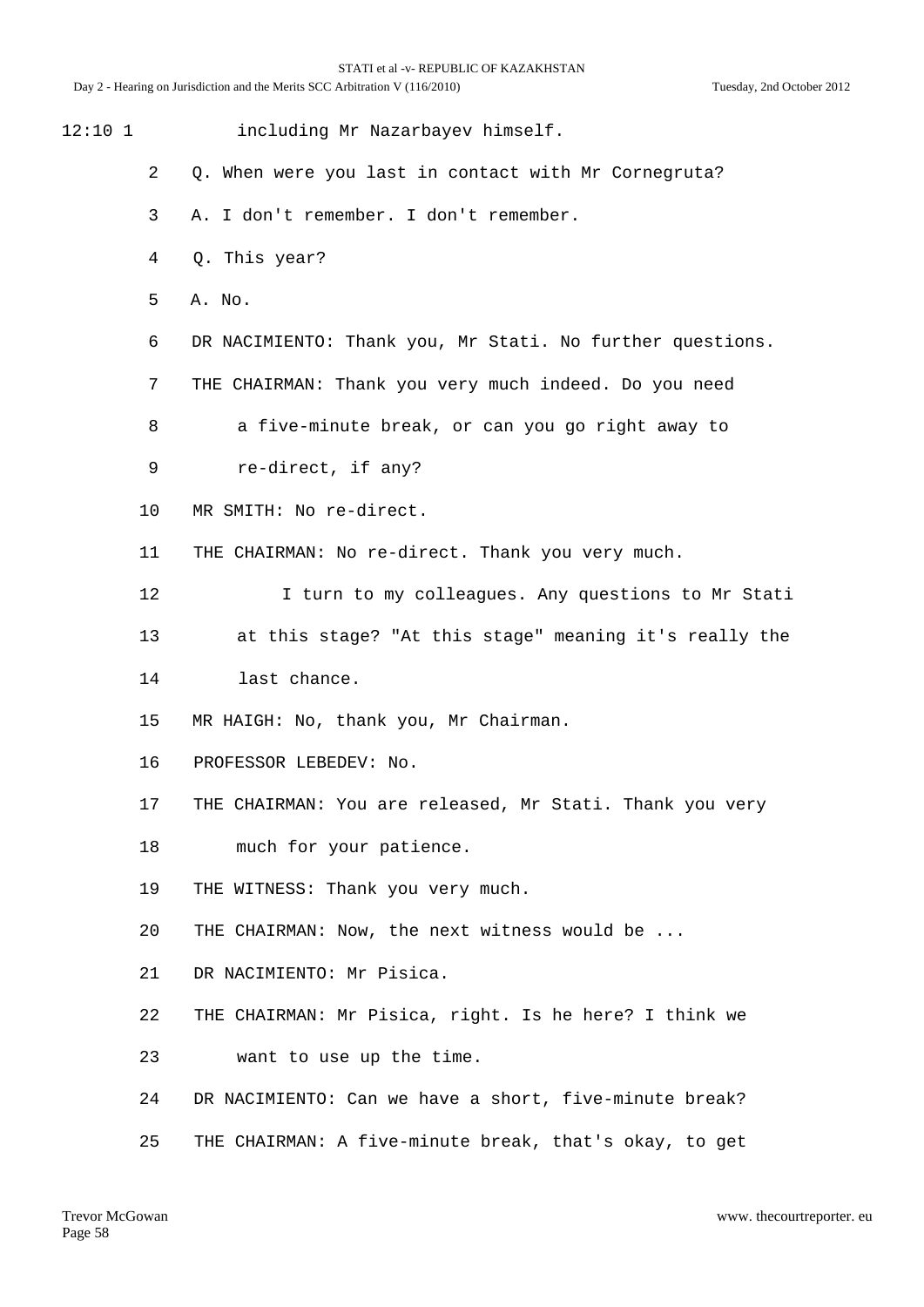12:10 1 including Mr Nazarbayev himself.

2 Q. When were you last in contact with Mr Cornegruta?

3 A. I don't remember. I don't remember.

4 Q. This year?

5 A. No.

6 DR NACIMIENTO: Thank you, Mr Stati. No further questions.

7 THE CHAIRMAN: Thank you very much indeed. Do you need

8 a five-minute break, or can you go right away to

9 re-direct, if any?

10 MR SMITH: No re-direct.

11 THE CHAIRMAN: No re-direct. Thank you very much.

12 I turn to my colleagues. Any questions to Mr Stati

13 at this stage? "At this stage" meaning it's really the

14 last chance.

15 MR HAIGH: No, thank you, Mr Chairman.

16 PROFESSOR LEBEDEV: No.

17 THE CHAIRMAN: You are released, Mr Stati. Thank you very

18 much for your patience.

19 THE WITNESS: Thank you very much.

20 THE CHAIRMAN: Now, the next witness would be ...

21 DR NACIMIENTO: Mr Pisica.

22 THE CHAIRMAN: Mr Pisica, right. Is he here? I think we

23 want to use up the time.

24 DR NACIMIENTO: Can we have a short, five-minute break?

25 THE CHAIRMAN: A five-minute break, that's okay, to get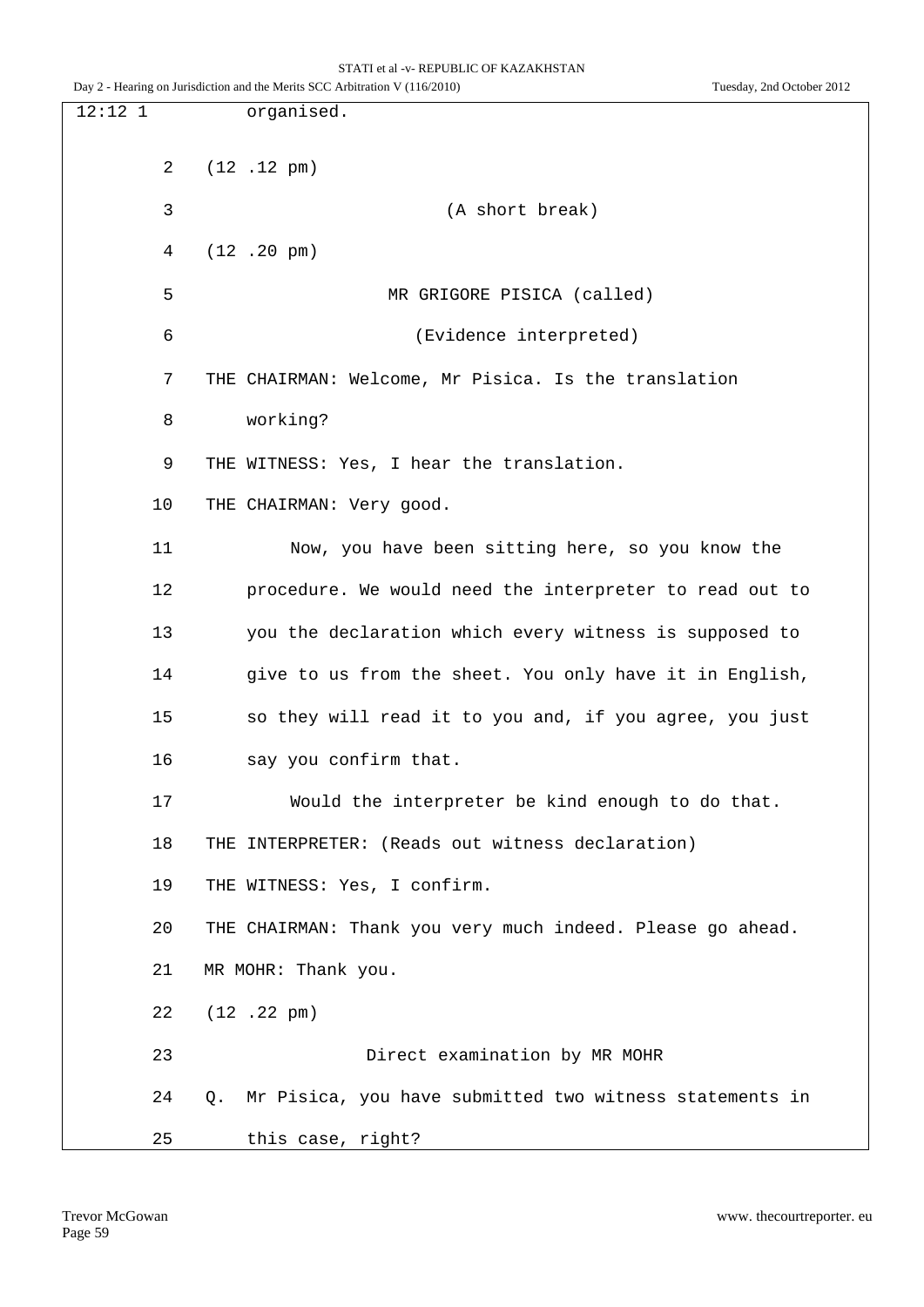12:12 1 organised.

2 (12 .12 pm)

3 (A short break)

4 (12 .20 pm)

5 MR GRIGORE PISICA (called)

6 (Evidence interpreted)

7 THE CHAIRMAN: Welcome, Mr Pisica. Is the translation

8 working?

9 THE WITNESS: Yes, I hear the translation.

10 THE CHAIRMAN: Very good.

11 Now, you have been sitting here, so you know the

12 procedure. We would need the interpreter to read out to

13 you the declaration which every witness is supposed to

14 give to us from the sheet. You only have it in English,

15 so they will read it to you and, if you agree, you just

16 say you confirm that.

17 Would the interpreter be kind enough to do that.

18 THE INTERPRETER: (Reads out witness declaration)

19 THE WITNESS: Yes, I confirm.

20 THE CHAIRMAN: Thank you very much indeed. Please go ahead.

21 MR MOHR: Thank you.

22 (12 .22 pm)

23 Direct examination by MR MOHR

24 Q. Mr Pisica, you have submitted two witness statements in

25 this case, right?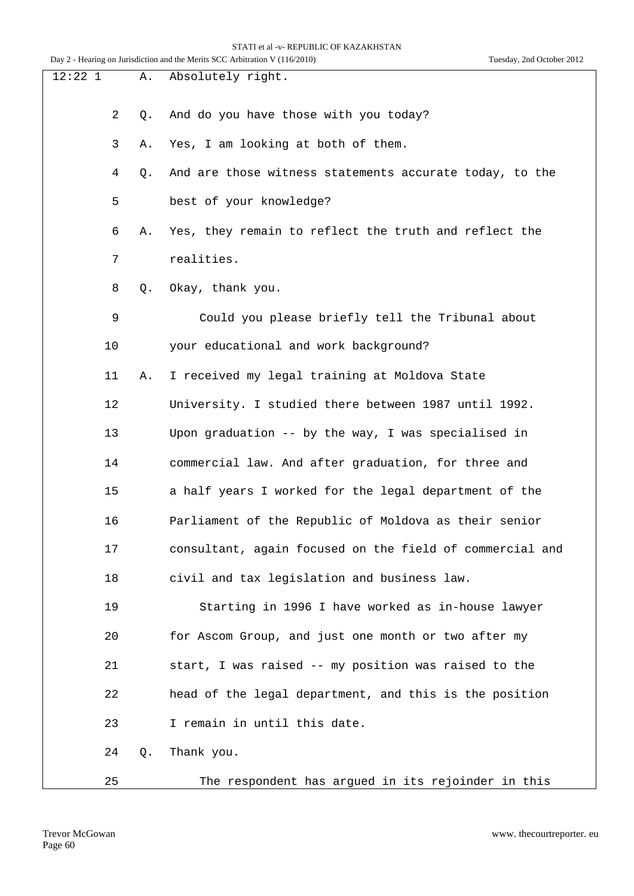12:22 1 A. Absolutely right.

2 Q. And do you have those with you today?

3 A. Yes, I am looking at both of them.

4 Q. And are those witness statements accurate today, to the

5 best of your knowledge?

6 A. Yes, they remain to reflect the truth and reflect the

7 realities.

8 Q. Okay, thank you.

9 Could you please briefly tell the Tribunal about

10 your educational and work background?

11 A. I received my legal training at Moldova State

12 University. I studied there between 1987 until 1992.

13 Upon graduation -- by the way, I was specialised in

14 commercial law. And after graduation, for three and

15 a half years I worked for the legal department of the

16 Parliament of the Republic of Moldova as their senior

17 consultant, again focused on the field of commercial and

18 civil and tax legislation and business law.

19 Starting in 1996 I have worked as in-house lawyer

20 for Ascom Group, and just one month or two after my

21 start, I was raised -- my position was raised to the

22 head of the legal department, and this is the position

23 I remain in until this date.

24 Q. Thank you.

25 The respondent has argued in its rejoinder in this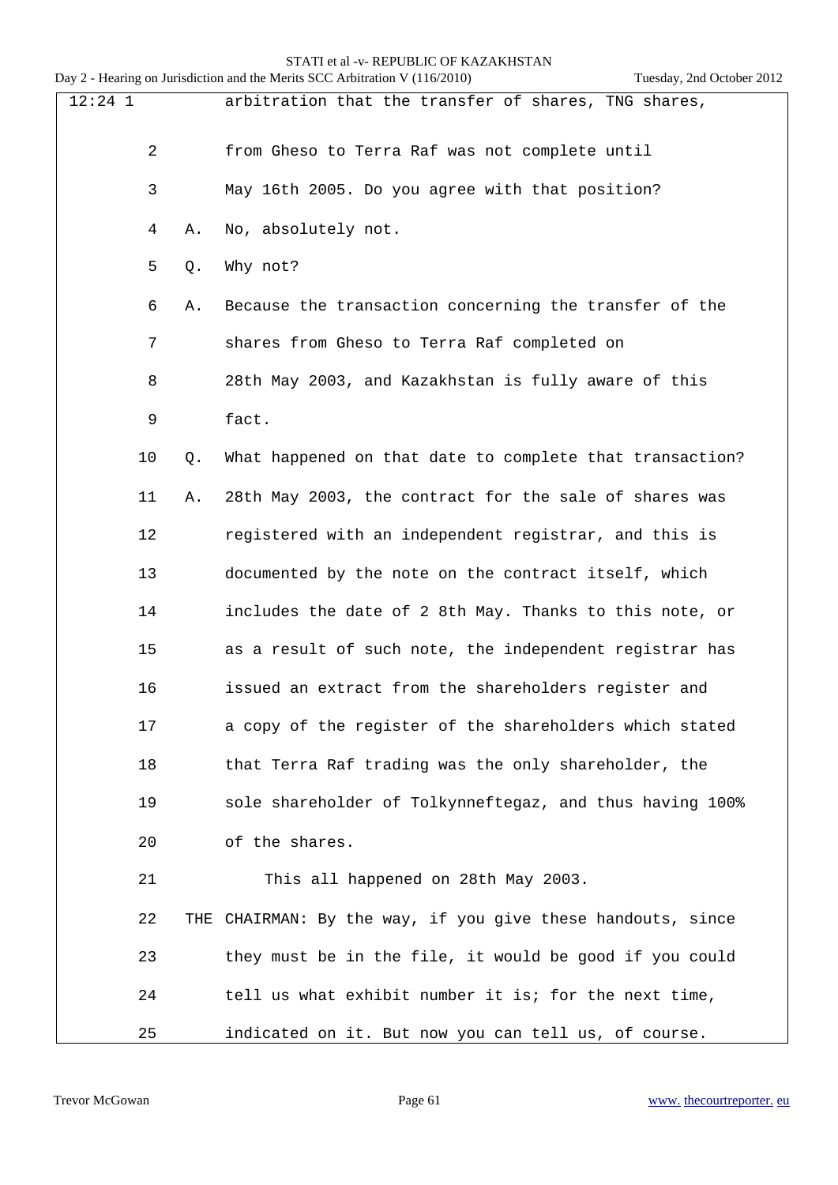12:24 1 arbitration that the transfer of shares, TNG shares,

2 from Gheso to Terra Raf was not complete until

3 May 16th 2005. Do you agree with that position?

4 A. No, absolutely not.

5 Q. Why not?

6 A. Because the transaction concerning the transfer of the

7 shares from Gheso to Terra Raf completed on

8 28th May 2003, and Kazakhstan is fully aware of this

9 fact.

10 Q. What happened on that date to complete that transaction?

11 A. 28th May 2003, the contract for the sale of shares was

12 registered with an independent registrar, and this is

13 documented by the note on the contract itself, which

14 includes the date of 2 8th May. Thanks to this note, or

15 as a result of such note, the independent registrar has

16 issued an extract from the shareholders register and

17 a copy of the register of the shareholders which stated

18 that Terra Raf trading was the only shareholder, the

19 sole shareholder of Tolkynneftegaz, and thus having 100%

20 of the shares.

21 This all happened on 28th May 2003.

22 THE CHAIRMAN: By the way, if you give these handouts, since

23 they must be in the file, it would be good if you could

24 tell us what exhibit number it is; for the next time,

25 indicated on it. But now you can tell us, of course.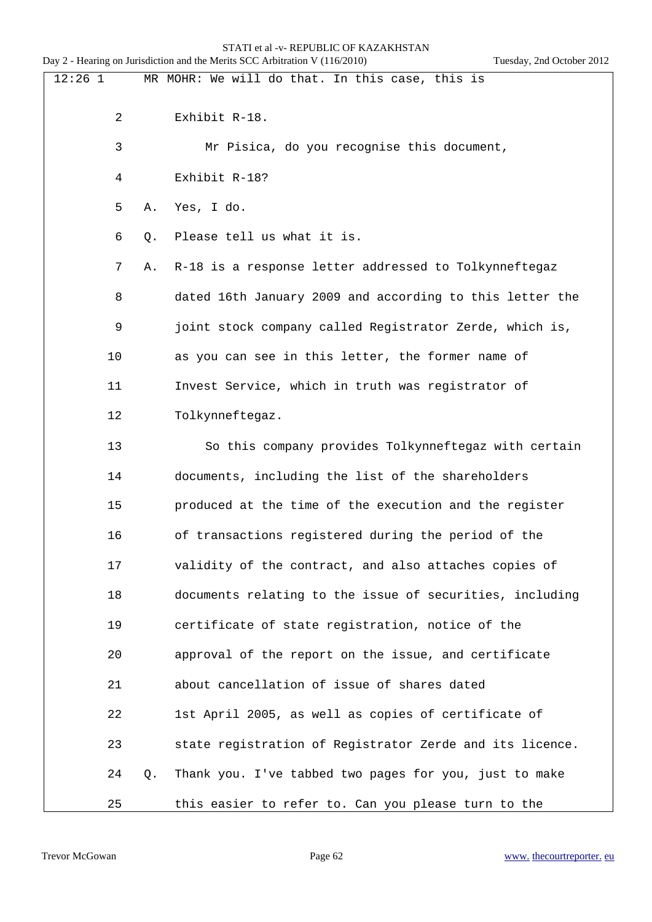MR MOHR: We will do that. In this case, this is Exhibit R-18.

Mr Pisica, do you recognise this document, Exhibit R-18?

A. Yes, I do.

Q. Please tell us what it is.

A. R-18 is a response letter addressed to Tolkynneftegaz dated 16th January 2009 and according to this letter the joint stock company called Registrator Zerde, which is, as you can see in this letter, the former name of Invest Service, which in truth was registrator of Tolkynneftegaz.

So this company provides Tolkynneftegaz with certain documents, including the list of the shareholders produced at the time of the execution and the register of transactions registered during the period of the validity of the contract, and also attaches copies of documents relating to the issue of securities, including certificate of state registration, notice of the approval of the report on the issue, and certificate about cancellation of issue of shares dated 1st April 2005, as well as copies of certificate of state registration of Registrator Zerde and its licence.

Q. Thank you. I've tabbed two pages for you, just to make this easier to refer to. Can you please turn to the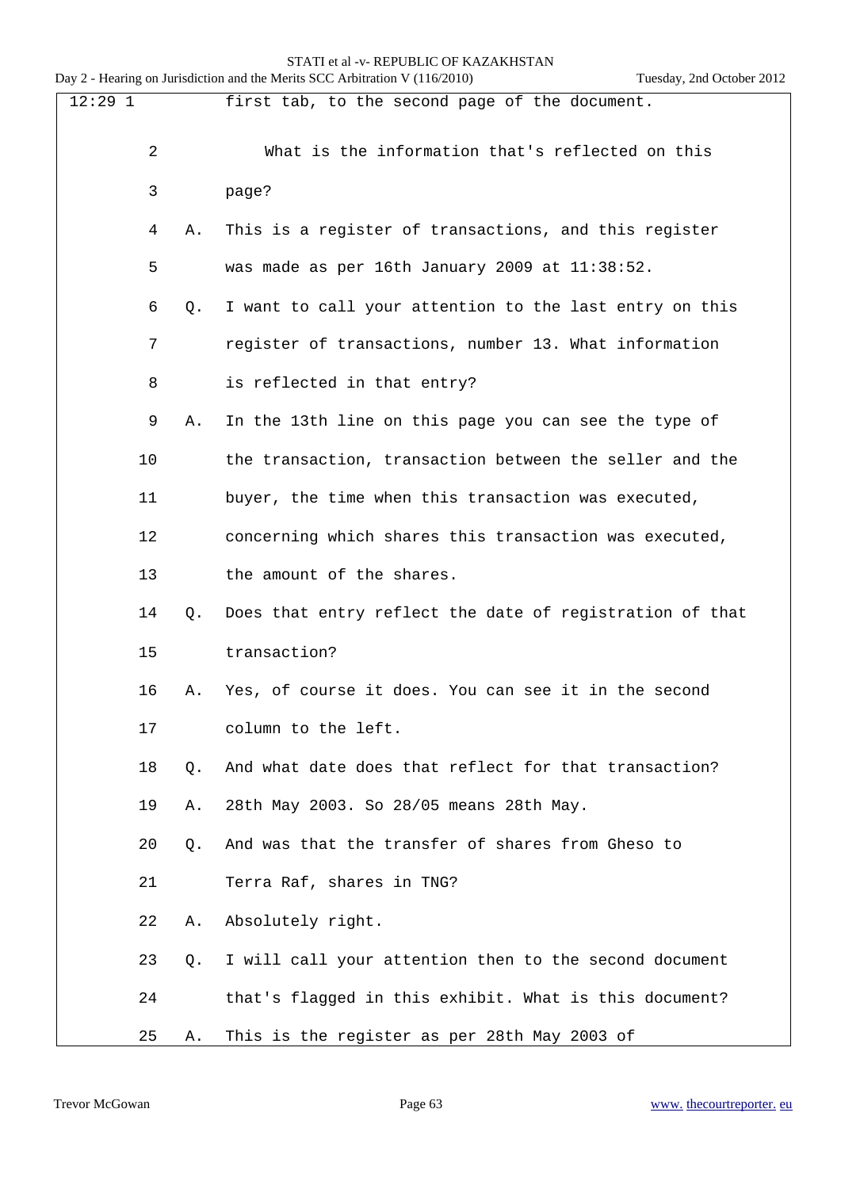12:29 1 first tab, to the second page of the document.

2 What is the information that's reflected on this

3 page?

4 A. This is a register of transactions, and this register

5 was made as per 16th January 2009 at 11:38:52.

6 Q. I want to call your attention to the last entry on this

7 register of transactions, number 13. What information

8 is reflected in that entry?

9 A. In the 13th line on this page you can see the type of

10 the transaction, transaction between the seller and the

11 buyer, the time when this transaction was executed,

12 concerning which shares this transaction was executed,

13 the amount of the shares.

14 Q. Does that entry reflect the date of registration of that

15 transaction?

16 A. Yes, of course it does. You can see it in the second

17 column to the left.

18 Q. And what date does that reflect for that transaction?

19 A. 28th May 2003. So 28/05 means 28th May.

20 Q. And was that the transfer of shares from Gheso to

21 Terra Raf, shares in TNG?

22 A. Absolutely right.

23 Q. I will call your attention then to the second document

24 that's flagged in this exhibit. What is this document?

25 A. This is the register as per 28th May 2003 of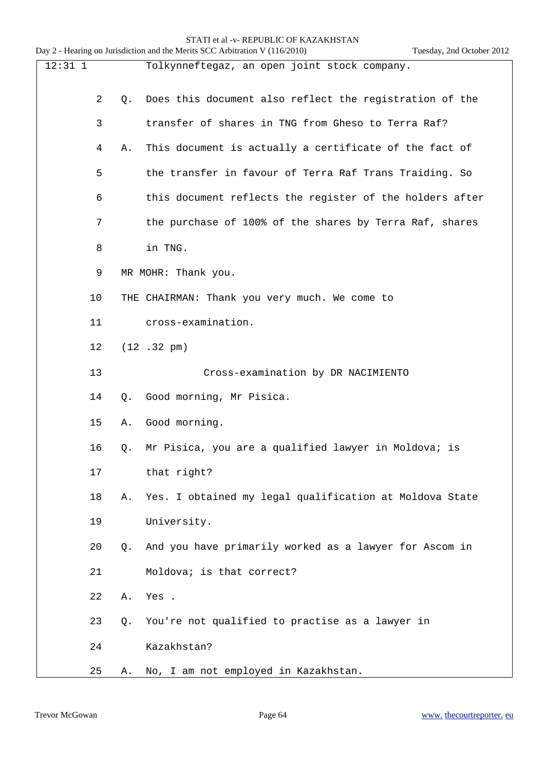12:31 1 Tolkynneftegaz, an open joint stock company.

2 Q. Does this document also reflect the registration of the

3 transfer of shares in TNG from Gheso to Terra Raf?

4 A. This document is actually a certificate of the fact of

5 the transfer in favour of Terra Raf Trans Traiding. So

6 this document reflects the register of the holders after

7 the purchase of 100% of the shares by Terra Raf, shares

8 in TNG.

9 MR MOHR: Thank you.

10 THE CHAIRMAN: Thank you very much. We come to

11 cross-examination.

12 (12 .32 pm)

13 Cross-examination by DR NACIMIENTO

14 Q. Good morning, Mr Pisica.

15 A. Good morning.

16 Q. Mr Pisica, you are a qualified lawyer in Moldova; is

17 that right?

18 A. Yes. I obtained my legal qualification at Moldova State

19 University.

20 Q. And you have primarily worked as a lawyer for Ascom in

21 Moldova; is that correct?

22 A. Yes .

23 Q. You're not qualified to practise as a lawyer in

24 Kazakhstan?

25 A. No, I am not employed in Kazakhstan.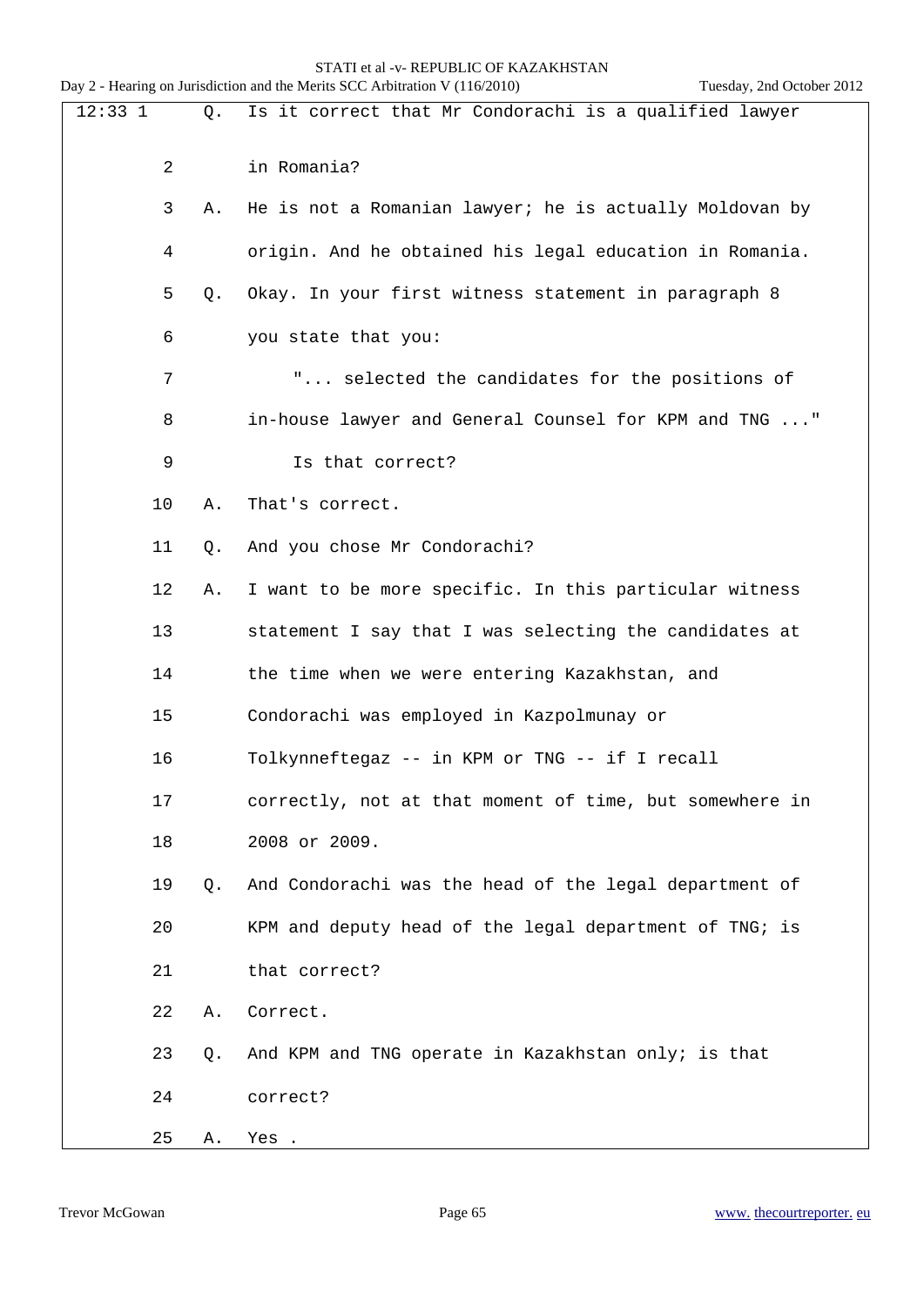12:33 1 Q. Is it correct that Mr Condorachi is a qualified lawyer

2 in Romania?

3 A. He is not a Romanian lawyer; he is actually Moldovan by

4 origin. And he obtained his legal education in Romania.

5 Q. Okay. In your first witness statement in paragraph 8

6 you state that you:

7 "... selected the candidates for the positions of

8 in-house lawyer and General Counsel for KPM and TNG ..."

9 Is that correct?

10 A. That's correct.

11 Q. And you chose Mr Condorachi?

12 A. I want to be more specific. In this particular witness

13 statement I say that I was selecting the candidates at

14 the time when we were entering Kazakhstan, and

15 Condorachi was employed in Kazpolmunay or

16 Tolkynneftegaz -- in KPM or TNG -- if I recall

17 correctly, not at that moment of time, but somewhere in

18 2008 or 2009.

19 Q. And Condorachi was the head of the legal department of

20 KPM and deputy head of the legal department of TNG; is

21 that correct?

22 A. Correct.

23 Q. And KPM and TNG operate in Kazakhstan only; is that

24 correct?

25 A. Yes .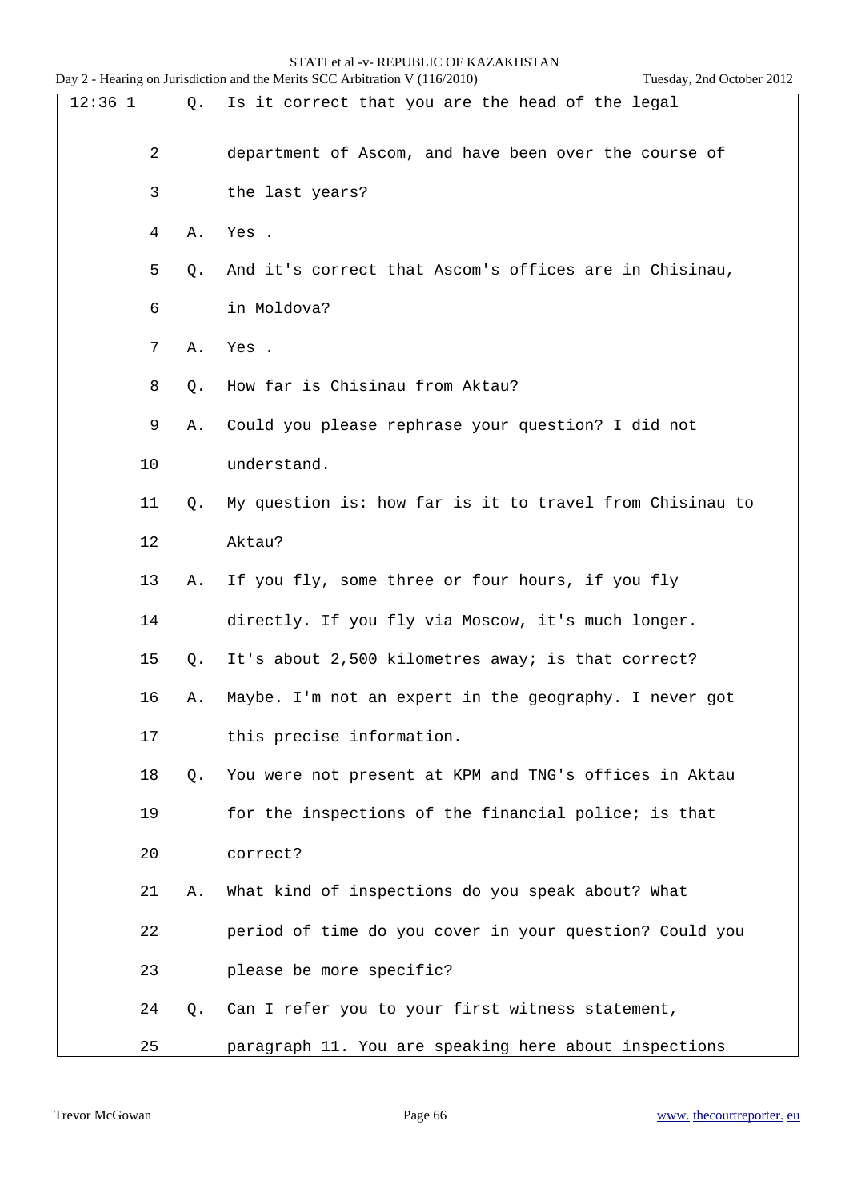12:36 1 Q. Is it correct that you are the head of the legal

2 department of Ascom, and have been over the course of

3 the last years?

4 A. Yes .

5 Q. And it's correct that Ascom's offices are in Chisinau,

6 in Moldova?

7 A. Yes .

8 Q. How far is Chisinau from Aktau?

9 A. Could you please rephrase your question? I did not

10 understand.

11 Q. My question is: how far is it to travel from Chisinau to

12 Aktau?

13 A. If you fly, some three or four hours, if you fly

14 directly. If you fly via Moscow, it's much longer.

15 Q. It's about 2,500 kilometres away; is that correct?

16 A. Maybe. I'm not an expert in the geography. I never got

17 this precise information.

18 Q. You were not present at KPM and TNG's offices in Aktau

19 for the inspections of the financial police; is that

20 correct?

21 A. What kind of inspections do you speak about? What

22 period of time do you cover in your question? Could you

23 please be more specific?

24 Q. Can I refer you to your first witness statement,

25 paragraph 11. You are speaking here about inspections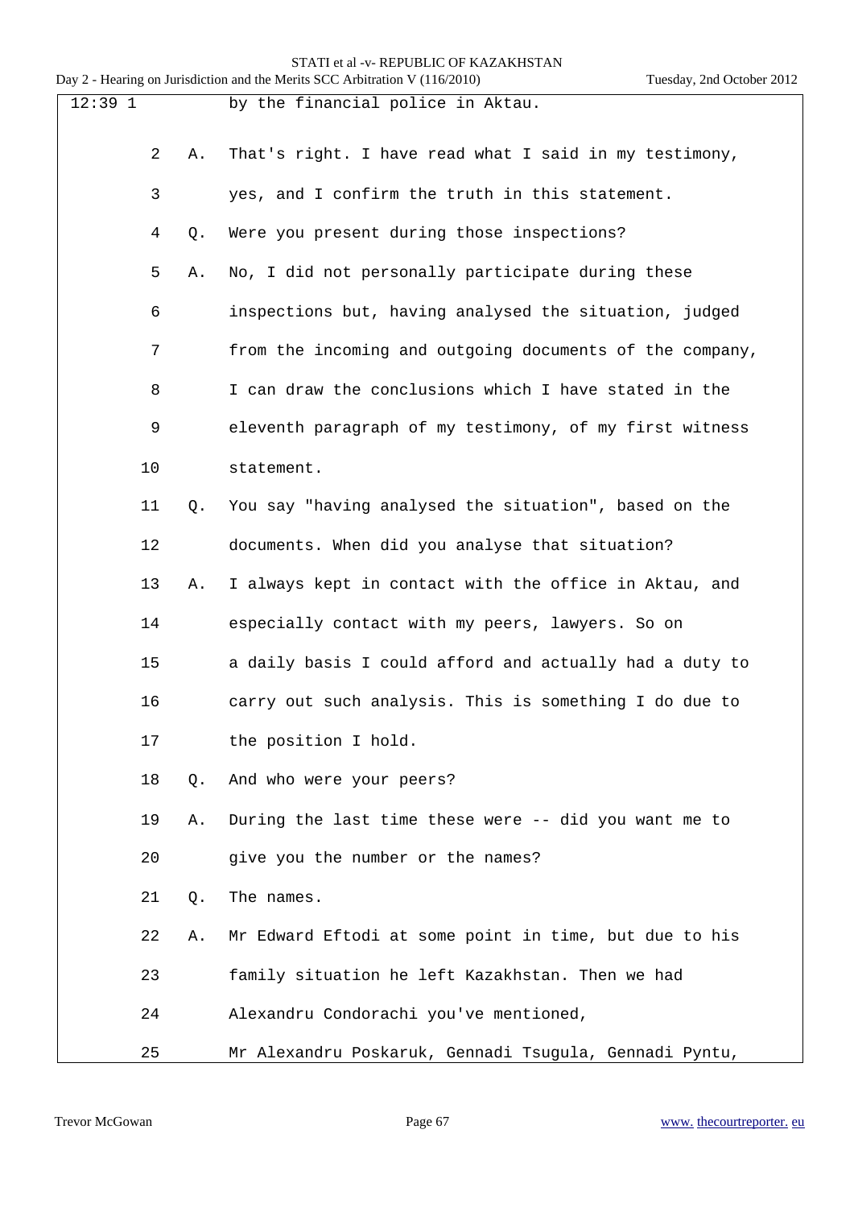12:39 1 by the financial police in Aktau.

2 A. That's right. I have read what I said in my testimony,

3 yes, and I confirm the truth in this statement.

4 Q. Were you present during those inspections?

5 A. No, I did not personally participate during these

6 inspections but, having analysed the situation, judged

7 from the incoming and outgoing documents of the company,

8 I can draw the conclusions which I have stated in the

9 eleventh paragraph of my testimony, of my first witness

10 statement.

11 Q. You say "having analysed the situation", based on the

12 documents. When did you analyse that situation?

13 A. I always kept in contact with the office in Aktau, and

14 especially contact with my peers, lawyers. So on

15 a daily basis I could afford and actually had a duty to

16 carry out such analysis. This is something I do due to

17 the position I hold.

18 Q. And who were your peers?

19 A. During the last time these were -- did you want me to

20 give you the number or the names?

21 Q. The names.

22 A. Mr Edward Eftodi at some point in time, but due to his

23 family situation he left Kazakhstan. Then we had

24 Alexandru Condorachi you've mentioned,

25 Mr Alexandru Poskaruk, Gennadi Tsugula, Gennadi Pyntu,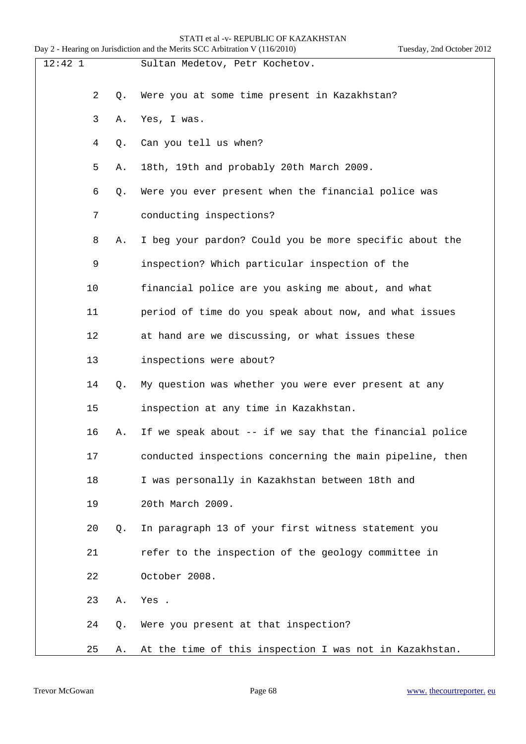12:42 1 Sultan Medetov, Petr Kochetov.

2 Q. Were you at some time present in Kazakhstan?

3 A. Yes, I was.

4 Q. Can you tell us when?

5 A. 18th, 19th and probably 20th March 2009.

6 Q. Were you ever present when the financial police was

7 conducting inspections?

8 A. I beg your pardon? Could you be more specific about the

9 inspection? Which particular inspection of the

10 financial police are you asking me about, and what

11 period of time do you speak about now, and what issues

12 at hand are we discussing, or what issues these

13 inspections were about?

14 Q. My question was whether you were ever present at any

15 inspection at any time in Kazakhstan.

16 A. If we speak about -- if we say that the financial police

17 conducted inspections concerning the main pipeline, then

18 I was personally in Kazakhstan between 18th and

19 20th March 2009.

20 Q. In paragraph 13 of your first witness statement you

21 refer to the inspection of the geology committee in

22 October 2008.

23 A. Yes .

24 Q. Were you present at that inspection?

25 A. At the time of this inspection I was not in Kazakhstan.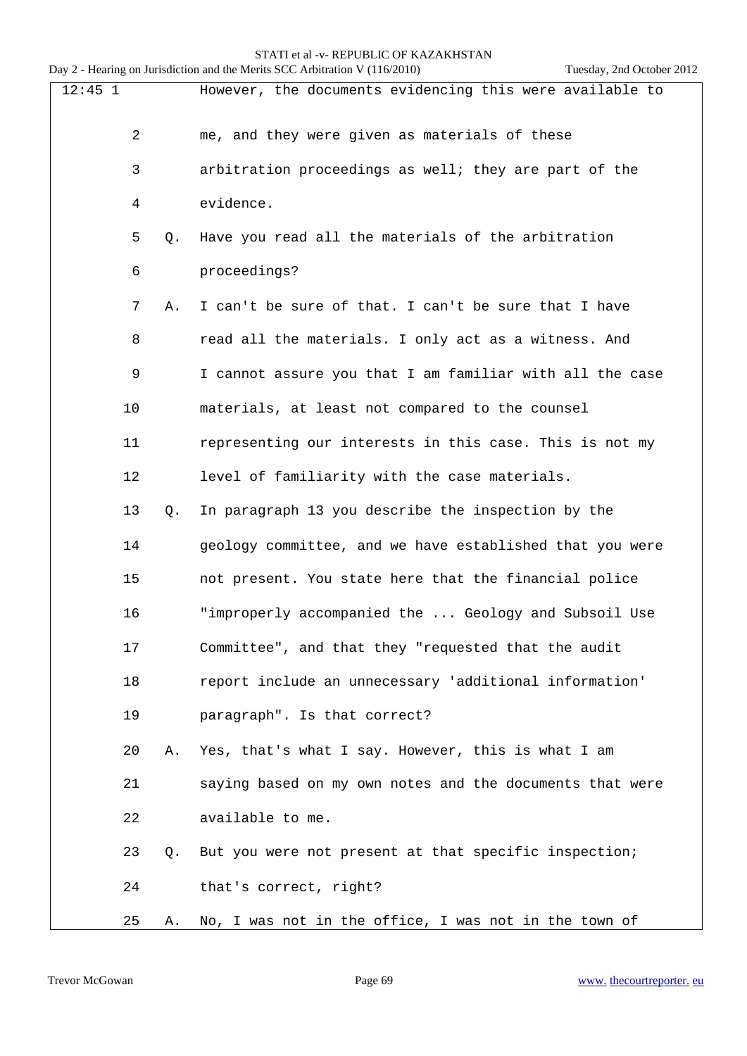12:45 1 However, the documents evidencing this were available to

2 me, and they were given as materials of these

3 arbitration proceedings as well; they are part of the

4 evidence.

5 Q. Have you read all the materials of the arbitration

6 proceedings?

7 A. I can't be sure of that. I can't be sure that I have

8 read all the materials. I only act as a witness. And

9 I cannot assure you that I am familiar with all the case

10 materials, at least not compared to the counsel

11 representing our interests in this case. This is not my

12 level of familiarity with the case materials.

13 Q. In paragraph 13 you describe the inspection by the

14 geology committee, and we have established that you were

15 not present. You state here that the financial police

16 "improperly accompanied the ... Geology and Subsoil Use

17 Committee", and that they "requested that the audit

18 report include an unnecessary 'additional information'

19 paragraph". Is that correct?

20 A. Yes, that's what I say. However, this is what I am

21 saying based on my own notes and the documents that were

22 available to me.

23 Q. But you were not present at that specific inspection;

24 that's correct, right?

25 A. No, I was not in the office, I was not in the town of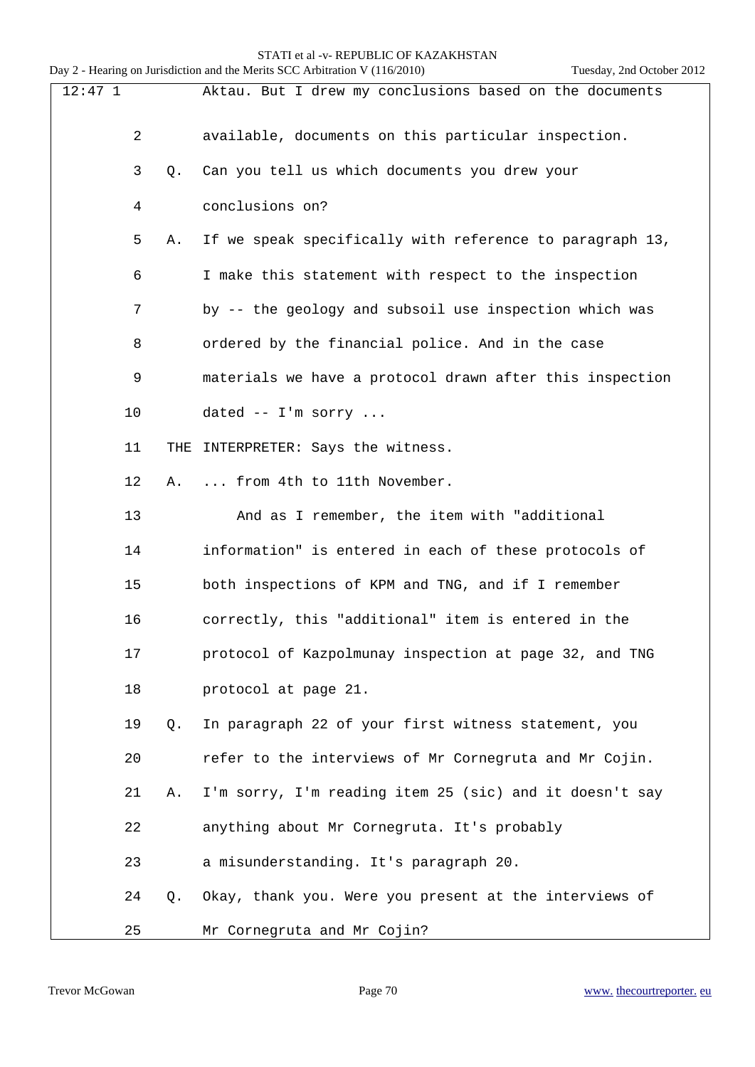12:47 1 Aktau. But I drew my conclusions based on the documents

2 available, documents on this particular inspection.

3 Q. Can you tell us which documents you drew your

4 conclusions on?

5 A. If we speak specifically with reference to paragraph 13,

6 I make this statement with respect to the inspection

7 by -- the geology and subsoil use inspection which was

8 ordered by the financial police. And in the case

9 materials we have a protocol drawn after this inspection

10 dated -- I'm sorry ...

11 THE INTERPRETER: Says the witness.

12 A. ... from 4th to 11th November.

13 And as I remember, the item with "additional

14 information" is entered in each of these protocols of

15 both inspections of KPM and TNG, and if I remember

16 correctly, this "additional" item is entered in the

17 protocol of Kazpolmunay inspection at page 32, and TNG

18 protocol at page 21.

19 Q. In paragraph 22 of your first witness statement, you

20 refer to the interviews of Mr Cornegruta and Mr Cojin.

21 A. I'm sorry, I'm reading item 25 (sic) and it doesn't say

22 anything about Mr Cornegruta. It's probably

23 a misunderstanding. It's paragraph 20.

24 Q. Okay, thank you. Were you present at the interviews of

25 Mr Cornegruta and Mr Cojin?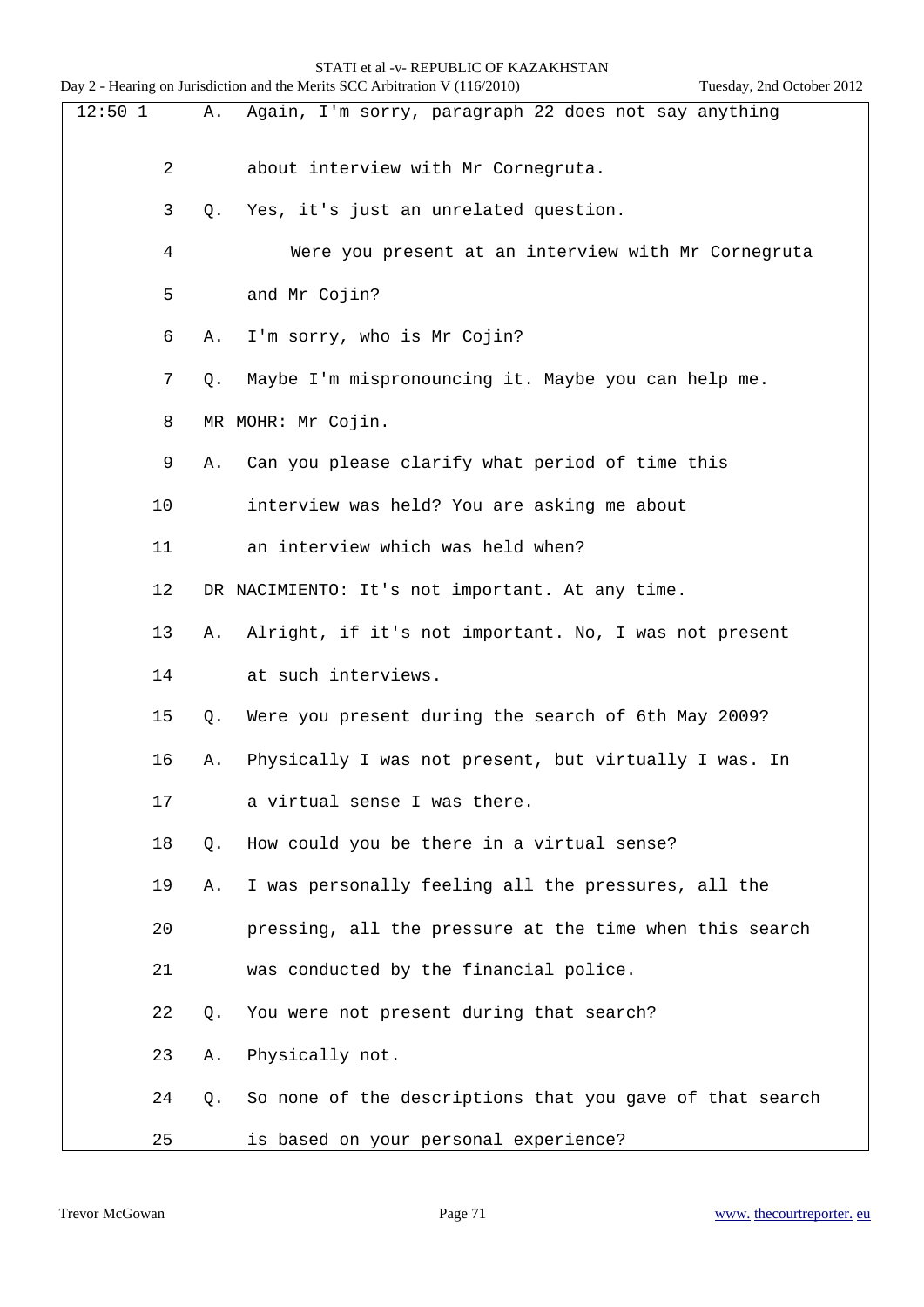12:50 1 A. Again, I'm sorry, paragraph 22 does not say anything

2 about interview with Mr Cornegruta.

3 Q. Yes, it's just an unrelated question.

4 Were you present at an interview with Mr Cornegruta

5 and Mr Cojin?

6 A. I'm sorry, who is Mr Cojin?

7 Q. Maybe I'm mispronouncing it. Maybe you can help me.

8 MR MOHR: Mr Cojin.

9 A. Can you please clarify what period of time this

10 interview was held? You are asking me about

11 an interview which was held when?

12 DR NACIMIENTO: It's not important. At any time.

13 A. Alright, if it's not important. No, I was not present

14 at such interviews.

15 Q. Were you present during the search of 6th May 2009?

16 A. Physically I was not present, but virtually I was. In

17 a virtual sense I was there.

18 Q. How could you be there in a virtual sense?

19 A. I was personally feeling all the pressures, all the

20 pressing, all the pressure at the time when this search

21 was conducted by the financial police.

22 Q. You were not present during that search?

23 A. Physically not.

24 Q. So none of the descriptions that you gave of that search

25 is based on your personal experience?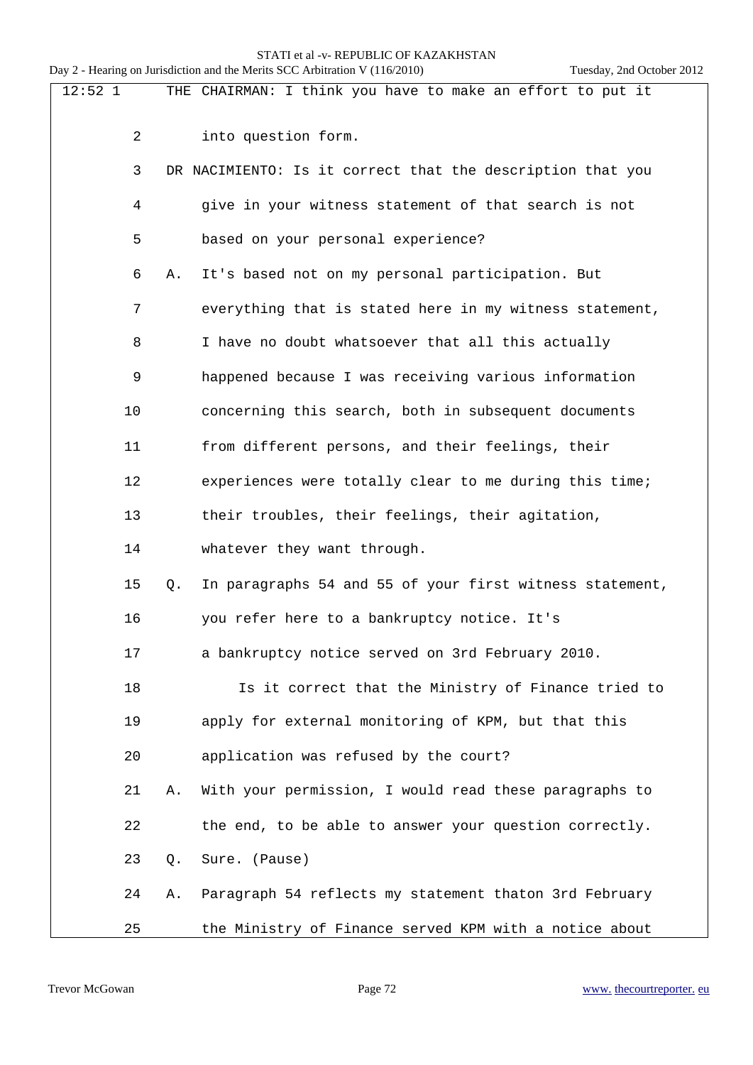12:52 1 THE CHAIRMAN: I think you have to make an effort to put it

2 into question form.

3 DR NACIMIENTO: Is it correct that the description that you

4 give in your witness statement of that search is not

5 based on your personal experience?

6 A. It's based not on my personal participation. But

7 everything that is stated here in my witness statement,

8 I have no doubt whatsoever that all this actually

9 happened because I was receiving various information

10 concerning this search, both in subsequent documents

11 from different persons, and their feelings, their

12 experiences were totally clear to me during this time;

13 their troubles, their feelings, their agitation,

14 whatever they want through.

15 Q. In paragraphs 54 and 55 of your first witness statement,

16 you refer here to a bankruptcy notice. It's

17 a bankruptcy notice served on 3rd February 2010.

18 Is it correct that the Ministry of Finance tried to

19 apply for external monitoring of KPM, but that this

20 application was refused by the court?

21 A. With your permission, I would read these paragraphs to

22 the end, to be able to answer your question correctly.

23 Q. Sure. (Pause)

24 A. Paragraph 54 reflects my statement thaton 3rd February

25 the Ministry of Finance served KPM with a notice about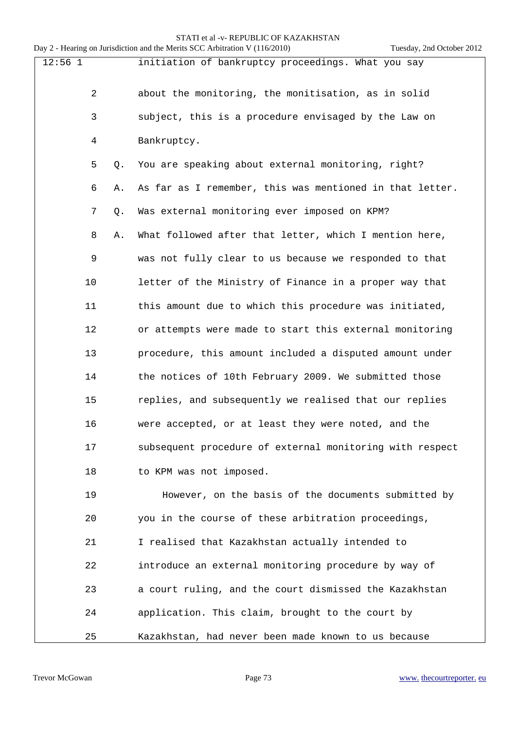12:56 1 initiation of bankruptcy proceedings. What you say

2 about the monitoring, the monitisation, as in solid

3 subject, this is a procedure envisaged by the Law on

4 Bankruptcy.

5 Q. You are speaking about external monitoring, right?

6 A. As far as I remember, this was mentioned in that letter.

7 Q. Was external monitoring ever imposed on KPM?

8 A. What followed after that letter, which I mention here,

9 was not fully clear to us because we responded to that

10 letter of the Ministry of Finance in a proper way that

11 this amount due to which this procedure was initiated,

12 or attempts were made to start this external monitoring

13 procedure, this amount included a disputed amount under

14 the notices of 10th February 2009. We submitted those

15 replies, and subsequently we realised that our replies

16 were accepted, or at least they were noted, and the

17 subsequent procedure of external monitoring with respect

18 to KPM was not imposed.

19 However, on the basis of the documents submitted by

20 you in the course of these arbitration proceedings,

21 I realised that Kazakhstan actually intended to

22 introduce an external monitoring procedure by way of

23 a court ruling, and the court dismissed the Kazakhstan

24 application. This claim, brought to the court by

25 Kazakhstan, had never been made known to us because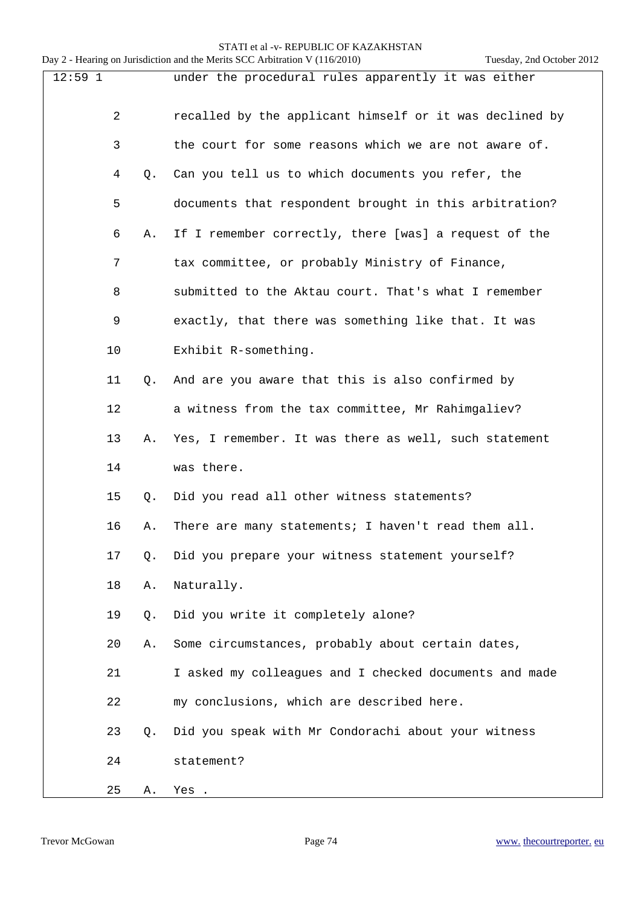12:59 1 under the procedural rules apparently it was either

2 recalled by the applicant himself or it was declined by

3 the court for some reasons which we are not aware of.

4 Q. Can you tell us to which documents you refer, the

5 documents that respondent brought in this arbitration?

6 A. If I remember correctly, there [was] a request of the

7 tax committee, or probably Ministry of Finance,

8 submitted to the Aktau court. That's what I remember

9 exactly, that there was something like that. It was

10 Exhibit R-something.

11 Q. And are you aware that this is also confirmed by

12 a witness from the tax committee, Mr Rahimgaliev?

13 A. Yes, I remember. It was there as well, such statement

14 was there.

15 Q. Did you read all other witness statements?

16 A. There are many statements; I haven't read them all.

17 Q. Did you prepare your witness statement yourself?

18 A. Naturally.

19 Q. Did you write it completely alone?

20 A. Some circumstances, probably about certain dates,

21 I asked my colleagues and I checked documents and made

22 my conclusions, which are described here.

23 Q. Did you speak with Mr Condorachi about your witness

24 statement?

25 A. Yes .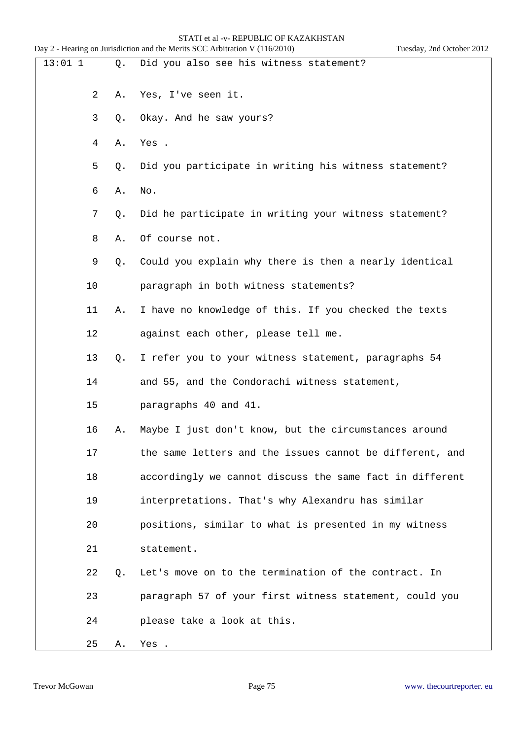13:01 1 Q. Did you also see his witness statement?

2 A. Yes, I've seen it.

3 Q. Okay. And he saw yours?

4 A. Yes .

5 Q. Did you participate in writing his witness statement?

6 A. No.

7 Q. Did he participate in writing your witness statement?

8 A. Of course not.

9 Q. Could you explain why there is then a nearly identical

10 paragraph in both witness statements?

11 A. I have no knowledge of this. If you checked the texts

12 against each other, please tell me.

13 Q. I refer you to your witness statement, paragraphs 54

14 and 55, and the Condorachi witness statement,

15 paragraphs 40 and 41.

16 A. Maybe I just don't know, but the circumstances around

17 the same letters and the issues cannot be different, and

18 accordingly we cannot discuss the same fact in different

19 interpretations. That's why Alexandru has similar

20 positions, similar to what is presented in my witness

21 statement.

22 Q. Let's move on to the termination of the contract. In

23 paragraph 57 of your first witness statement, could you

24 please take a look at this.

25 A. Yes .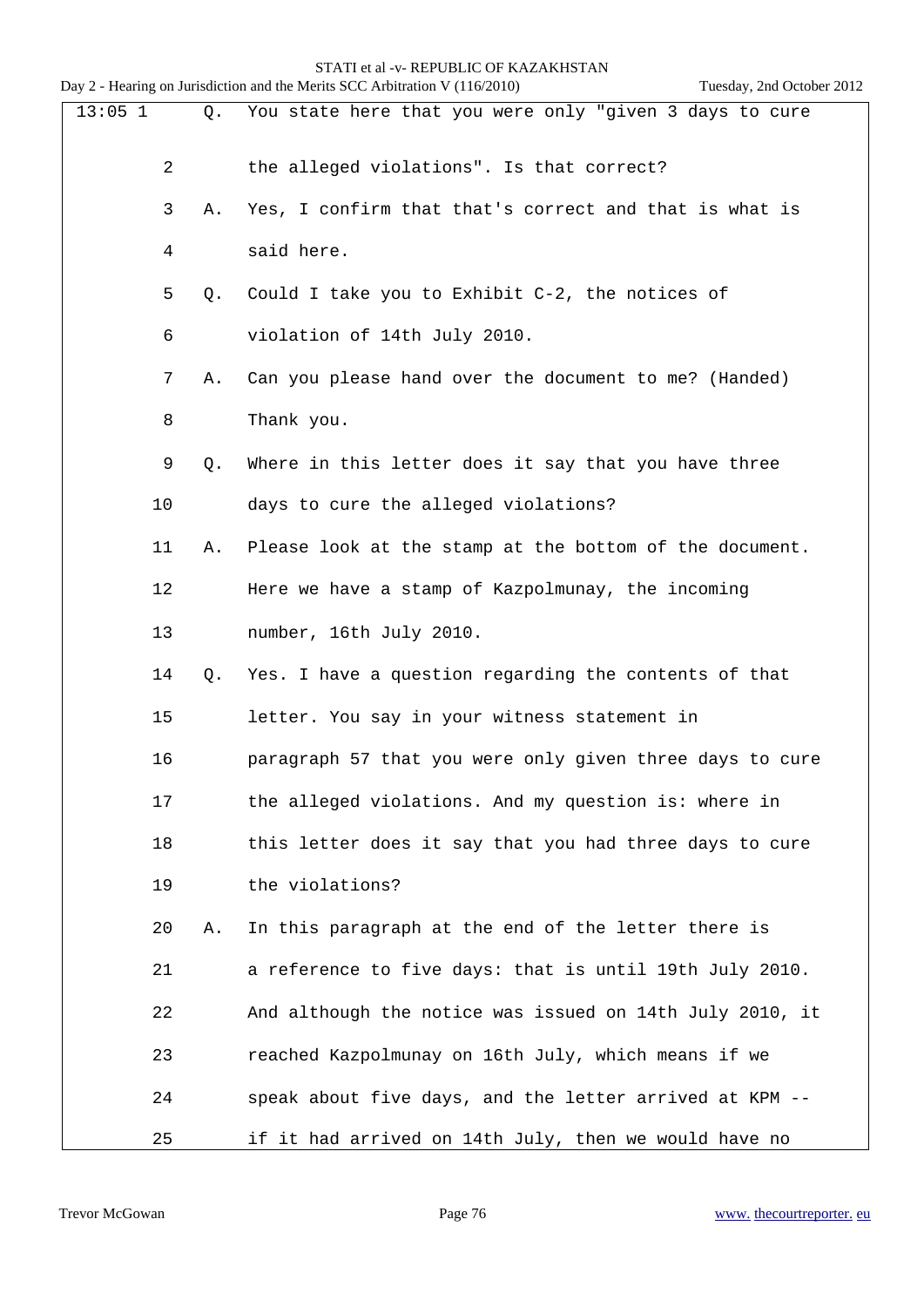13:05 1 Q. You state here that you were only "given 3 days to cure

2 the alleged violations". Is that correct?

3 A. Yes, I confirm that that's correct and that is what is

4 said here.

5 Q. Could I take you to Exhibit C-2, the notices of

6 violation of 14th July 2010.

7 A. Can you please hand over the document to me? (Handed)

8 Thank you.

9 Q. Where in this letter does it say that you have three

10 days to cure the alleged violations?

11 A. Please look at the stamp at the bottom of the document.

12 Here we have a stamp of Kazpolmunay, the incoming

13 number, 16th July 2010.

14 Q. Yes. I have a question regarding the contents of that

15 letter. You say in your witness statement in

16 paragraph 57 that you were only given three days to cure

17 the alleged violations. And my question is: where in

18 this letter does it say that you had three days to cure

19 the violations?

20 A. In this paragraph at the end of the letter there is

21 a reference to five days: that is until 19th July 2010.

22 And although the notice was issued on 14th July 2010, it

23 reached Kazpolmunay on 16th July, which means if we

24 speak about five days, and the letter arrived at KPM --

25 if it had arrived on 14th July, then we would have no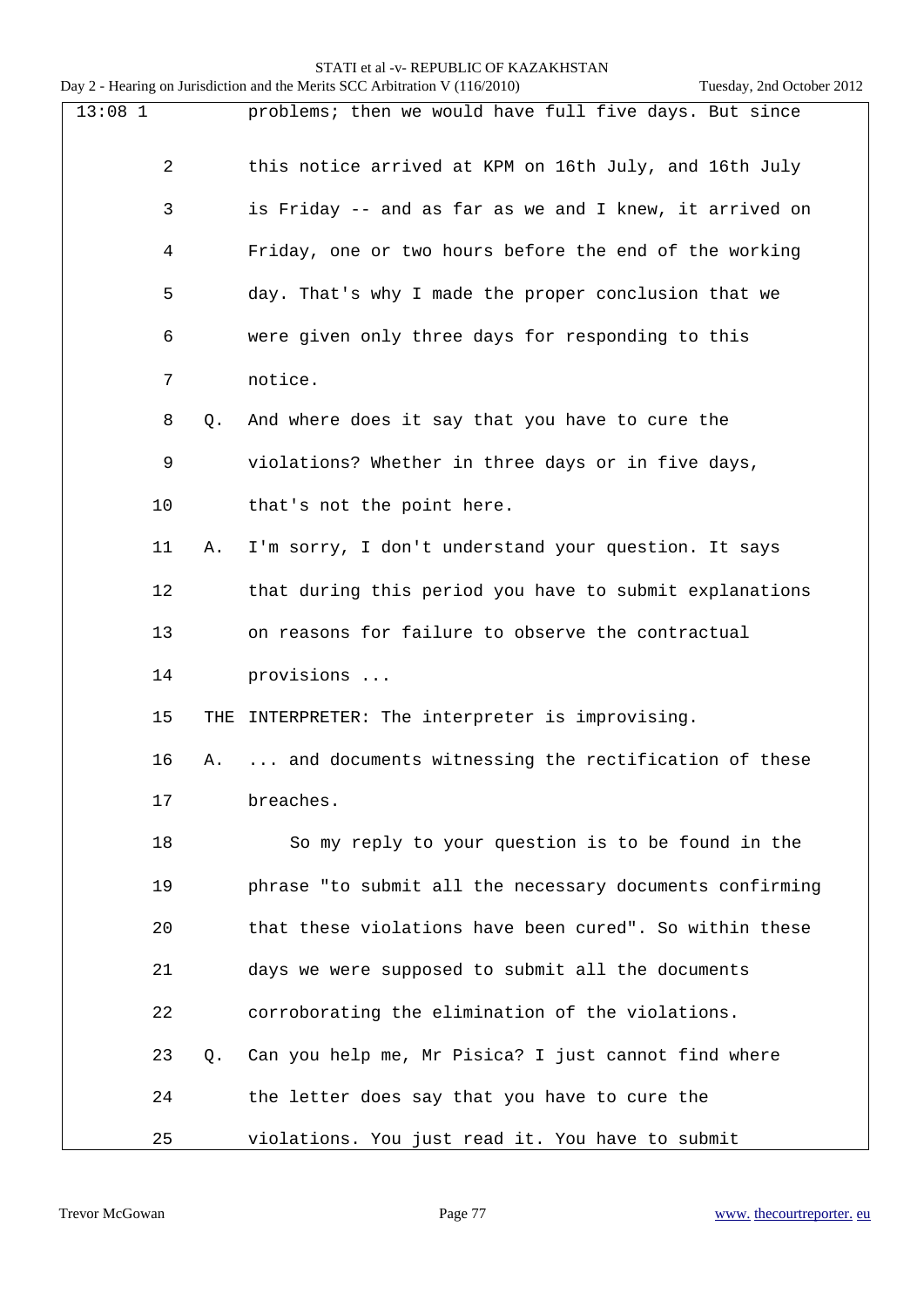13:08 1 problems; then we would have full five days. But since

2 this notice arrived at KPM on 16th July, and 16th July

3 is Friday -- and as far as we and I knew, it arrived on

4 Friday, one or two hours before the end of the working

5 day. That's why I made the proper conclusion that we

6 were given only three days for responding to this

7 notice.

8 Q. And where does it say that you have to cure the

9 violations? Whether in three days or in five days,

10 that's not the point here.

11 A. I'm sorry, I don't understand your question. It says

12 that during this period you have to submit explanations

13 on reasons for failure to observe the contractual

14 provisions ...

15 THE INTERPRETER: The interpreter is improvising.

16 A. ... and documents witnessing the rectification of these

17 breaches.

18 So my reply to your question is to be found in the

19 phrase "to submit all the necessary documents confirming

20 that these violations have been cured". So within these

21 days we were supposed to submit all the documents

22 corroborating the elimination of the violations.

23 Q. Can you help me, Mr Pisica? I just cannot find where

24 the letter does say that you have to cure the

25 violations. You just read it. You have to submit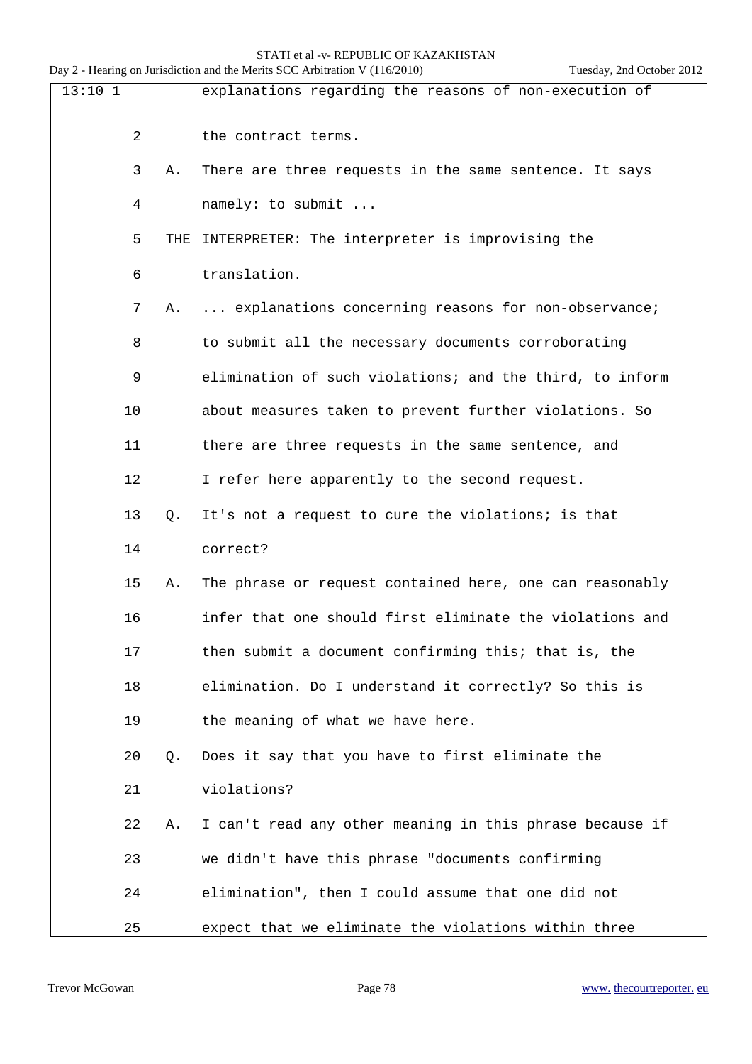13:10 1 explanations regarding the reasons of non-execution of

2 the contract terms.

3 A. There are three requests in the same sentence. It says

4 namely: to submit ...

5 THE INTERPRETER: The interpreter is improvising the

6 translation.

7 A. ... explanations concerning reasons for non-observance;

8 to submit all the necessary documents corroborating

9 elimination of such violations; and the third, to inform

10 about measures taken to prevent further violations. So

11 there are three requests in the same sentence, and

12 I refer here apparently to the second request.

13 Q. It's not a request to cure the violations; is that

14 correct?

15 A. The phrase or request contained here, one can reasonably

16 infer that one should first eliminate the violations and

17 then submit a document confirming this; that is, the

18 elimination. Do I understand it correctly? So this is

19 the meaning of what we have here.

20 Q. Does it say that you have to first eliminate the

21 violations?

22 A. I can't read any other meaning in this phrase because if

23 we didn't have this phrase "documents confirming

24 elimination", then I could assume that one did not

25 expect that we eliminate the violations within three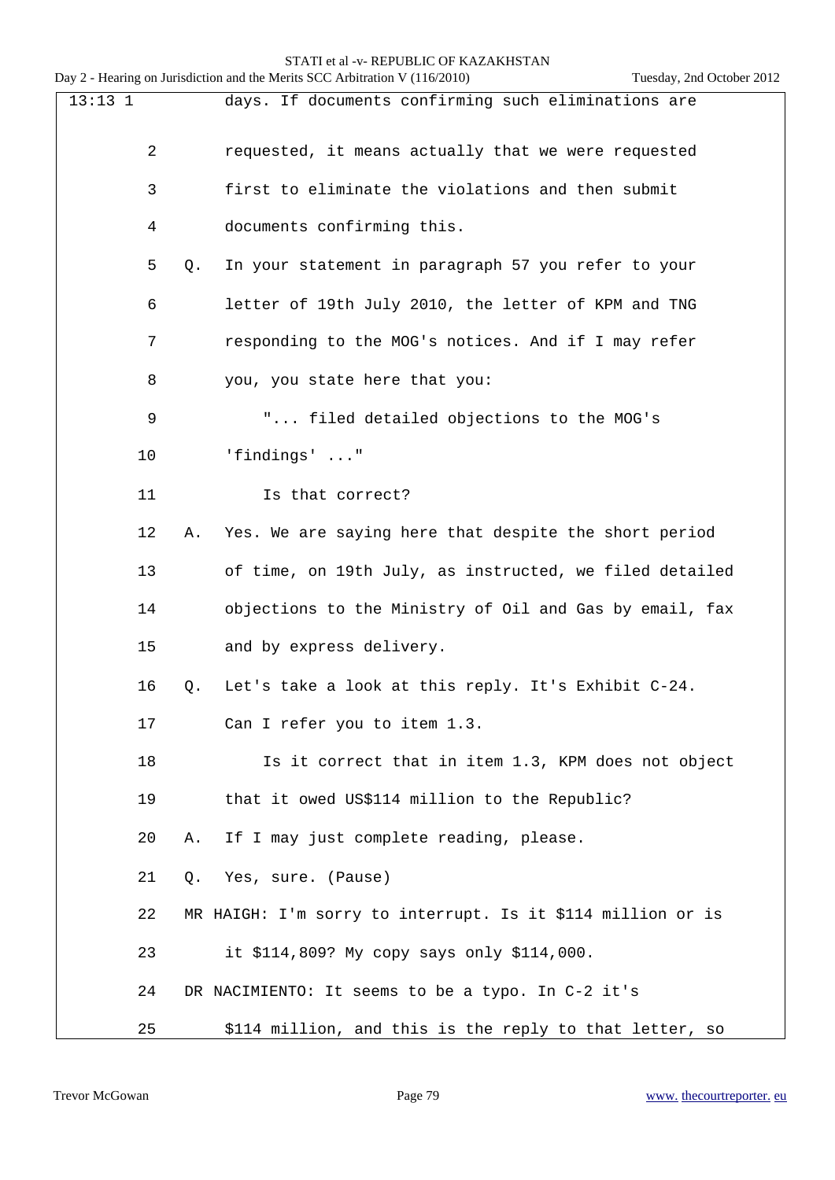13:13 1 days. If documents confirming such eliminations are

2 requested, it means actually that we were requested

3 first to eliminate the violations and then submit

4 documents confirming this.

5 Q. In your statement in paragraph 57 you refer to your

6 letter of 19th July 2010, the letter of KPM and TNG

7 responding to the MOG's notices. And if I may refer

8 you, you state here that you:

9 "... filed detailed objections to the MOG's

10 'findings' ..."

11 Is that correct?

12 A. Yes. We are saying here that despite the short period

13 of time, on 19th July, as instructed, we filed detailed

14 objections to the Ministry of Oil and Gas by email, fax

15 and by express delivery.

16 Q. Let's take a look at this reply. It's Exhibit C-24.

17 Can I refer you to item 1.3.

18 Is it correct that in item 1.3, KPM does not object

19 that it owed US$114 million to the Republic?

20 A. If I may just complete reading, please.

21 Q. Yes, sure. (Pause)

22 MR HAIGH: I'm sorry to interrupt. Is it $114 million or is

23 it $114,809? My copy says only $114,000.

24 DR NACIMIENTO: It seems to be a typo. In C-2 it's

25 $114 million, and this is the reply to that letter, so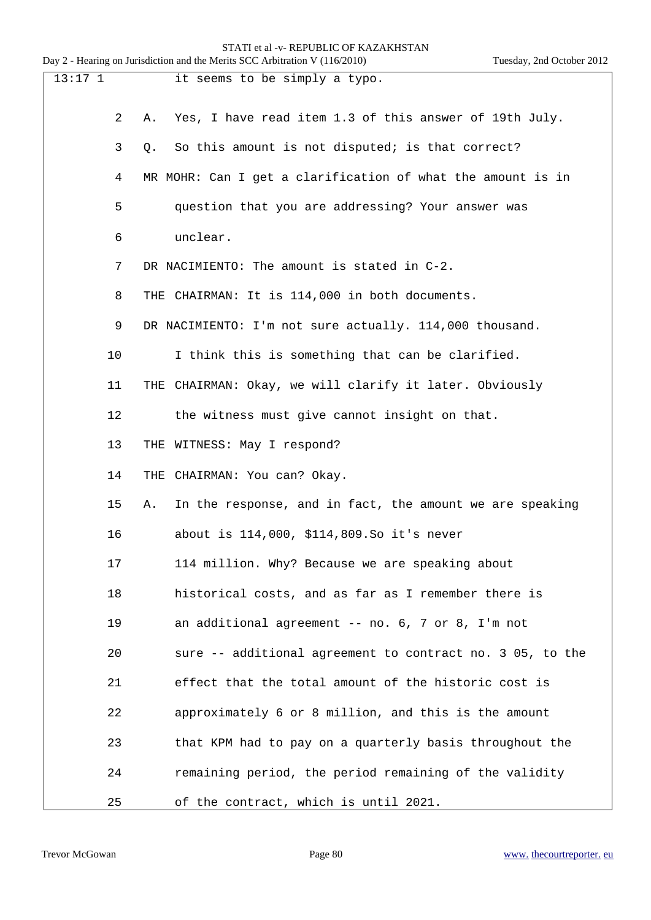13:17 1 it seems to be simply a typo.

2 A. Yes, I have read item 1.3 of this answer of 19th July.

3 Q. So this amount is not disputed; is that correct?

4 MR MOHR: Can I get a clarification of what the amount is in

5 question that you are addressing? Your answer was

6 unclear.

7 DR NACIMIENTO: The amount is stated in C-2.

8 THE CHAIRMAN: It is 114,000 in both documents.

9 DR NACIMIENTO: I'm not sure actually. 114,000 thousand.

10 I think this is something that can be clarified.

11 THE CHAIRMAN: Okay, we will clarify it later. Obviously

12 the witness must give cannot insight on that.

13 THE WITNESS: May I respond?

14 THE CHAIRMAN: You can? Okay.

15 A. In the response, and in fact, the amount we are speaking

16 about is 114,000, $114,809.So it's never

17 114 million. Why? Because we are speaking about

18 historical costs, and as far as I remember there is

19 an additional agreement -- no. 6, 7 or 8, I'm not

20 sure -- additional agreement to contract no. 3 05, to the

21 effect that the total amount of the historic cost is

22 approximately 6 or 8 million, and this is the amount

23 that KPM had to pay on a quarterly basis throughout the

24 remaining period, the period remaining of the validity

25 of the contract, which is until 2021.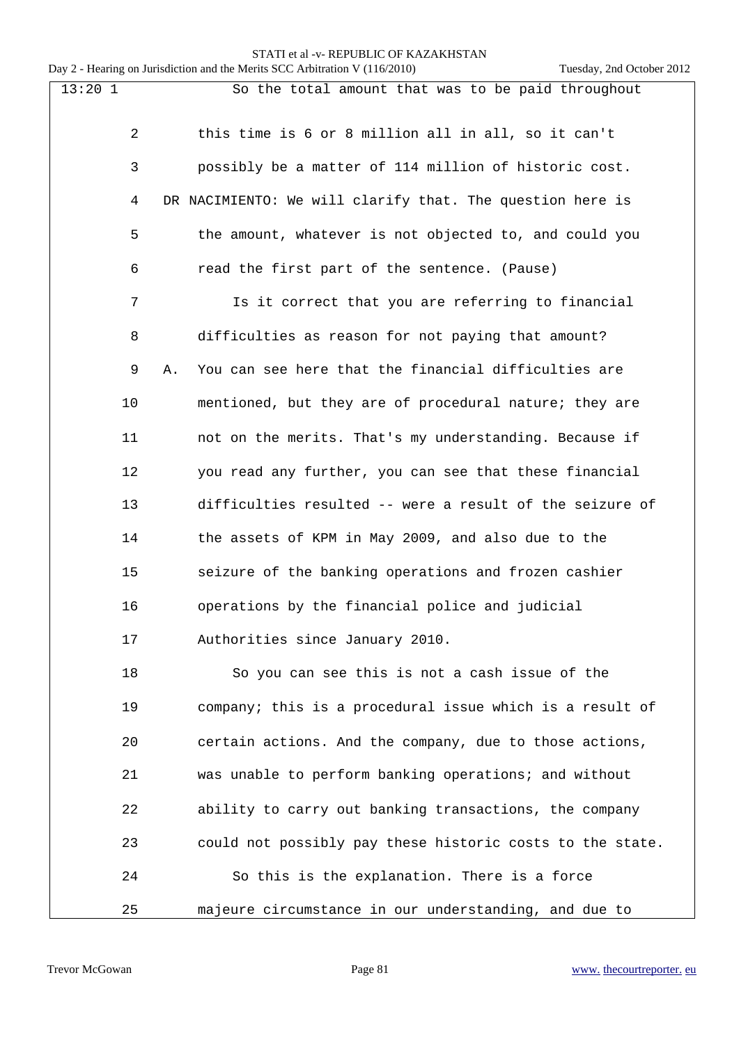13:20 1 So the total amount that was to be paid throughout

2 this time is 6 or 8 million all in all, so it can't

3 possibly be a matter of 114 million of historic cost.

4 DR NACIMIENTO: We will clarify that. The question here is

5 the amount, whatever is not objected to, and could you

6 read the first part of the sentence. (Pause)

7 Is it correct that you are referring to financial

8 difficulties as reason for not paying that amount?

9 A. You can see here that the financial difficulties are

10 mentioned, but they are of procedural nature; they are

11 not on the merits. That's my understanding. Because if

12 you read any further, you can see that these financial

13 difficulties resulted -- were a result of the seizure of

14 the assets of KPM in May 2009, and also due to the

15 seizure of the banking operations and frozen cashier

16 operations by the financial police and judicial

17 Authorities since January 2010.

18 So you can see this is not a cash issue of the

19 company; this is a procedural issue which is a result of

20 certain actions. And the company, due to those actions,

21 was unable to perform banking operations; and without

22 ability to carry out banking transactions, the company

23 could not possibly pay these historic costs to the state.

24 So this is the explanation. There is a force

25 majeure circumstance in our understanding, and due to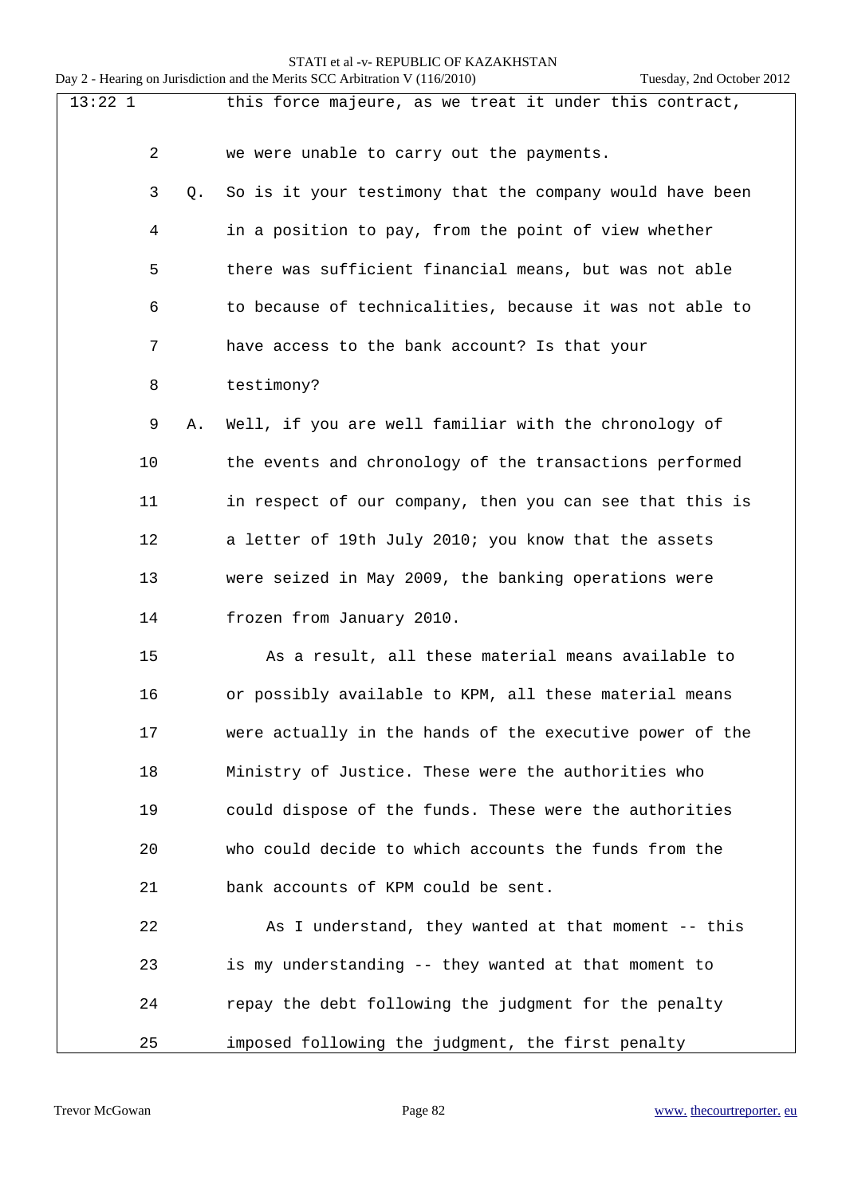13:22 1 this force majeure, as we treat it under this contract,

2 we were unable to carry out the payments.

3 Q. So is it your testimony that the company would have been

4 in a position to pay, from the point of view whether

5 there was sufficient financial means, but was not able

6 to because of technicalities, because it was not able to

7 have access to the bank account? Is that your

8 testimony?

9 A. Well, if you are well familiar with the chronology of

10 the events and chronology of the transactions performed

11 in respect of our company, then you can see that this is

12 a letter of 19th July 2010; you know that the assets

13 were seized in May 2009, the banking operations were

14 frozen from January 2010.

15 As a result, all these material means available to

16 or possibly available to KPM, all these material means

17 were actually in the hands of the executive power of the

18 Ministry of Justice. These were the authorities who

19 could dispose of the funds. These were the authorities

20 who could decide to which accounts the funds from the

21 bank accounts of KPM could be sent.

22 As I understand, they wanted at that moment -- this

23 is my understanding -- they wanted at that moment to

24 repay the debt following the judgment for the penalty

25 imposed following the judgment, the first penalty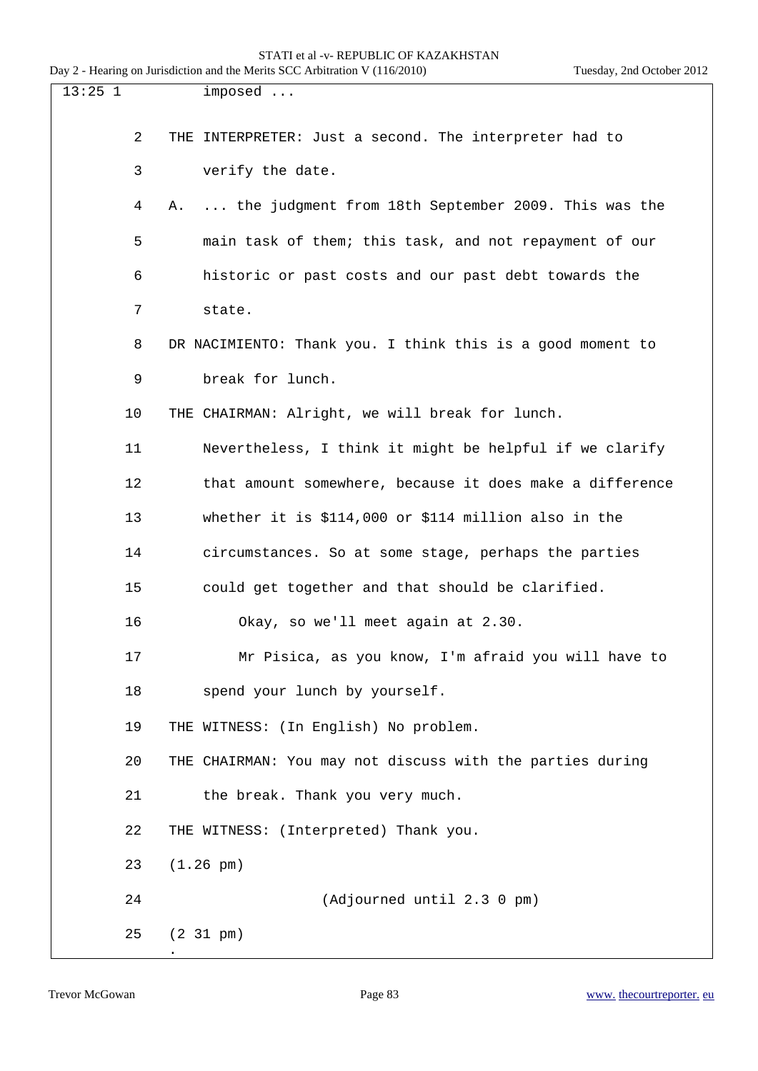13:25 1 imposed ...

2 THE INTERPRETER: Just a second. The interpreter had to

3 verify the date.

4 A. ... the judgment from 18th September 2009. This was the

5 main task of them; this task, and not repayment of our

6 historic or past costs and our past debt towards the

7 state.

8 DR NACIMIENTO: Thank you. I think this is a good moment to

9 break for lunch.

10 THE CHAIRMAN: Alright, we will break for lunch.

11 Nevertheless, I think it might be helpful if we clarify

12 that amount somewhere, because it does make a difference

13 whether it is $114,000 or $114 million also in the

14 circumstances. So at some stage, perhaps the parties

15 could get together and that should be clarified.

16 Okay, so we'll meet again at 2.30.

17 Mr Pisica, as you know, I'm afraid you will have to

18 spend your lunch by yourself.

19 THE WITNESS: (In English) No problem.

20 THE CHAIRMAN: You may not discuss with the parties during

21 the break. Thank you very much.

22 THE WITNESS: (Interpreted) Thank you.

23 (1.26 pm)

24 (Adjourned until 2.3 0 pm)

25 (2 31 pm)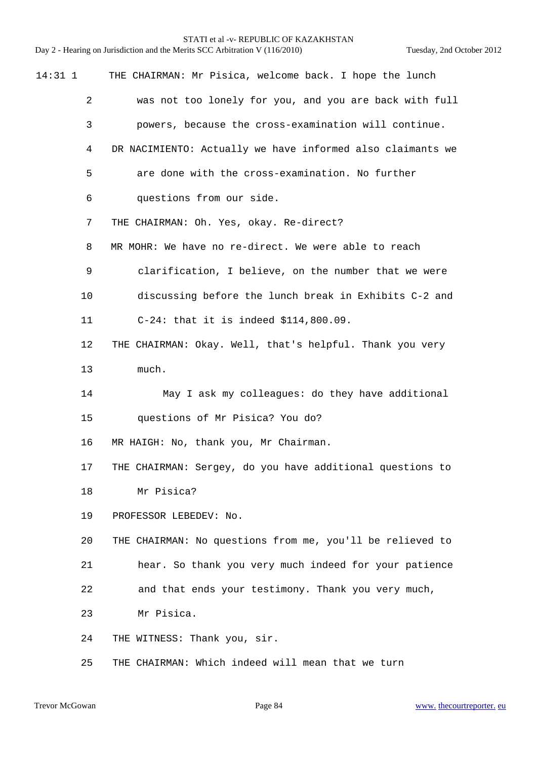14:31 1 THE CHAIRMAN: Mr Pisica, welcome back. I hope the lunch
2 was not too lonely for you, and you are back with full
3 powers, because the cross-examination will continue.
4 DR NACIMIENTO: Actually we have informed also claimants we
5 are done with the cross-examination. No further
6 questions from our side.
7 THE CHAIRMAN: Oh. Yes, okay. Re-direct?
8 MR MOHR: We have no re-direct. We were able to reach
9 clarification, I believe, on the number that we were
10 discussing before the lunch break in Exhibits C-2 and
11 C-24: that it is indeed $114,800.09.
12 THE CHAIRMAN: Okay. Well, that's helpful. Thank you very
13 much.
14 May I ask my colleagues: do they have additional
15 questions of Mr Pisica? You do?
16 MR HAIGH: No, thank you, Mr Chairman.
17 THE CHAIRMAN: Sergey, do you have additional questions to
18 Mr Pisica?
19 PROFESSOR LEBEDEV: No.
20 THE CHAIRMAN: No questions from me, you'll be relieved to
21 hear. So thank you very much indeed for your patience
22 and that ends your testimony. Thank you very much,
23 Mr Pisica.
24 THE WITNESS: Thank you, sir.
25 THE CHAIRMAN: Which indeed will mean that we turn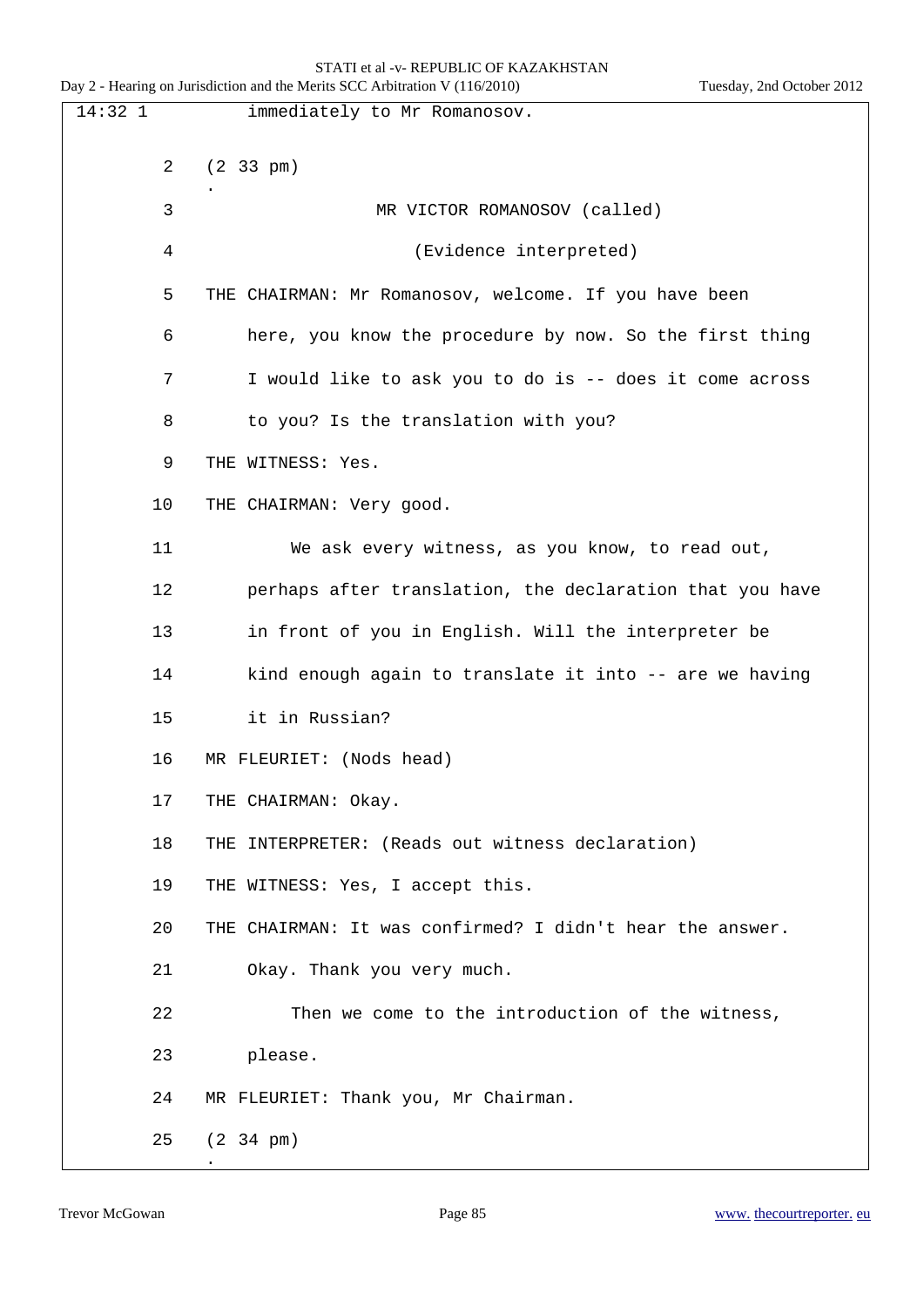14:32 1 immediately to Mr Romanosov.

2 (2 33 pm)

3 MR VICTOR ROMANOSOV (called)

4 (Evidence interpreted)

5 THE CHAIRMAN: Mr Romanosov, welcome. If you have been

6 here, you know the procedure by now. So the first thing

7 I would like to ask you to do is -- does it come across

8 to you? Is the translation with you?

9 THE WITNESS: Yes.

10 THE CHAIRMAN: Very good.

11 We ask every witness, as you know, to read out,

12 perhaps after translation, the declaration that you have

13 in front of you in English. Will the interpreter be

14 kind enough again to translate it into -- are we having

15 it in Russian?

16 MR FLEURIET: (Nods head)

17 THE CHAIRMAN: Okay.

18 THE INTERPRETER: (Reads out witness declaration)

19 THE WITNESS: Yes, I accept this.

20 THE CHAIRMAN: It was confirmed? I didn't hear the answer.

21 Okay. Thank you very much.

22 Then we come to the introduction of the witness,

23 please.

24 MR FLEURIET: Thank you, Mr Chairman.

25 (2 34 pm)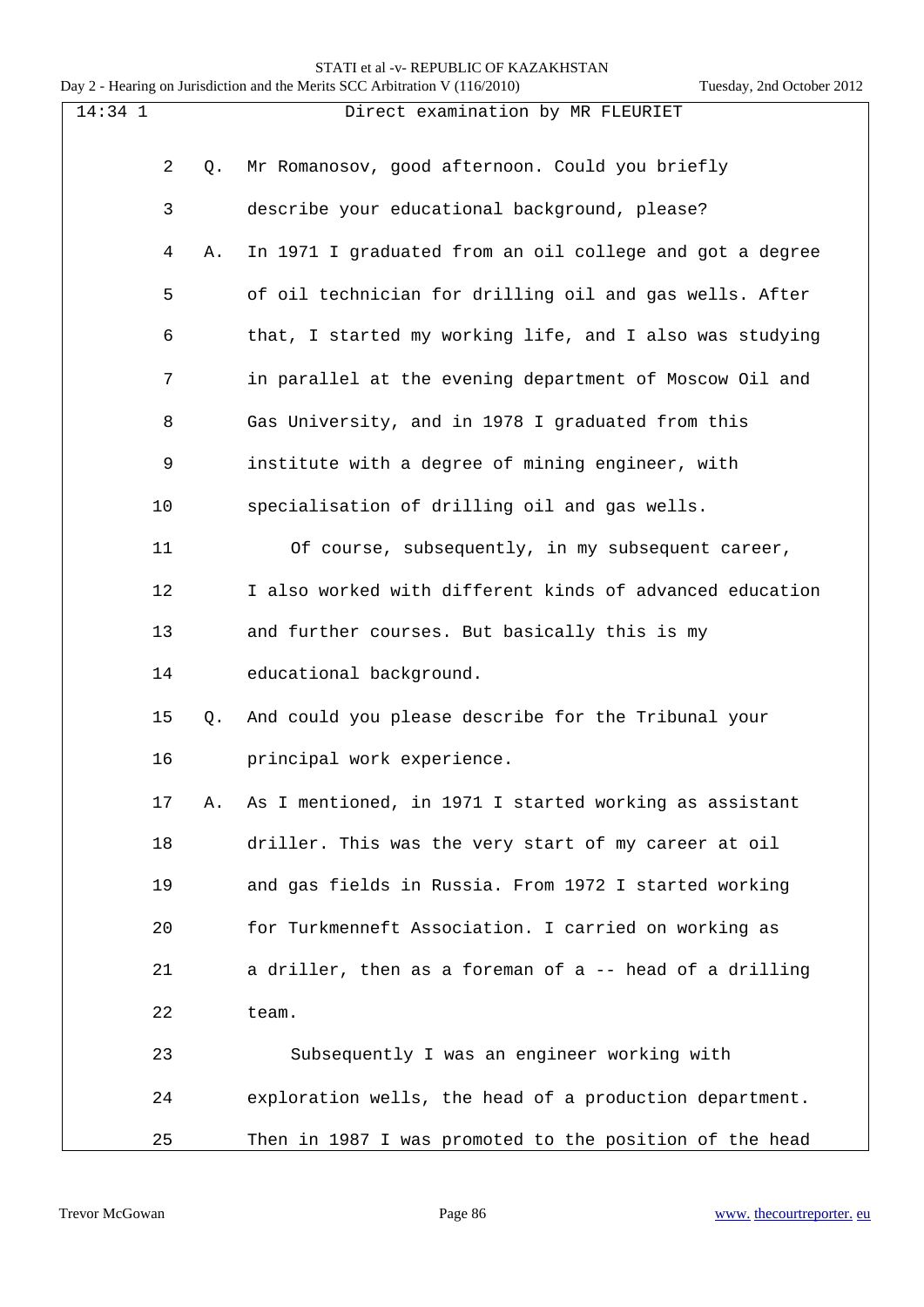Direct examination by MR FLEURIET

Q. Mr Romanosov, good afternoon. Could you briefly describe your educational background, please?

A. In 1971 I graduated from an oil college and got a degree of oil technician for drilling oil and gas wells. After that, I started my working life, and I also was studying in parallel at the evening department of Moscow Oil and Gas University, and in 1978 I graduated from this institute with a degree of mining engineer, with specialisation of drilling oil and gas wells.

Of course, subsequently, in my subsequent career, I also worked with different kinds of advanced education and further courses. But basically this is my educational background.

Q. And could you please describe for the Tribunal your principal work experience.

A. As I mentioned, in 1971 I started working as assistant driller. This was the very start of my career at oil and gas fields in Russia. From 1972 I started working for Turkmenneft Association. I carried on working as a driller, then as a foreman of a -- head of a drilling team.

Subsequently I was an engineer working with exploration wells, the head of a production department. Then in 1987 I was promoted to the position of the head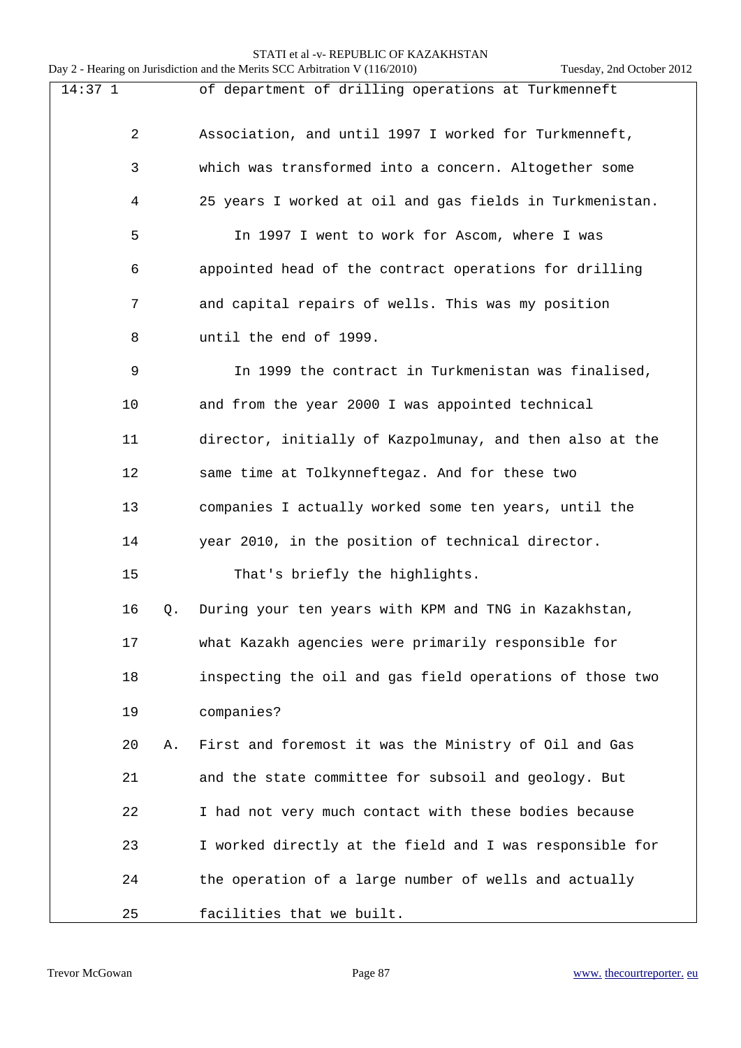14:37 1 of department of drilling operations at Turkmenneft

2 Association, and until 1997 I worked for Turkmenneft,

3 which was transformed into a concern. Altogether some

4 25 years I worked at oil and gas fields in Turkmenistan.

5 In 1997 I went to work for Ascom, where I was

6 appointed head of the contract operations for drilling

7 and capital repairs of wells. This was my position

8 until the end of 1999.

9 In 1999 the contract in Turkmenistan was finalised,

10 and from the year 2000 I was appointed technical

11 director, initially of Kazpolmunay, and then also at the

12 same time at Tolkynneftegaz. And for these two

13 companies I actually worked some ten years, until the

14 year 2010, in the position of technical director.

15 That's briefly the highlights.

16 Q. During your ten years with KPM and TNG in Kazakhstan,

17 what Kazakh agencies were primarily responsible for

18 inspecting the oil and gas field operations of those two

19 companies?

20 A. First and foremost it was the Ministry of Oil and Gas

21 and the state committee for subsoil and geology. But

22 I had not very much contact with these bodies because

23 I worked directly at the field and I was responsible for

24 the operation of a large number of wells and actually

25 facilities that we built.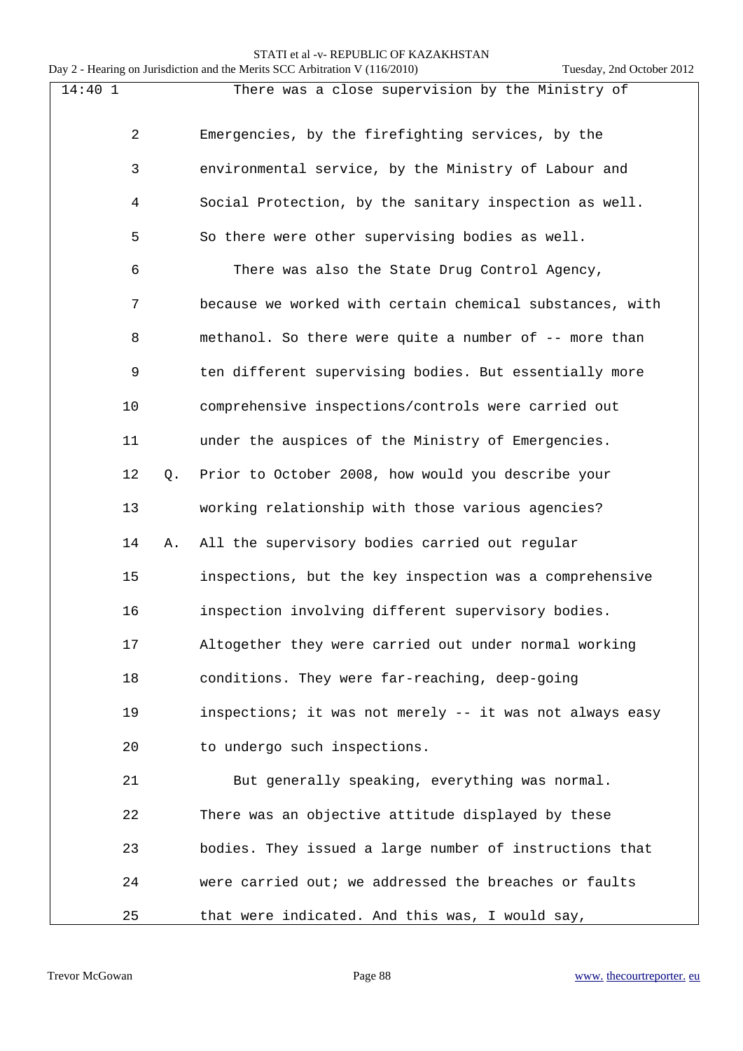14:40 1 There was a close supervision by the Ministry of

2 Emergencies, by the firefighting services, by the

3 environmental service, by the Ministry of Labour and

4 Social Protection, by the sanitary inspection as well.

5 So there were other supervising bodies as well.

6 There was also the State Drug Control Agency,

7 because we worked with certain chemical substances, with

8 methanol. So there were quite a number of -- more than

9 ten different supervising bodies. But essentially more

10 comprehensive inspections/controls were carried out

11 under the auspices of the Ministry of Emergencies.

12 Q. Prior to October 2008, how would you describe your

13 working relationship with those various agencies?

14 A. All the supervisory bodies carried out regular

15 inspections, but the key inspection was a comprehensive

16 inspection involving different supervisory bodies.

17 Altogether they were carried out under normal working

18 conditions. They were far-reaching, deep-going

19 inspections; it was not merely -- it was not always easy

20 to undergo such inspections.

21 But generally speaking, everything was normal.

22 There was an objective attitude displayed by these

23 bodies. They issued a large number of instructions that

24 were carried out; we addressed the breaches or faults

25 that were indicated. And this was, I would say,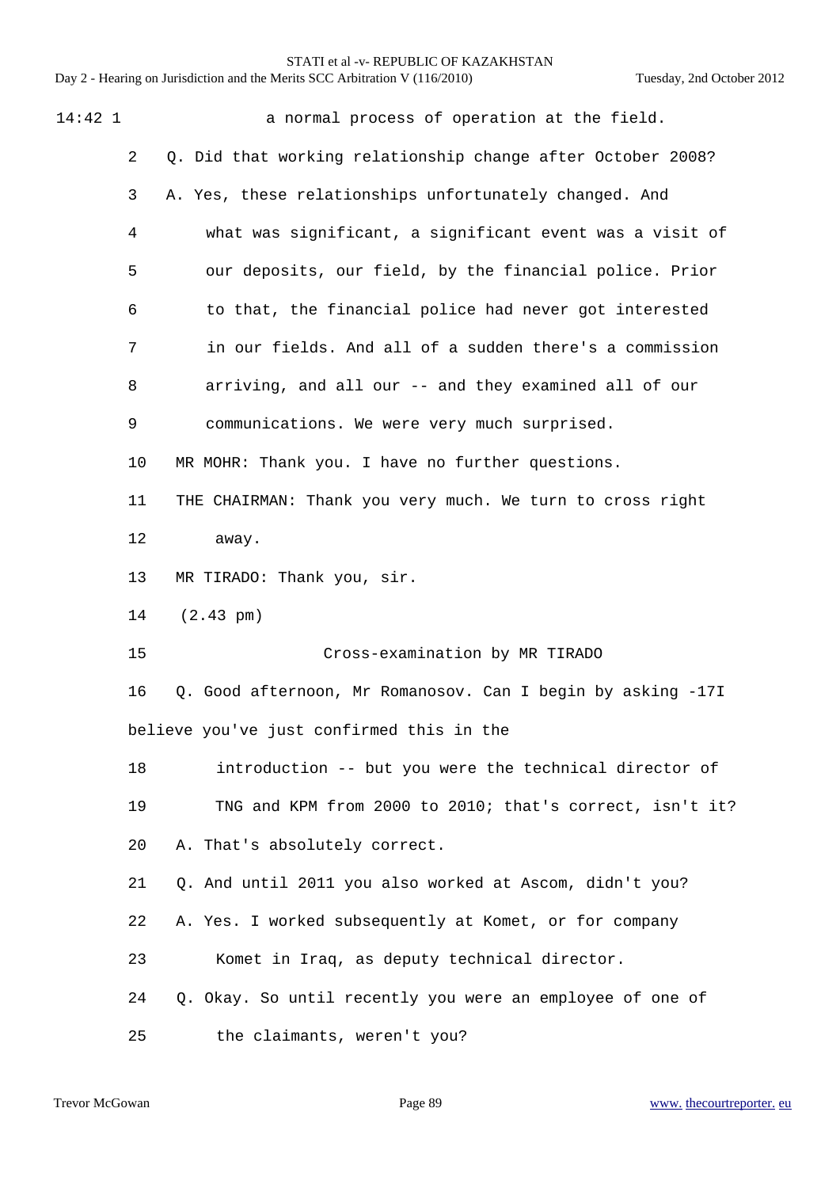14:42 1 a normal process of operation at the field.

2 Q. Did that working relationship change after October 2008?

3 A. Yes, these relationships unfortunately changed. And

4 what was significant, a significant event was a visit of

5 our deposits, our field, by the financial police. Prior

6 to that, the financial police had never got interested

7 in our fields. And all of a sudden there's a commission

8 arriving, and all our -- and they examined all of our

9 communications. We were very much surprised.

10 MR MOHR: Thank you. I have no further questions.

11 THE CHAIRMAN: Thank you very much. We turn to cross right

12 away.

13 MR TIRADO: Thank you, sir.

14 (2.43 pm)

15 Cross-examination by MR TIRADO

16 Q. Good afternoon, Mr Romanosov. Can I begin by asking -17I

believe you've just confirmed this in the

18 introduction -- but you were the technical director of

19 TNG and KPM from 2000 to 2010; that's correct, isn't it?

20 A. That's absolutely correct.

21 Q. And until 2011 you also worked at Ascom, didn't you?

22 A. Yes. I worked subsequently at Komet, or for company

23 Komet in Iraq, as deputy technical director.

24 Q. Okay. So until recently you were an employee of one of

25 the claimants, weren't you?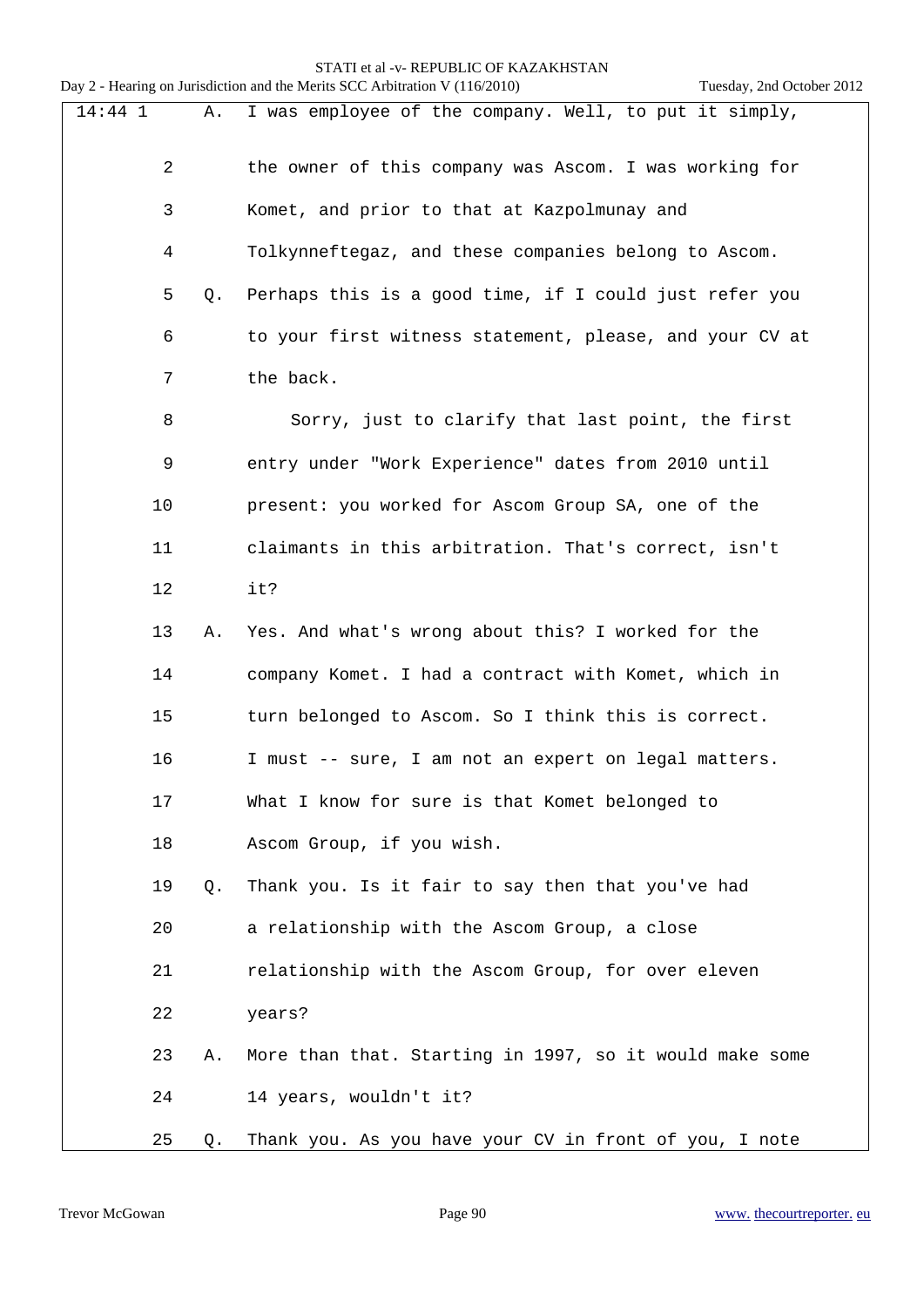14:44 1 A. I was employee of the company. Well, to put it simply,

2 the owner of this company was Ascom. I was working for

3 Komet, and prior to that at Kazpolmunay and

4 Tolkynneftegaz, and these companies belong to Ascom.

5 Q. Perhaps this is a good time, if I could just refer you

6 to your first witness statement, please, and your CV at

7 the back.

8 Sorry, just to clarify that last point, the first

9 entry under "Work Experience" dates from 2010 until

10 present: you worked for Ascom Group SA, one of the

11 claimants in this arbitration. That's correct, isn't

12 it?

13 A. Yes. And what's wrong about this? I worked for the

14 company Komet. I had a contract with Komet, which in

15 turn belonged to Ascom. So I think this is correct.

16 I must -- sure, I am not an expert on legal matters.

17 What I know for sure is that Komet belonged to

18 Ascom Group, if you wish.

19 Q. Thank you. Is it fair to say then that you've had

20 a relationship with the Ascom Group, a close

21 relationship with the Ascom Group, for over eleven

22 years?

23 A. More than that. Starting in 1997, so it would make some

24 14 years, wouldn't it?

25 Q. Thank you. As you have your CV in front of you, I note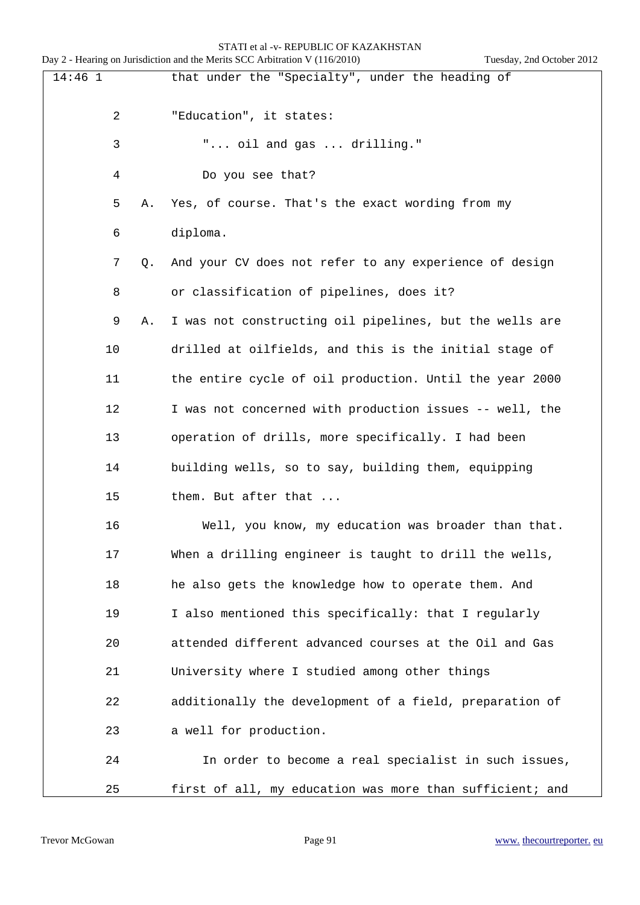14:46 1 that under the "Specialty", under the heading of

2 "Education", it states:

3 "... oil and gas ... drilling."

4 Do you see that?

5 A. Yes, of course. That's the exact wording from my

6 diploma.

7 Q. And your CV does not refer to any experience of design

8 or classification of pipelines, does it?

9 A. I was not constructing oil pipelines, but the wells are

10 drilled at oilfields, and this is the initial stage of

11 the entire cycle of oil production. Until the year 2000

12 I was not concerned with production issues -- well, the

13 operation of drills, more specifically. I had been

14 building wells, so to say, building them, equipping

15 them. But after that ...

16 Well, you know, my education was broader than that.

17 When a drilling engineer is taught to drill the wells,

18 he also gets the knowledge how to operate them. And

19 I also mentioned this specifically: that I regularly

20 attended different advanced courses at the Oil and Gas

21 University where I studied among other things

22 additionally the development of a field, preparation of

23 a well for production.

24 In order to become a real specialist in such issues,

25 first of all, my education was more than sufficient; and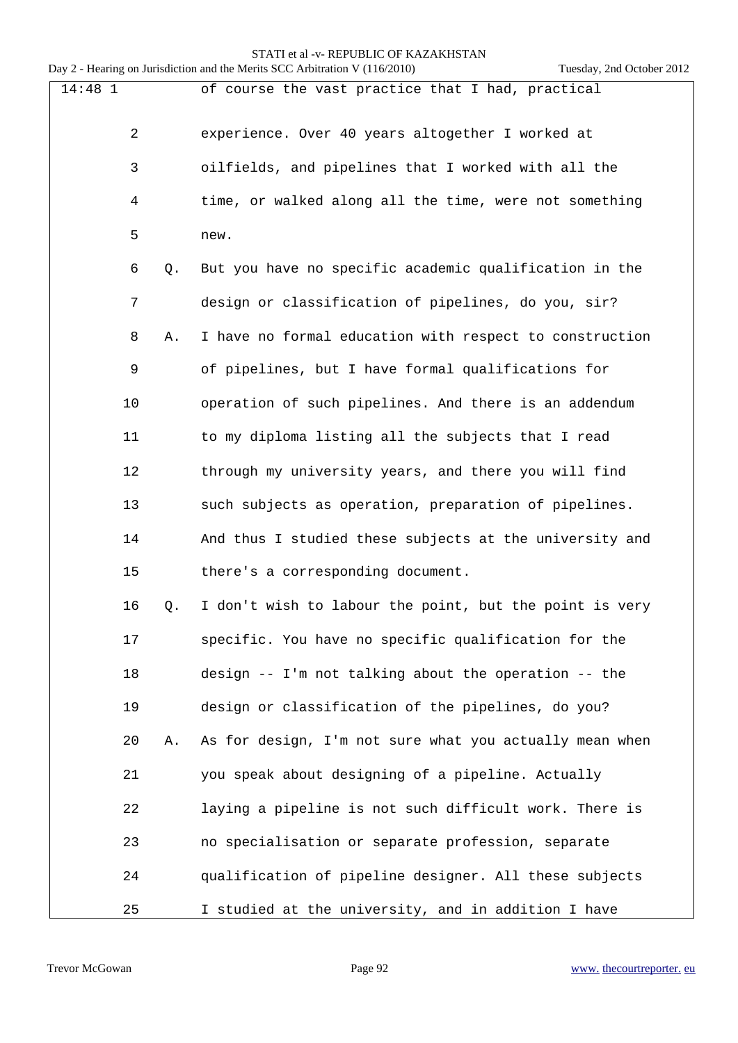14:48 1 of course the vast practice that I had, practical

2 experience. Over 40 years altogether I worked at

3 oilfields, and pipelines that I worked with all the

4 time, or walked along all the time, were not something

5 new.

6 Q. But you have no specific academic qualification in the

7 design or classification of pipelines, do you, sir?

8 A. I have no formal education with respect to construction

9 of pipelines, but I have formal qualifications for

10 operation of such pipelines. And there is an addendum

11 to my diploma listing all the subjects that I read

12 through my university years, and there you will find

13 such subjects as operation, preparation of pipelines.

14 And thus I studied these subjects at the university and

15 there's a corresponding document.

16 Q. I don't wish to labour the point, but the point is very

17 specific. You have no specific qualification for the

18 design -- I'm not talking about the operation -- the

19 design or classification of the pipelines, do you?

20 A. As for design, I'm not sure what you actually mean when

21 you speak about designing of a pipeline. Actually

22 laying a pipeline is not such difficult work. There is

23 no specialisation or separate profession, separate

24 qualification of pipeline designer. All these subjects

25 I studied at the university, and in addition I have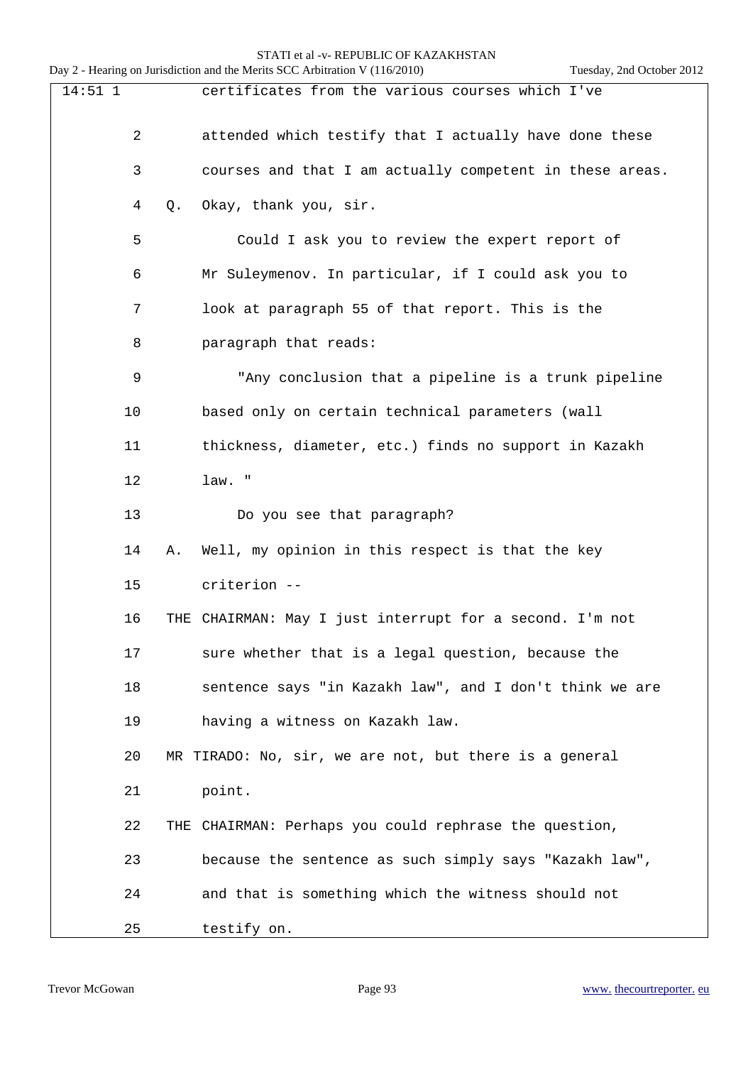14:51 1 certificates from the various courses which I've

2 attended which testify that I actually have done these

3 courses and that I am actually competent in these areas.

4 Q. Okay, thank you, sir.

5 Could I ask you to review the expert report of

6 Mr Suleymenov. In particular, if I could ask you to

7 look at paragraph 55 of that report. This is the

8 paragraph that reads:

9 "Any conclusion that a pipeline is a trunk pipeline

10 based only on certain technical parameters (wall

11 thickness, diameter, etc.) finds no support in Kazakh

12 law. "

13 Do you see that paragraph?

14 A. Well, my opinion in this respect is that the key

15 criterion --

16 THE CHAIRMAN: May I just interrupt for a second. I'm not

17 sure whether that is a legal question, because the

18 sentence says "in Kazakh law", and I don't think we are

19 having a witness on Kazakh law.

20 MR TIRADO: No, sir, we are not, but there is a general

21 point.

22 THE CHAIRMAN: Perhaps you could rephrase the question,

23 because the sentence as such simply says "Kazakh law",

24 and that is something which the witness should not

25 testify on.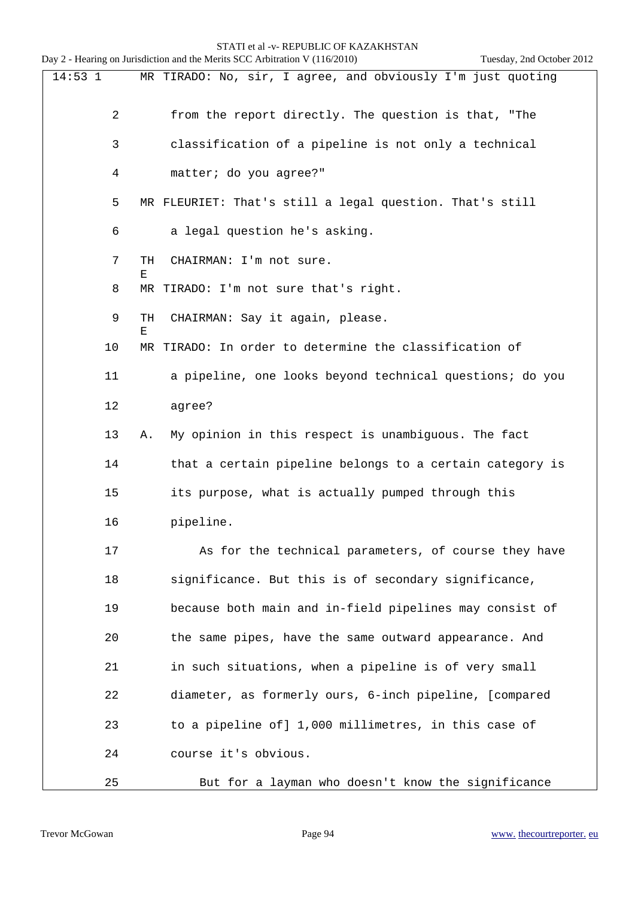14:53 1 MR TIRADO: No, sir, I agree, and obviously I'm just quoting

2 from the report directly. The question is that, "The

3 classification of a pipeline is not only a technical

4 matter; do you agree?"

5 MR FLEURIET: That's still a legal question. That's still

6 a legal question he's asking.

7 THE CHAIRMAN: I'm not sure.

8 MR TIRADO: I'm not sure that's right.

9 THE CHAIRMAN: Say it again, please.

10 MR TIRADO: In order to determine the classification of

11 a pipeline, one looks beyond technical questions; do you

12 agree?

13 A. My opinion in this respect is unambiguous. The fact

14 that a certain pipeline belongs to a certain category is

15 its purpose, what is actually pumped through this

16 pipeline.

17 As for the technical parameters, of course they have

18 significance. But this is of secondary significance,

19 because both main and in-field pipelines may consist of

20 the same pipes, have the same outward appearance. And

21 in such situations, when a pipeline is of very small

22 diameter, as formerly ours, 6-inch pipeline, [compared

23 to a pipeline of] 1,000 millimetres, in this case of

24 course it's obvious.

25 But for a layman who doesn't know the significance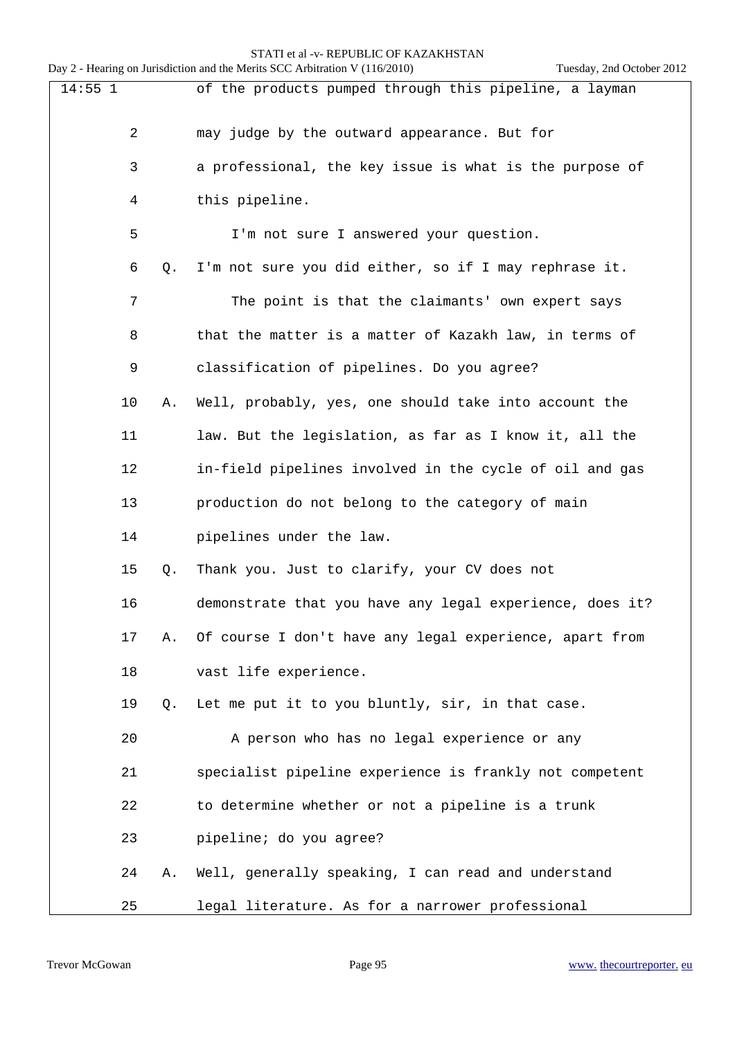14:55 1 of the products pumped through this pipeline, a layman

2 may judge by the outward appearance. But for

3 a professional, the key issue is what is the purpose of

4 this pipeline.

5 I'm not sure I answered your question.

6 Q. I'm not sure you did either, so if I may rephrase it.

7 The point is that the claimants' own expert says

8 that the matter is a matter of Kazakh law, in terms of

9 classification of pipelines. Do you agree?

10 A. Well, probably, yes, one should take into account the

11 law. But the legislation, as far as I know it, all the

12 in-field pipelines involved in the cycle of oil and gas

13 production do not belong to the category of main

14 pipelines under the law.

15 Q. Thank you. Just to clarify, your CV does not

16 demonstrate that you have any legal experience, does it?

17 A. Of course I don't have any legal experience, apart from

18 vast life experience.

19 Q. Let me put it to you bluntly, sir, in that case.

20 A person who has no legal experience or any

21 specialist pipeline experience is frankly not competent

22 to determine whether or not a pipeline is a trunk

23 pipeline; do you agree?

24 A. Well, generally speaking, I can read and understand

25 legal literature. As for a narrower professional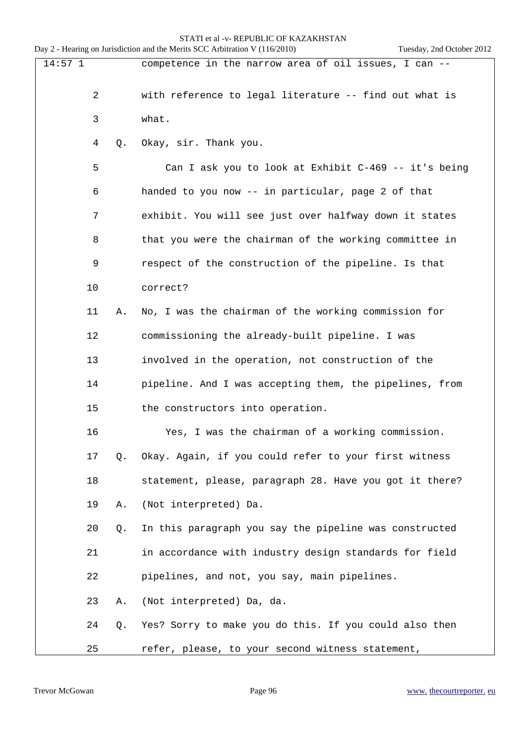14:57 1 competence in the narrow area of oil issues, I can --

2 with reference to legal literature -- find out what is

3 what.

4 Q. Okay, sir. Thank you.

5 Can I ask you to look at Exhibit C-469 -- it's being

6 handed to you now -- in particular, page 2 of that

7 exhibit. You will see just over halfway down it states

8 that you were the chairman of the working committee in

9 respect of the construction of the pipeline. Is that

10 correct?

11 A. No, I was the chairman of the working commission for

12 commissioning the already-built pipeline. I was

13 involved in the operation, not construction of the

14 pipeline. And I was accepting them, the pipelines, from

15 the constructors into operation.

16 Yes, I was the chairman of a working commission.

17 Q. Okay. Again, if you could refer to your first witness

18 statement, please, paragraph 28. Have you got it there?

19 A. (Not interpreted) Da.

20 Q. In this paragraph you say the pipeline was constructed

21 in accordance with industry design standards for field

22 pipelines, and not, you say, main pipelines.

23 A. (Not interpreted) Da, da.

24 Q. Yes? Sorry to make you do this. If you could also then

25 refer, please, to your second witness statement,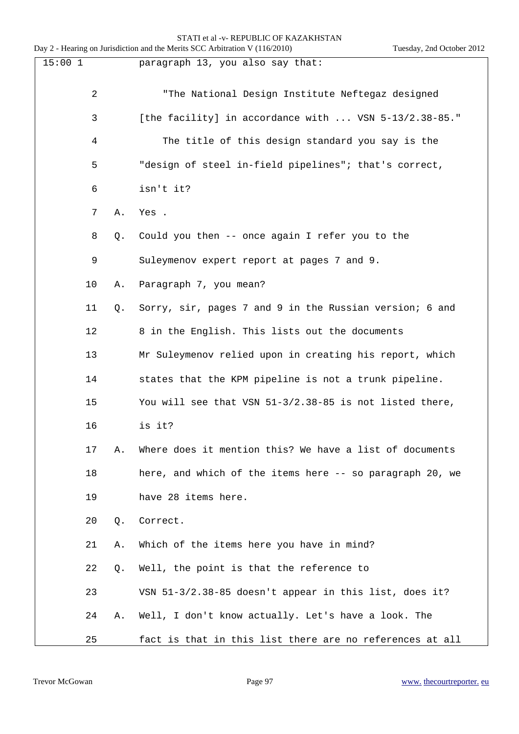15:00 1 paragraph 13, you also say that:

2 "The National Design Institute Neftegaz designed

3 [the facility] in accordance with ... VSN 5-13/2.38-85."

4 The title of this design standard you say is the

5 "design of steel in-field pipelines"; that's correct,

6 isn't it?

7 A. Yes .

8 Q. Could you then -- once again I refer you to the

9 Suleymenov expert report at pages 7 and 9.

10 A. Paragraph 7, you mean?

11 Q. Sorry, sir, pages 7 and 9 in the Russian version; 6 and

12 8 in the English. This lists out the documents

13 Mr Suleymenov relied upon in creating his report, which

14 states that the KPM pipeline is not a trunk pipeline.

15 You will see that VSN 51-3/2.38-85 is not listed there,

16 is it?

17 A. Where does it mention this? We have a list of documents

18 here, and which of the items here -- so paragraph 20, we

19 have 28 items here.

20 Q. Correct.

21 A. Which of the items here you have in mind?

22 Q. Well, the point is that the reference to

23 VSN 51-3/2.38-85 doesn't appear in this list, does it?

24 A. Well, I don't know actually. Let's have a look. The

25 fact is that in this list there are no references at all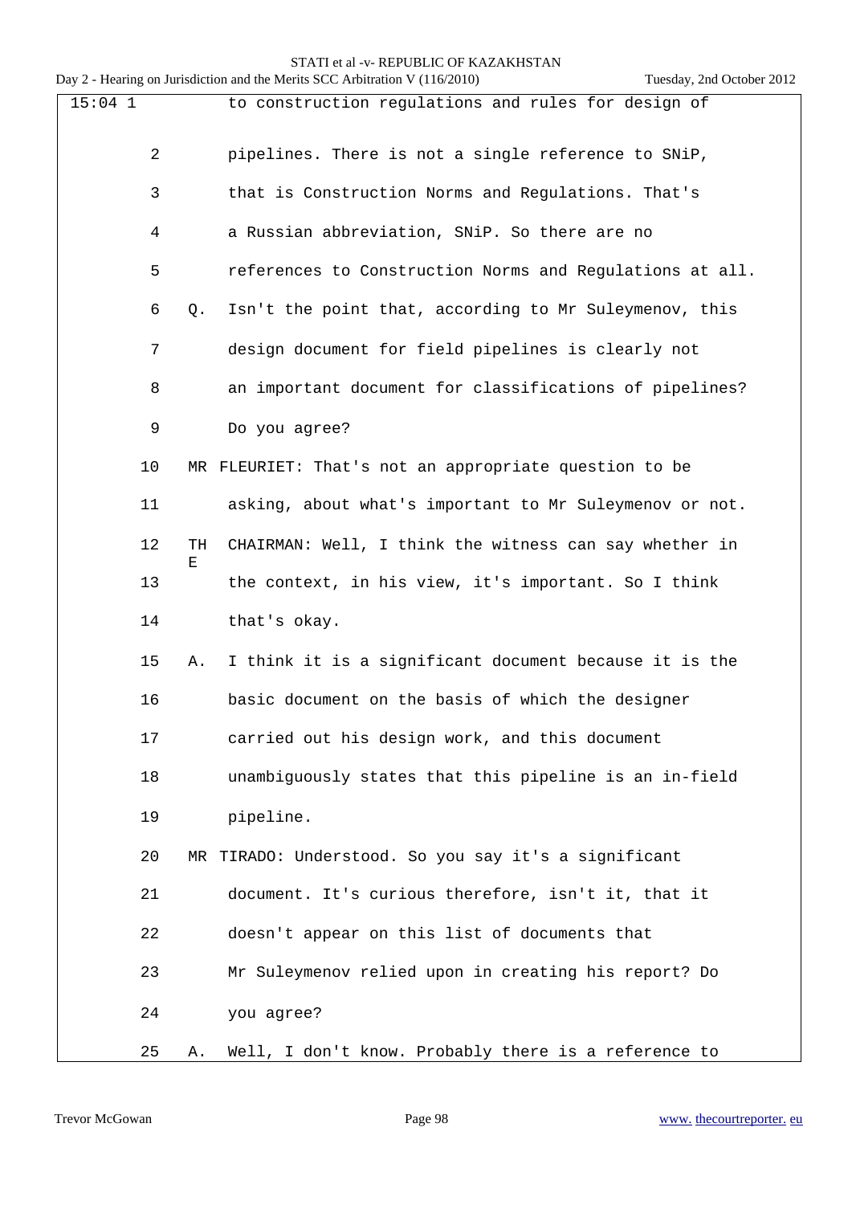15:04 1 to construction regulations and rules for design of

2 pipelines. There is not a single reference to SNiP,

3 that is Construction Norms and Regulations. That's

4 a Russian abbreviation, SNiP. So there are no

5 references to Construction Norms and Regulations at all.

6 Q. Isn't the point that, according to Mr Suleymenov, this

7 design document for field pipelines is clearly not

8 an important document for classifications of pipelines?

9 Do you agree?

10 MR FLEURIET: That's not an appropriate question to be

11 asking, about what's important to Mr Suleymenov or not.

12 THE CHAIRMAN: Well, I think the witness can say whether in

13 the context, in his view, it's important. So I think

14 that's okay.

15 A. I think it is a significant document because it is the

16 basic document on the basis of which the designer

17 carried out his design work, and this document

18 unambiguously states that this pipeline is an in-field

19 pipeline.

20 MR TIRADO: Understood. So you say it's a significant

21 document. It's curious therefore, isn't it, that it

22 doesn't appear on this list of documents that

23 Mr Suleymenov relied upon in creating his report? Do

24 you agree?

25 A. Well, I don't know. Probably there is a reference to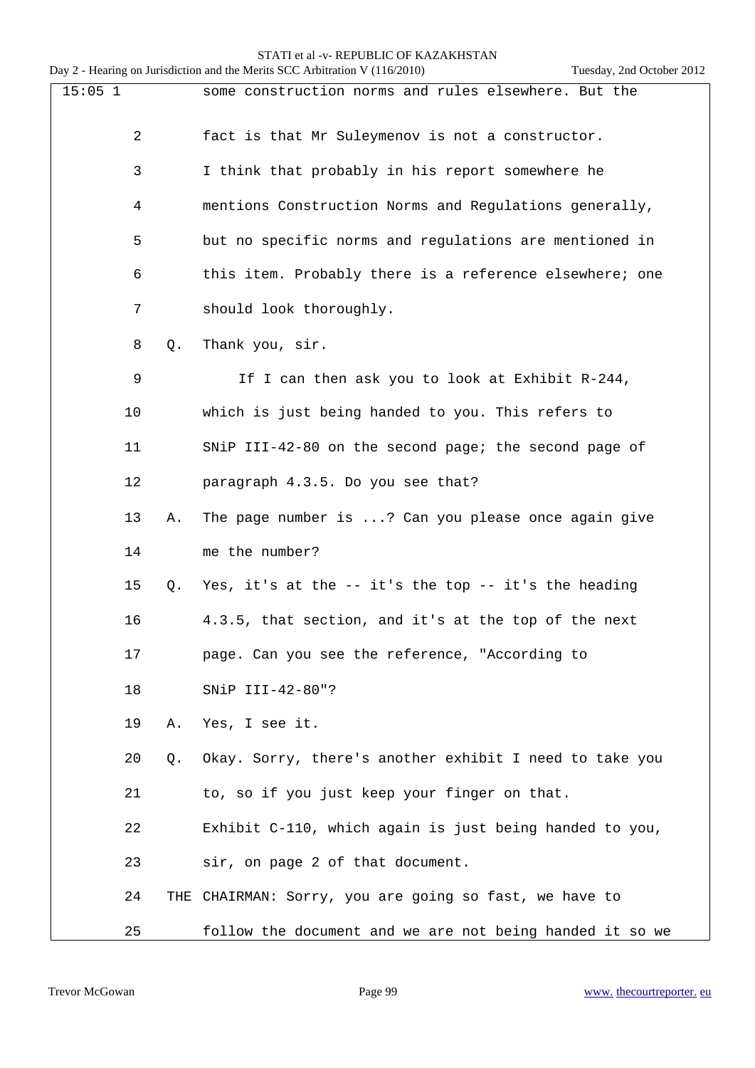15:05 1 some construction norms and rules elsewhere. But the

2 fact is that Mr Suleymenov is not a constructor.

3 I think that probably in his report somewhere he

4 mentions Construction Norms and Regulations generally,

5 but no specific norms and regulations are mentioned in

6 this item. Probably there is a reference elsewhere; one

7 should look thoroughly.

8 Q. Thank you, sir.

9 If I can then ask you to look at Exhibit R-244,

10 which is just being handed to you. This refers to

11 SNiP III-42-80 on the second page; the second page of

12 paragraph 4.3.5. Do you see that?

13 A. The page number is ...? Can you please once again give

14 me the number?

15 Q. Yes, it's at the -- it's the top -- it's the heading

16 4.3.5, that section, and it's at the top of the next

17 page. Can you see the reference, "According to

18 SNiP III-42-80"?

19 A. Yes, I see it.

20 Q. Okay. Sorry, there's another exhibit I need to take you

21 to, so if you just keep your finger on that.

22 Exhibit C-110, which again is just being handed to you,

23 sir, on page 2 of that document.

24 THE CHAIRMAN: Sorry, you are going so fast, we have to

25 follow the document and we are not being handed it so we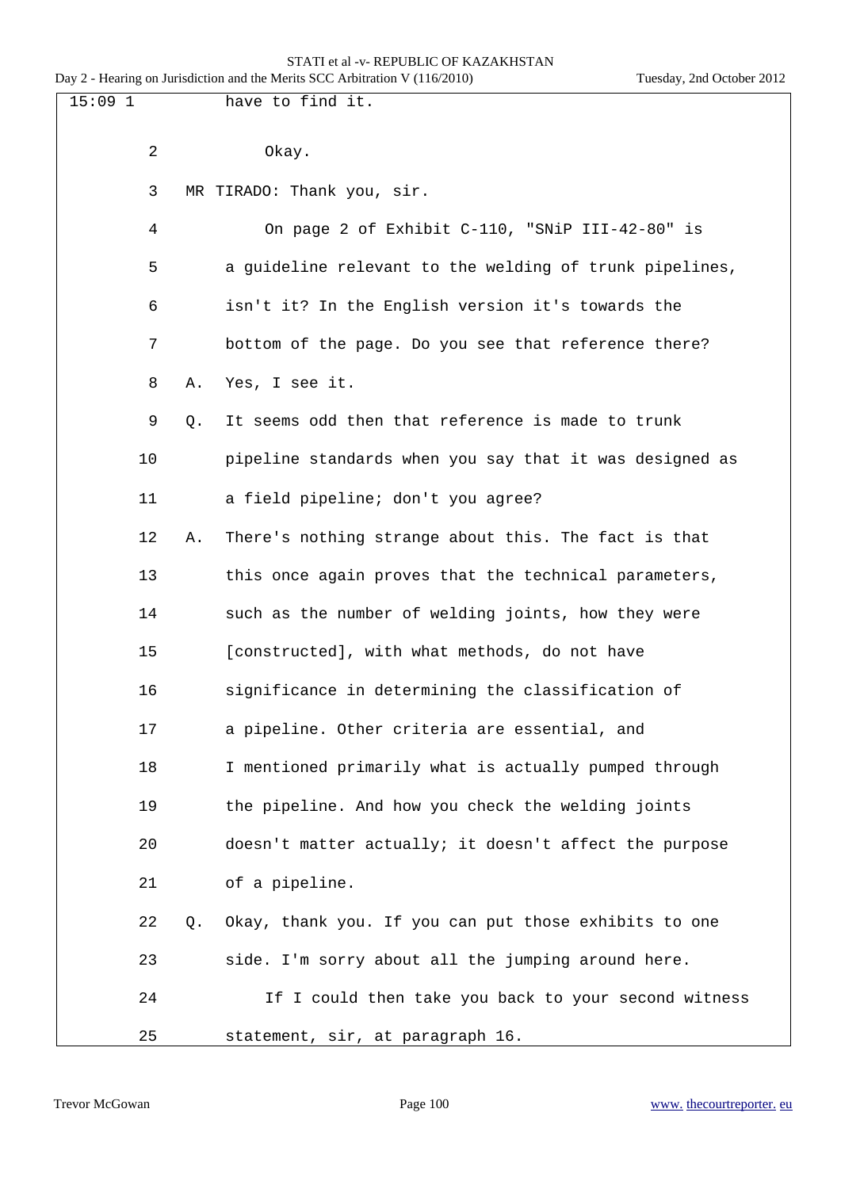15:09 1 have to find it.

2 Okay.

3 MR TIRADO: Thank you, sir.

4 On page 2 of Exhibit C-110, "SNiP III-42-80" is

5 a guideline relevant to the welding of trunk pipelines,

6 isn't it? In the English version it's towards the

7 bottom of the page. Do you see that reference there?

8 A. Yes, I see it.

9 Q. It seems odd then that reference is made to trunk

10 pipeline standards when you say that it was designed as

11 a field pipeline; don't you agree?

12 A. There's nothing strange about this. The fact is that

13 this once again proves that the technical parameters,

14 such as the number of welding joints, how they were

15 [constructed], with what methods, do not have

16 significance in determining the classification of

17 a pipeline. Other criteria are essential, and

18 I mentioned primarily what is actually pumped through

19 the pipeline. And how you check the welding joints

20 doesn't matter actually; it doesn't affect the purpose

21 of a pipeline.

22 Q. Okay, thank you. If you can put those exhibits to one

23 side. I'm sorry about all the jumping around here.

24 If I could then take you back to your second witness

25 statement, sir, at paragraph 16.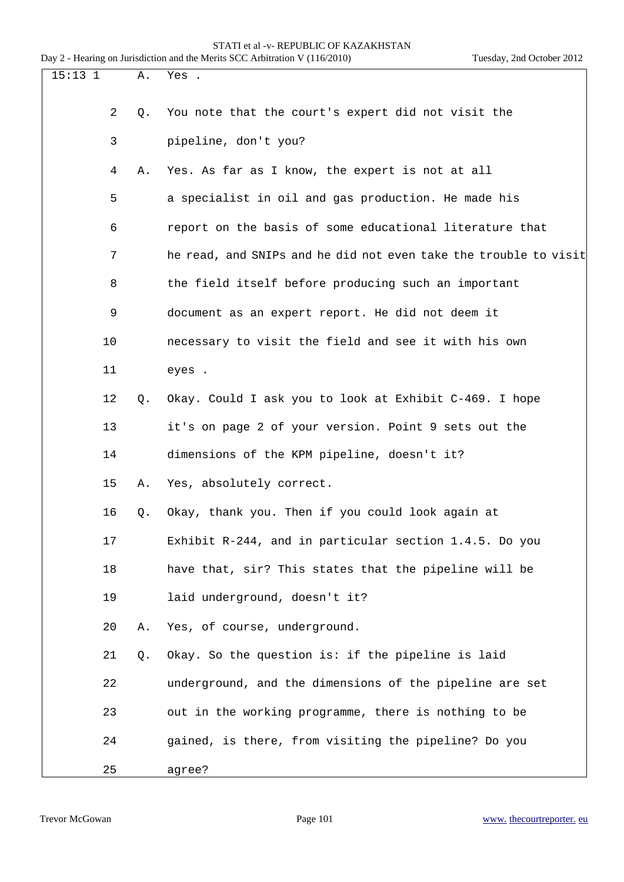15:13 1 A. Yes .

2 Q. You note that the court's expert did not visit the

3 pipeline, don't you?

4 A. Yes. As far as I know, the expert is not at all

5 a specialist in oil and gas production. He made his

6 report on the basis of some educational literature that

7 he read, and SNIPs and he did not even take the trouble to visit

8 the field itself before producing such an important

9 document as an expert report. He did not deem it

10 necessary to visit the field and see it with his own

11 eyes .

12 Q. Okay. Could I ask you to look at Exhibit C-469. I hope

13 it's on page 2 of your version. Point 9 sets out the

14 dimensions of the KPM pipeline, doesn't it?

15 A. Yes, absolutely correct.

16 Q. Okay, thank you. Then if you could look again at

17 Exhibit R-244, and in particular section 1.4.5. Do you

18 have that, sir? This states that the pipeline will be

19 laid underground, doesn't it?

20 A. Yes, of course, underground.

21 Q. Okay. So the question is: if the pipeline is laid

22 underground, and the dimensions of the pipeline are set

23 out in the working programme, there is nothing to be

24 gained, is there, from visiting the pipeline? Do you

25 agree?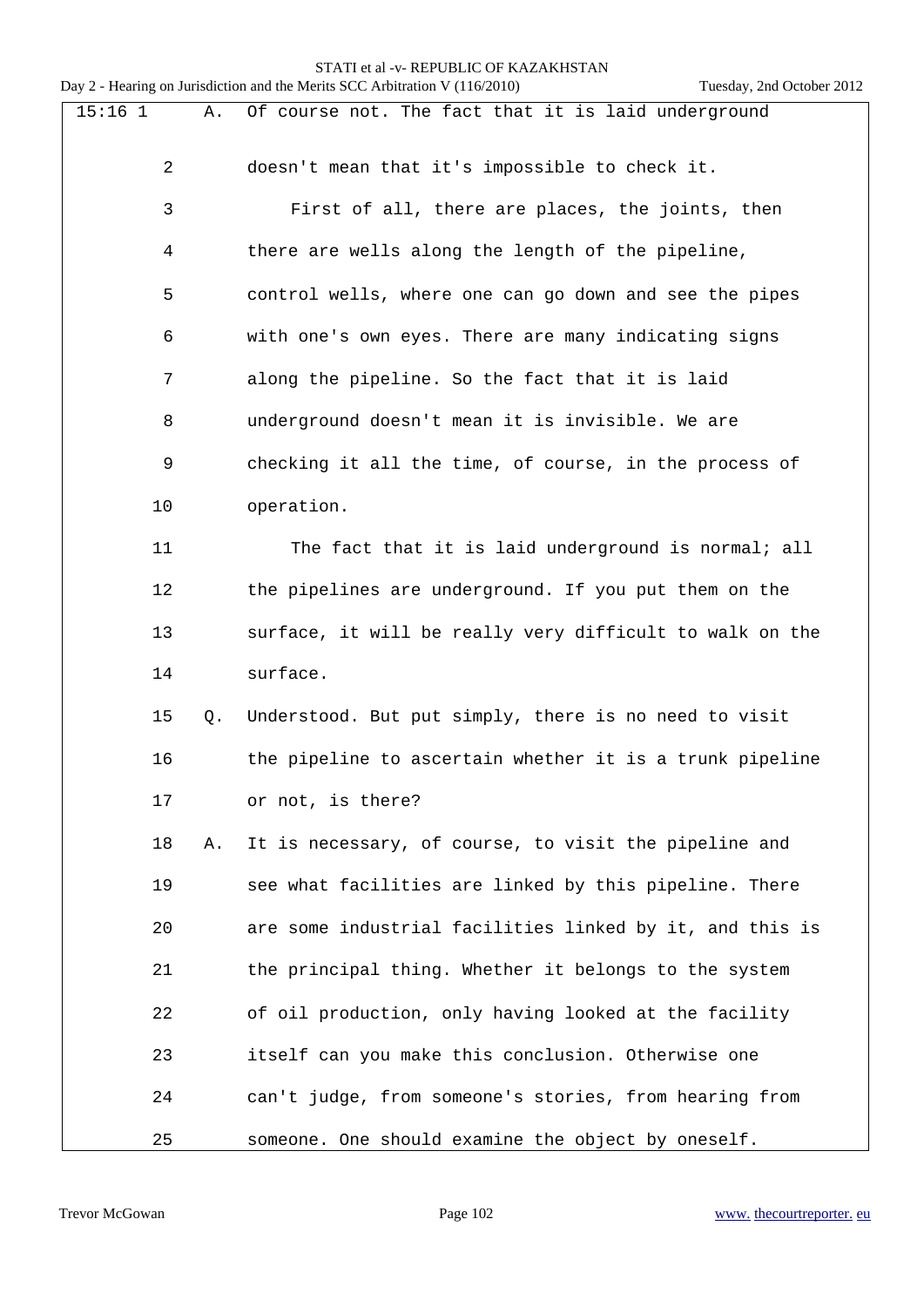15:16 1 A. Of course not. The fact that it is laid underground

2 doesn't mean that it's impossible to check it.

3 First of all, there are places, the joints, then

4 there are wells along the length of the pipeline,

5 control wells, where one can go down and see the pipes

6 with one's own eyes. There are many indicating signs

7 along the pipeline. So the fact that it is laid

8 underground doesn't mean it is invisible. We are

9 checking it all the time, of course, in the process of

10 operation.

11 The fact that it is laid underground is normal; all

12 the pipelines are underground. If you put them on the

13 surface, it will be really very difficult to walk on the

14 surface.

15 Q. Understood. But put simply, there is no need to visit

16 the pipeline to ascertain whether it is a trunk pipeline

17 or not, is there?

18 A. It is necessary, of course, to visit the pipeline and

19 see what facilities are linked by this pipeline. There

20 are some industrial facilities linked by it, and this is

21 the principal thing. Whether it belongs to the system

22 of oil production, only having looked at the facility

23 itself can you make this conclusion. Otherwise one

24 can't judge, from someone's stories, from hearing from

25 someone. One should examine the object by oneself.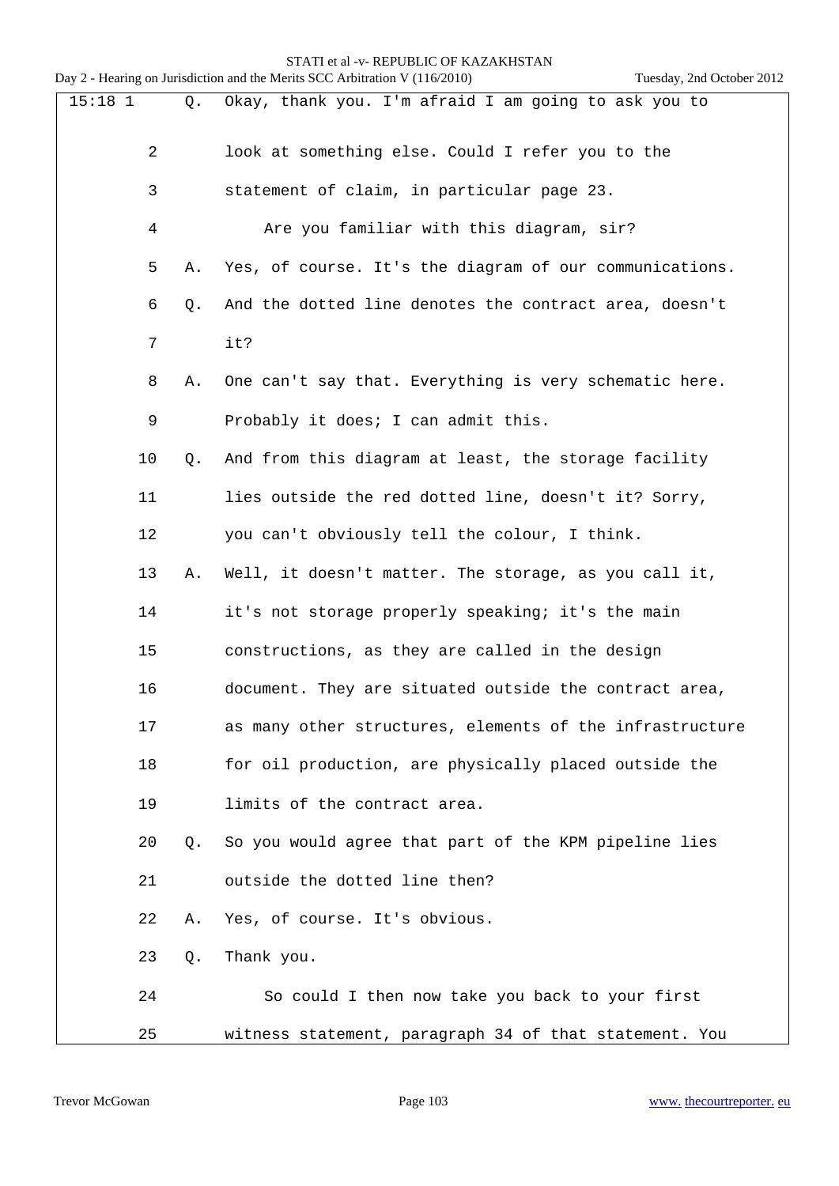15:18 1 Q. Okay, thank you. I'm afraid I am going to ask you to

2 look at something else. Could I refer you to the

3 statement of claim, in particular page 23.

4 Are you familiar with this diagram, sir?

5 A. Yes, of course. It's the diagram of our communications.

6 Q. And the dotted line denotes the contract area, doesn't

7 it?

8 A. One can't say that. Everything is very schematic here.

9 Probably it does; I can admit this.

10 Q. And from this diagram at least, the storage facility

11 lies outside the red dotted line, doesn't it? Sorry,

12 you can't obviously tell the colour, I think.

13 A. Well, it doesn't matter. The storage, as you call it,

14 it's not storage properly speaking; it's the main

15 constructions, as they are called in the design

16 document. They are situated outside the contract area,

17 as many other structures, elements of the infrastructure

18 for oil production, are physically placed outside the

19 limits of the contract area.

20 Q. So you would agree that part of the KPM pipeline lies

21 outside the dotted line then?

22 A. Yes, of course. It's obvious.

23 Q. Thank you.

24 So could I then now take you back to your first

25 witness statement, paragraph 34 of that statement. You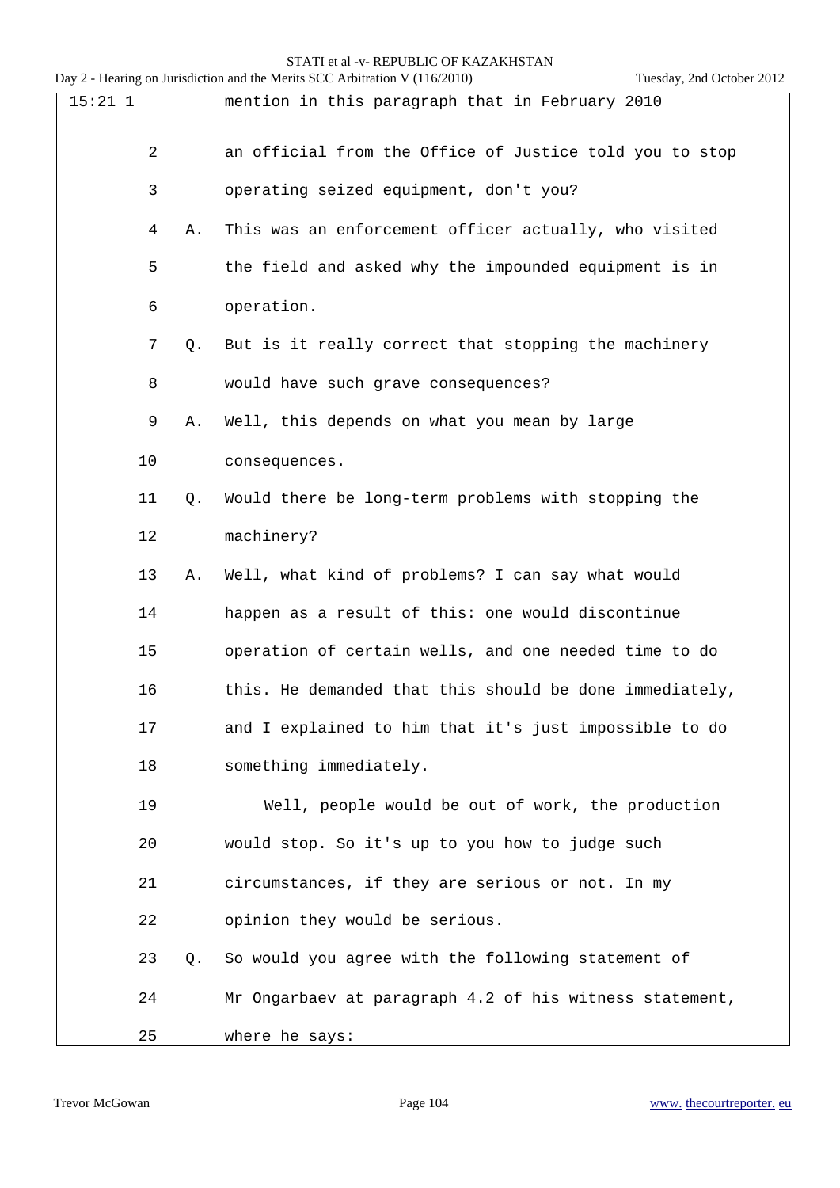15:21 1 mention in this paragraph that in February 2010

2 an official from the Office of Justice told you to stop

3 operating seized equipment, don't you?

4 A. This was an enforcement officer actually, who visited

5 the field and asked why the impounded equipment is in

6 operation.

7 Q. But is it really correct that stopping the machinery

8 would have such grave consequences?

9 A. Well, this depends on what you mean by large

10 consequences.

11 Q. Would there be long-term problems with stopping the

12 machinery?

13 A. Well, what kind of problems? I can say what would

14 happen as a result of this: one would discontinue

15 operation of certain wells, and one needed time to do

16 this. He demanded that this should be done immediately,

17 and I explained to him that it's just impossible to do

18 something immediately.

19 Well, people would be out of work, the production

20 would stop. So it's up to you how to judge such

21 circumstances, if they are serious or not. In my

22 opinion they would be serious.

23 Q. So would you agree with the following statement of

24 Mr Ongarbaev at paragraph 4.2 of his witness statement,

25 where he says: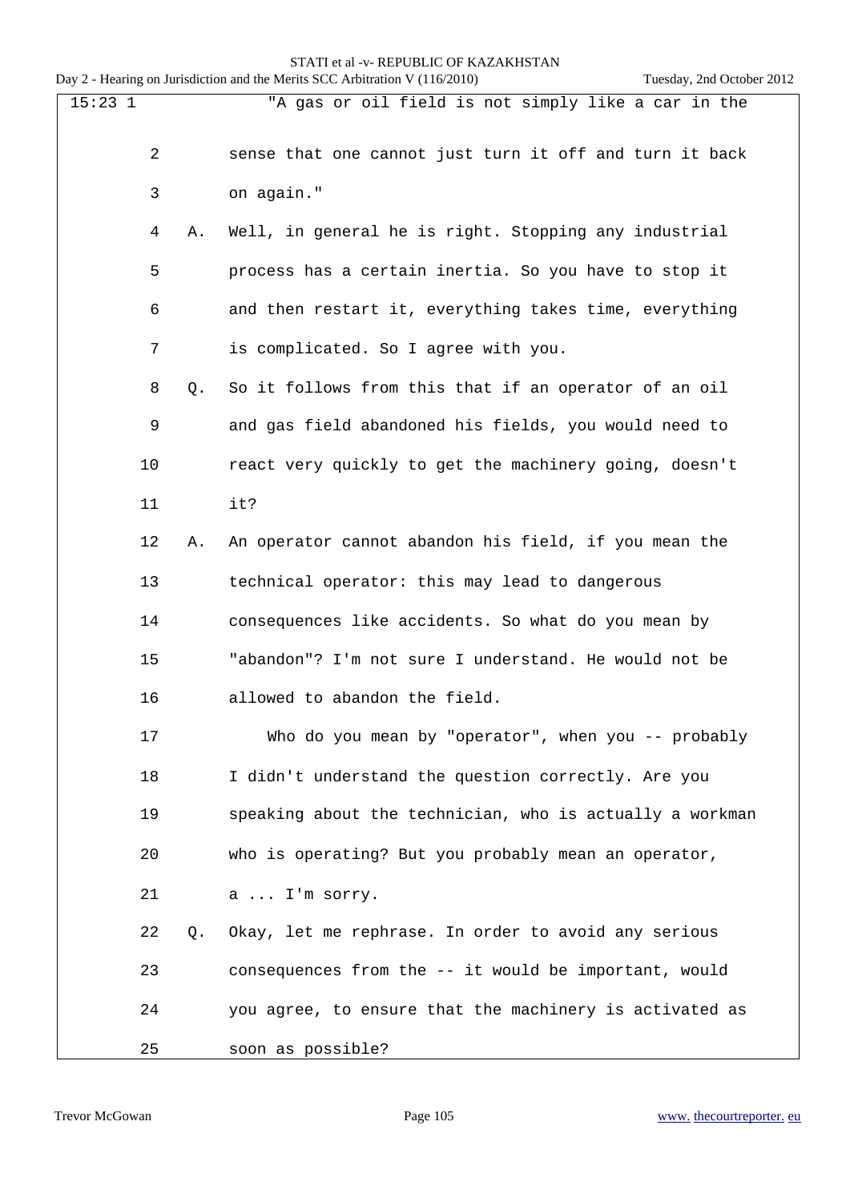15:23 1 "A gas or oil field is not simply like a car in the
2 sense that one cannot just turn it off and turn it back
3 on again."
4 A. Well, in general he is right. Stopping any industrial
5 process has a certain inertia. So you have to stop it
6 and then restart it, everything takes time, everything
7 is complicated. So I agree with you.
8 Q. So it follows from this that if an operator of an oil
9 and gas field abandoned his fields, you would need to
10 react very quickly to get the machinery going, doesn't
11 it?
12 A. An operator cannot abandon his field, if you mean the
13 technical operator: this may lead to dangerous
14 consequences like accidents. So what do you mean by
15 "abandon"? I'm not sure I understand. He would not be
16 allowed to abandon the field.
17 Who do you mean by "operator", when you -- probably
18 I didn't understand the question correctly. Are you
19 speaking about the technician, who is actually a workman
20 who is operating? But you probably mean an operator,
21 a ... I'm sorry.
22 Q. Okay, let me rephrase. In order to avoid any serious
23 consequences from the -- it would be important, would
24 you agree, to ensure that the machinery is activated as
25 soon as possible?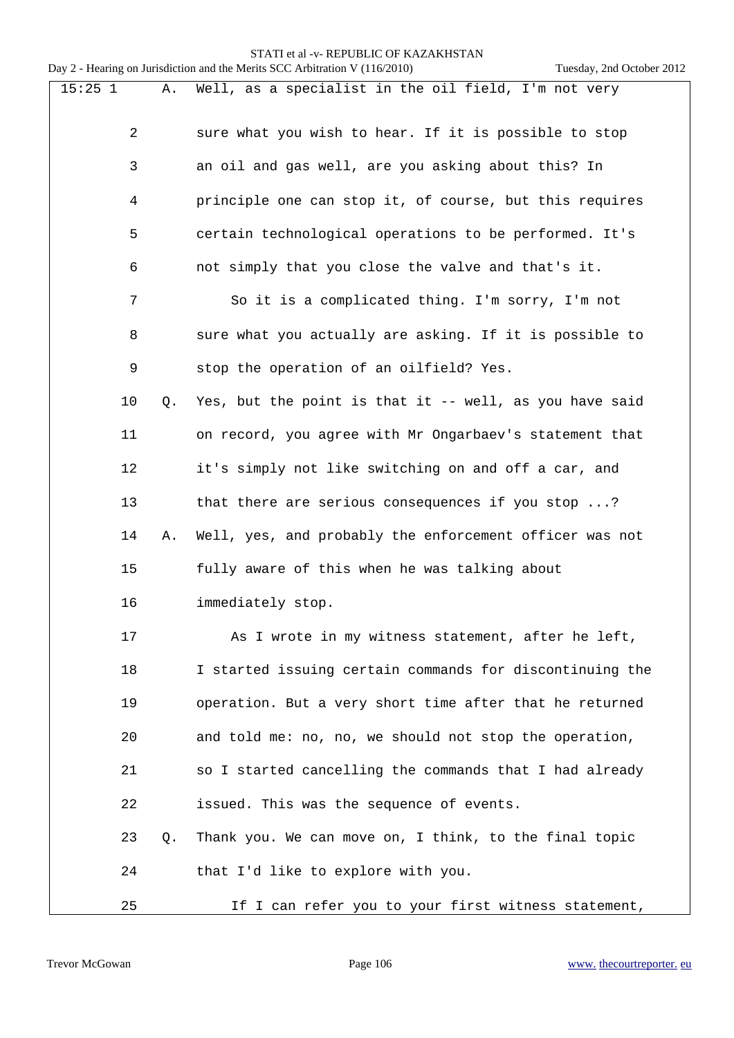15:25 1 A. Well, as a specialist in the oil field, I'm not very

2 sure what you wish to hear. If it is possible to stop

3 an oil and gas well, are you asking about this? In

4 principle one can stop it, of course, but this requires

5 certain technological operations to be performed. It's

6 not simply that you close the valve and that's it.

7 So it is a complicated thing. I'm sorry, I'm not

8 sure what you actually are asking. If it is possible to

9 stop the operation of an oilfield? Yes.

10 Q. Yes, but the point is that it -- well, as you have said

11 on record, you agree with Mr Ongarbaev's statement that

12 it's simply not like switching on and off a car, and

13 that there are serious consequences if you stop ...?

14 A. Well, yes, and probably the enforcement officer was not

15 fully aware of this when he was talking about

16 immediately stop.

17 As I wrote in my witness statement, after he left,

18 I started issuing certain commands for discontinuing the

19 operation. But a very short time after that he returned

20 and told me: no, no, we should not stop the operation,

21 so I started cancelling the commands that I had already

22 issued. This was the sequence of events.

23 Q. Thank you. We can move on, I think, to the final topic

24 that I'd like to explore with you.

25 If I can refer you to your first witness statement,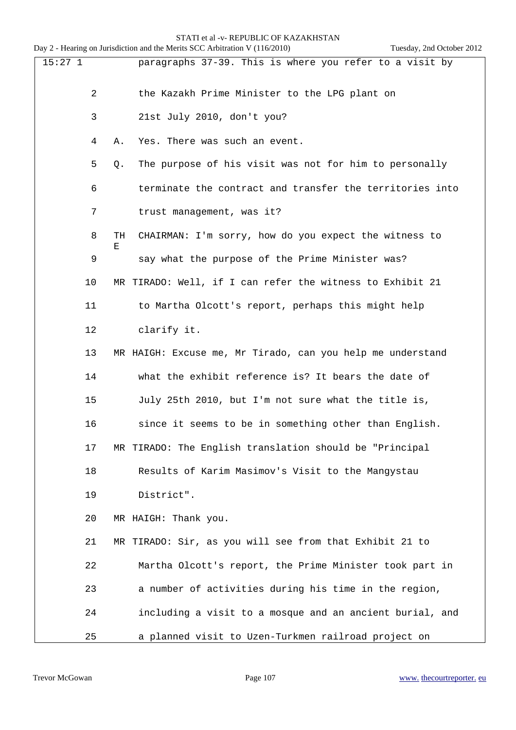15:27 1 paragraphs 37-39. This is where you refer to a visit by

2 the Kazakh Prime Minister to the LPG plant on

3 21st July 2010, don't you?

4 A. Yes. There was such an event.

5 Q. The purpose of his visit was not for him to personally

6 terminate the contract and transfer the territories into

7 trust management, was it?

8 THE CHAIRMAN: I'm sorry, how do you expect the witness to

9 say what the purpose of the Prime Minister was?

10 MR TIRADO: Well, if I can refer the witness to Exhibit 21

11 to Martha Olcott's report, perhaps this might help

12 clarify it.

13 MR HAIGH: Excuse me, Mr Tirado, can you help me understand

14 what the exhibit reference is? It bears the date of

15 July 25th 2010, but I'm not sure what the title is,

16 since it seems to be in something other than English.

17 MR TIRADO: The English translation should be "Principal

18 Results of Karim Masimov's Visit to the Mangystau

19 District".

20 MR HAIGH: Thank you.

21 MR TIRADO: Sir, as you will see from that Exhibit 21 to

22 Martha Olcott's report, the Prime Minister took part in

23 a number of activities during his time in the region,

24 including a visit to a mosque and an ancient burial, and

25 a planned visit to Uzen-Turkmen railroad project on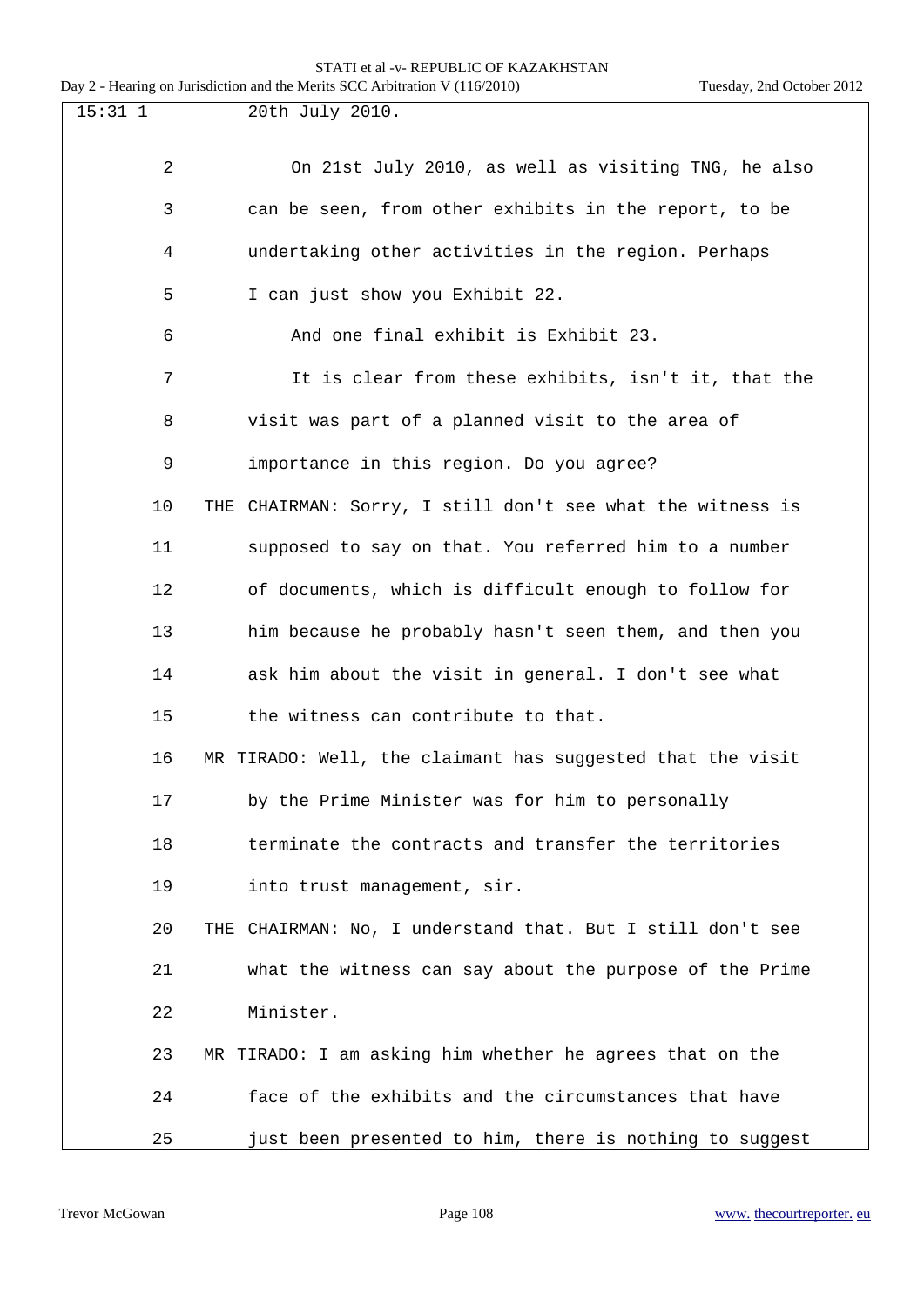20th July 2010.

On 21st July 2010, as well as visiting TNG, he also can be seen, from other exhibits in the report, to be undertaking other activities in the region. Perhaps I can just show you Exhibit 22.

And one final exhibit is Exhibit 23.

It is clear from these exhibits, isn't it, that the visit was part of a planned visit to the area of importance in this region. Do you agree?

THE CHAIRMAN: Sorry, I still don't see what the witness is supposed to say on that. You referred him to a number of documents, which is difficult enough to follow for him because he probably hasn't seen them, and then you ask him about the visit in general. I don't see what the witness can contribute to that.

MR TIRADO: Well, the claimant has suggested that the visit by the Prime Minister was for him to personally terminate the contracts and transfer the territories into trust management, sir.

THE CHAIRMAN: No, I understand that. But I still don't see what the witness can say about the purpose of the Prime Minister.

MR TIRADO: I am asking him whether he agrees that on the face of the exhibits and the circumstances that have just been presented to him, there is nothing to suggest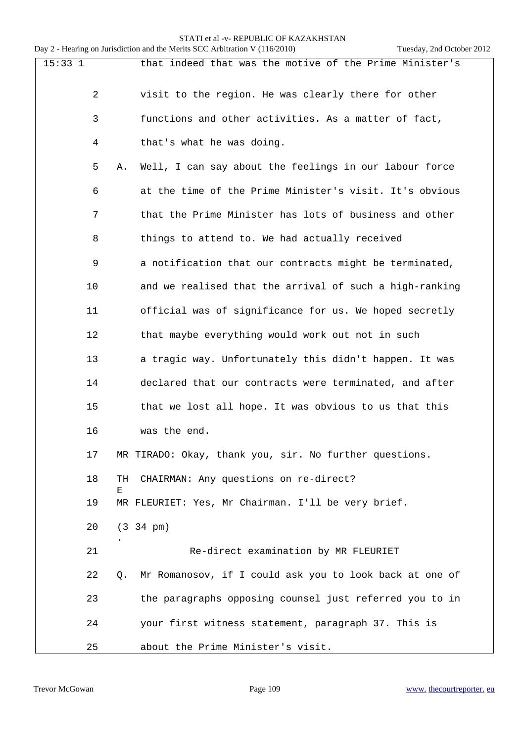15:33 1 that indeed that was the motive of the Prime Minister's

2 visit to the region. He was clearly there for other

3 functions and other activities. As a matter of fact,

4 that's what he was doing.

5 A. Well, I can say about the feelings in our labour force

6 at the time of the Prime Minister's visit. It's obvious

7 that the Prime Minister has lots of business and other

8 things to attend to. We had actually received

9 a notification that our contracts might be terminated,

10 and we realised that the arrival of such a high-ranking

11 official was of significance for us. We hoped secretly

12 that maybe everything would work out not in such

13 a tragic way. Unfortunately this didn't happen. It was

14 declared that our contracts were terminated, and after

15 that we lost all hope. It was obvious to us that this

16 was the end.

17 MR TIRADO: Okay, thank you, sir. No further questions.

18 THE CHAIRMAN: Any questions on re-direct?

19 MR FLEURIET: Yes, Mr Chairman. I'll be very brief.

20 (3.34 pm)

21 Re-direct examination by MR FLEURIET

22 Q. Mr Romanosov, if I could ask you to look back at one of

23 the paragraphs opposing counsel just referred you to in

24 your first witness statement, paragraph 37. This is

25 about the Prime Minister's visit.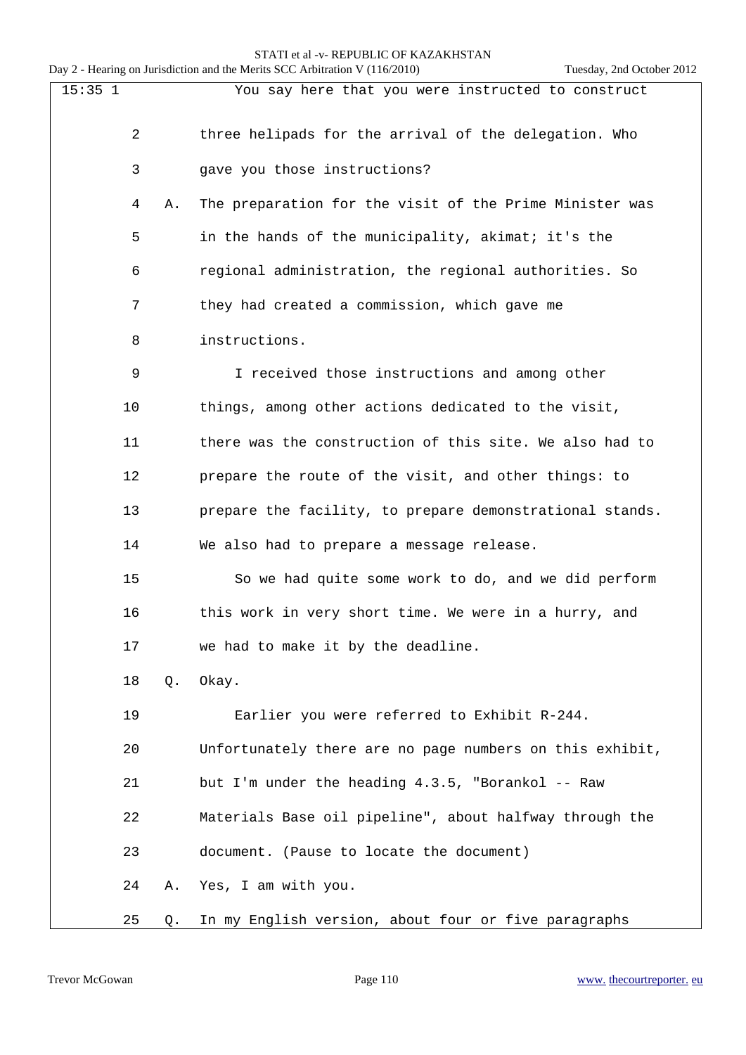15:35 1 You say here that you were instructed to construct

2 three helipads for the arrival of the delegation. Who

3 gave you those instructions?

4 A. The preparation for the visit of the Prime Minister was

5 in the hands of the municipality, akimat; it's the

6 regional administration, the regional authorities. So

7 they had created a commission, which gave me

8 instructions.

9 I received those instructions and among other

10 things, among other actions dedicated to the visit,

11 there was the construction of this site. We also had to

12 prepare the route of the visit, and other things: to

13 prepare the facility, to prepare demonstrational stands.

14 We also had to prepare a message release.

15 So we had quite some work to do, and we did perform

16 this work in very short time. We were in a hurry, and

17 we had to make it by the deadline.

18 Q. Okay.

19 Earlier you were referred to Exhibit R-244.

20 Unfortunately there are no page numbers on this exhibit,

21 but I'm under the heading 4.3.5, "Borankol -- Raw

22 Materials Base oil pipeline", about halfway through the

23 document. (Pause to locate the document)

24 A. Yes, I am with you.

25 Q. In my English version, about four or five paragraphs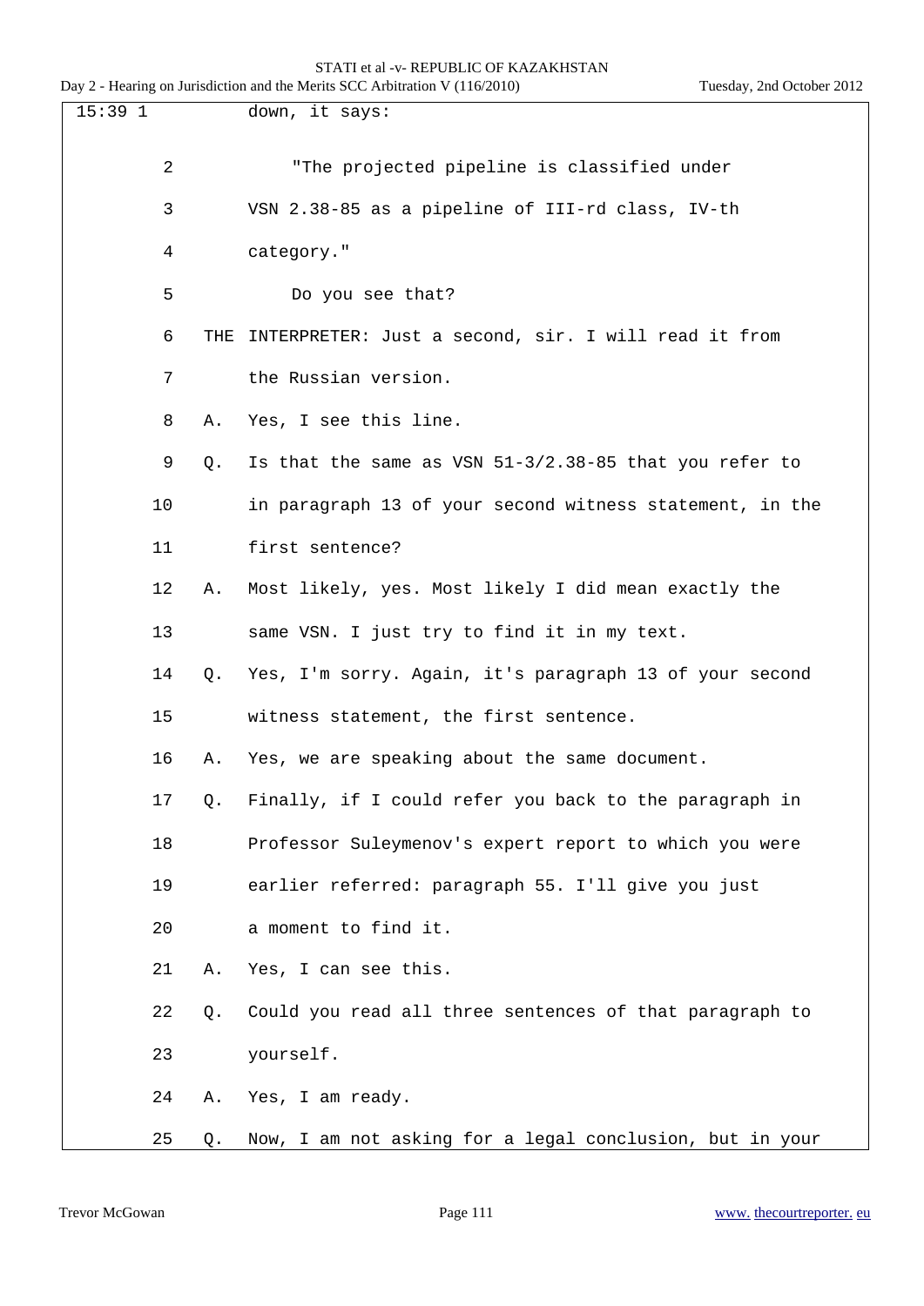15:39 1 down, it says:

2 "The projected pipeline is classified under

3 VSN 2.38-85 as a pipeline of III-rd class, IV-th

4 category."

5 Do you see that?

6 THE INTERPRETER: Just a second, sir. I will read it from

7 the Russian version.

8 A. Yes, I see this line.

9 Q. Is that the same as VSN 51-3/2.38-85 that you refer to

10 in paragraph 13 of your second witness statement, in the

11 first sentence?

12 A. Most likely, yes. Most likely I did mean exactly the

13 same VSN. I just try to find it in my text.

14 Q. Yes, I'm sorry. Again, it's paragraph 13 of your second

15 witness statement, the first sentence.

16 A. Yes, we are speaking about the same document.

17 Q. Finally, if I could refer you back to the paragraph in

18 Professor Suleymenov's expert report to which you were

19 earlier referred: paragraph 55. I'll give you just

20 a moment to find it.

21 A. Yes, I can see this.

22 Q. Could you read all three sentences of that paragraph to

23 yourself.

24 A. Yes, I am ready.

25 Q. Now, I am not asking for a legal conclusion, but in your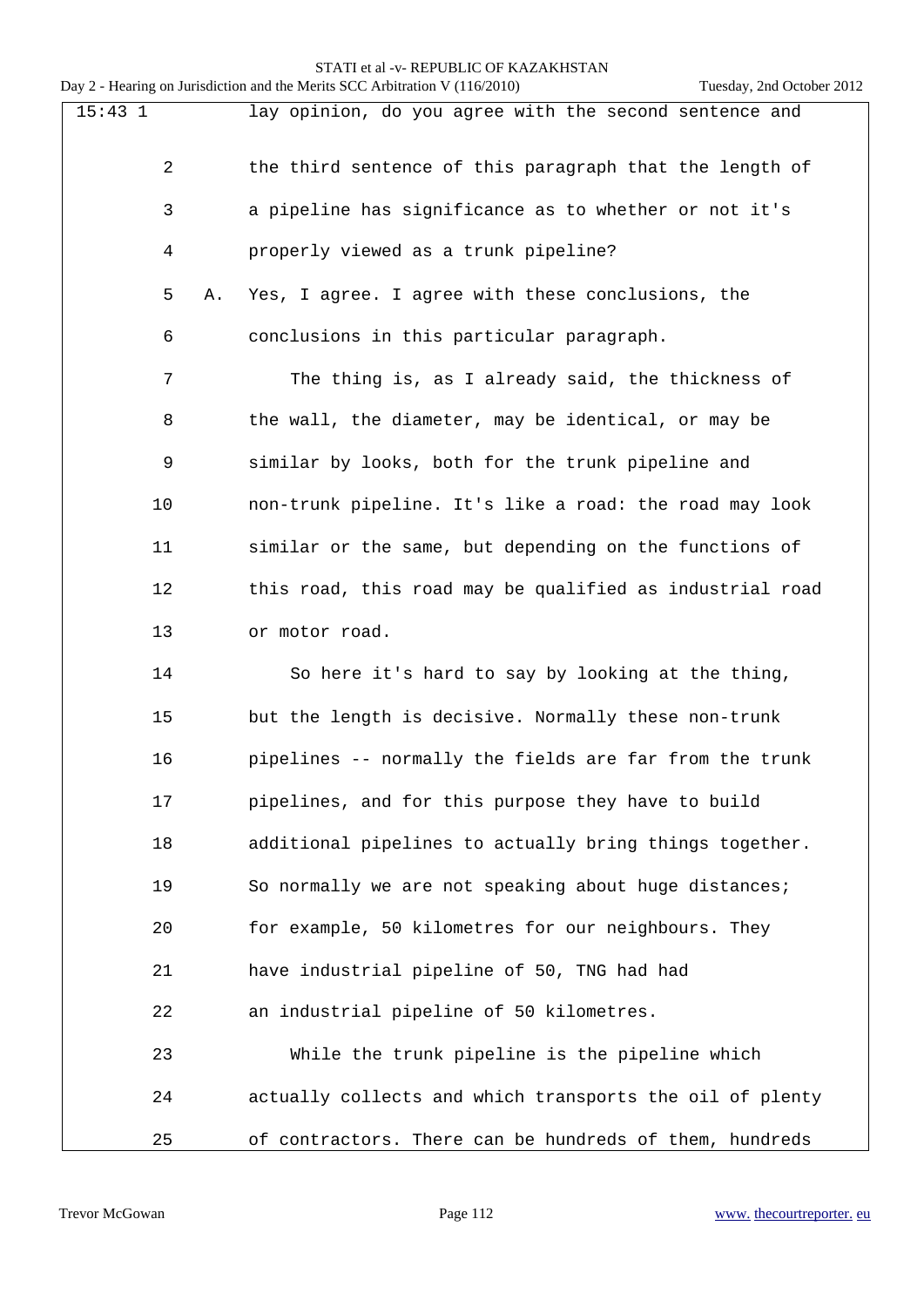15:43 1 lay opinion, do you agree with the second sentence and

2 the third sentence of this paragraph that the length of

3 a pipeline has significance as to whether or not it's

4 properly viewed as a trunk pipeline?

5 A. Yes, I agree. I agree with these conclusions, the

6 conclusions in this particular paragraph.

7 The thing is, as I already said, the thickness of

8 the wall, the diameter, may be identical, or may be

9 similar by looks, both for the trunk pipeline and

10 non-trunk pipeline. It's like a road: the road may look

11 similar or the same, but depending on the functions of

12 this road, this road may be qualified as industrial road

13 or motor road.

14 So here it's hard to say by looking at the thing,

15 but the length is decisive. Normally these non-trunk

16 pipelines -- normally the fields are far from the trunk

17 pipelines, and for this purpose they have to build

18 additional pipelines to actually bring things together.

19 So normally we are not speaking about huge distances;

20 for example, 50 kilometres for our neighbours. They

21 have industrial pipeline of 50, TNG had had

22 an industrial pipeline of 50 kilometres.

23 While the trunk pipeline is the pipeline which

24 actually collects and which transports the oil of plenty

25 of contractors. There can be hundreds of them, hundreds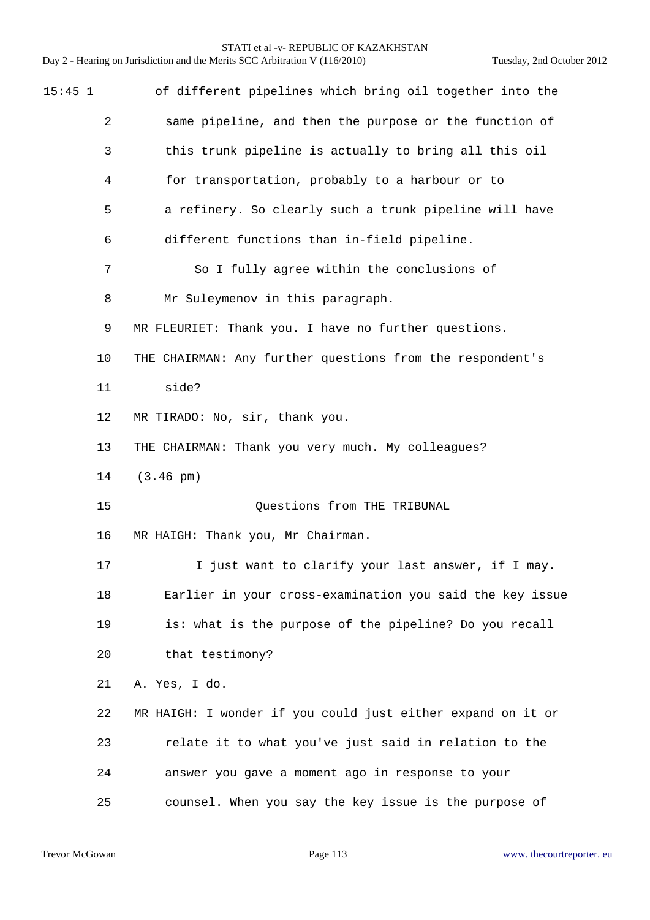15:45 1 of different pipelines which bring oil together into the
2 same pipeline, and then the purpose or the function of
3 this trunk pipeline is actually to bring all this oil
4 for transportation, probably to a harbour or to
5 a refinery. So clearly such a trunk pipeline will have
6 different functions than in-field pipeline.
7 So I fully agree within the conclusions of
8 Mr Suleymenov in this paragraph.
9 MR FLEURIET: Thank you. I have no further questions.
10 THE CHAIRMAN: Any further questions from the respondent's
11 side?
12 MR TIRADO: No, sir, thank you.
13 THE CHAIRMAN: Thank you very much. My colleagues?
14 (3.46 pm)
15 Questions from THE TRIBUNAL
16 MR HAIGH: Thank you, Mr Chairman.
17 I just want to clarify your last answer, if I may.
18 Earlier in your cross-examination you said the key issue
19 is: what is the purpose of the pipeline? Do you recall
20 that testimony?
21 A. Yes, I do.
22 MR HAIGH: I wonder if you could just either expand on it or
23 relate it to what you've just said in relation to the
24 answer you gave a moment ago in response to your
25 counsel. When you say the key issue is the purpose of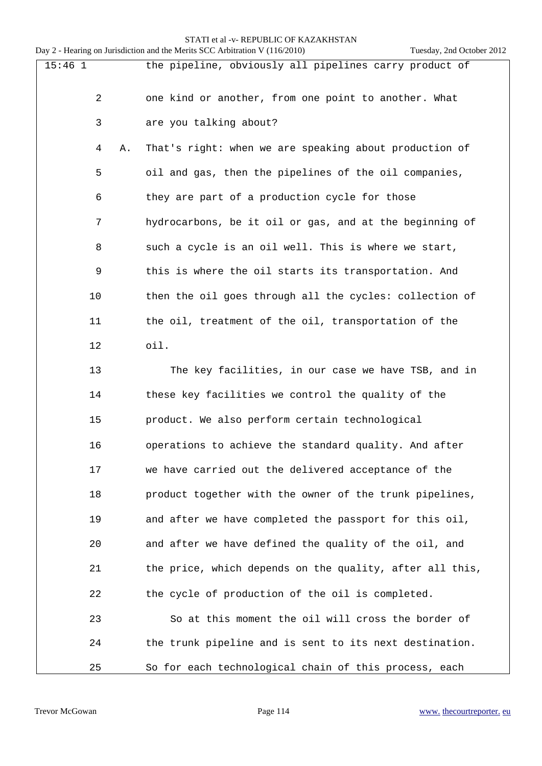15:46 1 the pipeline, obviously all pipelines carry product of

2 one kind or another, from one point to another. What

3 are you talking about?

4 A. That's right: when we are speaking about production of

5 oil and gas, then the pipelines of the oil companies,

6 they are part of a production cycle for those

7 hydrocarbons, be it oil or gas, and at the beginning of

8 such a cycle is an oil well. This is where we start,

9 this is where the oil starts its transportation. And

10 then the oil goes through all the cycles: collection of

11 the oil, treatment of the oil, transportation of the

12 oil.

13 The key facilities, in our case we have TSB, and in

14 these key facilities we control the quality of the

15 product. We also perform certain technological

16 operations to achieve the standard quality. And after

17 we have carried out the delivered acceptance of the

18 product together with the owner of the trunk pipelines,

19 and after we have completed the passport for this oil,

20 and after we have defined the quality of the oil, and

21 the price, which depends on the quality, after all this,

22 the cycle of production of the oil is completed.

23 So at this moment the oil will cross the border of

24 the trunk pipeline and is sent to its next destination.

25 So for each technological chain of this process, each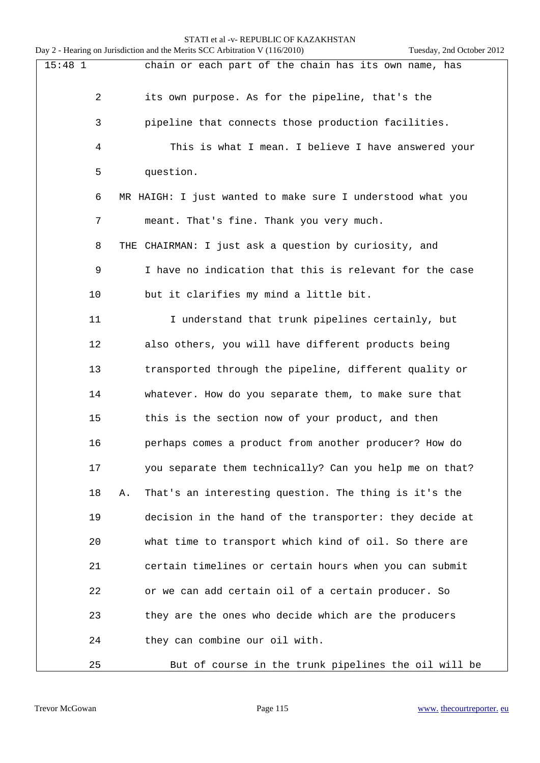15:48 1 chain or each part of the chain has its own name, has

2 its own purpose. As for the pipeline, that's the

3 pipeline that connects those production facilities.

4 This is what I mean. I believe I have answered your

5 question.

6 MR HAIGH: I just wanted to make sure I understood what you

7 meant. That's fine. Thank you very much.

8 THE CHAIRMAN: I just ask a question by curiosity, and

9 I have no indication that this is relevant for the case

10 but it clarifies my mind a little bit.

11 I understand that trunk pipelines certainly, but

12 also others, you will have different products being

13 transported through the pipeline, different quality or

14 whatever. How do you separate them, to make sure that

15 this is the section now of your product, and then

16 perhaps comes a product from another producer? How do

17 you separate them technically? Can you help me on that?

18 A. That's an interesting question. The thing is it's the

19 decision in the hand of the transporter: they decide at

20 what time to transport which kind of oil. So there are

21 certain timelines or certain hours when you can submit

22 or we can add certain oil of a certain producer. So

23 they are the ones who decide which are the producers

24 they can combine our oil with.

25 But of course in the trunk pipelines the oil will be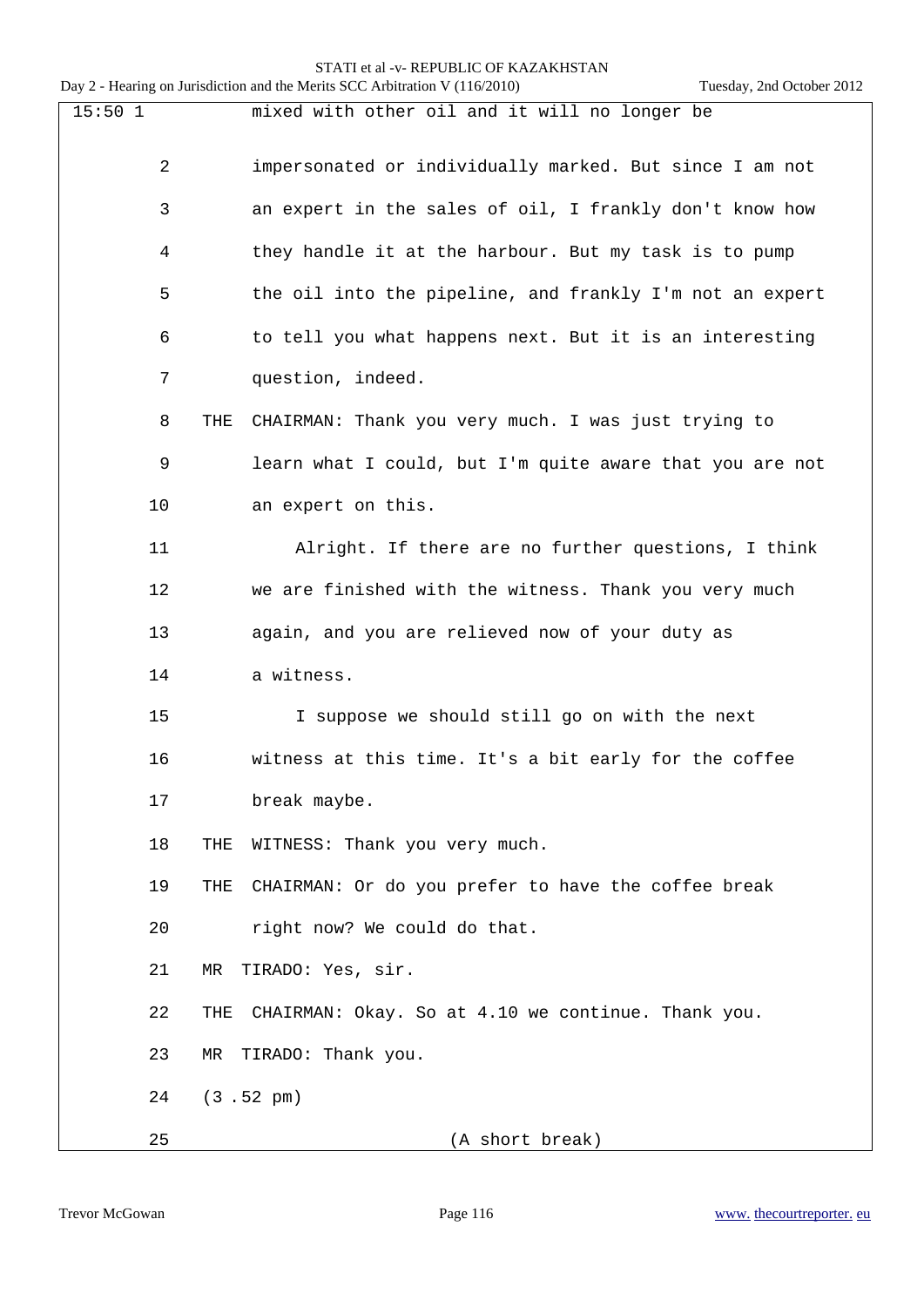15:50 1 mixed with other oil and it will no longer be

2 impersonated or individually marked. But since I am not

3 an expert in the sales of oil, I frankly don't know how

4 they handle it at the harbour. But my task is to pump

5 the oil into the pipeline, and frankly I'm not an expert

6 to tell you what happens next. But it is an interesting

7 question, indeed.

8 THE CHAIRMAN: Thank you very much. I was just trying to

9 learn what I could, but I'm quite aware that you are not

10 an expert on this.

11 Alright. If there are no further questions, I think

12 we are finished with the witness. Thank you very much

13 again, and you are relieved now of your duty as

14 a witness.

15 I suppose we should still go on with the next

16 witness at this time. It's a bit early for the coffee

17 break maybe.

18 THE WITNESS: Thank you very much.

19 THE CHAIRMAN: Or do you prefer to have the coffee break

20 right now? We could do that.

21 MR TIRADO: Yes, sir.

22 THE CHAIRMAN: Okay. So at 4.10 we continue. Thank you.

23 MR TIRADO: Thank you.

24 (3 .52 pm)

25 (A short break)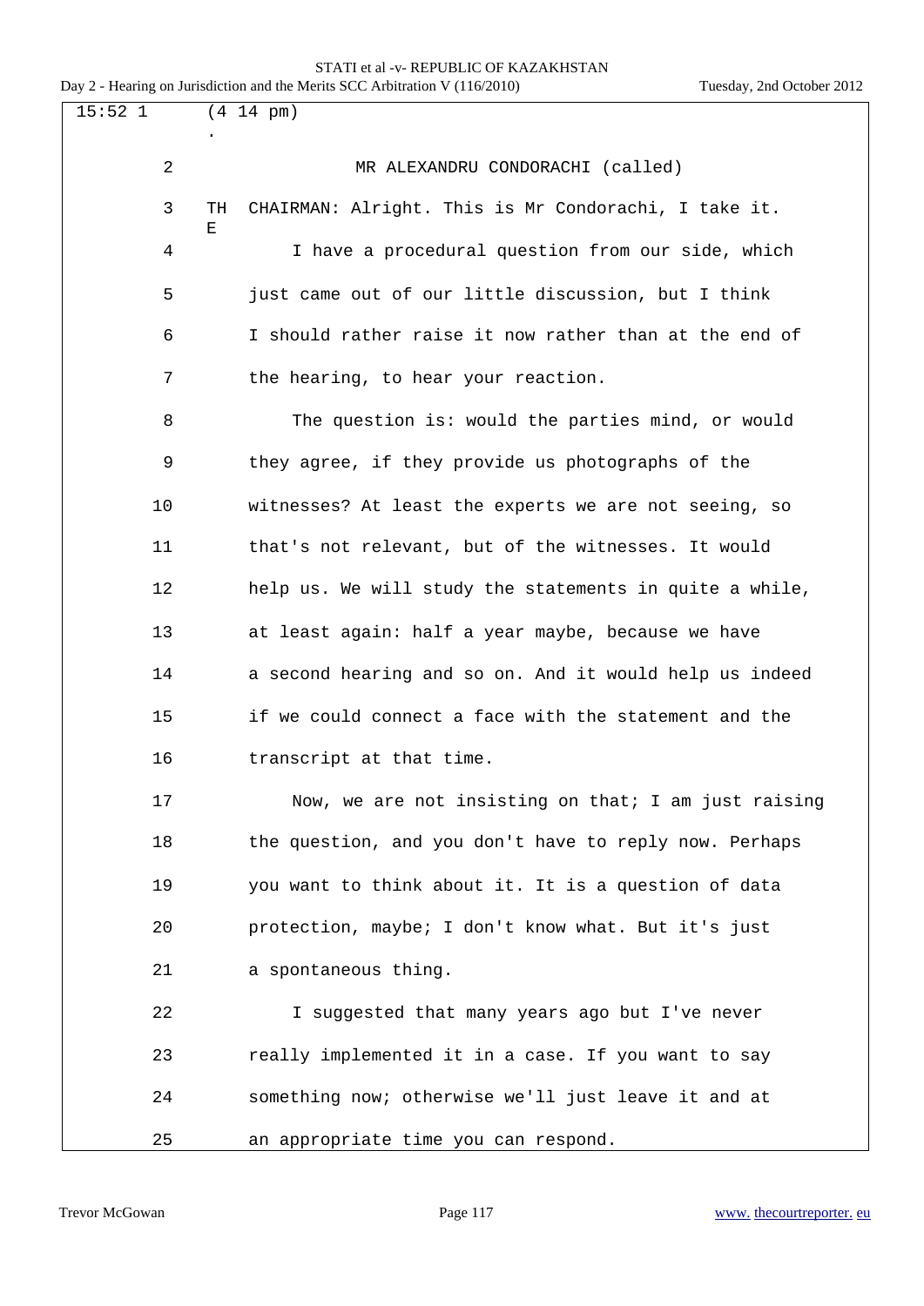15:52 1 (4 14 pm)

2 MR ALEXANDRU CONDORACHI (called)

3 THE CHAIRMAN: Alright. This is Mr Condorachi, I take it.

4 I have a procedural question from our side, which

5 just came out of our little discussion, but I think

6 I should rather raise it now rather than at the end of

7 the hearing, to hear your reaction.

8 The question is: would the parties mind, or would

9 they agree, if they provide us photographs of the

10 witnesses? At least the experts we are not seeing, so

11 that's not relevant, but of the witnesses. It would

12 help us. We will study the statements in quite a while,

13 at least again: half a year maybe, because we have

14 a second hearing and so on. And it would help us indeed

15 if we could connect a face with the statement and the

16 transcript at that time.

17 Now, we are not insisting on that; I am just raising

18 the question, and you don't have to reply now. Perhaps

19 you want to think about it. It is a question of data

20 protection, maybe; I don't know what. But it's just

21 a spontaneous thing.

22 I suggested that many years ago but I've never

23 really implemented it in a case. If you want to say

24 something now; otherwise we'll just leave it and at

25 an appropriate time you can respond.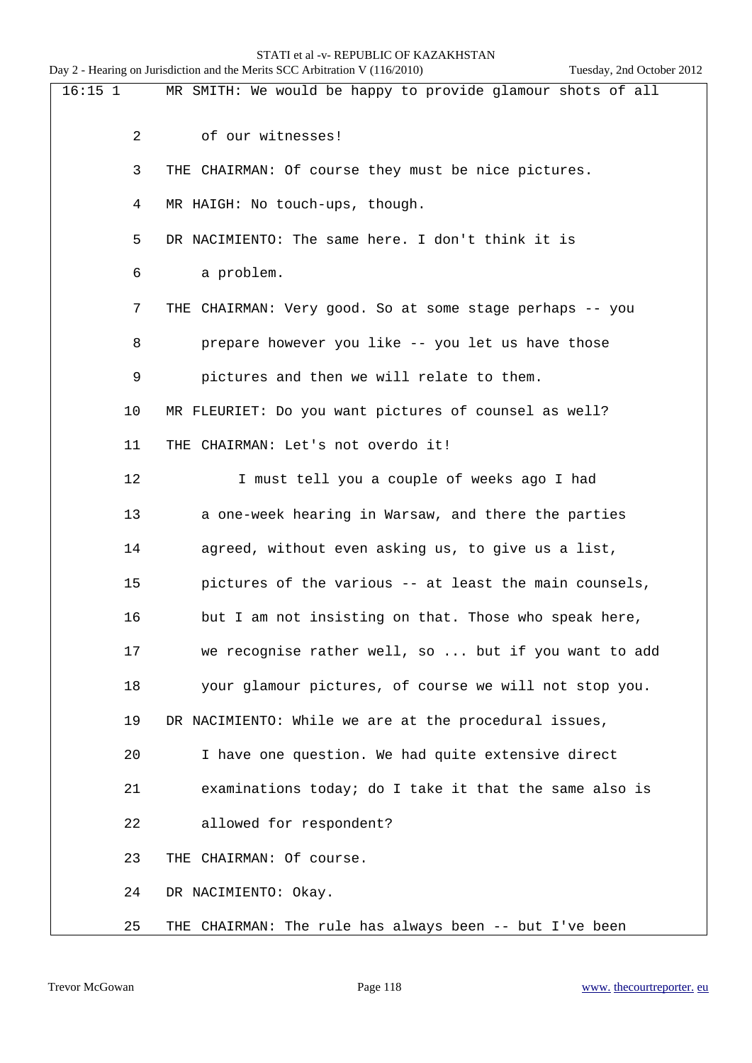16:15 1 MR SMITH: We would be happy to provide glamour shots of all

2 of our witnesses!

3 THE CHAIRMAN: Of course they must be nice pictures.

4 MR HAIGH: No touch-ups, though.

5 DR NACIMIENTO: The same here. I don't think it is

6 a problem.

7 THE CHAIRMAN: Very good. So at some stage perhaps -- you

8 prepare however you like -- you let us have those

9 pictures and then we will relate to them.

10 MR FLEURIET: Do you want pictures of counsel as well?

11 THE CHAIRMAN: Let's not overdo it!

12 I must tell you a couple of weeks ago I had

13 a one-week hearing in Warsaw, and there the parties

14 agreed, without even asking us, to give us a list,

15 pictures of the various -- at least the main counsels,

16 but I am not insisting on that. Those who speak here,

17 we recognise rather well, so ... but if you want to add

18 your glamour pictures, of course we will not stop you.

19 DR NACIMIENTO: While we are at the procedural issues,

20 I have one question. We had quite extensive direct

21 examinations today; do I take it that the same also is

22 allowed for respondent?

23 THE CHAIRMAN: Of course.

24 DR NACIMIENTO: Okay.

25 THE CHAIRMAN: The rule has always been -- but I've been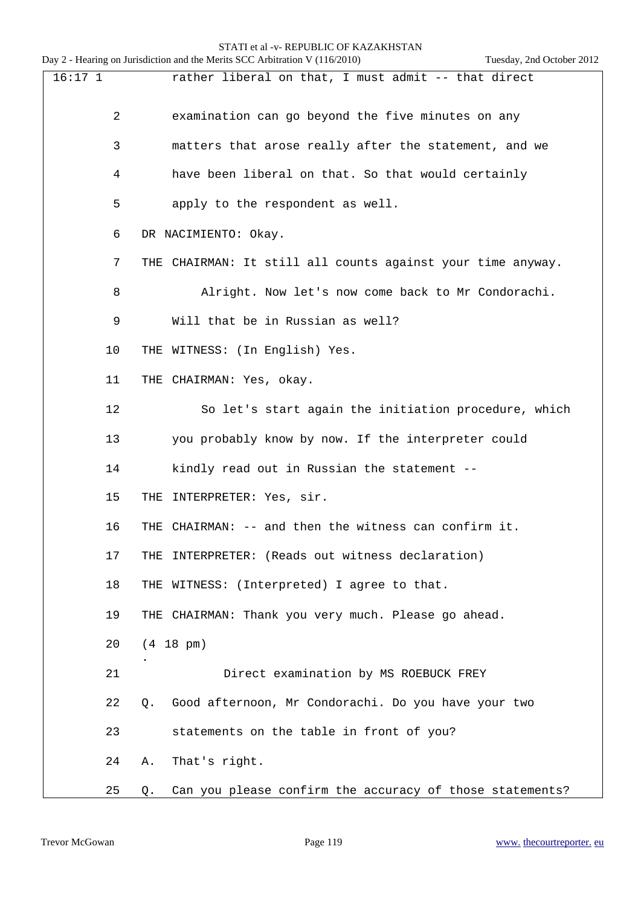rather liberal on that, I must admit -- that direct
examination can go beyond the five minutes on any
matters that arose really after the statement, and we
have been liberal on that. So that would certainly
apply to the respondent as well.

DR NACIMIENTO: Okay.

THE CHAIRMAN: It still all counts against your time anyway.
Alright. Now let's now come back to Mr Condorachi.
Will that be in Russian as well?

THE WITNESS: (In English) Yes.

THE CHAIRMAN: Yes, okay.
So let's start again the initiation procedure, which
you probably know by now. If the interpreter could
kindly read out in Russian the statement --

THE INTERPRETER: Yes, sir.

THE CHAIRMAN: -- and then the witness can confirm it.

THE INTERPRETER: (Reads out witness declaration)

THE WITNESS: (Interpreted) I agree to that.

THE CHAIRMAN: Thank you very much. Please go ahead.

(4 18 pm)

## Direct examination by MS ROEBUCK FREY

Q. Good afternoon, Mr Condorachi. Do you have your two
statements on the table in front of you?

A. That's right.

Q. Can you please confirm the accuracy of those statements?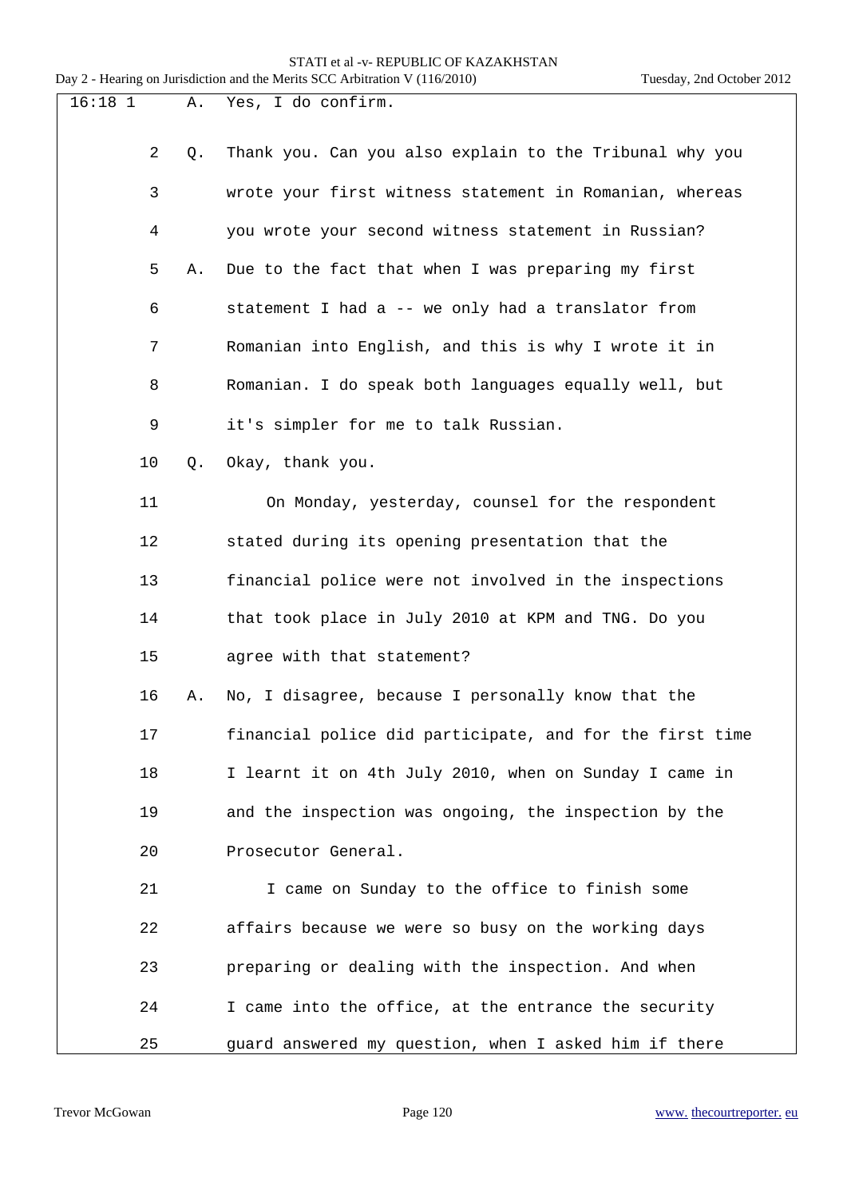16:18 1 A. Yes, I do confirm.

2 Q. Thank you. Can you also explain to the Tribunal why you

3 wrote your first witness statement in Romanian, whereas

4 you wrote your second witness statement in Russian?

5 A. Due to the fact that when I was preparing my first

6 statement I had a -- we only had a translator from

7 Romanian into English, and this is why I wrote it in

8 Romanian. I do speak both languages equally well, but

9 it's simpler for me to talk Russian.

10 Q. Okay, thank you.

11 On Monday, yesterday, counsel for the respondent

12 stated during its opening presentation that the

13 financial police were not involved in the inspections

14 that took place in July 2010 at KPM and TNG. Do you

15 agree with that statement?

16 A. No, I disagree, because I personally know that the

17 financial police did participate, and for the first time

18 I learnt it on 4th July 2010, when on Sunday I came in

19 and the inspection was ongoing, the inspection by the

20 Prosecutor General.

21 I came on Sunday to the office to finish some

22 affairs because we were so busy on the working days

23 preparing or dealing with the inspection. And when

24 I came into the office, at the entrance the security

25 guard answered my question, when I asked him if there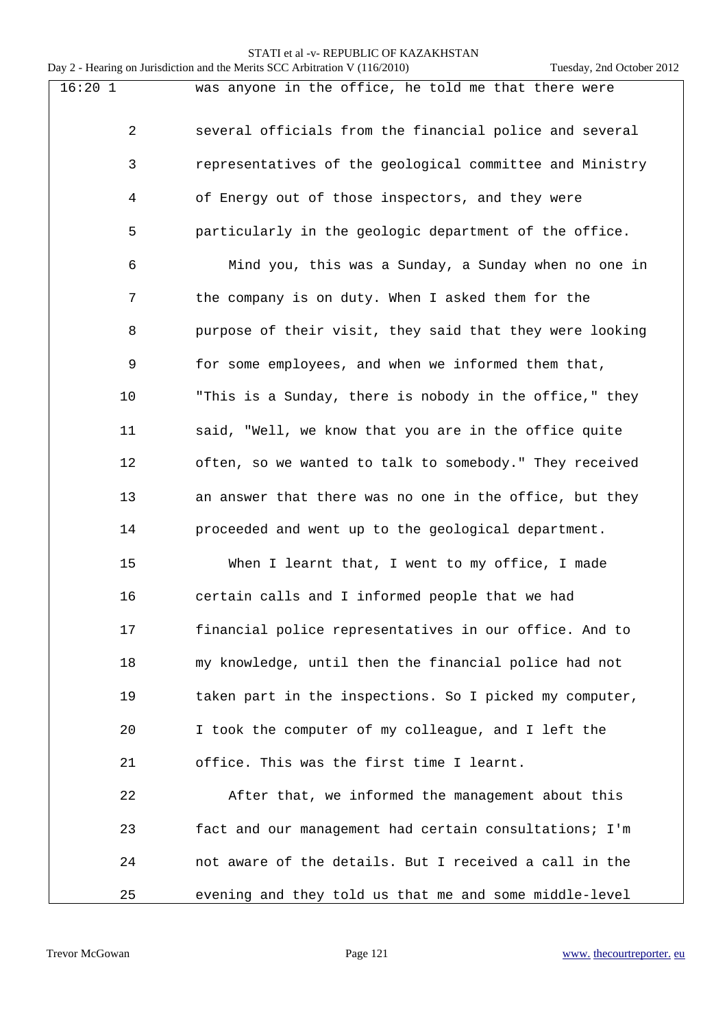16:20 1 was anyone in the office, he told me that there were

2 several officials from the financial police and several

3 representatives of the geological committee and Ministry

4 of Energy out of those inspectors, and they were

5 particularly in the geologic department of the office.

6 Mind you, this was a Sunday, a Sunday when no one in

7 the company is on duty. When I asked them for the

8 purpose of their visit, they said that they were looking

9 for some employees, and when we informed them that,

10 "This is a Sunday, there is nobody in the office," they

11 said, "Well, we know that you are in the office quite

12 often, so we wanted to talk to somebody." They received

13 an answer that there was no one in the office, but they

14 proceeded and went up to the geological department.

15 When I learnt that, I went to my office, I made

16 certain calls and I informed people that we had

17 financial police representatives in our office. And to

18 my knowledge, until then the financial police had not

19 taken part in the inspections. So I picked my computer,

20 I took the computer of my colleague, and I left the

21 office. This was the first time I learnt.

22 After that, we informed the management about this

23 fact and our management had certain consultations; I'm

24 not aware of the details. But I received a call in the

25 evening and they told us that me and some middle-level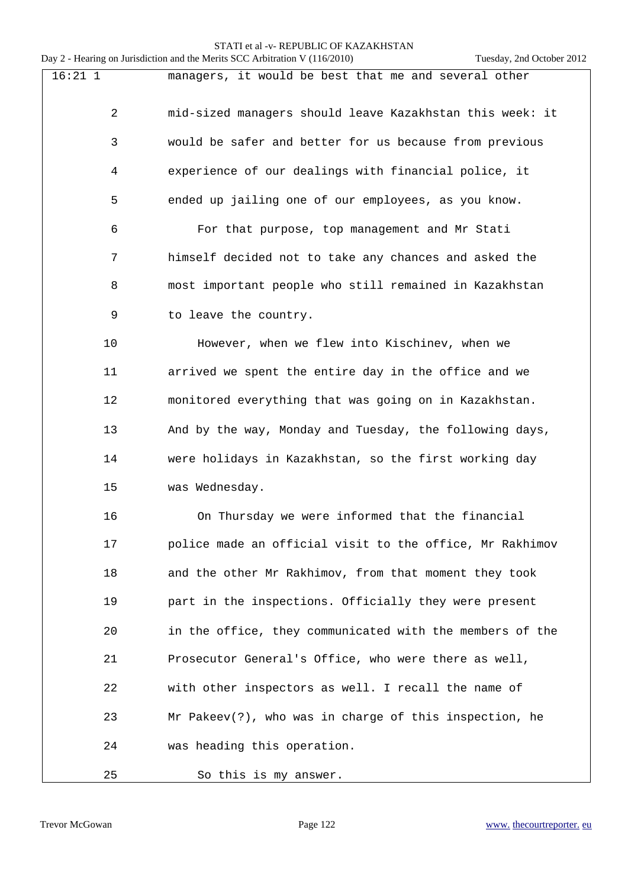managers, it would be best that me and several other mid-sized managers should leave Kazakhstan this week: it would be safer and better for us because from previous experience of our dealings with financial police, it ended up jailing one of our employees, as you know.

For that purpose, top management and Mr Stati himself decided not to take any chances and asked the most important people who still remained in Kazakhstan to leave the country.

However, when we flew into Kischinev, when we arrived we spent the entire day in the office and we monitored everything that was going on in Kazakhstan. And by the way, Monday and Tuesday, the following days, were holidays in Kazakhstan, so the first working day was Wednesday.

On Thursday we were informed that the financial police made an official visit to the office, Mr Rakhimov and the other Mr Rakhimov, from that moment they took part in the inspections. Officially they were present in the office, they communicated with the members of the Prosecutor General's Office, who were there as well, with other inspectors as well. I recall the name of Mr Pakeev(?), who was in charge of this inspection, he was heading this operation.

So this is my answer.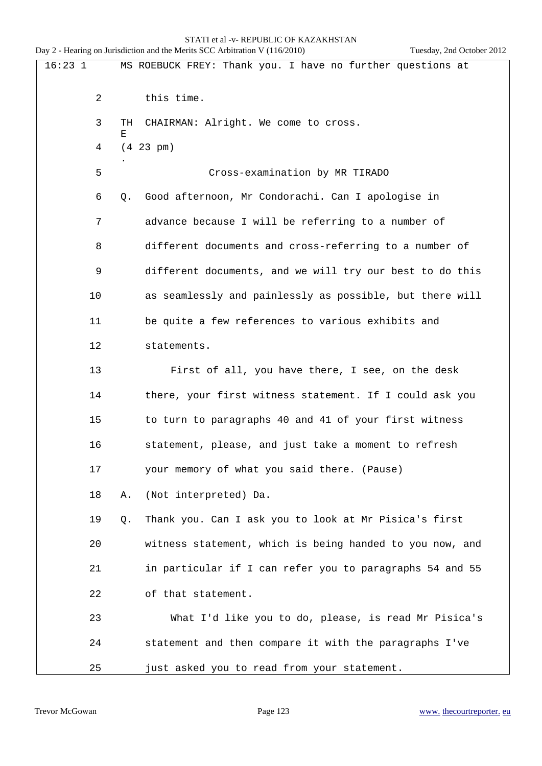16:23 1 MS ROEBUCK FREY: Thank you. I have no further questions at

2 this time.

3 THE CHAIRMAN: Alright. We come to cross.

4 (4.23 pm)

5 Cross-examination by MR TIRADO

6 Q. Good afternoon, Mr Condorachi. Can I apologise in

7 advance because I will be referring to a number of

8 different documents and cross-referring to a number of

9 different documents, and we will try our best to do this

10 as seamlessly and painlessly as possible, but there will

11 be quite a few references to various exhibits and

12 statements.

13 First of all, you have there, I see, on the desk

14 there, your first witness statement. If I could ask you

15 to turn to paragraphs 40 and 41 of your first witness

16 statement, please, and just take a moment to refresh

17 your memory of what you said there. (Pause)

18 A. (Not interpreted) Da.

19 Q. Thank you. Can I ask you to look at Mr Pisica's first

20 witness statement, which is being handed to you now, and

21 in particular if I can refer you to paragraphs 54 and 55

22 of that statement.

23 What I'd like you to do, please, is read Mr Pisica's

24 statement and then compare it with the paragraphs I've

25 just asked you to read from your statement.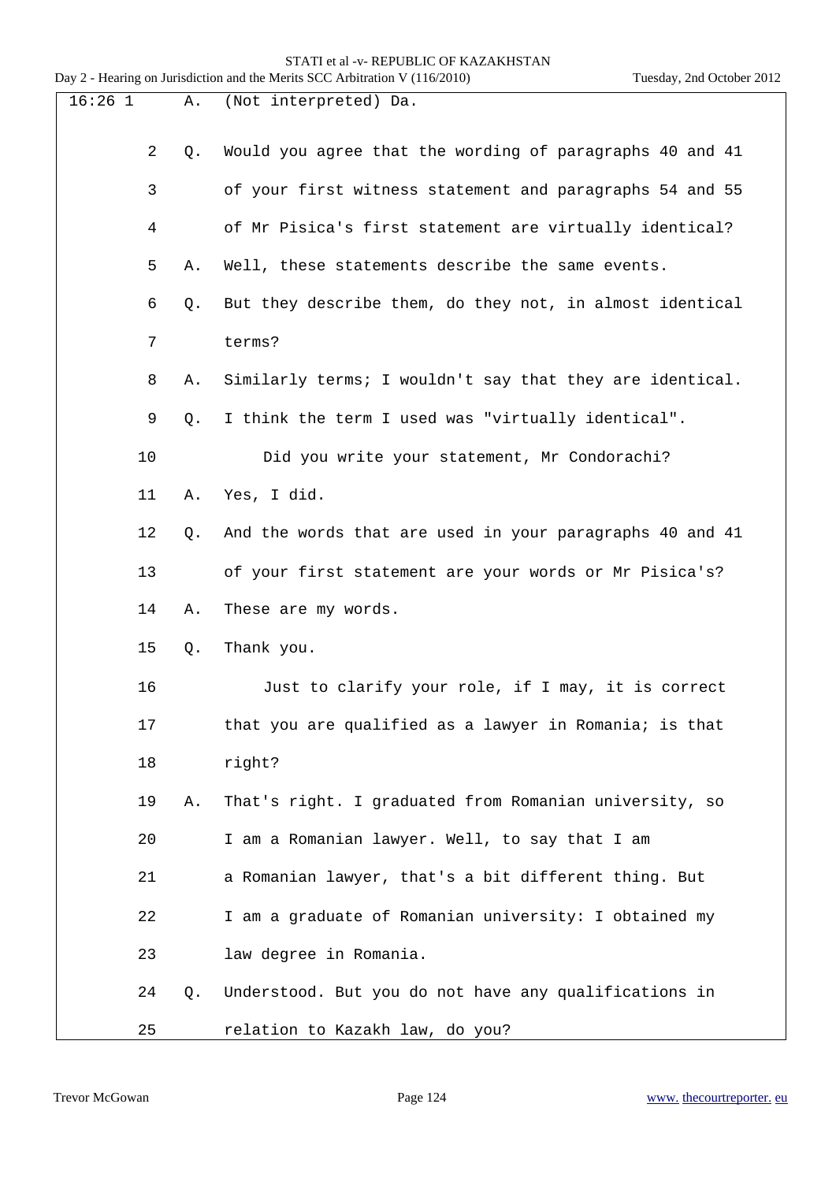16:26 1 A. (Not interpreted) Da.

2 Q. Would you agree that the wording of paragraphs 40 and 41

3 of your first witness statement and paragraphs 54 and 55

4 of Mr Pisica's first statement are virtually identical?

5 A. Well, these statements describe the same events.

6 Q. But they describe them, do they not, in almost identical

7 terms?

8 A. Similarly terms; I wouldn't say that they are identical.

9 Q. I think the term I used was "virtually identical".

10 Did you write your statement, Mr Condorachi?

11 A. Yes, I did.

12 Q. And the words that are used in your paragraphs 40 and 41

13 of your first statement are your words or Mr Pisica's?

14 A. These are my words.

15 Q. Thank you.

16 Just to clarify your role, if I may, it is correct

17 that you are qualified as a lawyer in Romania; is that

18 right?

19 A. That's right. I graduated from Romanian university, so

20 I am a Romanian lawyer. Well, to say that I am

21 a Romanian lawyer, that's a bit different thing. But

22 I am a graduate of Romanian university: I obtained my

23 law degree in Romania.

24 Q. Understood. But you do not have any qualifications in

25 relation to Kazakh law, do you?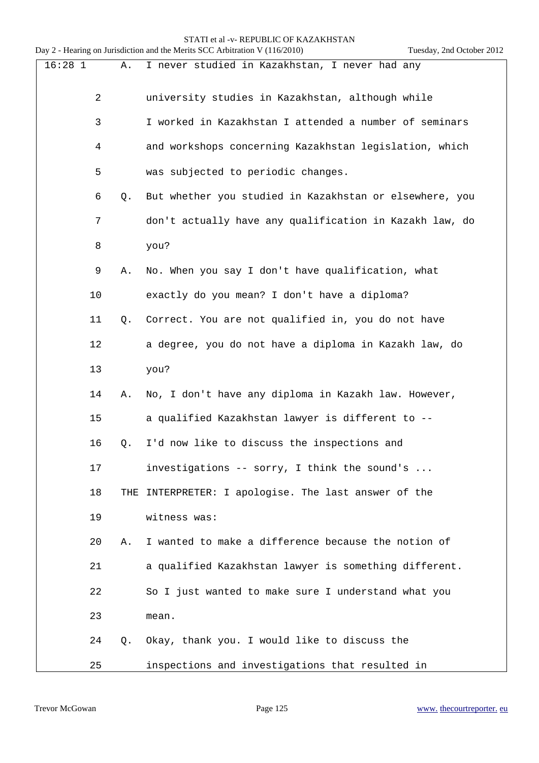16:28 1 A. I never studied in Kazakhstan, I never had any

2 university studies in Kazakhstan, although while

3 I worked in Kazakhstan I attended a number of seminars

4 and workshops concerning Kazakhstan legislation, which

5 was subjected to periodic changes.

6 Q. But whether you studied in Kazakhstan or elsewhere, you

7 don't actually have any qualification in Kazakh law, do

8 you?

9 A. No. When you say I don't have qualification, what

10 exactly do you mean? I don't have a diploma?

11 Q. Correct. You are not qualified in, you do not have

12 a degree, you do not have a diploma in Kazakh law, do

13 you?

14 A. No, I don't have any diploma in Kazakh law. However,

15 a qualified Kazakhstan lawyer is different to --

16 Q. I'd now like to discuss the inspections and

17 investigations -- sorry, I think the sound's ...

18 THE INTERPRETER: I apologise. The last answer of the

19 witness was:

20 A. I wanted to make a difference because the notion of

21 a qualified Kazakhstan lawyer is something different.

22 So I just wanted to make sure I understand what you

23 mean.

24 Q. Okay, thank you. I would like to discuss the

25 inspections and investigations that resulted in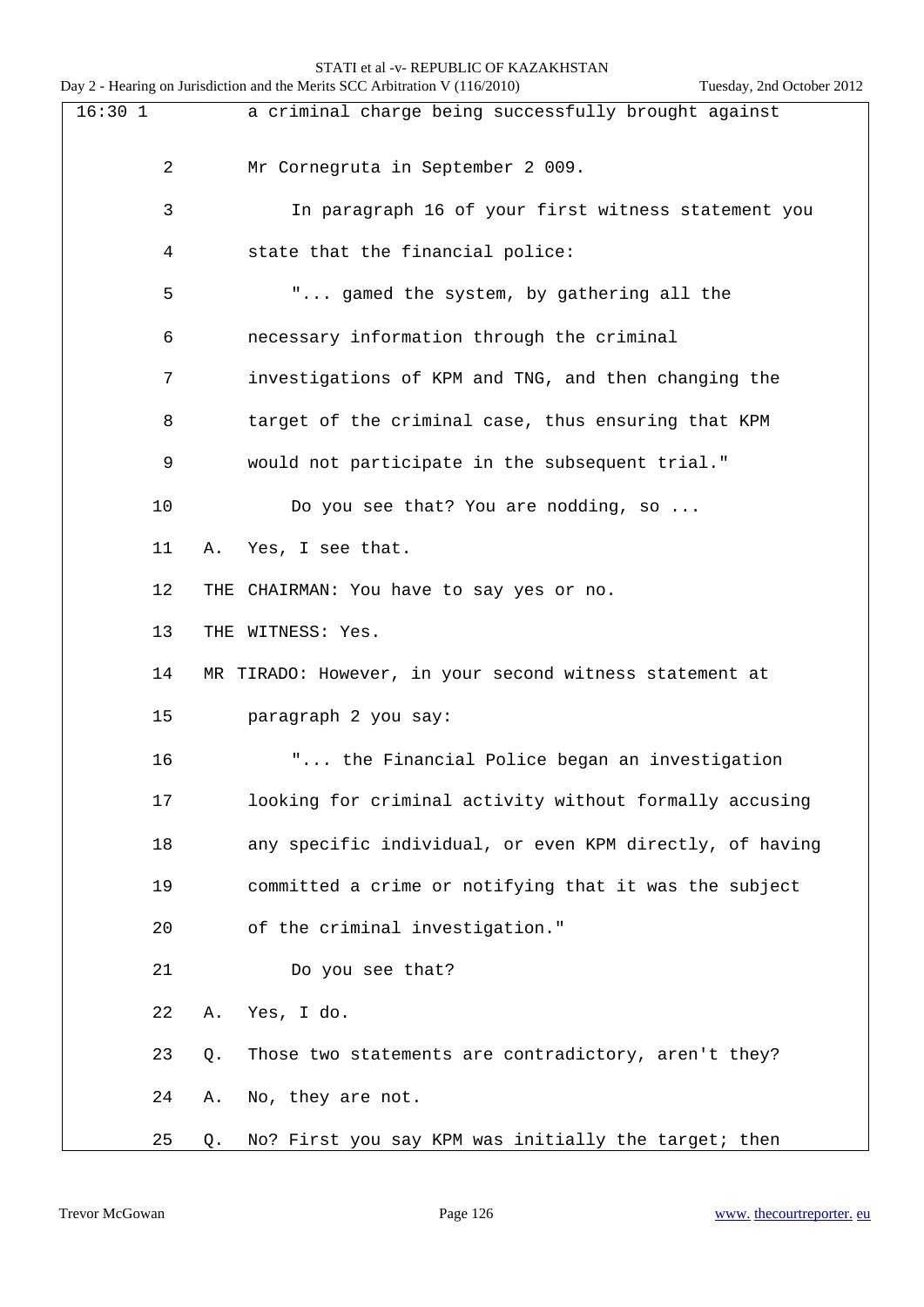a criminal charge being successfully brought against Mr Cornegruta in September 2 009.

In paragraph 16 of your first witness statement you state that the financial police:

"... gamed the system, by gathering all the necessary information through the criminal investigations of KPM and TNG, and then changing the target of the criminal case, thus ensuring that KPM would not participate in the subsequent trial."

Do you see that? You are nodding, so ...

A. Yes, I see that.

THE CHAIRMAN: You have to say yes or no.

THE WITNESS: Yes.

MR TIRADO: However, in your second witness statement at paragraph 2 you say:

"... the Financial Police began an investigation looking for criminal activity without formally accusing any specific individual, or even KPM directly, of having committed a crime or notifying that it was the subject of the criminal investigation."

Do you see that?

A. Yes, I do.

Q. Those two statements are contradictory, aren't they?

A. No, they are not.

Q. No? First you say KPM was initially the target; then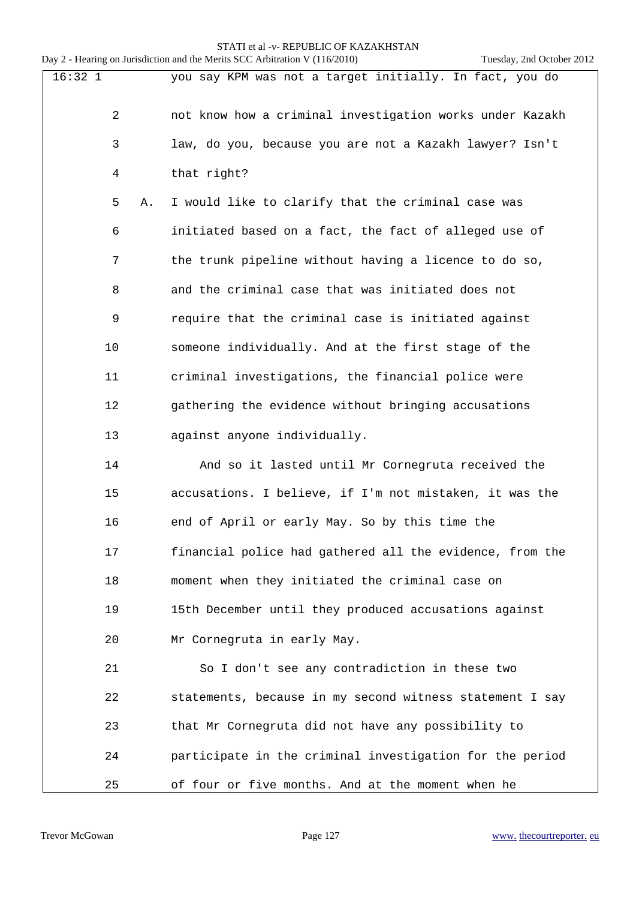16:32 1 you say KPM was not a target initially. In fact, you do

2 not know how a criminal investigation works under Kazakh

3 law, do you, because you are not a Kazakh lawyer? Isn't

4 that right?

5 A. I would like to clarify that the criminal case was

6 initiated based on a fact, the fact of alleged use of

7 the trunk pipeline without having a licence to do so,

8 and the criminal case that was initiated does not

9 require that the criminal case is initiated against

10 someone individually. And at the first stage of the

11 criminal investigations, the financial police were

12 gathering the evidence without bringing accusations

13 against anyone individually.

14 And so it lasted until Mr Cornegruta received the

15 accusations. I believe, if I'm not mistaken, it was the

16 end of April or early May. So by this time the

17 financial police had gathered all the evidence, from the

18 moment when they initiated the criminal case on

19 15th December until they produced accusations against

20 Mr Cornegruta in early May.

21 So I don't see any contradiction in these two

22 statements, because in my second witness statement I say

23 that Mr Cornegruta did not have any possibility to

24 participate in the criminal investigation for the period

25 of four or five months. And at the moment when he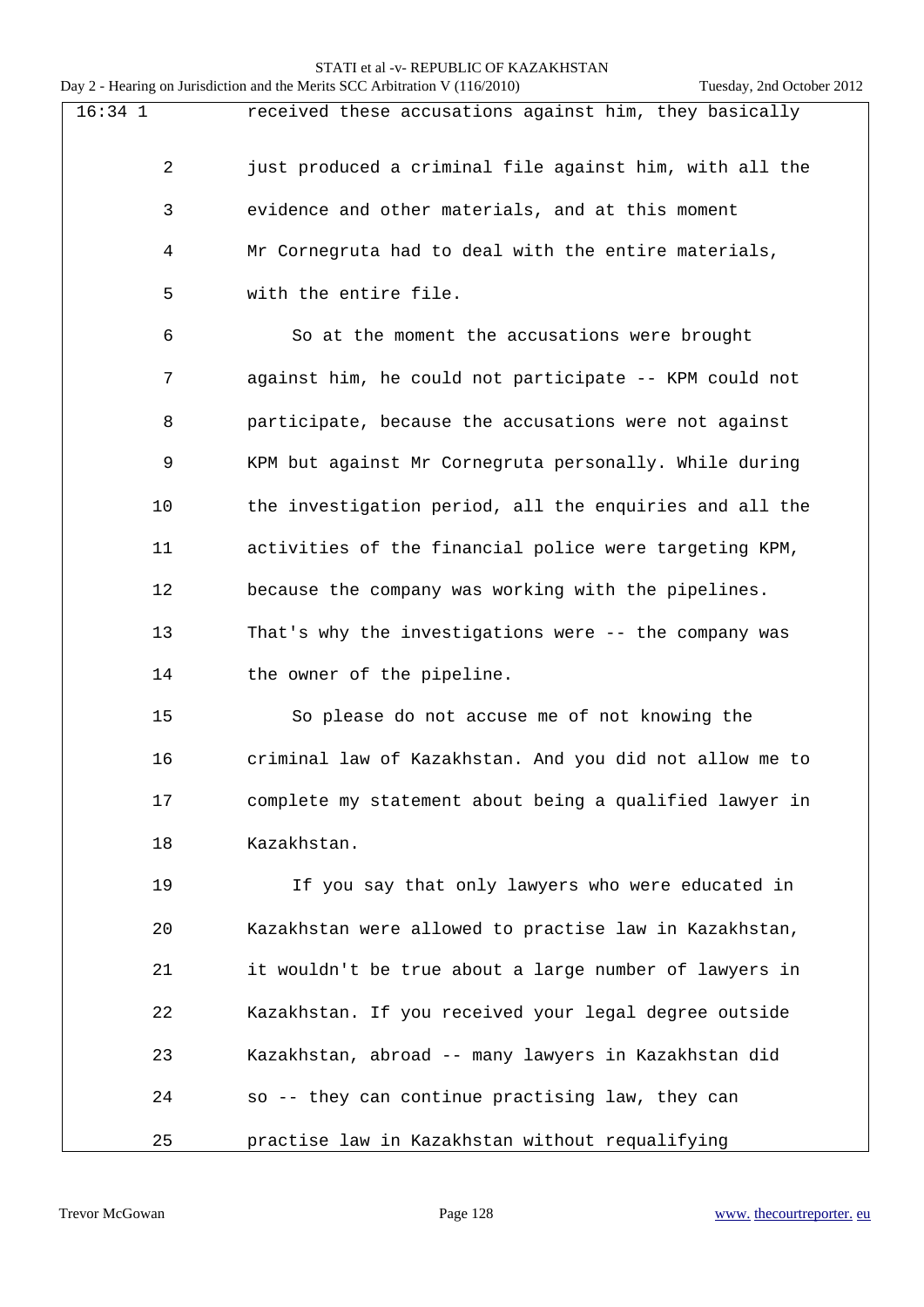received these accusations against him, they basically just produced a criminal file against him, with all the evidence and other materials, and at this moment Mr Cornegruta had to deal with the entire materials, with the entire file.

So at the moment the accusations were brought against him, he could not participate -- KPM could not participate, because the accusations were not against KPM but against Mr Cornegruta personally. While during the investigation period, all the enquiries and all the activities of the financial police were targeting KPM, because the company was working with the pipelines. That's why the investigations were -- the company was the owner of the pipeline.

So please do not accuse me of not knowing the criminal law of Kazakhstan. And you did not allow me to complete my statement about being a qualified lawyer in Kazakhstan.

If you say that only lawyers who were educated in Kazakhstan were allowed to practise law in Kazakhstan, it wouldn't be true about a large number of lawyers in Kazakhstan. If you received your legal degree outside Kazakhstan, abroad -- many lawyers in Kazakhstan did so -- they can continue practising law, they can practise law in Kazakhstan without requalifying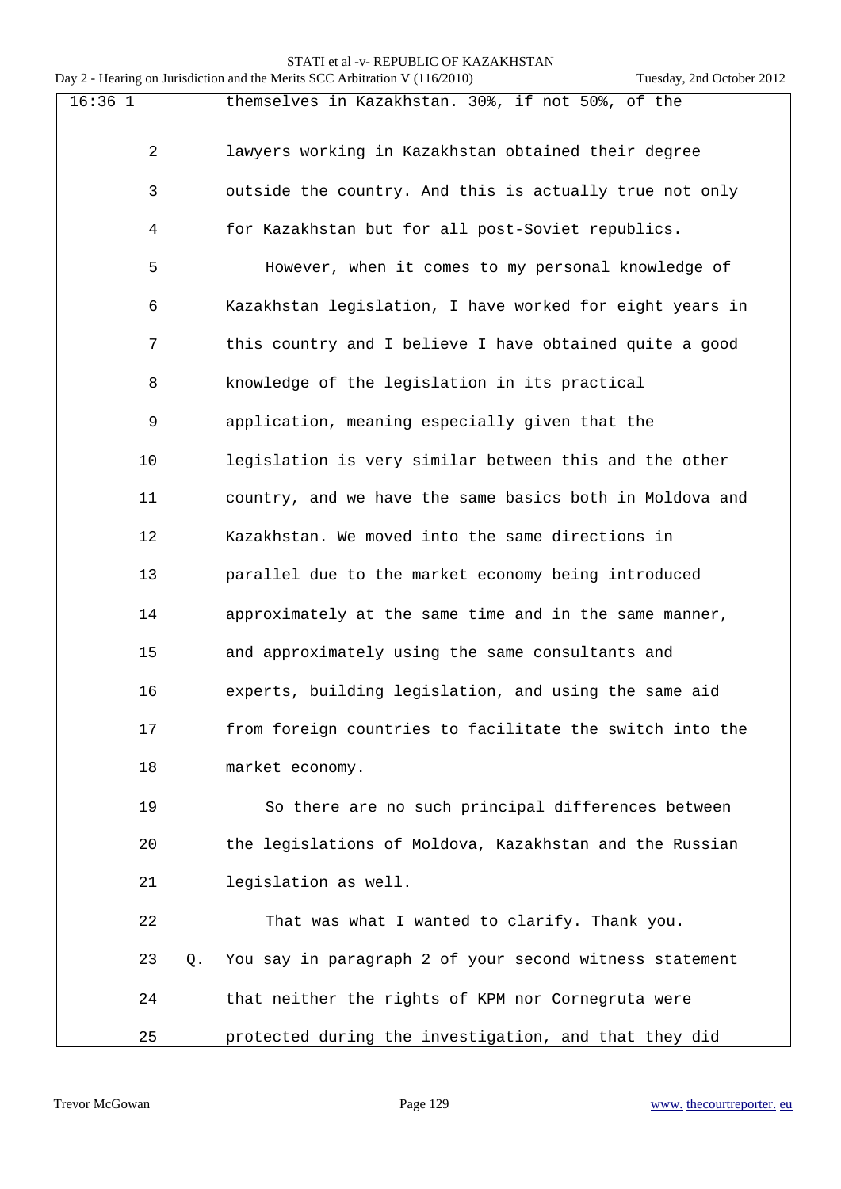16:36 1 themselves in Kazakhstan. 30%, if not 50%, of the

2 lawyers working in Kazakhstan obtained their degree

3 outside the country. And this is actually true not only

4 for Kazakhstan but for all post-Soviet republics.

5 However, when it comes to my personal knowledge of

6 Kazakhstan legislation, I have worked for eight years in

7 this country and I believe I have obtained quite a good

8 knowledge of the legislation in its practical

9 application, meaning especially given that the

10 legislation is very similar between this and the other

11 country, and we have the same basics both in Moldova and

12 Kazakhstan. We moved into the same directions in

13 parallel due to the market economy being introduced

14 approximately at the same time and in the same manner,

15 and approximately using the same consultants and

16 experts, building legislation, and using the same aid

17 from foreign countries to facilitate the switch into the

18 market economy.

19 So there are no such principal differences between

20 the legislations of Moldova, Kazakhstan and the Russian

21 legislation as well.

22 That was what I wanted to clarify. Thank you.

23 Q. You say in paragraph 2 of your second witness statement

24 that neither the rights of KPM nor Cornegruta were

25 protected during the investigation, and that they did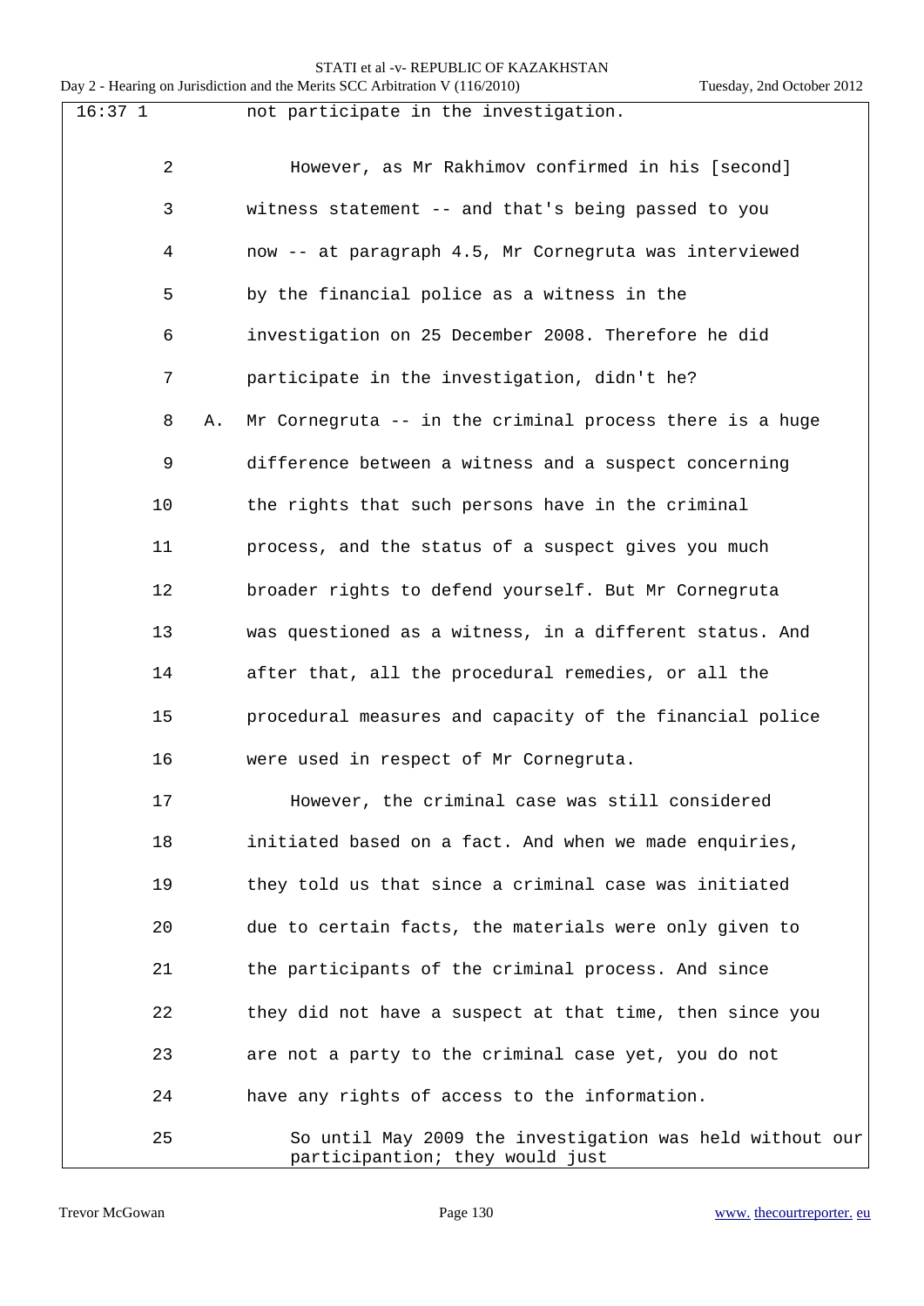16:37 1 not participate in the investigation.

2 However, as Mr Rakhimov confirmed in his [second]
3 witness statement -- and that's being passed to you
4 now -- at paragraph 4.5, Mr Cornegruta was interviewed
5 by the financial police as a witness in the
6 investigation on 25 December 2008. Therefore he did
7 participate in the investigation, didn't he?

8 A. Mr Cornegruta -- in the criminal process there is a huge
9 difference between a witness and a suspect concerning
10 the rights that such persons have in the criminal
11 process, and the status of a suspect gives you much
12 broader rights to defend yourself. But Mr Cornegruta
13 was questioned as a witness, in a different status. And
14 after that, all the procedural remedies, or all the
15 procedural measures and capacity of the financial police
16 were used in respect of Mr Cornegruta.

17 However, the criminal case was still considered
18 initiated based on a fact. And when we made enquiries,
19 they told us that since a criminal case was initiated
20 due to certain facts, the materials were only given to
21 the participants of the criminal process. And since
22 they did not have a suspect at that time, then since you
23 are not a party to the criminal case yet, you do not
24 have any rights of access to the information.

25 So until May 2009 the investigation was held without our participantion; they would just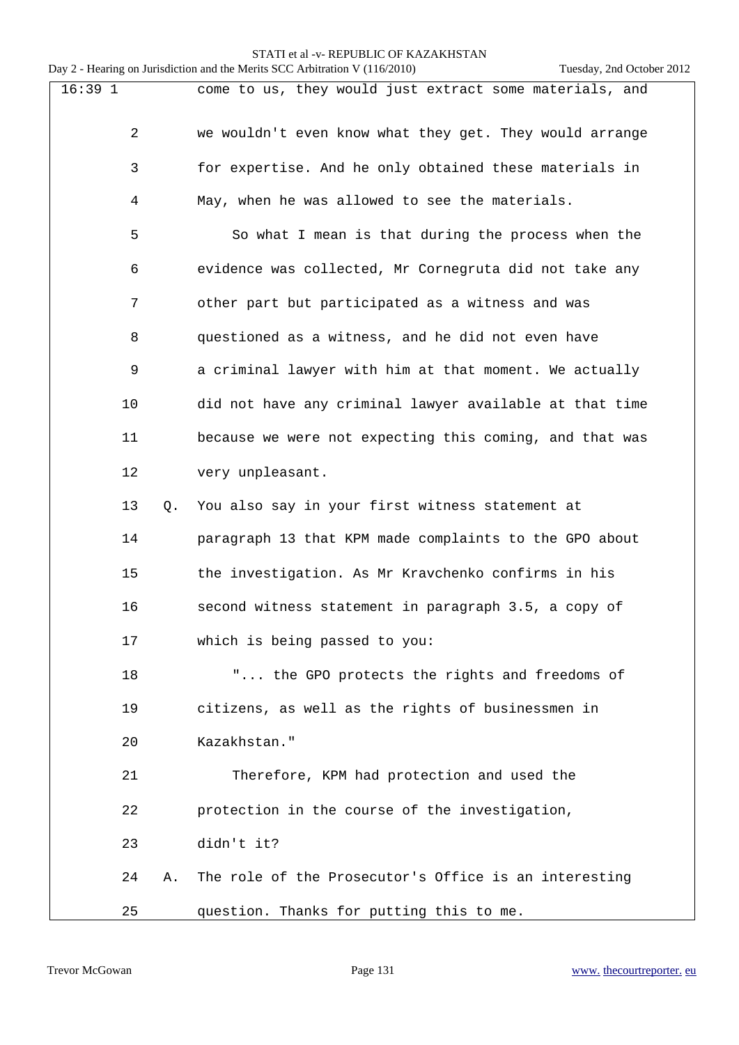16:39 1 come to us, they would just extract some materials, and
2 we wouldn't even know what they get. They would arrange
3 for expertise. And he only obtained these materials in
4 May, when he was allowed to see the materials.
5 So what I mean is that during the process when the
6 evidence was collected, Mr Cornegruta did not take any
7 other part but participated as a witness and was
8 questioned as a witness, and he did not even have
9 a criminal lawyer with him at that moment. We actually
10 did not have any criminal lawyer available at that time
11 because we were not expecting this coming, and that was
12 very unpleasant.
13 Q. You also say in your first witness statement at
14 paragraph 13 that KPM made complaints to the GPO about
15 the investigation. As Mr Kravchenko confirms in his
16 second witness statement in paragraph 3.5, a copy of
17 which is being passed to you:
18 "... the GPO protects the rights and freedoms of
19 citizens, as well as the rights of businessmen in
20 Kazakhstan."
21 Therefore, KPM had protection and used the
22 protection in the course of the investigation,
23 didn't it?
24 A. The role of the Prosecutor's Office is an interesting
25 question. Thanks for putting this to me.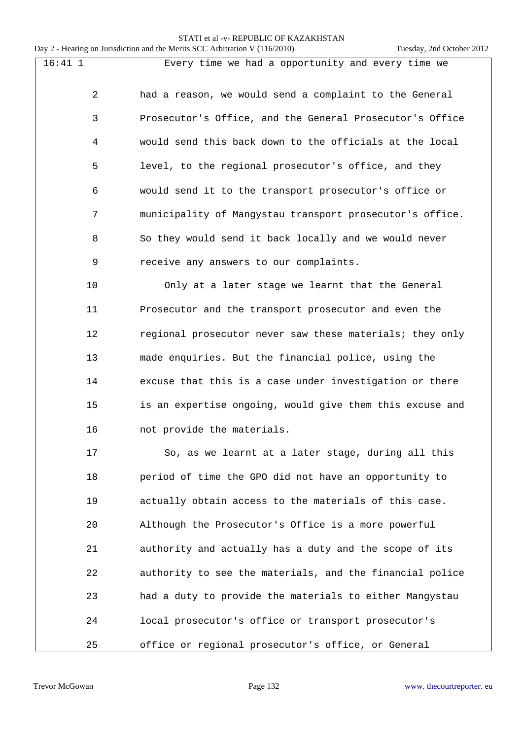Every time we had a opportunity and every time we had a reason, we would send a complaint to the General Prosecutor's Office, and the General Prosecutor's Office would send this back down to the officials at the local level, to the regional prosecutor's office, and they would send it to the transport prosecutor's office or municipality of Mangystau transport prosecutor's office. So they would send it back locally and we would never receive any answers to our complaints.

Only at a later stage we learnt that the General Prosecutor and the transport prosecutor and even the regional prosecutor never saw these materials; they only made enquiries. But the financial police, using the excuse that this is a case under investigation or there is an expertise ongoing, would give them this excuse and not provide the materials.

So, as we learnt at a later stage, during all this period of time the GPO did not have an opportunity to actually obtain access to the materials of this case. Although the Prosecutor's Office is a more powerful authority and actually has a duty and the scope of its authority to see the materials, and the financial police had a duty to provide the materials to either Mangystau local prosecutor's office or transport prosecutor's office or regional prosecutor's office, or General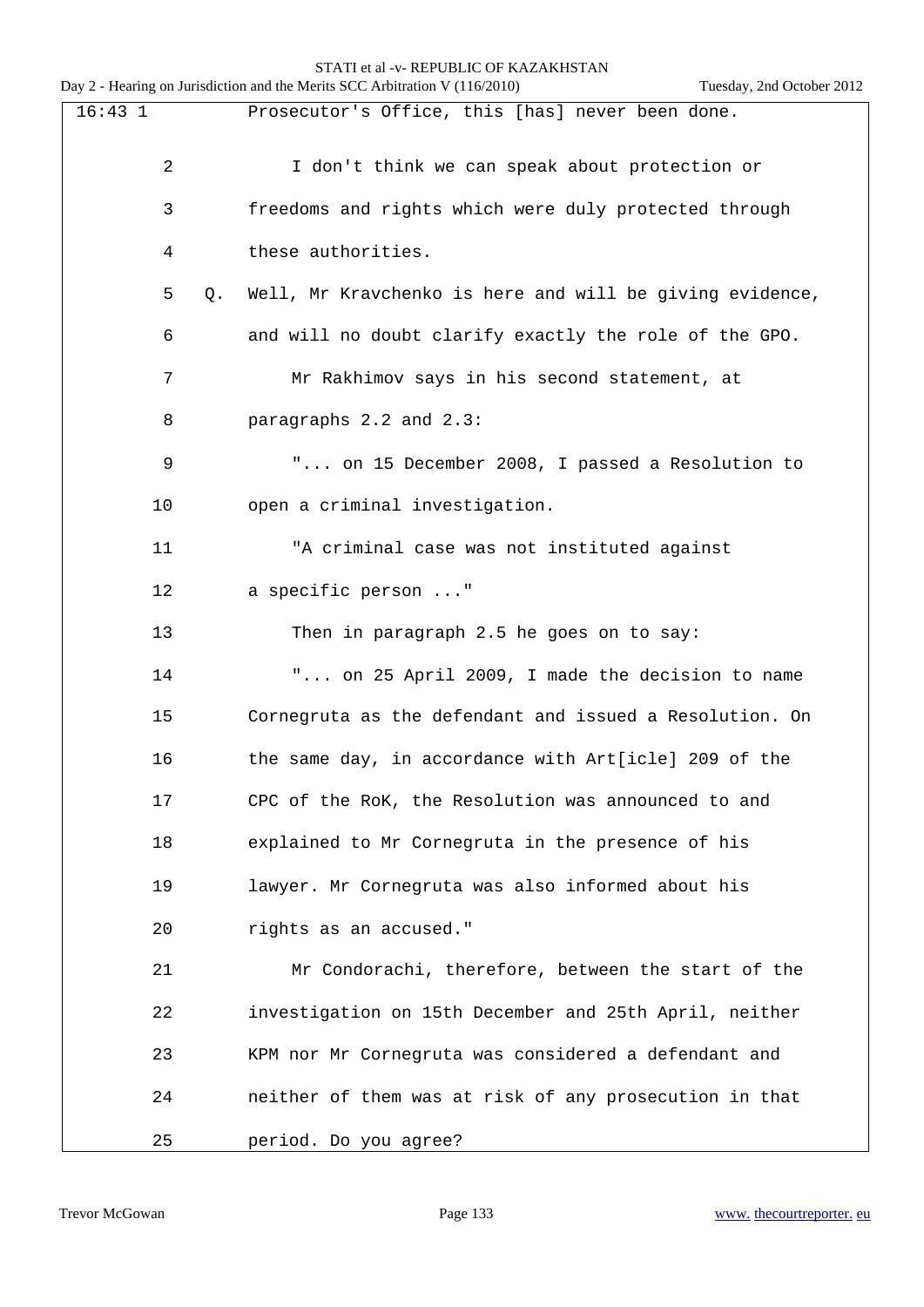16:43 1 Prosecutor's Office, this [has] never been done.

2 I don't think we can speak about protection or

3 freedoms and rights which were duly protected through

4 these authorities.

5 Q. Well, Mr Kravchenko is here and will be giving evidence,

6 and will no doubt clarify exactly the role of the GPO.

7 Mr Rakhimov says in his second statement, at

8 paragraphs 2.2 and 2.3:

9 "... on 15 December 2008, I passed a Resolution to

10 open a criminal investigation.

11 "A criminal case was not instituted against

12 a specific person ..."

13 Then in paragraph 2.5 he goes on to say:

14 "... on 25 April 2009, I made the decision to name

15 Cornegruta as the defendant and issued a Resolution. On

16 the same day, in accordance with Art[icle] 209 of the

17 CPC of the RoK, the Resolution was announced to and

18 explained to Mr Cornegruta in the presence of his

19 lawyer. Mr Cornegruta was also informed about his

20 rights as an accused."

21 Mr Condorachi, therefore, between the start of the

22 investigation on 15th December and 25th April, neither

23 KPM nor Mr Cornegruta was considered a defendant and

24 neither of them was at risk of any prosecution in that

25 period. Do you agree?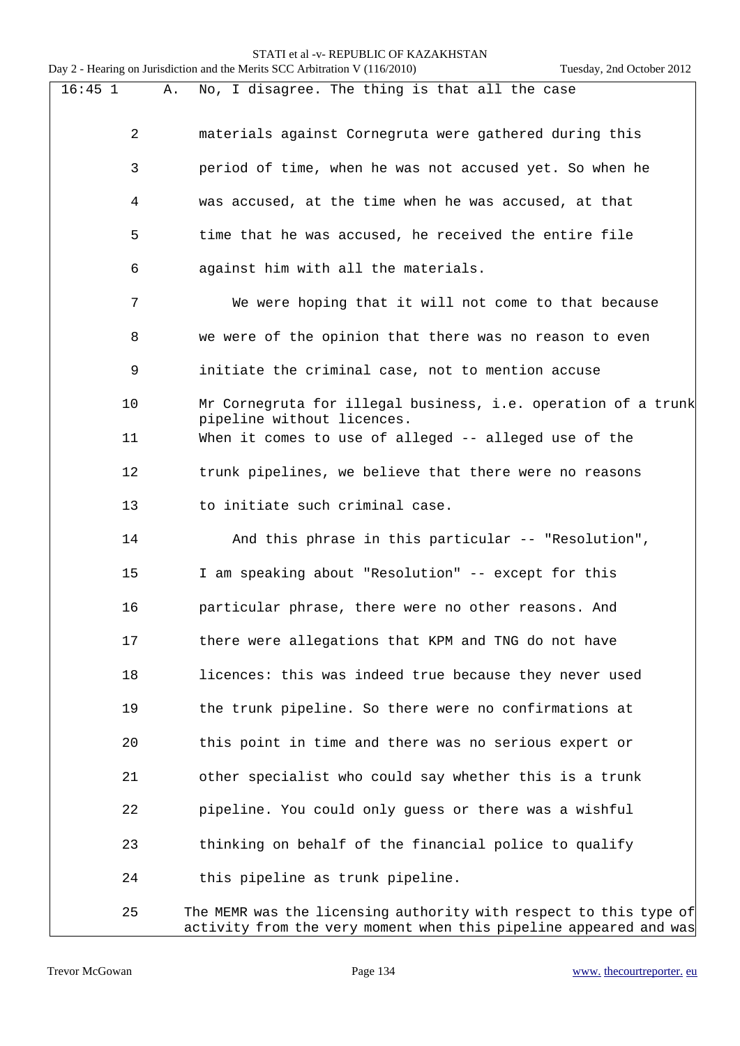16:45 1 A. No, I disagree. The thing is that all the case

2 materials against Cornegruta were gathered during this

3 period of time, when he was not accused yet. So when he

4 was accused, at the time when he was accused, at that

5 time that he was accused, he received the entire file

6 against him with all the materials.

7 We were hoping that it will not come to that because

8 we were of the opinion that there was no reason to even

9 initiate the criminal case, not to mention accuse

10 Mr Cornegruta for illegal business, i.e. operation of a trunk pipeline without licences.

11 When it comes to use of alleged -- alleged use of the

12 trunk pipelines, we believe that there were no reasons

13 to initiate such criminal case.

14 And this phrase in this particular -- "Resolution",

15 I am speaking about "Resolution" -- except for this

16 particular phrase, there were no other reasons. And

17 there were allegations that KPM and TNG do not have

18 licences: this was indeed true because they never used

19 the trunk pipeline. So there were no confirmations at

20 this point in time and there was no serious expert or

21 other specialist who could say whether this is a trunk

22 pipeline. You could only guess or there was a wishful

23 thinking on behalf of the financial police to qualify

24 this pipeline as trunk pipeline.

25 The MEMR was the licensing authority with respect to this type of activity from the very moment when this pipeline appeared and was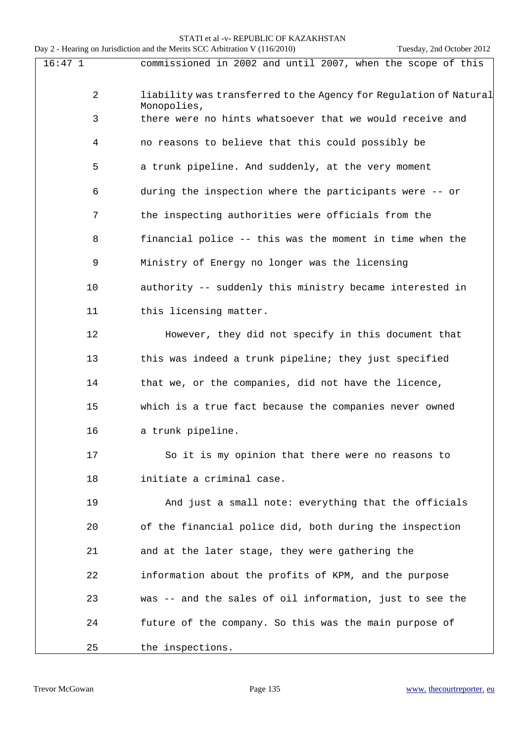commissioned in 2002 and until 2007, when the scope of this liability was transferred to the Agency for Regulation of Natural Monopolies, there were no hints whatsoever that we would receive and no reasons to believe that this could possibly be a trunk pipeline. And suddenly, at the very moment during the inspection where the participants were -- or the inspecting authorities were officials from the financial police -- this was the moment in time when the Ministry of Energy no longer was the licensing authority -- suddenly this ministry became interested in this licensing matter.

However, they did not specify in this document that this was indeed a trunk pipeline; they just specified that we, or the companies, did not have the licence, which is a true fact because the companies never owned a trunk pipeline.

So it is my opinion that there were no reasons to initiate a criminal case.

And just a small note: everything that the officials of the financial police did, both during the inspection and at the later stage, they were gathering the information about the profits of KPM, and the purpose was -- and the sales of oil information, just to see the future of the company. So this was the main purpose of the inspections.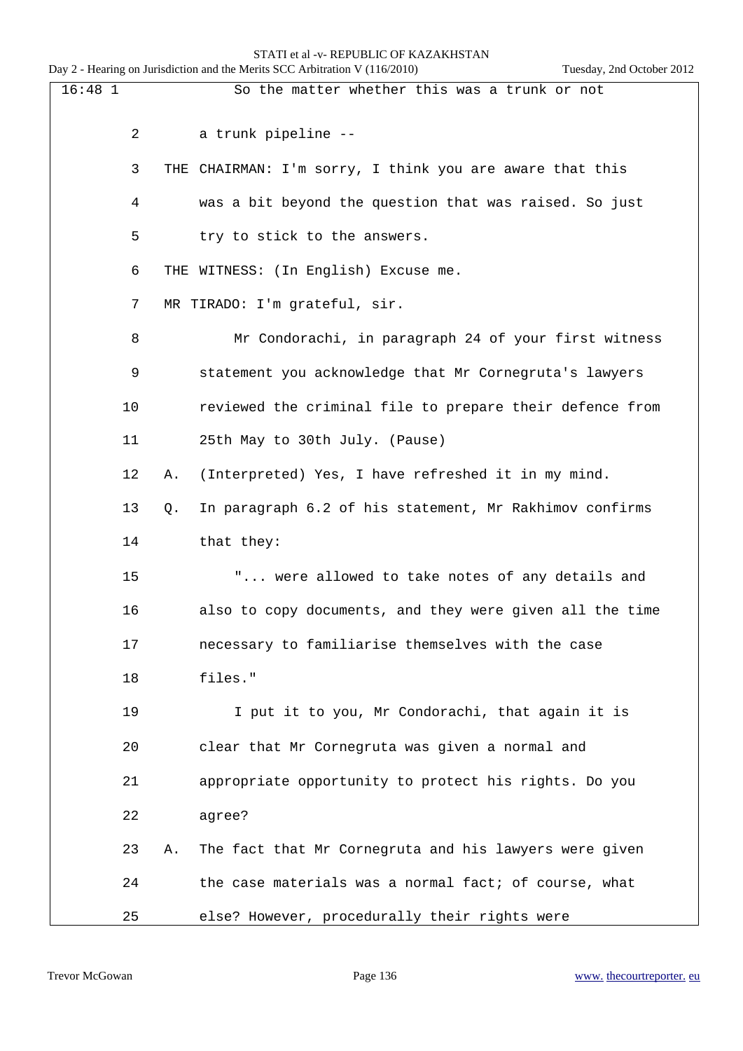16:48 1 So the matter whether this was a trunk or not

2 a trunk pipeline --

3 THE CHAIRMAN: I'm sorry, I think you are aware that this

4 was a bit beyond the question that was raised. So just

5 try to stick to the answers.

6 THE WITNESS: (In English) Excuse me.

7 MR TIRADO: I'm grateful, sir.

8 Mr Condorachi, in paragraph 24 of your first witness

9 statement you acknowledge that Mr Cornegruta's lawyers

10 reviewed the criminal file to prepare their defence from

11 25th May to 30th July. (Pause)

12 A. (Interpreted) Yes, I have refreshed it in my mind.

13 Q. In paragraph 6.2 of his statement, Mr Rakhimov confirms

14 that they:

15 "... were allowed to take notes of any details and

16 also to copy documents, and they were given all the time

17 necessary to familiarise themselves with the case

18 files."

19 I put it to you, Mr Condorachi, that again it is

20 clear that Mr Cornegruta was given a normal and

21 appropriate opportunity to protect his rights. Do you

22 agree?

23 A. The fact that Mr Cornegruta and his lawyers were given

24 the case materials was a normal fact; of course, what

25 else? However, procedurally their rights were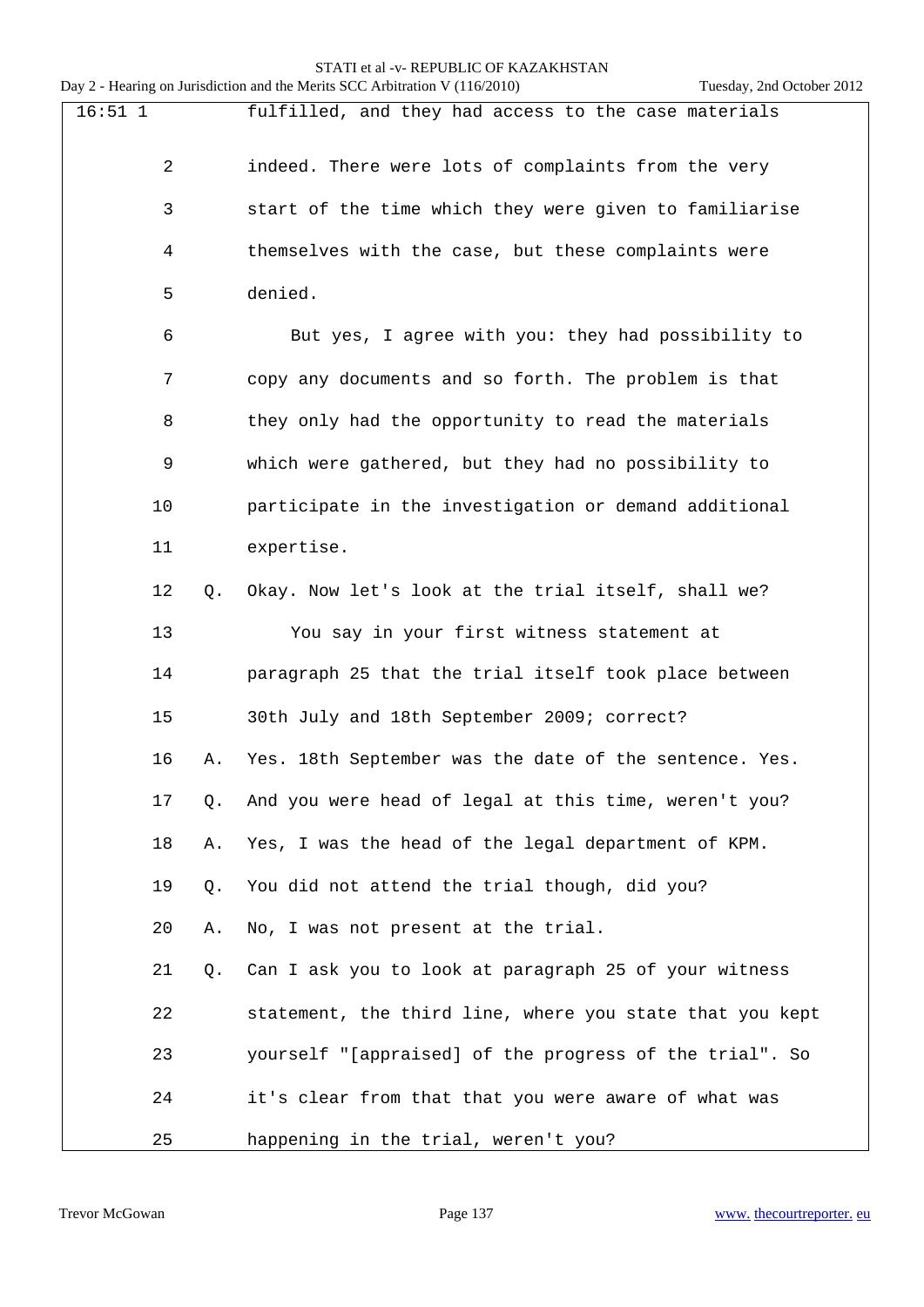16:51 1 fulfilled, and they had access to the case materials

2 indeed. There were lots of complaints from the very

3 start of the time which they were given to familiarise

4 themselves with the case, but these complaints were

5 denied.

6 But yes, I agree with you: they had possibility to

7 copy any documents and so forth. The problem is that

8 they only had the opportunity to read the materials

9 which were gathered, but they had no possibility to

10 participate in the investigation or demand additional

11 expertise.

12 Q. Okay. Now let's look at the trial itself, shall we?

13 You say in your first witness statement at

14 paragraph 25 that the trial itself took place between

15 30th July and 18th September 2009; correct?

16 A. Yes. 18th September was the date of the sentence. Yes.

17 Q. And you were head of legal at this time, weren't you?

18 A. Yes, I was the head of the legal department of KPM.

19 Q. You did not attend the trial though, did you?

20 A. No, I was not present at the trial.

21 Q. Can I ask you to look at paragraph 25 of your witness

22 statement, the third line, where you state that you kept

23 yourself "[appraised] of the progress of the trial". So

24 it's clear from that that you were aware of what was

25 happening in the trial, weren't you?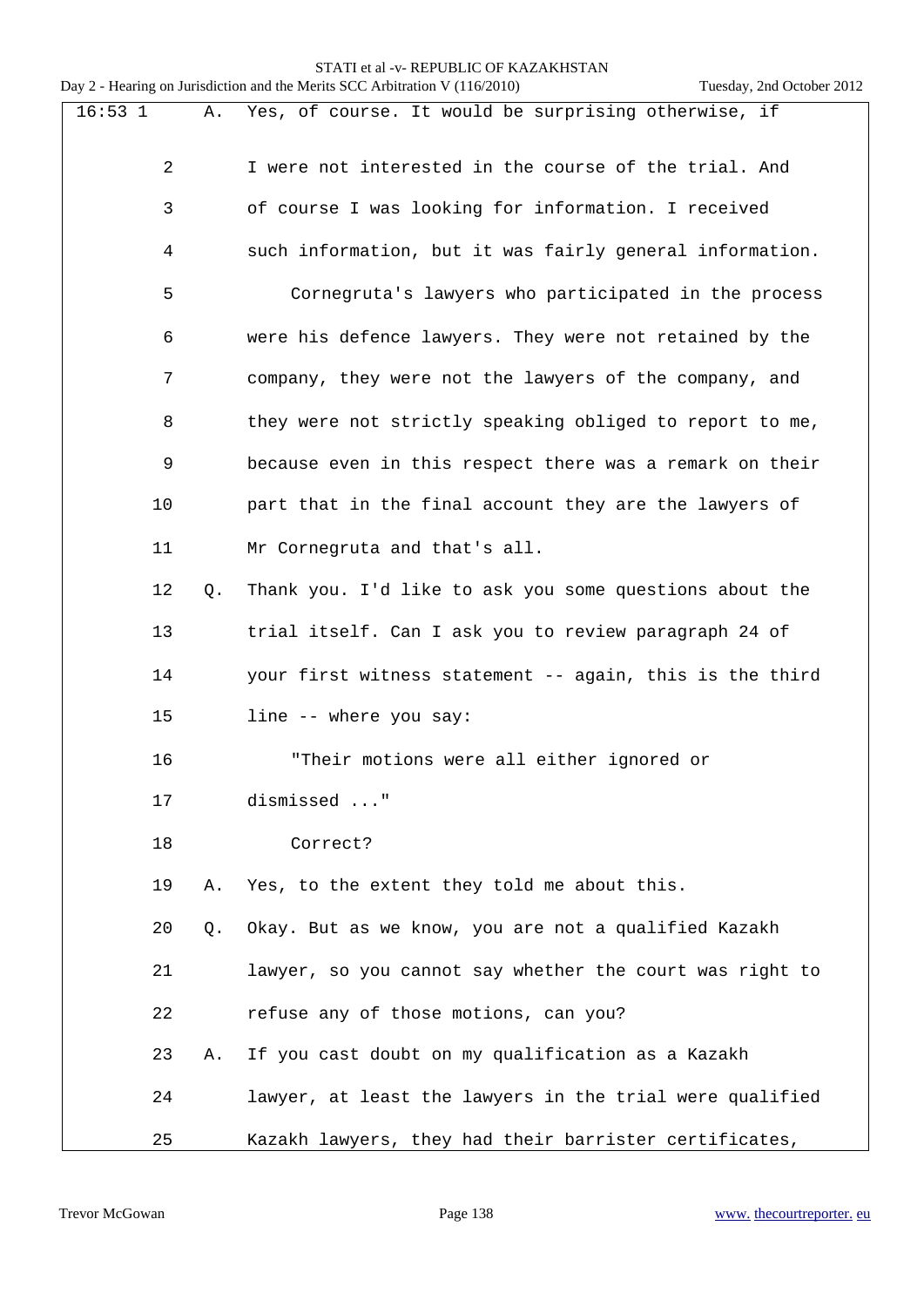16:53 1 A. Yes, of course. It would be surprising otherwise, if

2 I were not interested in the course of the trial. And

3 of course I was looking for information. I received

4 such information, but it was fairly general information.

5 Cornegruta's lawyers who participated in the process

6 were his defence lawyers. They were not retained by the

7 company, they were not the lawyers of the company, and

8 they were not strictly speaking obliged to report to me,

9 because even in this respect there was a remark on their

10 part that in the final account they are the lawyers of

11 Mr Cornegruta and that's all.

12 Q. Thank you. I'd like to ask you some questions about the

13 trial itself. Can I ask you to review paragraph 24 of

14 your first witness statement -- again, this is the third

15 line -- where you say:

16 "Their motions were all either ignored or

17 dismissed ..."

18 Correct?

19 A. Yes, to the extent they told me about this.

20 Q. Okay. But as we know, you are not a qualified Kazakh

21 lawyer, so you cannot say whether the court was right to

22 refuse any of those motions, can you?

23 A. If you cast doubt on my qualification as a Kazakh

24 lawyer, at least the lawyers in the trial were qualified

25 Kazakh lawyers, they had their barrister certificates,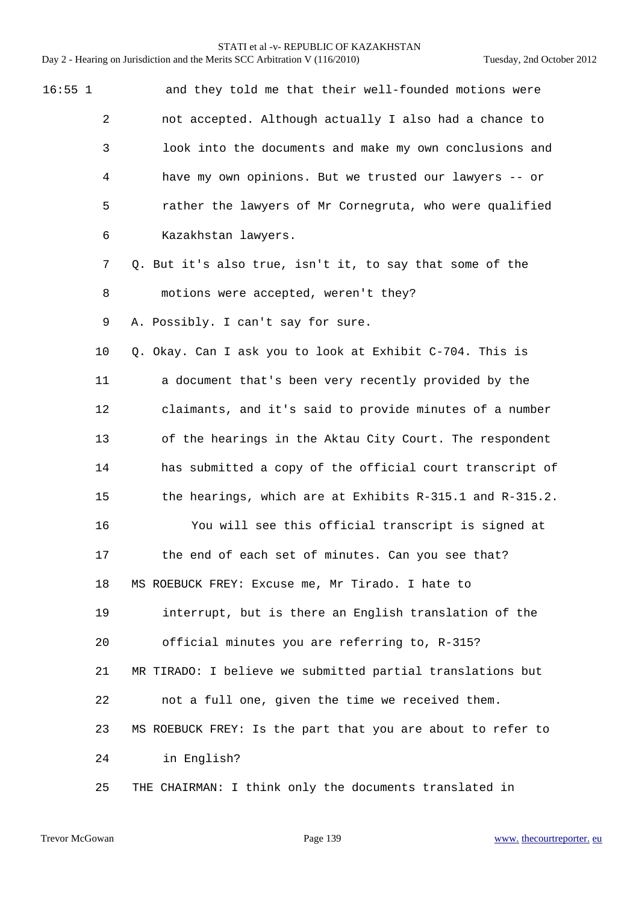16:55 1 and they told me that their well-founded motions were
2 not accepted. Although actually I also had a chance to
3 look into the documents and make my own conclusions and
4 have my own opinions. But we trusted our lawyers -- or
5 rather the lawyers of Mr Cornegruta, who were qualified
6 Kazakhstan lawyers.
7 Q. But it's also true, isn't it, to say that some of the
8 motions were accepted, weren't they?
9 A. Possibly. I can't say for sure.
10 Q. Okay. Can I ask you to look at Exhibit C-704. This is
11 a document that's been very recently provided by the
12 claimants, and it's said to provide minutes of a number
13 of the hearings in the Aktau City Court. The respondent
14 has submitted a copy of the official court transcript of
15 the hearings, which are at Exhibits R-315.1 and R-315.2.
16 You will see this official transcript is signed at
17 the end of each set of minutes. Can you see that?
18 MS ROEBUCK FREY: Excuse me, Mr Tirado. I hate to
19 interrupt, but is there an English translation of the
20 official minutes you are referring to, R-315?
21 MR TIRADO: I believe we submitted partial translations but
22 not a full one, given the time we received them.
23 MS ROEBUCK FREY: Is the part that you are about to refer to
24 in English?
25 THE CHAIRMAN: I think only the documents translated in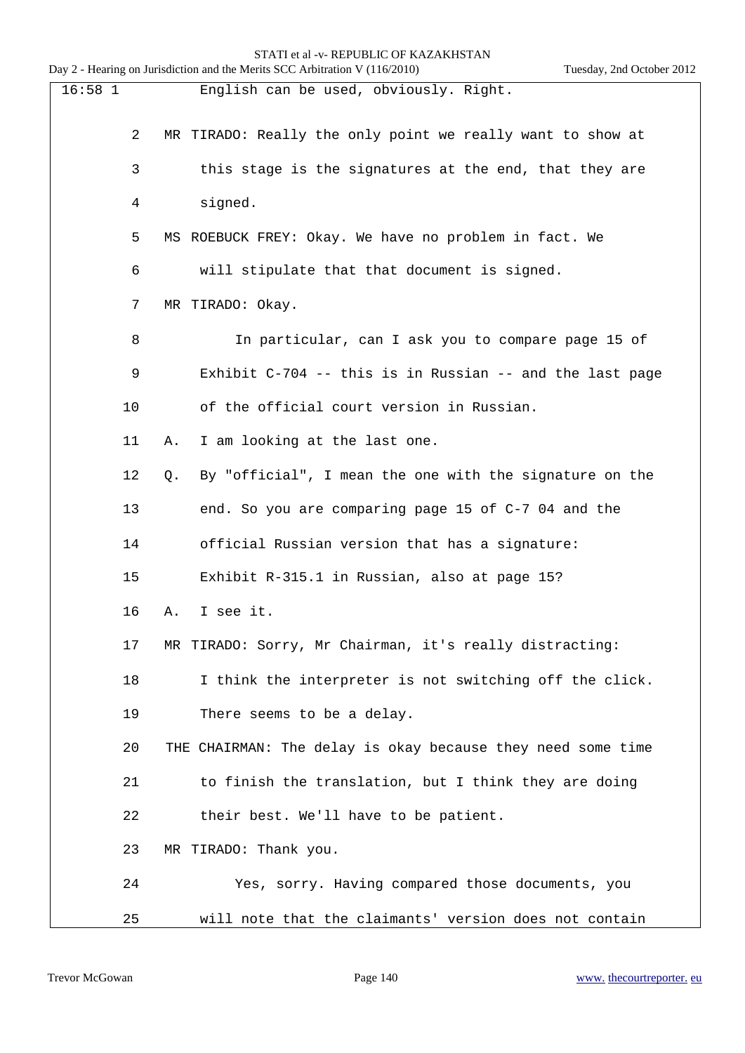16:58 1 English can be used, obviously. Right.

2 MR TIRADO: Really the only point we really want to show at

3 this stage is the signatures at the end, that they are

4 signed.

5 MS ROEBUCK FREY: Okay. We have no problem in fact. We

6 will stipulate that that document is signed.

7 MR TIRADO: Okay.

8 In particular, can I ask you to compare page 15 of

9 Exhibit C-704 -- this is in Russian -- and the last page

10 of the official court version in Russian.

11 A. I am looking at the last one.

12 Q. By "official", I mean the one with the signature on the

13 end. So you are comparing page 15 of C-7 04 and the

14 official Russian version that has a signature:

15 Exhibit R-315.1 in Russian, also at page 15?

16 A. I see it.

17 MR TIRADO: Sorry, Mr Chairman, it's really distracting:

18 I think the interpreter is not switching off the click.

19 There seems to be a delay.

20 THE CHAIRMAN: The delay is okay because they need some time

21 to finish the translation, but I think they are doing

22 their best. We'll have to be patient.

23 MR TIRADO: Thank you.

24 Yes, sorry. Having compared those documents, you

25 will note that the claimants' version does not contain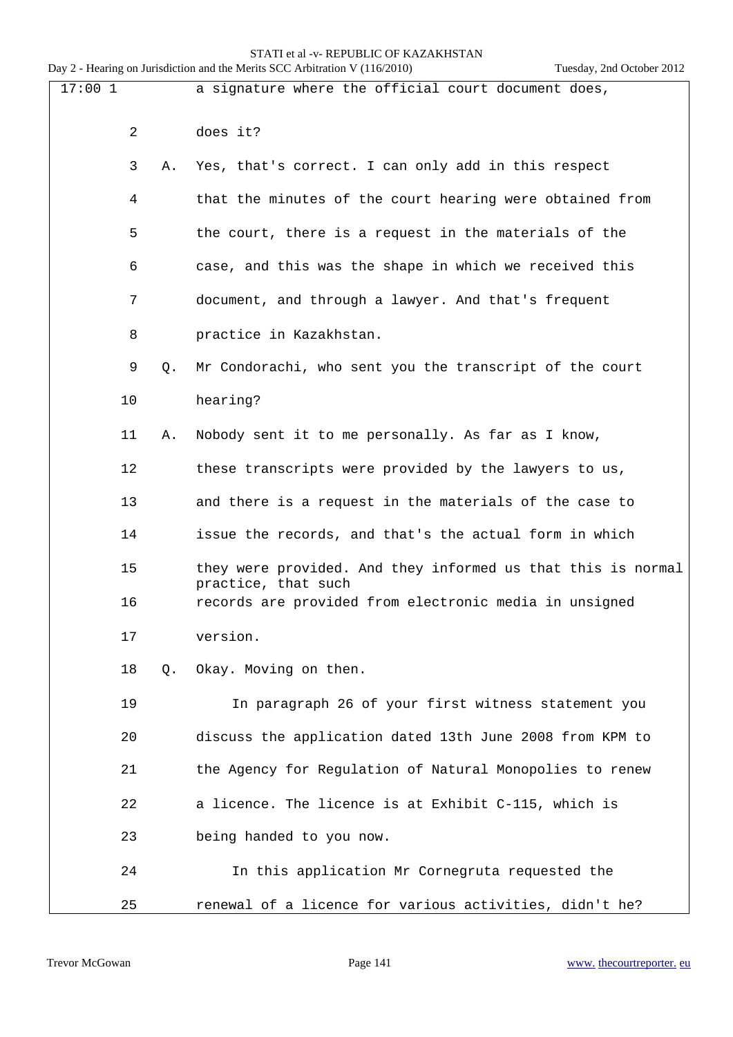17:00 1 a signature where the official court document does,

2 does it?

3 A. Yes, that's correct. I can only add in this respect

4 that the minutes of the court hearing were obtained from

5 the court, there is a request in the materials of the

6 case, and this was the shape in which we received this

7 document, and through a lawyer. And that's frequent

8 practice in Kazakhstan.

9 Q. Mr Condorachi, who sent you the transcript of the court

10 hearing?

11 A. Nobody sent it to me personally. As far as I know,

12 these transcripts were provided by the lawyers to us,

13 and there is a request in the materials of the case to

14 issue the records, and that's the actual form in which

15 they were provided. And they informed us that this is normal practice, that such

16 records are provided from electronic media in unsigned

17 version.

18 Q. Okay. Moving on then.

19 In paragraph 26 of your first witness statement you

20 discuss the application dated 13th June 2008 from KPM to

21 the Agency for Regulation of Natural Monopolies to renew

22 a licence. The licence is at Exhibit C-115, which is

23 being handed to you now.

24 In this application Mr Cornegruta requested the

25 renewal of a licence for various activities, didn't he?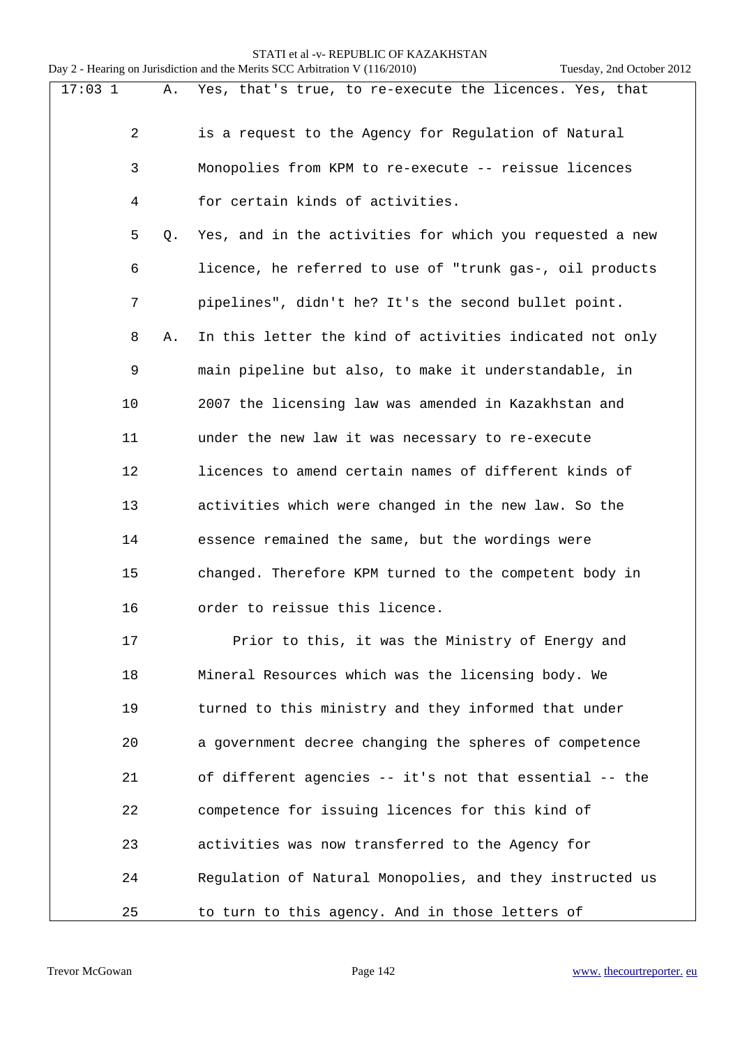17:03 1 A. Yes, that's true, to re-execute the licences. Yes, that

2 is a request to the Agency for Regulation of Natural

3 Monopolies from KPM to re-execute -- reissue licences

4 for certain kinds of activities.

5 Q. Yes, and in the activities for which you requested a new

6 licence, he referred to use of "trunk gas-, oil products

7 pipelines", didn't he? It's the second bullet point.

8 A. In this letter the kind of activities indicated not only

9 main pipeline but also, to make it understandable, in

10 2007 the licensing law was amended in Kazakhstan and

11 under the new law it was necessary to re-execute

12 licences to amend certain names of different kinds of

13 activities which were changed in the new law. So the

14 essence remained the same, but the wordings were

15 changed. Therefore KPM turned to the competent body in

16 order to reissue this licence.

17 Prior to this, it was the Ministry of Energy and

18 Mineral Resources which was the licensing body. We

19 turned to this ministry and they informed that under

20 a government decree changing the spheres of competence

21 of different agencies -- it's not that essential -- the

22 competence for issuing licences for this kind of

23 activities was now transferred to the Agency for

24 Regulation of Natural Monopolies, and they instructed us

25 to turn to this agency. And in those letters of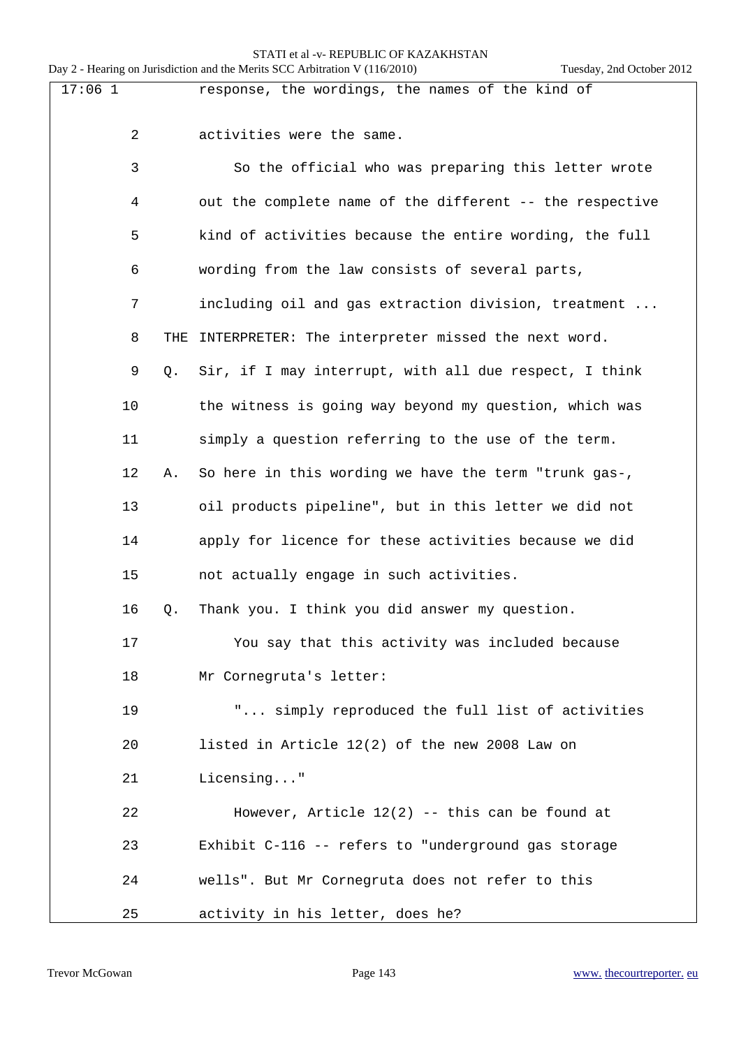17:06 1 response, the wordings, the names of the kind of

2 activities were the same.

3 So the official who was preparing this letter wrote

4 out the complete name of the different -- the respective

5 kind of activities because the entire wording, the full

6 wording from the law consists of several parts,

7 including oil and gas extraction division, treatment ...

8 THE INTERPRETER: The interpreter missed the next word.

9 Q. Sir, if I may interrupt, with all due respect, I think

10 the witness is going way beyond my question, which was

11 simply a question referring to the use of the term.

12 A. So here in this wording we have the term "trunk gas-,

13 oil products pipeline", but in this letter we did not

14 apply for licence for these activities because we did

15 not actually engage in such activities.

16 Q. Thank you. I think you did answer my question.

17 You say that this activity was included because

18 Mr Cornegruta's letter:

19 "... simply reproduced the full list of activities

20 listed in Article 12(2) of the new 2008 Law on

21 Licensing..."

22 However, Article 12(2) -- this can be found at

23 Exhibit C-116 -- refers to "underground gas storage

24 wells". But Mr Cornegruta does not refer to this

25 activity in his letter, does he?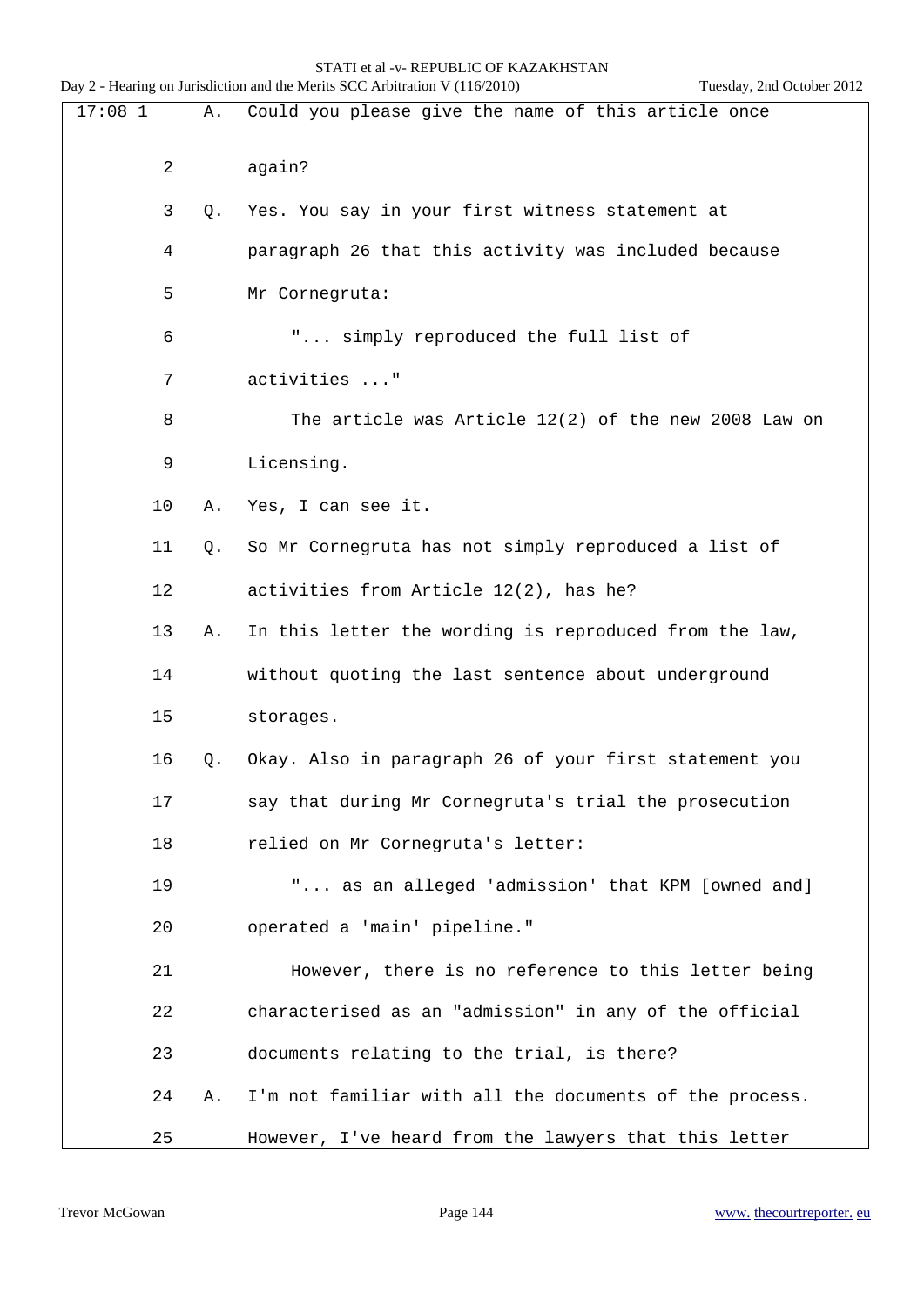17:08 1 A. Could you please give the name of this article once

2 again?

3 Q. Yes. You say in your first witness statement at

4 paragraph 26 that this activity was included because

5 Mr Cornegruta:

6 "... simply reproduced the full list of

7 activities ..."

8 The article was Article 12(2) of the new 2008 Law on

9 Licensing.

10 A. Yes, I can see it.

11 Q. So Mr Cornegruta has not simply reproduced a list of

12 activities from Article 12(2), has he?

13 A. In this letter the wording is reproduced from the law,

14 without quoting the last sentence about underground

15 storages.

16 Q. Okay. Also in paragraph 26 of your first statement you

17 say that during Mr Cornegruta's trial the prosecution

18 relied on Mr Cornegruta's letter:

19 "... as an alleged 'admission' that KPM [owned and]

20 operated a 'main' pipeline."

21 However, there is no reference to this letter being

22 characterised as an "admission" in any of the official

23 documents relating to the trial, is there?

24 A. I'm not familiar with all the documents of the process.

25 However, I've heard from the lawyers that this letter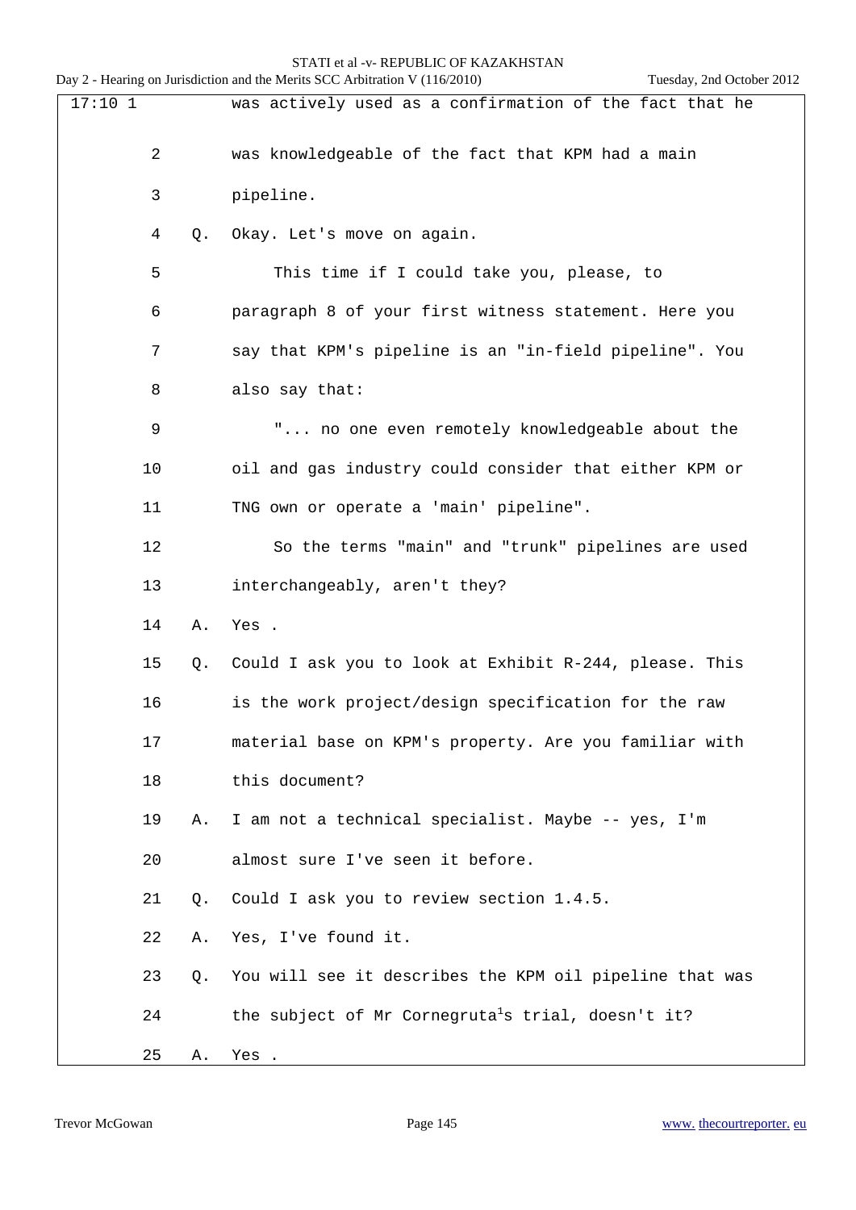17:10 1 was actively used as a confirmation of the fact that he

2 was knowledgeable of the fact that KPM had a main

3 pipeline.

4 Q. Okay. Let's move on again.

5 This time if I could take you, please, to

6 paragraph 8 of your first witness statement. Here you

7 say that KPM's pipeline is an "in-field pipeline". You

8 also say that:

9 "... no one even remotely knowledgeable about the

10 oil and gas industry could consider that either KPM or

11 TNG own or operate a 'main' pipeline".

12 So the terms "main" and "trunk" pipelines are used

13 interchangeably, aren't they?

14 A. Yes .

15 Q. Could I ask you to look at Exhibit R-244, please. This

16 is the work project/design specification for the raw

17 material base on KPM's property. Are you familiar with

18 this document?

19 A. I am not a technical specialist. Maybe -- yes, I'm

20 almost sure I've seen it before.

21 Q. Could I ask you to review section 1.4.5.

22 A. Yes, I've found it.

23 Q. You will see it describes the KPM oil pipeline that was

24 the subject of Mr Cornegruta[1]s trial, doesn't it?

25 A. Yes .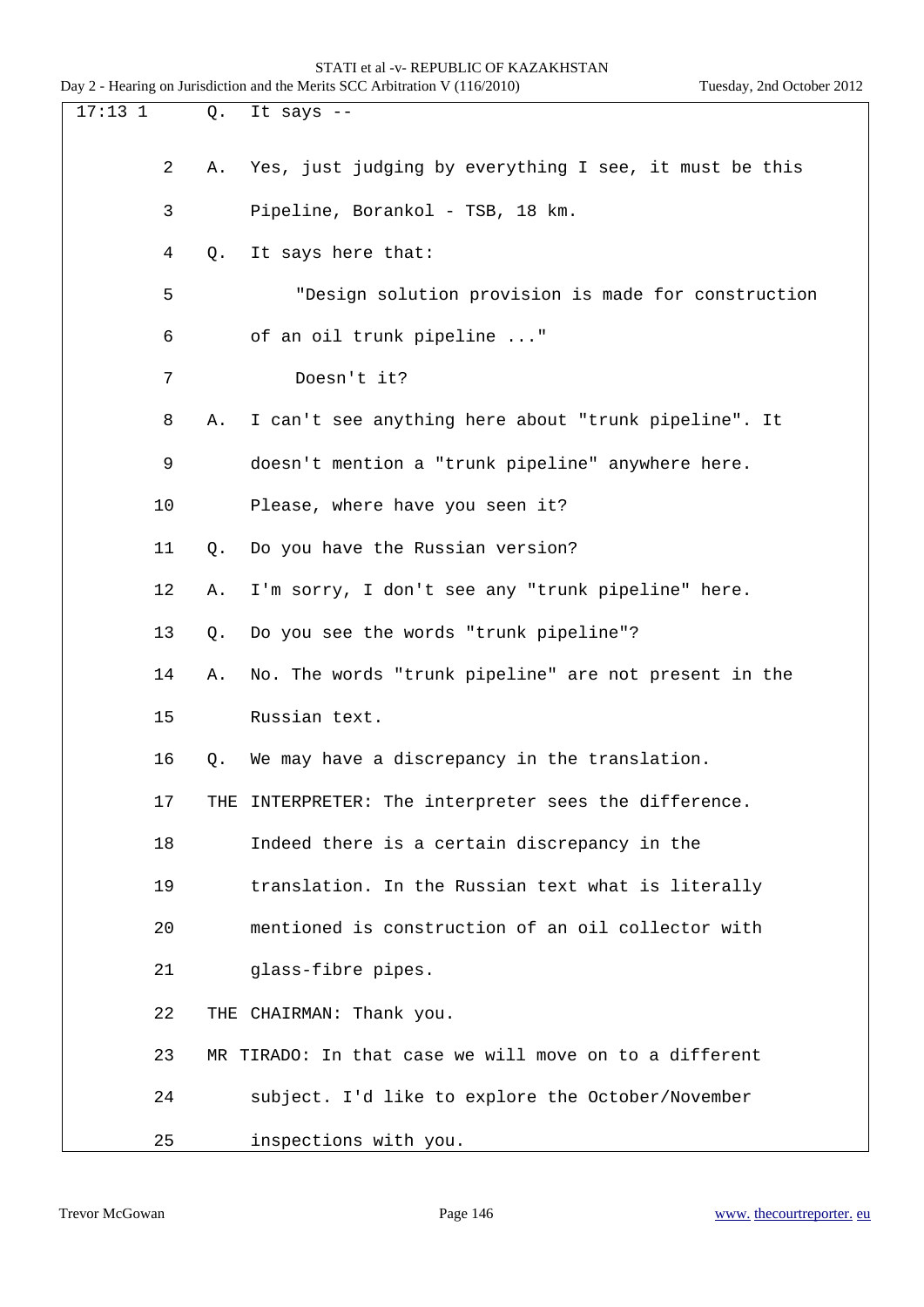17:13 1 Q. It says --

2 A. Yes, just judging by everything I see, it must be this

3 Pipeline, Borankol - TSB, 18 km.

4 Q. It says here that:

5 "Design solution provision is made for construction

6 of an oil trunk pipeline ..."

7 Doesn't it?

8 A. I can't see anything here about "trunk pipeline". It

9 doesn't mention a "trunk pipeline" anywhere here.

10 Please, where have you seen it?

11 Q. Do you have the Russian version?

12 A. I'm sorry, I don't see any "trunk pipeline" here.

13 Q. Do you see the words "trunk pipeline"?

14 A. No. The words "trunk pipeline" are not present in the

15 Russian text.

16 Q. We may have a discrepancy in the translation.

17 THE INTERPRETER: The interpreter sees the difference.

18 Indeed there is a certain discrepancy in the

19 translation. In the Russian text what is literally

20 mentioned is construction of an oil collector with

21 glass-fibre pipes.

22 THE CHAIRMAN: Thank you.

23 MR TIRADO: In that case we will move on to a different

24 subject. I'd like to explore the October/November

25 inspections with you.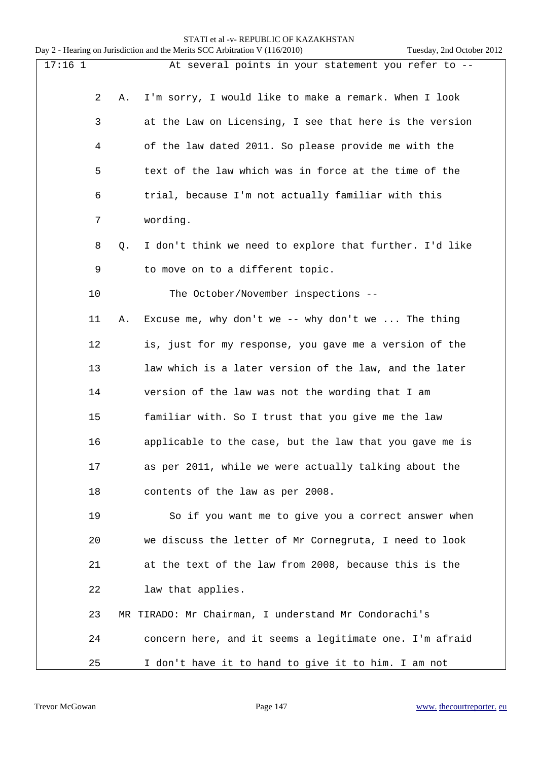17:16 1 At several points in your statement you refer to --

2 A. I'm sorry, I would like to make a remark. When I look

3 at the Law on Licensing, I see that here is the version

4 of the law dated 2011. So please provide me with the

5 text of the law which was in force at the time of the

6 trial, because I'm not actually familiar with this

7 wording.

8 Q. I don't think we need to explore that further. I'd like

9 to move on to a different topic.

10 The October/November inspections --

11 A. Excuse me, why don't we -- why don't we ... The thing

12 is, just for my response, you gave me a version of the

13 law which is a later version of the law, and the later

14 version of the law was not the wording that I am

15 familiar with. So I trust that you give me the law

16 applicable to the case, but the law that you gave me is

17 as per 2011, while we were actually talking about the

18 contents of the law as per 2008.

19 So if you want me to give you a correct answer when

20 we discuss the letter of Mr Cornegruta, I need to look

21 at the text of the law from 2008, because this is the

22 law that applies.

23 MR TIRADO: Mr Chairman, I understand Mr Condorachi's

24 concern here, and it seems a legitimate one. I'm afraid

25 I don't have it to hand to give it to him. I am not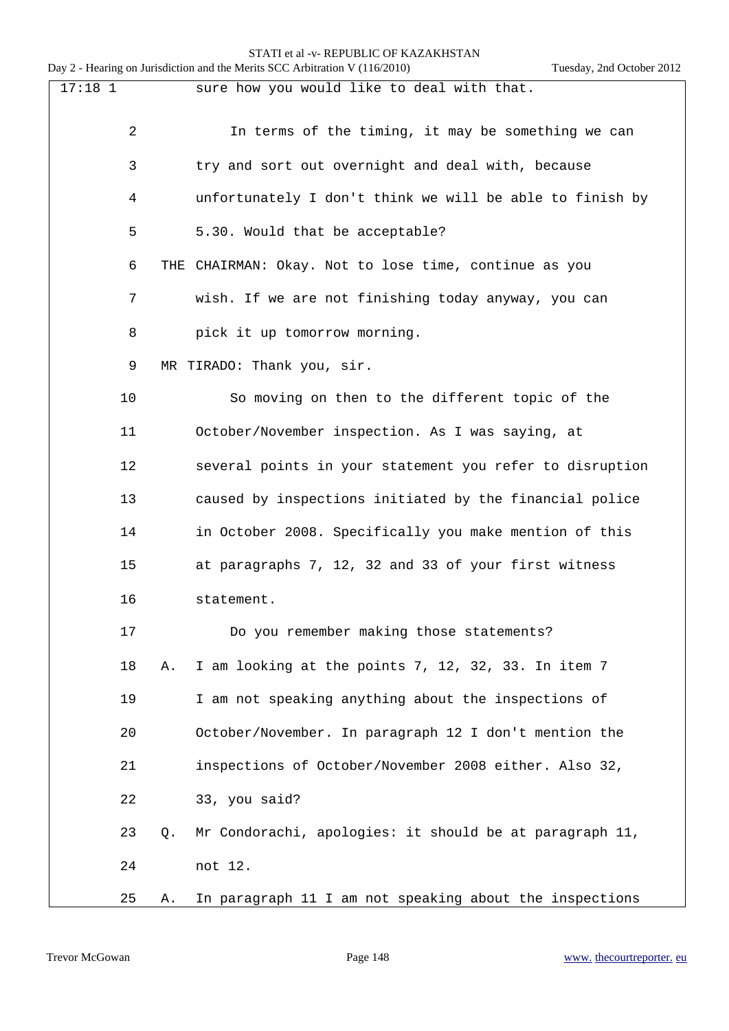17:18 1 sure how you would like to deal with that.

2 In terms of the timing, it may be something we can

3 try and sort out overnight and deal with, because

4 unfortunately I don't think we will be able to finish by

5 5.30. Would that be acceptable?

6 THE CHAIRMAN: Okay. Not to lose time, continue as you

7 wish. If we are not finishing today anyway, you can

8 pick it up tomorrow morning.

9 MR TIRADO: Thank you, sir.

10 So moving on then to the different topic of the

11 October/November inspection. As I was saying, at

12 several points in your statement you refer to disruption

13 caused by inspections initiated by the financial police

14 in October 2008. Specifically you make mention of this

15 at paragraphs 7, 12, 32 and 33 of your first witness

16 statement.

17 Do you remember making those statements?

18 A. I am looking at the points 7, 12, 32, 33. In item 7

19 I am not speaking anything about the inspections of

20 October/November. In paragraph 12 I don't mention the

21 inspections of October/November 2008 either. Also 32,

22 33, you said?

23 Q. Mr Condorachi, apologies: it should be at paragraph 11,

24 not 12.

25 A. In paragraph 11 I am not speaking about the inspections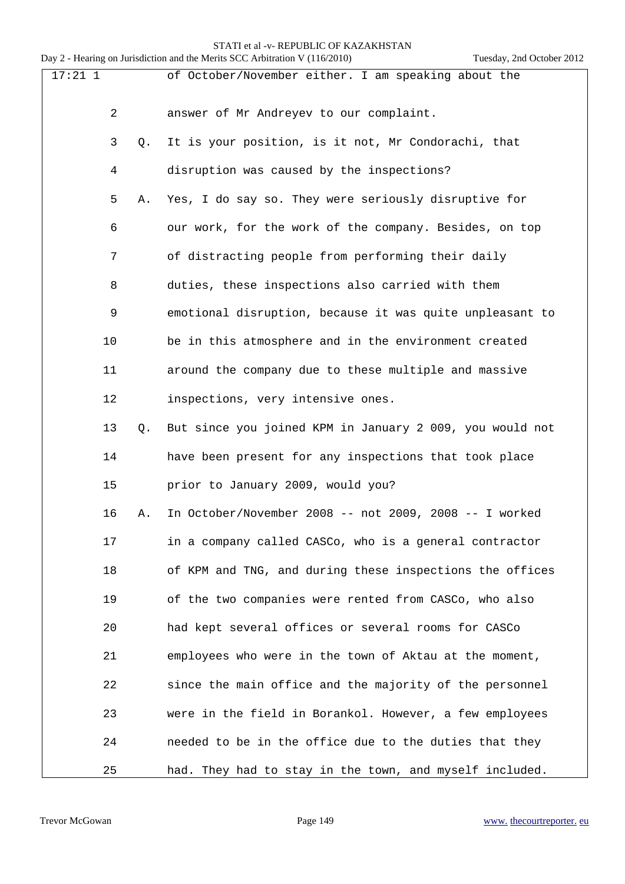17:21 1 of October/November either. I am speaking about the

2 answer of Mr Andreyev to our complaint.

3 Q. It is your position, is it not, Mr Condorachi, that

4 disruption was caused by the inspections?

5 A. Yes, I do say so. They were seriously disruptive for

6 our work, for the work of the company. Besides, on top

7 of distracting people from performing their daily

8 duties, these inspections also carried with them

9 emotional disruption, because it was quite unpleasant to

10 be in this atmosphere and in the environment created

11 around the company due to these multiple and massive

12 inspections, very intensive ones.

13 Q. But since you joined KPM in January 2 009, you would not

14 have been present for any inspections that took place

15 prior to January 2009, would you?

16 A. In October/November 2008 -- not 2009, 2008 -- I worked

17 in a company called CASCo, who is a general contractor

18 of KPM and TNG, and during these inspections the offices

19 of the two companies were rented from CASCo, who also

20 had kept several offices or several rooms for CASCo

21 employees who were in the town of Aktau at the moment,

22 since the main office and the majority of the personnel

23 were in the field in Borankol. However, a few employees

24 needed to be in the office due to the duties that they

25 had. They had to stay in the town, and myself included.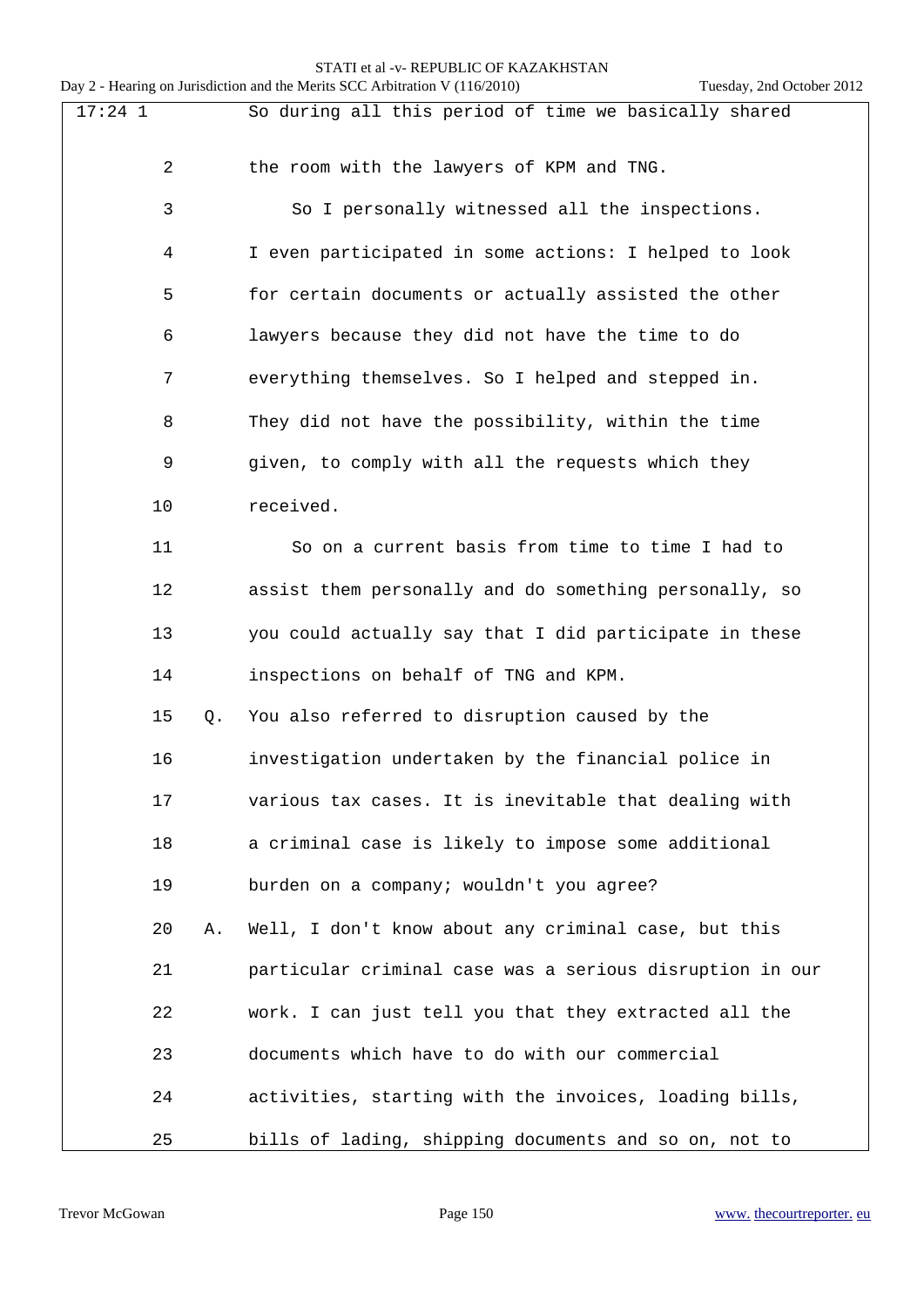17:24 1 So during all this period of time we basically shared

2 the room with the lawyers of KPM and TNG.

3 So I personally witnessed all the inspections.

4 I even participated in some actions: I helped to look

5 for certain documents or actually assisted the other

6 lawyers because they did not have the time to do

7 everything themselves. So I helped and stepped in.

8 They did not have the possibility, within the time

9 given, to comply with all the requests which they

10 received.

11 So on a current basis from time to time I had to

12 assist them personally and do something personally, so

13 you could actually say that I did participate in these

14 inspections on behalf of TNG and KPM.

15 Q. You also referred to disruption caused by the

16 investigation undertaken by the financial police in

17 various tax cases. It is inevitable that dealing with

18 a criminal case is likely to impose some additional

19 burden on a company; wouldn't you agree?

20 A. Well, I don't know about any criminal case, but this

21 particular criminal case was a serious disruption in our

22 work. I can just tell you that they extracted all the

23 documents which have to do with our commercial

24 activities, starting with the invoices, loading bills,

25 bills of lading, shipping documents and so on, not to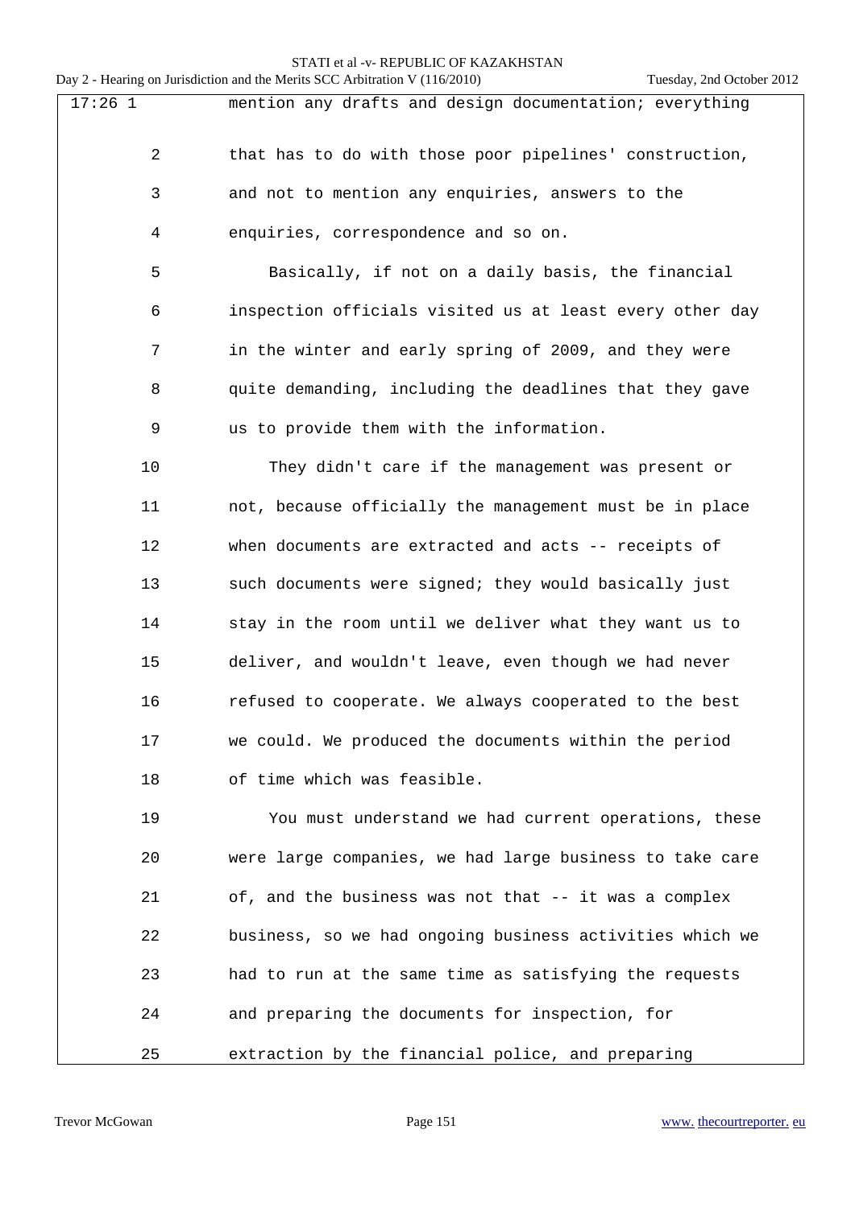17:26 1 mention any drafts and design documentation; everything

2 that has to do with those poor pipelines' construction,

3 and not to mention any enquiries, answers to the

4 enquiries, correspondence and so on.

5 Basically, if not on a daily basis, the financial

6 inspection officials visited us at least every other day

7 in the winter and early spring of 2009, and they were

8 quite demanding, including the deadlines that they gave

9 us to provide them with the information.

10 They didn't care if the management was present or

11 not, because officially the management must be in place

12 when documents are extracted and acts -- receipts of

13 such documents were signed; they would basically just

14 stay in the room until we deliver what they want us to

15 deliver, and wouldn't leave, even though we had never

16 refused to cooperate. We always cooperated to the best

17 we could. We produced the documents within the period

18 of time which was feasible.

19 You must understand we had current operations, these

20 were large companies, we had large business to take care

21 of, and the business was not that -- it was a complex

22 business, so we had ongoing business activities which we

23 had to run at the same time as satisfying the requests

24 and preparing the documents for inspection, for

25 extraction by the financial police, and preparing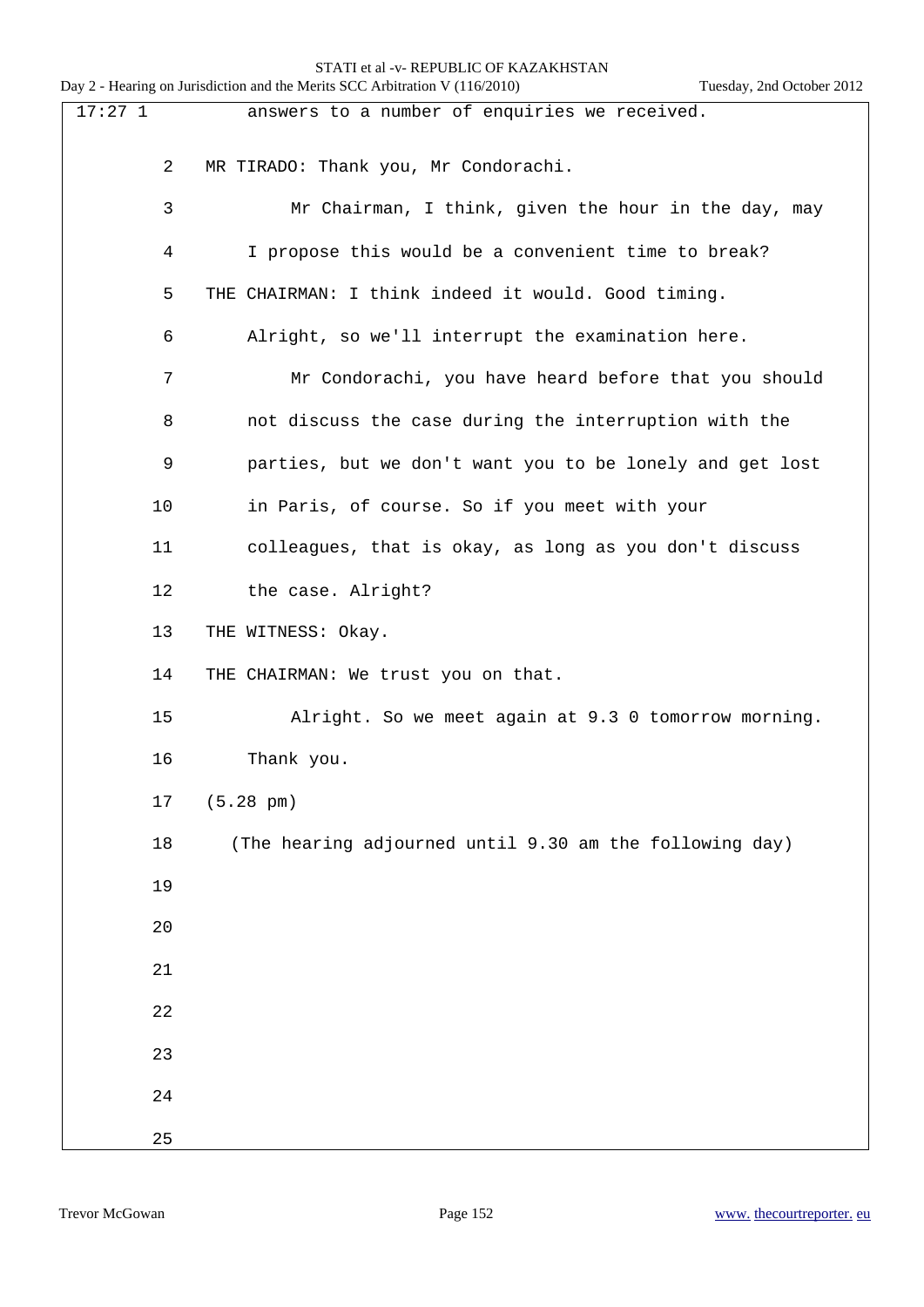17:27 1 answers to a number of enquiries we received.

2 MR TIRADO: Thank you, Mr Condorachi.

3 Mr Chairman, I think, given the hour in the day, may

4 I propose this would be a convenient time to break?

5 THE CHAIRMAN: I think indeed it would. Good timing.

6 Alright, so we'll interrupt the examination here.

7 Mr Condorachi, you have heard before that you should

8 not discuss the case during the interruption with the

9 parties, but we don't want you to be lonely and get lost

10 in Paris, of course. So if you meet with your

11 colleagues, that is okay, as long as you don't discuss

12 the case. Alright?

13 THE WITNESS: Okay.

14 THE CHAIRMAN: We trust you on that.

15 Alright. So we meet again at 9.3 0 tomorrow morning.

16 Thank you.

17 (5.28 pm)

18 (The hearing adjourned until 9.30 am the following day)

19

20

21

22

23

24

25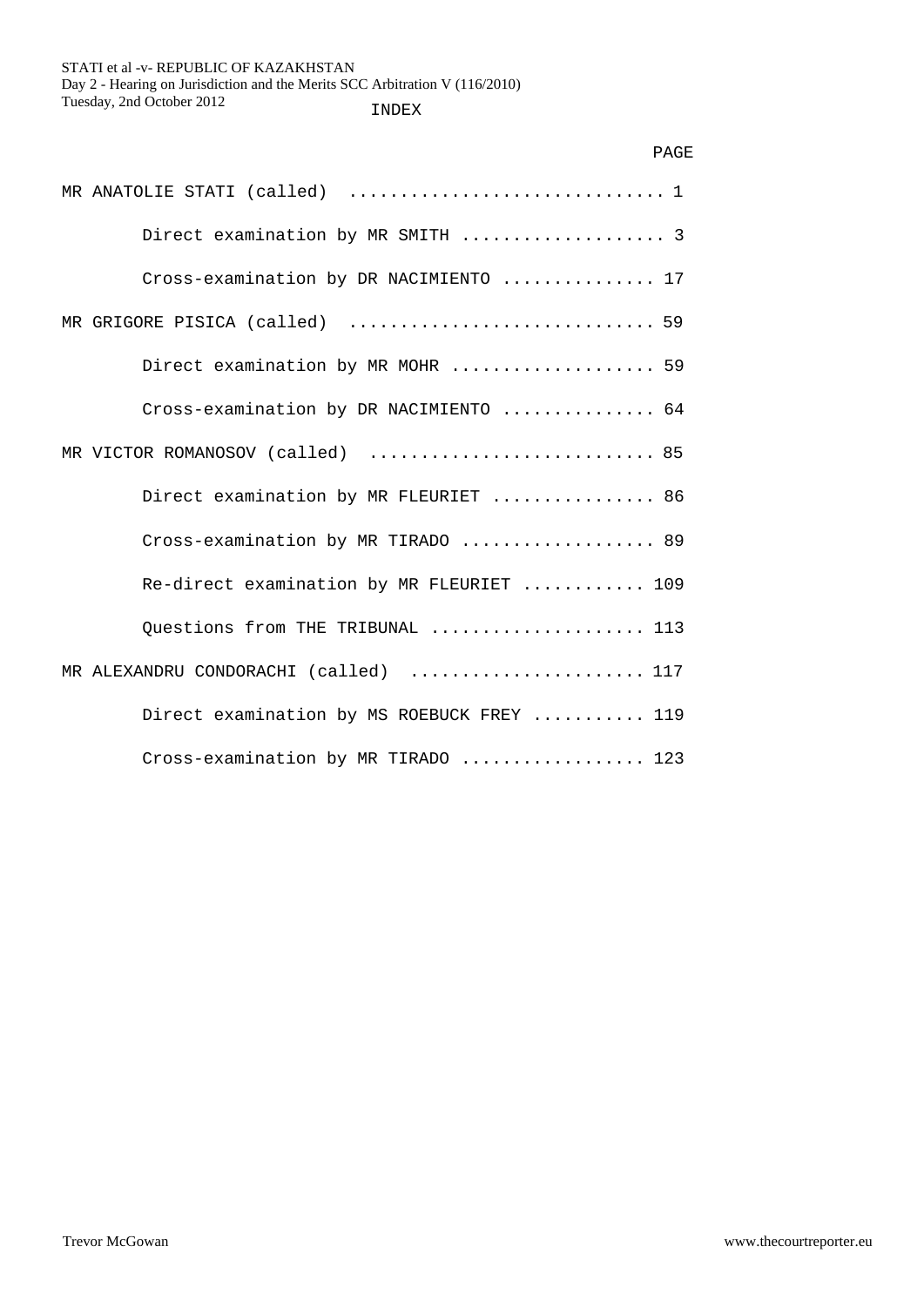# INDEX

| | PAGE |
|---|---|
| MR ANATOLIE STATI (called) | 1 |
| Direct examination by MR SMITH | 3 |
| Cross-examination by DR NACIMIENTO | 17 |
| MR GRIGORE PISICA (called) | 59 |
| Direct examination by MR MOHR | 59 |
| Cross-examination by DR NACIMIENTO | 64 |
| MR VICTOR ROMANOSOV (called) | 85 |
| Direct examination by MR FLEURIET | 86 |
| Cross-examination by MR TIRADO | 89 |
| Re-direct examination by MR FLEURIET | 109 |
| Questions from THE TRIBUNAL | 113 |
| MR ALEXANDRU CONDORACHI (called) | 117 |
| Direct examination by MS ROEBUCK FREY | 119 |
| Cross-examination by MR TIRADO | 123 |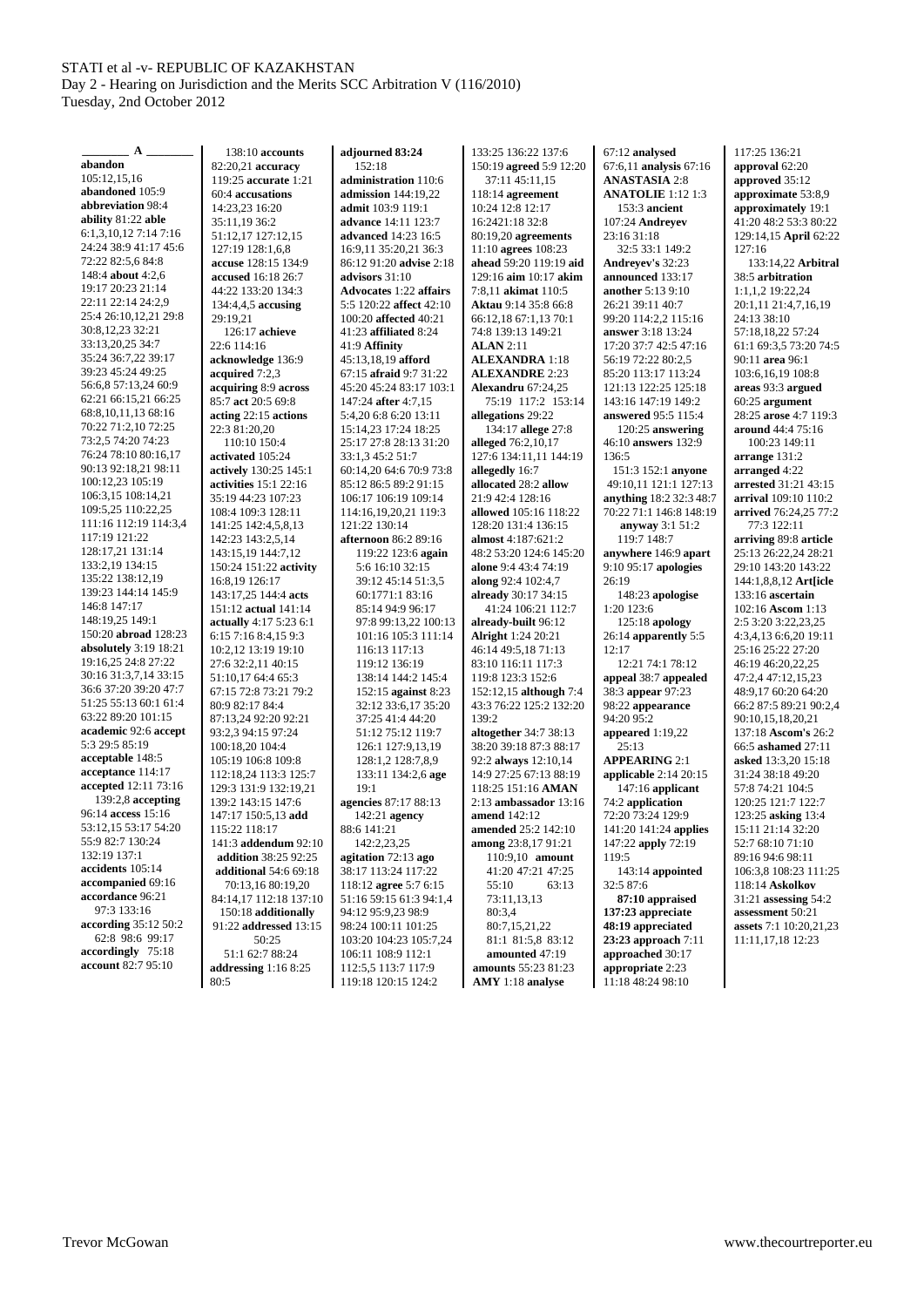**A**

**abandon** 105:12,15,16
**abandoned** 105:9
**abbreviation** 98:4
**ability** 81:22 **able** 6:1,3,10,12 7:14 7:16 24:24 38:9 41:17 45:6 72:22 82:5,6 84:8 148:4 **about** 4:2,6 19:17 20:23 21:14 22:11 22:14 24:2,9 25:4 26:10,12,21 29:8 30:8,12,23 32:21 33:13,20,25 34:7 35:24 36:7,22 39:17 39:23 45:24 49:25 56:6,8 57:13,24 60:9 62:21 66:15,21 66:25 68:8,10,11,13 68:16 70:22 71:2,10 72:25 73:2,5 74:20 74:23 76:24 78:10 80:16,17 90:13 92:18,21 98:11 100:12,23 105:19 106:3,15 108:14,21 109:5,25 110:22,25 111:16 112:19 114:3,4 117:19 121:22 128:17,21 131:14 133:2,19 134:15 135:22 138:12,19 139:23 144:14 145:9 146:8 147:17 148:19,25 149:1 150:20 **abroad** 128:23
**absolutely** 3:19 18:21 19:16,25 24:8 27:22 30:16 31:3,7,14 33:15 36:6 37:20 39:20 47:7 51:25 55:13 60:1 61:4 63:22 89:20 101:15
**academic** 92:6 **accept** 5:3 29:5 85:19
**acceptable** 148:5
**acceptance** 114:17
**accepted** 12:11 73:16 139:2,8 **accepting** 96:14 **access** 15:16 53:12,15 53:17 54:20 55:9 82:7 130:24 132:19 137:1
**accidents** 105:14
**accompanied** 69:16
**accordance** 96:21 97:3 133:16
**according** 35:12 50:2 62:8 98:6 99:17
**accordingly** 75:18
**account** 82:7 95:10 138:10 **accounts** 82:20,21 **accuracy** 119:25 **accurate** 1:21 60:4 **accusations** 14:23,23 16:20 35:11,19 36:2 51:12,17 127:12,15 127:19 128:1,6,8
**accuse** 128:15 134:9
**accused** 16:18 26:7 44:22 133:20 134:3 134:4,4,5 **accusing** 29:19,21 126:17 **achieve** 22:6 114:16
**acknowledge** 136:9
**acquired** 7:2,3
**acquiring** 8:9 **across** 85:7 **act** 20:5 69:8
**acting** 22:15 **actions** 22:3 81:20,20 110:10 150:4
**activated** 105:24
**actively** 130:25 145:1
**activities** 15:1 22:16 35:19 44:23 107:23 108:4 109:3 128:11 141:25 142:4,5,8,13 142:23 143:2,5,14 143:15,19 144:7,12 150:24 151:22 **activity** 16:8,19 126:17 143:17,25 144:4 **acts** 151:12 **actual** 141:14 **actually** 4:17 5:23 6:1 6:15 7:16 8:4,15 9:3 10:2,12 13:19 19:10 27:6 32:2,11 40:15 51:10,17 64:6 65:3 67:15 72:8 73:21 79:2 80:9 82:17 84:4 87:13,24 92:20 92:21 93:2,3 94:15 97:24 100:18,20 104:4 105:19 106:8 109:8 112:18,24 113:3 125:7 129:3 131:9 132:19,21 139:2 143:15 147:6 147:17 150:5,13 **add** 115:22 118:17 141:3 **addendum** 92:10
**addition** 38:25 92:25
**additional** 54:6 69:18 70:13,16 80:19,20 84:14,17 112:18 137:10 150:18 **additionally** 91:22 **addressed** 13:15 50:25 51:1 62:7 88:24
**addressing** 1:16 8:25 80:5
**adjourned 83:24** 152:18
**administration** 110:6
**admission** 144:19,22
**admit** 103:9 119:1
**advance** 14:11 123:7
**advanced** 14:23 16:5 16:9,11 35:20,21 36:3 86:12 91:20 **advise** 2:18
**advisors** 31:10
**Advocates** 1:22 **affairs** 5:5 120:22 **affect** 42:10 100:20 **affected** 40:21 41:23 **affiliated** 8:24 41:9 **Affinity** 45:13,18,19 **afford** 67:15 **afraid** 9:7 31:22 45:20 45:24 83:17 103:1 147:24 **after** 4:7,15 5:4,20 6:8 6:20 13:11 15:14,23 17:24 18:25 25:17 27:8 28:13 31:20 33:1,3 45:2 51:7 60:14,20 64:6 70:9 73:8 85:12 86:5 89:2 91:15 106:17 106:19 109:14 114:16,19,20,21 119:3 121:22 130:14
**afternoon** 86:2 89:16 119:22 123:6 **again** 5:6 16:10 32:15 39:12 45:14 51:3,5 60:1771:1 83:16 85:14 94:9 96:17 97:8 99:13,22 100:13 101:16 105:3 111:14 116:13 117:13 119:12 136:19 138:14 144:2 145:4 152:15 **against** 8:23 32:12 33:6,17 35:20 37:25 41:4 44:20 51:12 75:12 119:7 126:1 127:9,13,19 128:1,2 128:7,8,9 133:11 134:2,6 **age** 19:1
**agencies** 87:17 88:13 142:21 **agency** 88:6 141:21 142:2,23,25
**agitation** 72:13 **ago** 38:17 113:24 117:22 118:12 **agree** 5:7 6:15 51:16 59:15 61:3 94:1,4 94:12 95:9,23 98:9 98:24 100:11 101:25 103:20 104:23 105:7,24 106:11 108:9 112:1 112:5,5 113:7 117:9 119:18 120:15 124:2 133:25 136:22 137:6 150:19 **agreed** 5:9 12:20 37:11 45:11,15 118:14 **agreement** 10:24 12:8 12:17 16:2421:18 32:8 80:19,20 **agreements** 11:10 **agrees** 108:23 129:16 **aim** 10:17 **akim** 7:8,11 **akimat** 110:5
**Aktau** 9:14 35:8 66:8 66:12,18 67:1,13 70:1 74:8 139:13 149:21
**ALAN** 2:11
**ALEXANDRA** 1:18
**ALEXANDRE** 2:23
**Alexandru** 67:24,25 75:19 117:2 153:14
**allegations** 29:22 134:17 **allege** 27:8
**alleged** 76:2,10,17 127:6 134:11,11 144:19
**allegedly** 16:7
**allocated** 28:2 **allow** 21:9 42:4 128:16
**allowed** 105:16 118:22 128:20 131:4 136:15
**almost** 4:187:621:2 48:2 53:20 124:6 145:20
**alone** 9:4 43:4 74:19
**along** 92:4 102:4,7
**already** 30:17 34:15 41:24 106:21 112:7
**already-built** 96:12
**Alright** 1:24 20:21 46:14 49:5,18 71:13 83:10 116:11 117:3 119:8 123:3 152:6
**also** 5:4 7:3,18 33:6 41:22 80:5 116:1 [remaining unclear]
**also** 9:24 25:19 [unclear]
**alternative** 9:10 [unclear]
**although** 7:4 152:12,15
**altogether** 34:7 38:13 38:20 39:18 87:3 88:17 92:2 **always** 12:10,14 14:9 27:25 67:13 88:19 118:25 151:16 **AMAN** 2:13 **ambassador** 13:16 **amend** 142:12
**amended** 25:2 142:10
**among** 23:8,17 91:21 110:9,10 **amount** 41:20 47:21 47:25 55:10 63:13 73:11,13,13 80:3,4 80:7,15,21,22 81:1 81:5,8 83:12
**amounted** 47:19
**amounts** 55:23 81:23
**AMY** 1:18 **analyse** 67:12 **analysed** 67:6,11 **analysis** 67:16
**ANASTASIA** 2:8
**ANATOLIE** 1:12 1:3 153:3 **ancient** 107:24 **Andreyev** 23:16 31:18 32:5 33:1 149:2
**Andreyev's** 32:23
**announced** 133:17
**another** 5:13 9:10 26:21 39:11 40:7 99:20 114:2,2 115:16
**answer** 3:18 13:24 17:20 37:7 42:5 47:16 56:19 72:22 80:2,5 85:20 113:17 113:24 121:13 122:25 125:18 143:16 147:19 149:2
**answered** 95:5 115:4 120:25 **answering** 46:10 **answers** 132:9 136:5
151:3 152:1 **anyone** 49:10,11 121:1 127:13
**anything** 18:2 32:3 48:7 70:22 71:1 146:8 148:19 **anyway** 3:1 51:2 119:7 148:7
**anywhere** 146:9 **apart** 9:10 95:17 **apologies** 26:19 148:23 **apologise** 1:20 123:6 125:18 **apology** 26:14 **apparently** 5:5 12:17 12:21 74:1 78:12
**appeal** 38:7 **appealed** 38:3 **appear** 97:23 98:22 **appearance** 94:20 95:2
**appeared** 1:19,22 25:13
**APPEARING** 2:1
**applicable** 2:14 20:15 147:16 **applicant** 72:20 73:24 129:9 141:20 141:24 **applies** 147:22 **apply** 72:19 119:5 143:14 **appointed** 32:5 87:6
**87:10 appraised 137:23 appreciate 48:19 appreciated 23:23 approach** 7:11 **approached** 30:17 **appropriate** 2:23 11:18 48:24 98:10 117:25 136:21
**approval** 62:20
**approved** 35:12
**approximate** 53:8,9
**approximately** 19:1 41:20 48:2 53:3 80:22 129:14,15 **April** 62:22 127:16 133:14,22 **Arbitral** 38:5 **arbitration** 1:1,1,2 19:22,24 20:1,11 21:4,7,16,19 24:13 38:10 57:18,22 57:24 61:1 69:3,5 73:20 74:5 90:11 **area** 96:1 103:6,16,19 108:8
**areas** 93:3 **argued** 60:25 **argument** 28:25 **arose** 4:7 119:3 **around** 44:4 75:16 100:23 149:11
**arrange** 131:2
**arranged** 4:22
**arrested** 31:21 43:15
**arrival** 109:10 110:2
**arrived** 76:24,25 77:2 77:3 122:11
**arriving** 89:8 **article** 25:13 26:22,24 28:21 29:10 143:20 143:22 144:1,8,8,12 **Art[icle** 133:16 **ascertain** 102:16 **Ascom** 1:13 2:5 3:20 3:22,23,25 4:3,4,13 6:6,20 19:11 25:16 25:22 27:20 46:19 46:20,22,25 47:2,4 47:12,15,23 48:9,17 60:20 64:20 66:2 87:5 89:21 90:2,4 90:10,15,18,20,21 137:18 **Ascom's** 26:2 66:5 **ashamed** 27:11
**asked** 13:3,20 15:18 31:24 38:18 49:20 57:8 74:21 104:5 120:25 121:7 122:7 123:25 **asking** 13:4 15:11 21:14 32:20 52:7 68:10 71:10 89:16 94:6 98:11 106:3,8 108:23 111:25 118:14 **Askolkov** 31:21 **assessing** 54:2
**assessment** 50:21
**assets** 7:1 10:20,21,23 11:11,17,18 12:23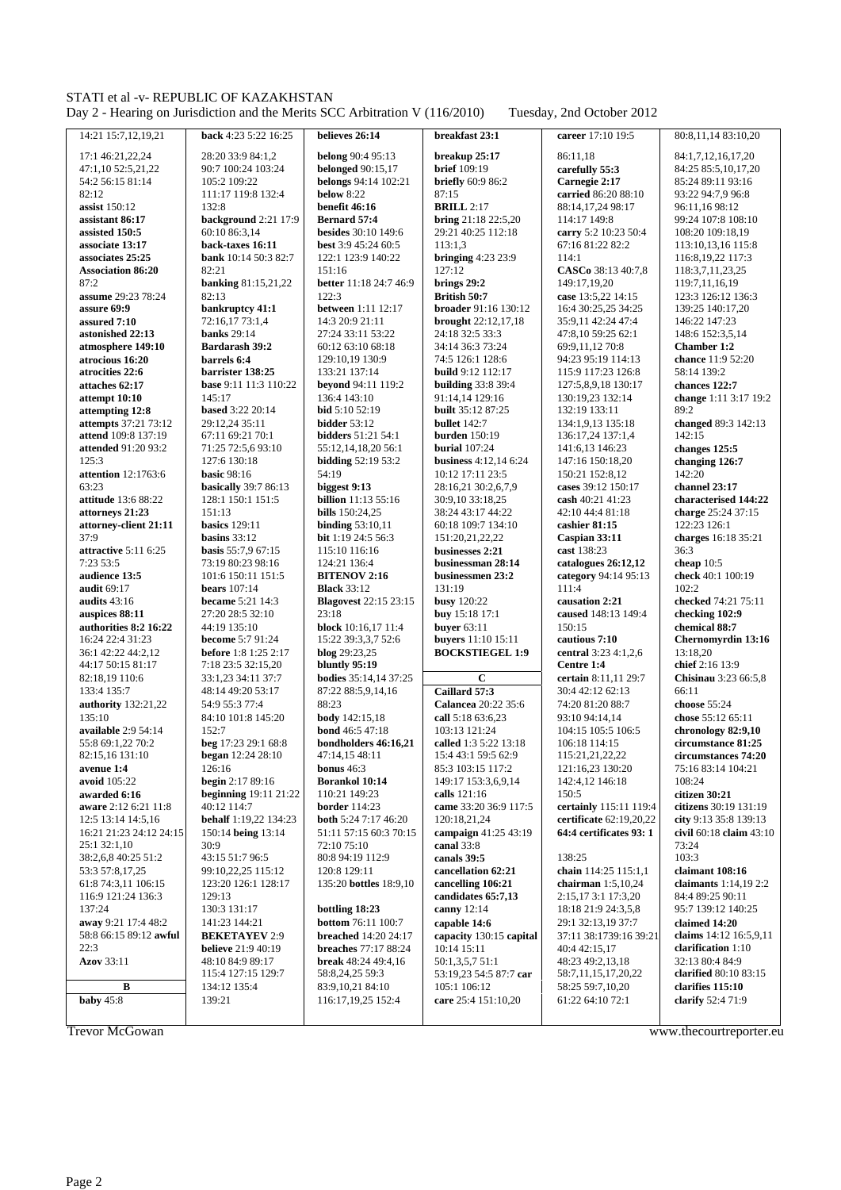14:21 15:7,12,19,21
17:1 46:21,22,24
47:1,10 52:5,21,22
54:2 56:15 81:14
82:12
**assist** 150:12
**assistant** 86:17
**assisted** 150:5
**associate** 13:17
**associates** 25:25
**Association** 86:20
87:2
**assume** 29:23 78:24
**assure** 69:9
**assured** 7:10
**astonished** 22:13
**atmosphere** 149:10
**atrocious** 16:20
**atrocities** 22:6
**attaches** 62:17
**attempt** 10:10
**attempting** 12:8
**attempts** 37:21 73:12
**attend** 109:8 137:19
**attended** 91:20 93:2
125:3
**attention** 12:1763:6
63:23
**attitude** 13:6 88:22
**attorneys** 21:23
**attorney-client** 21:11
37:9
**attractive** 5:11 6:25
7:23 53:5
**audience** 13:5
**audit** 69:17
**audits** 43:16
**auspices** 88:11
**authorities** 8:2 16:22
16:24 22:4 31:23
36:1 42:22 44:2,12
44:17 50:15 81:17
82:18,19 110:6
133:4 135:7
**authority** 132:21,22
135:10
**available** 2:9 54:14
55:8 69:1,22 70:2
82:15,16 131:10
**avenue** 1:4
**avoid** 105:22
**awarded** 6:16
**aware** 2:12 6:21 11:8
12:5 13:14 14:5,16
16:21 21:23 24:12 24:15
25:1 32:1,10
38:2,6,8 40:25 51:2
53:3 57:8,17,25
61:8 74:3,11 106:15
116:9 121:24 136:3
137:24
**away** 9:21 17:4 48:2
58:8 66:15 89:12 **awful**
22:3
**Azov** 33:11

**B**

**baby** 45:8
**back** 4:23 5:22 16:25
28:20 33:9 84:1,2
90:7 100:24 103:24
105:2 109:22
111:17 119:8 132:4
132:8
**background** 2:21 17:9
60:10 86:3,14
**back-taxes** 16:11
**bank** 10:14 50:3 82:7
82:21
**banking** 81:15,21,22
82:13
**bankruptcy** 41:1
72:16,17 73:1,4
**banks** 29:14
**Bardarash** 39:2
**barrels** 6:4
**barrister** 138:25
**base** 9:11 11:3 110:22
145:17
**based** 3:22 20:14
29:12,24 35:11
67:11 69:21 70:1
71:25 72:5,6 93:10
127:6 130:18
**basic** 98:16
**basically** 39:7 86:13
128:1 150:1 151:5
151:13
**basics** 129:11
**basins** 33:12
**basis** 55:7,9 67:15
73:19 80:23 98:16
101:6 150:11 151:5
**bears** 107:14
**became** 5:21 14:3
27:20 28:5 32:10
44:19 135:10
**become** 5:7 91:24
**before** 1:8 1:25 2:17
7:18 23:5 32:15,20
33:1,23 34:11 37:7
48:14 49:20 53:17
54:9 55:3 77:4
84:10 101:8 145:20
152:7
**beg** 17:23 29:1 68:8
**began** 12:24 28:10
126:16
**begin** 2:17 89:16
**beginning** 19:11 21:22
40:12 114:7
**behalf** 1:19,22 134:23
150:14 **being** 13:14
30:9
43:15 51:7 96:5
99:10,22,25 115:12
123:20 126:1 128:17
129:13
130:3 131:17
141:23 144:21
**BEKETAYEV** 2:9
**believe** 21:9 40:19
48:10 84:9 89:17
115:4 127:15 129:7
134:12 135:4
139:21
**believes** 26:14
**belong** 90:4 95:13
**belonged** 90:15,17
**belongs** 94:14 102:21
**below** 8:22
**benefit** 46:16
**Bernard** 57:4
**besides** 30:10 149:6
**best** 3:9 45:24 60:5
122:1 123:9 140:22
151:16
**better** 11:18 24:7 46:9
122:3
**between** 1:11 12:17
14:3 20:9 21:11
27:24 33:11 53:22
60:12 63:10 68:18
129:10,19 130:9
133:21 137:14
**beyond** 94:11 119:2
136:4 143:10
**bid** 5:10 52:19
**bidder** 53:12
**bidders** 51:21 54:1
55:12,14,18,20 56:1
**bidding** 52:19 53:2
54:19
**biggest** 9:13
**billion** 11:13 55:16
**bills** 150:24,25
**binding** 53:10,11
**bit** 1:19 24:5 56:3
115:10 116:16
124:21 136:4
**BITENOV** 2:16
**Black** 33:12
**Blagovest** 22:15 23:15
23:18
**block** 10:16,17 11:4
15:22 39:3,3,7 52:6
**blog** 29:23,25
**bluntly** 95:19
**bodies** 35:14,14 37:25
87:22 88:5,9,14,16
88:23
**body** 142:15,18
**bond** 46:5 47:18
**bondholders** 46:16,21
47:14,15 48:11
**bonus** 46:3
**Borankol** 10:14
110:21 149:23
**border** 114:23
**both** 5:24 7:17 46:20
51:11 57:15 60:3 70:15
72:10 75:10
80:8 94:19 112:9
120:8 129:11
135:20 **bottles** 18:9,10
**bottling** 18:23
**bottom** 76:11 100:7
**breached** 14:20 24:17
**breaches** 77:17 88:24
**break** 48:24 49:4,16
58:8,24,25 59:3
83:9,10,21 84:10
116:17,19,25 152:4
**breakfast** 23:1
**breakup** 25:17
**brief** 109:19
**briefly** 60:9 86:2
87:15
**BRILL** 2:17
**bring** 21:18 22:5,20
29:21 40:25 112:18
113:1,3
**bringing** 4:23 23:9
127:12
**brings** 29:2
**British** 50:7
**broader** 91:16 130:12
**brought** 22:12,17,18
24:18 32:5 33:3
34:14 36:3 73:24
74:5 126:1 128:6
**build** 9:12 112:17
**building** 33:8 39:4
91:14,14 129:16
**built** 35:12 87:25
**bullet** 142:7
**burden** 150:19
**burial** 107:24
**business** 4:12,14 6:24
10:12 17:11 23:5
28:16,21 30:2,6,7,9
30:9,10 33:18,25
38:24 43:17 44:22
60:18 109:7 134:10
151:20,21,22,22
**businesses** 2:21
**businessman** 28:14
**businessmen** 23:2
131:19
**busy** 120:22
**buy** 15:18 17:1
**buyer** 63:11
**buyers** 11:10 15:11
**BOCKSTIEGEL** 1:9

**C**

**Caillard** 57:3
**Calancea** 20:22 35:6
**call** 5:18 63:6,23
103:13 121:24
**called** 1:3 5:22 13:18
15:4 43:1 59:5 62:9
85:3 103:15 117:2
149:17 153:3,6,9,14
**calls** 121:16
**came** 33:20 36:9 117:5
120:18,21,24
**campaign** 41:25 43:19
**canal** 33:8
**canals** 39:5
**cancellation** 62:21
**cancelling** 106:21
**candidates** 65:7,13
**canny** 12:14
**capable** 14:6
**capacity** 130:15 **capital**
10:14 15:11
50:1,3,5,7 51:1
53:19,23 54:5 87:7 **car**
105:1 106:12
**care** 25:4 151:10,20
**career** 17:10 19:5
86:11,18
**carefully** 55:3
**Carnegie** 2:17
**carried** 86:20 88:10
88:14,17,24 98:17
114:17 149:8
**carry** 5:2 10:23 50:4
67:16 81:22 82:2
114:1
**CASCo** 38:13 40:7,8
149:17,19,20
**case** 13:5,22 14:15
16:4 30:25,25 34:25
35:9,11 42:24 47:4
47:8,10 59:25 62:1
69:9,11,12 70:8
94:23 95:19 114:13
115:9 117:23 126:8
127:5,8,9,18 130:17
130:19,23 132:14
132:19 133:11
134:1,9,13 135:18
136:17,24 137:1,4
141:6,13 146:23
147:16 150:18,20
150:21 152:8,12
**cases** 39:12 150:17
**cash** 40:21 41:23
42:10 44:4 81:18
**cashier** 81:15
**Caspian** 33:11
**cast** 138:23
**catalogues** 26:12,12
**category** 94:14 95:13
111:4
**causation** 2:21
**caused** 148:13 149:4
150:15
**cautious** 7:10
**central** 3:23 4:1,2,6
**Centre** 1:4
**certain** 8:11,11 29:7
30:4 42:12 62:13
74:20 81:20 88:7
93:10 94:14,14
104:15 105:5 106:5
106:18 114:15
115:21,21,22,22
121:16,23 130:20
142:4,12 146:18
150:5
**certainly** 115:11 119:4
**certificate** 62:19,20,22
**64:4 certificates 93: 1**
138:25
**chain** 114:25 115:1,1
**chairman** 1:5,10,24
2:15,17 3:1 17:3,20
18:18 21:9 24:3,5,8
29:1 32:13,19 37:7
37:11 38:1739:16 39:21
40:4 42:15,17
48:23 49:2,13,18
58:7,11,15,17,20,22
58:25 59:7,10,20
61:22 64:10 72:1
80:8,11,14 83:10,20
84:1,7,12,16,17,20
84:25 85:5,10,17,20
85:24 89:11 93:16
93:22 94:7,9 96:8
96:11,16 98:12
99:24 107:8 108:10
108:20 109:18,19
113:10,13,16 115:8
116:8,19,22 117:3
118:3,7,11,23,25
119:7,11,16,19
123:3 126:12 136:3
139:25 140:17,20
146:22 147:23
148:6 152:3,5,14
**Chamber** 1:2
**chance** 11:9 52:20
58:14 139:2
**chances** 122:7
**change** 1:11 3:17 19:2
89:2
**changed** 89:3 142:13
142:15
**changes** 125:5
**changing** 126:7
142:20
**channel** 23:17
**characterised** 144:22
**charge** 25:24 37:15
**charges** 16:18 35:21
36:3
**cheap** 10:5
**check** 40:1 100:19
102:2
**checked** 74:21 75:11
**checking** 102:9
**chemical** 88:7
**Chernomyrdin** 13:16
13:18,20
**chief** 2:16 13:9
**Chisinau** 3:23 66:5,8
66:11
**choose** 55:24
**chose** 55:12 65:11
**citizen** 30:21
**citizens** 30:19 131:19
**city** 9:13 35:8 139:13
**civil** 60:18 **claim** 43:10
73:24
103:3
**claimant** 108:16
**claimants** 1:14,19 2:2
84:4 89:25 90:11
95:7 139:12 140:25
**claimed** 14:20
**claims** 14:12 16:5,9,11
**clarification** 1:10
32:13 80:4 84:9
**clarified** 80:10 83:15
**clarifies** 115:10
**clarify** 52:4 71:9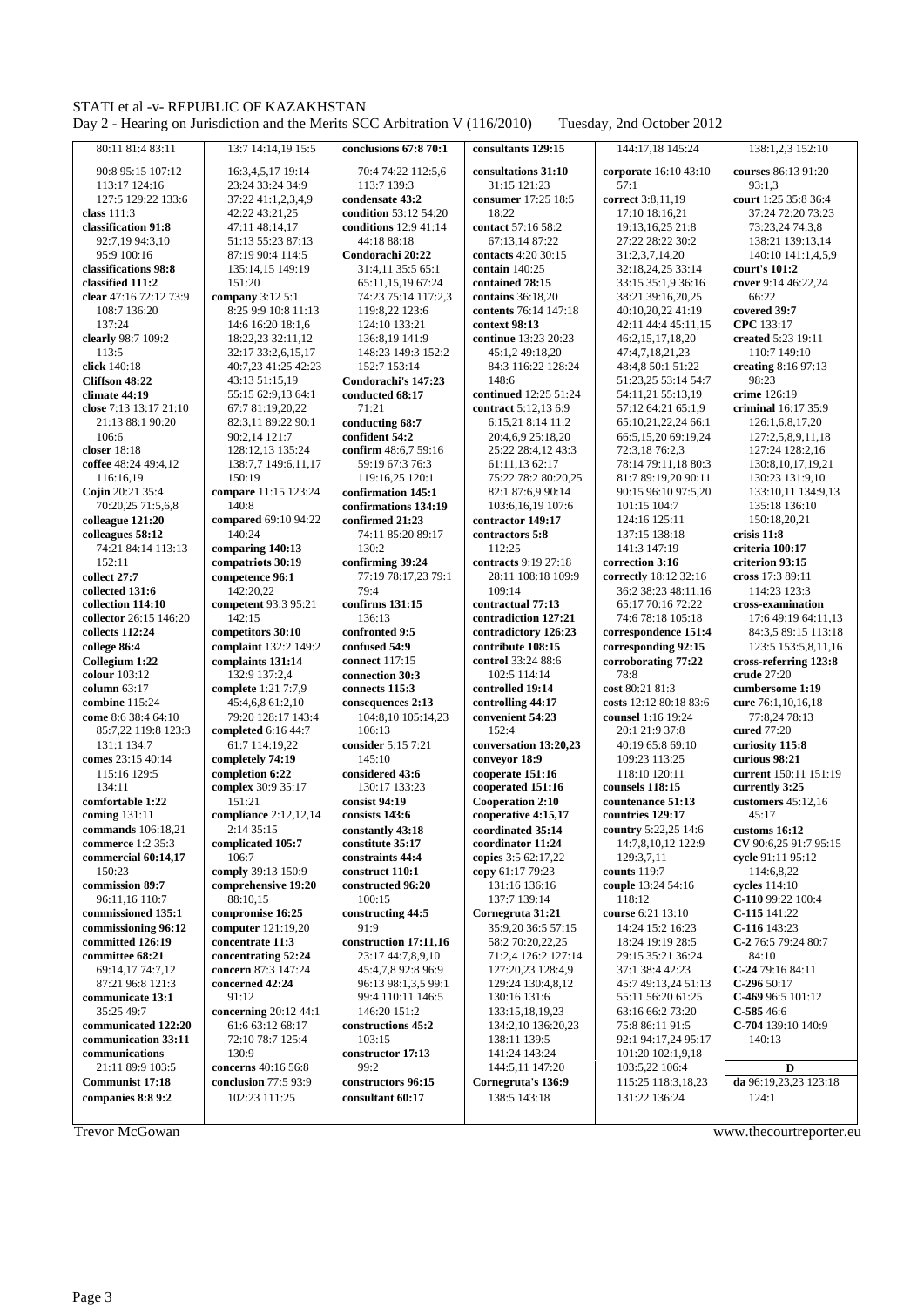80:11 81:4 83:11
90:8 95:15 107:12
113:17 124:16
127:5 129:22 133:6
**class** 111:3
**classification 91:8**
92:7,19 94:3,10
95:9 100:16
**classifications 98:8**
**classified 111:2**
**clear** 47:16 72:12 73:9
108:7 136:20
137:24
**clearly** 98:7 109:2
113:5
**click** 140:18
**Cliffson 48:22**
**climate 44:19**
**close** 7:13 13:17 21:10
21:13 88:1 90:20
106:6
**closer** 18:18
**coffee** 48:24 49:4,12
116:16,19
**Cojin** 20:21 35:4
70:20,25 71:5,6,8
**colleague 121:20**
**colleagues 58:12**
74:21 84:14 113:13
152:11
**collect 27:7**
**collected 131:6**
**collection 114:10**
**collector** 26:15 146:20
**collects 112:24**
**college 86:4**
**Collegium 1:22**
**colour** 103:12
**column** 63:17
**combine** 115:24
**come** 8:6 38:4 64:10
85:7,22 119:8 123:3
131:1 134:7
**comes** 23:15 40:14
115:16 129:5
134:11
**comfortable 1:22**
**coming** 131:11
**commands** 106:18,21
**commerce** 1:2 35:3
**commercial** 60:14,17
150:23
**commission 89:7**
96:11,16 110:7
**commissioned 135:1**
**commissioning 96:12**
**committed 126:19**
**committee 68:21**
69:14,17 74:7,12
87:21 96:8 121:3
**communicate 13:1**
35:25 49:7
**communicated 122:20**
**communication 33:11**
**communications**
21:11 89:9 103:5
**Communist 17:18**
**companies 8:8 9:2**

13:7 14:14,19 15:5
16:3,4,5,17 19:14
23:24 33:24 34:9
37:22 41:1,2,3,4,9
42:22 43:21,25
47:11 48:14,17
51:13 55:23 87:13
87:19 90:4 114:5
135:14,15 149:19
151:20
**company** 3:12 5:1
8:25 9:9 10:8 11:13
14:6 16:20 18:1,6
18:22,23 32:11,12
32:17 33:2,6,15,17
40:7,23 41:25 42:23
43:13 51:15,19
55:15 62:9,13 64:1
67:7 81:19,20,22
82:3,11 89:22 90:1
90:2,14 121:7
128:12,13 135:24
138:7,7 149:6,11,17
150:19
**compare** 11:15 123:24
140:8
**compared** 69:10 94:22
140:24
**comparing 140:13**
**compatriots 30:19**
**competence 96:1**
142:20,22
**competent** 93:3 95:21
142:15
**competitors 30:10**
**complaint** 132:2 149:2
**complaints 131:14**
132:9 137:2,4
**complete** 1:21 7:7,9
45:4,6,8 61:2,10
79:20 128:17 143:4
**completed** 6:16 44:7
61:7 114:19,22
**completely 74:19**
**completion 6:22**
**complex** 30:9 35:17
151:21
**compliance** 2:12,12,14
2:14 35:15
**complicated 105:7**
106:7
**comply** 39:13 150:9
**comprehensive 19:20**
88:10,15
**compromise 16:25**
**computer** 121:19,20
**concentrate 11:3**
**concentrating 52:24**
**concern** 87:3 147:24
**concerned 42:24**
91:12
**concerning** 20:12 44:1
61:6 63:12 68:17
72:10 78:7 125:4
130:9
**concerns** 40:16 56:8
**conclusion** 77:5 93:9
102:23 111:25

**conclusions 67:8 70:1**
70:4 74:22 112:5,6
113:7 139:3
**condensate 43:2**
**condition** 53:12 54:20
**conditions** 12:9 41:14
44:18 88:18
**Condorachi 20:22**
31:4,11 35:5 65:1
65:11,15,19 67:24
74:23 75:14 117:2,3
119:8,22 123:6
124:10 133:21
136:8,19 141:9
148:23 149:3 152:2
152:7 153:14
**Condorachi's 147:23**
**conducted 68:17**
71:21
**conducting 68:7**
**confident 54:2**
**confirm** 48:6,7 59:16
59:19 67:3 76:3
119:16,25 120:1
**confirmation 145:1**
**confirmations 134:19**
**confirmed 21:23**
74:11 85:20 89:17
130:2
**confirming 39:24**
77:19 78:17,23 79:1
79:4
**confirms 131:15**
136:13
**confronted 9:5**
**confused 54:9**
**connect** 117:15
**connection 30:3**
**connects 115:3**
**consequences 2:13**
104:8,10 105:14,23
106:13
**consider** 5:15 7:21
145:10
**considered 43:6**
130:17 133:23
**consist 94:19**
**consists 143:6**
**constantly 43:18**
**constitute 35:17**
**constraints 44:4**
**construct 110:1**
**constructed 96:20**
100:15
**constructing 44:5**
91:9
**construction 17:11,16**
23:17 44:7,8,9,10
45:4,7,8 92:8 96:9
96:13 98:1,3,5 99:1
99:4 110:11 146:5
146:20 151:2
**constructions 45:2**
103:15
**constructor 17:13**
99:2
**constructors 96:15**
**consultant 60:17**

**consultants 129:15**
**consultations 31:10**
31:15 121:23
**consumer** 17:25 18:5
18:22
**contact** 57:16 58:2
67:13,14 87:22
**contacts** 4:20 30:15
**contain** 140:25
**contained 78:15**
**contains** 36:18,20
**contents** 76:14 147:18
**context 98:13**
**continue** 13:23 20:23
45:1,2 49:18,20
84:3 116:22 128:24
148:6
**continued** 12:25 51:24
**contract** 5:12,13 6:9
6:15,21 8:14 11:2
20:4,6,9 25:18,20
25:22 28:4,12 43:3
61:11,13 62:17
75:22 78:2 80:20,25
82:1 87:6,9 90:14
103:6,16,19 107:6
**contractor 149:17**
**contractors 5:8**
112:25
**contracts** 9:19 27:18
28:11 108:18 109:9
109:14
**contractual 77:13**
**contradiction 127:21**
**contradictory 126:23**
**contribute 108:15**
**control** 33:24 88:6
102:5 114:14
**controlled 19:14**
**controlling 44:17**
**convenient 54:23**
152:4
**conversation 13:20,23**
**conveyor 18:9**
**cooperate 151:16**
**cooperated 151:16**
**Cooperation 2:10**
**cooperative 4:15,17**
**coordinated 35:14**
**coordinator 11:24**
**copies** 3:5 62:17,22
**copy** 61:17 79:23
131:16 136:16
137:7 139:14
**Cornegruta 31:21**
35:9,20 36:5 57:15
58:2 70:20,22,25
71:2,4 126:2 127:14
127:20,23 128:4,9
129:24 130:4,8,12
130:16 131:6
133:15,18,19,23
134:2,10 136:20,23
138:11 139:5
141:24 143:24
144:5,11 147:20
**Cornegruta's 136:9**
138:5 143:18

144:17,18 145:24
**corporate** 16:10 43:10
57:1
**correct** 3:8,11,19
17:10 18:16,21
19:13,16,25 21:8
27:22 28:22 30:2
31:2,3,7,14,20
32:18,24,25 33:14
33:15 35:1,9 36:16
38:21 39:16,20,25
40:10,20,22 41:19
42:11 44:4 45:11,15
46:2,15,17,18,20
47:4,7,18,21,23
48:4,8 50:1 51:22
51:23,25 53:14 54:7
54:11,21 55:13,19
57:12 64:21 65:1,9
65:10,21,22,24 66:1
66:5,15,20 69:19,24
72:3,18 76:2,3
78:14 79:11,18 80:3
81:7 89:19,20 90:11
90:15 96:10 97:5,20
101:15 104:7
124:16 125:11
137:15 138:18
141:3 147:19
**correction 3:16**
**correctly** 18:12 32:16
36:2 38:23 48:11,16
65:17 70:16 72:22
74:6 78:18 105:18
**correspondence 151:4**
**corresponding 92:15**
**corroborating 77:22**
78:8
**cost** 80:21 81:3
**costs** 12:12 80:18 83:6
**counsel** 1:16 19:24
20:1 21:9 37:8
40:19 65:8 69:10
109:23 113:25
118:10 120:11
**counsels 118:15**
**countenance 51:13**
**countries 129:17**
**country** 5:22,25 14:6
14:7,8,10,12 122:9
129:3,7,11
**counts** 119:7
**couple** 13:24 54:16
118:12
**course** 6:21 13:10
14:24 15:2 16:23
18:24 19:19 28:5
29:15 35:21 36:24
37:1 38:4 42:23
45:7 49:13,24 51:13
55:11 56:20 61:25
63:16 66:2 73:20
75:8 86:11 91:5
92:1 94:17,24 95:17
101:20 102:1,9,18
103:5,22 106:4
115:25 118:3,18,23
131:22 136:24

138:1,2,3 152:10
**courses** 86:13 91:20
93:1,3
**court** 1:25 35:8 36:4
37:24 72:20 73:23
73:23,24 74:3,8
138:21 139:13,14
140:10 141:1,4,5,9
**court's 101:2**
**cover** 9:14 46:22,24
66:22
**covered 39:7**
**CPC** 133:17
**created** 5:23 19:11
110:7 149:10
**creating** 8:16 97:13
98:23
**crime** 126:19
**criminal** 16:17 35:9
126:1,6,8,17,20
127:2,5,8,9,11,18
127:24 128:2,16
130:8,10,17,19,21
130:23 131:9,10
133:10,11 134:9,13
135:18 136:10
150:18,20,21
**crisis 11:8**
**criteria 100:17**
**criterion 93:15**
**cross** 17:3 89:11
114:23 123:3
**cross-examination**
17:6 49:19 64:11,13
84:3,5 89:15 113:18
123:5 153:5,8,11,16
**cross-referring 123:8**
**crude** 27:20
**cumbersome 1:19**
**cure** 76:1,10,16,18
77:8,24 78:13
**cured** 77:20
**curiosity 115:8**
**curious 98:21**
**current** 150:11 151:19
**currently 3:25**
**customers** 45:12,16
45:17
**customs 16:12**
**CV** 90:6,25 91:7 95:15
**cycle** 91:11 95:12
**cycles** 114:10
**C-110** 99:22 100:4
**C-115** 141:22
**C-116** 143:23
**C-2** 76:5 79:24 80:7
84:10
**C-24** 79:16 84:11
**C-296** 50:17
**C-469** 96:5 101:12
**C-585** 46:6
**C-704** 139:10 140:9
140:13

## D

**da** 96:19,23,23 123:18
124:1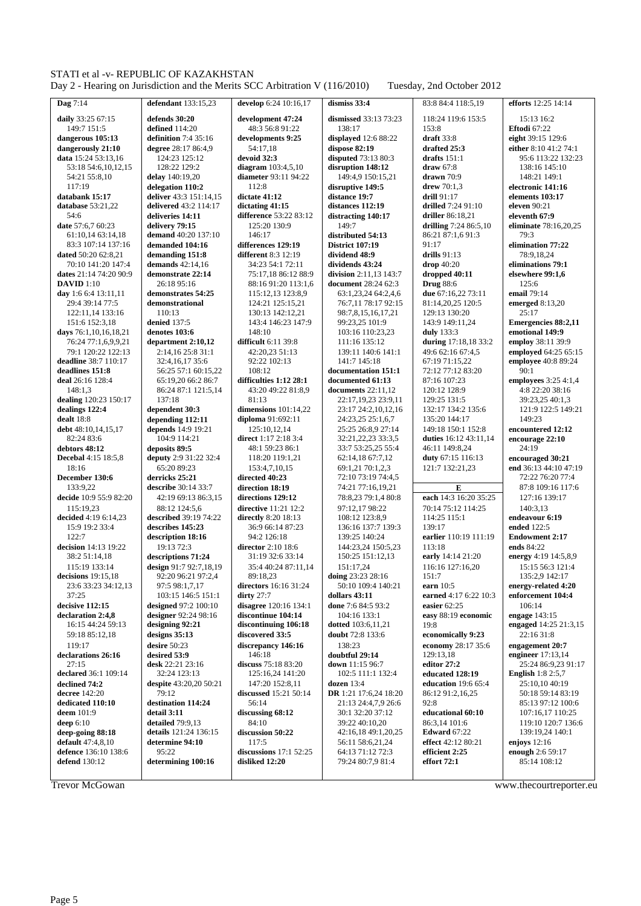**Dag** 7:14
**daily** 33:25 67:15 149:7 151:5
**dangerous 105:13**
**dangerously 21:10**
**data** 15:24 53:13,16 53:18 54:6,10,12,15 54:21 55:8,10 117:19
**databank 15:17**
**database** 53:21,22 54:6
**date** 57:6,7 60:23 61:10,14 63:14,18 83:3 107:14 137:16
**dated** 50:20 62:8,21 70:10 141:20 147:4
**dates** 21:14 74:20 90:9
**DAVID** 1:10
**day** 1:6 6:4 13:11,11 29:4 39:14 77:5 122:11,14 133:16 151:6 152:3,18
**days** 76:1,10,16,18,21 76:24 77:1,6,9,9,21 79:1 120:22 122:13
**deadline** 38:7 110:17
**deadlines 151:8**
**deal** 26:16 128:4 148:1,3
**dealing** 120:23 150:17
**dealings 122:4**
**dealt** 18:8
**debt** 48:10,14,15,17 82:24 83:6
**debtors 48:12**
**Decebal** 4:15 18:5,8 18:16
**December 130:6** 133:9,22
**decide** 10:9 55:9 82:20 115:19,23
**decided** 4:19 6:14,23 15:9 19:2 33:4 122:7
**decision** 14:13 19:22 38:2 51:14,18 115:19 133:14
**decisions** 19:15,18 23:6 33:23 34:12,13 37:25
**decisive 112:15**
**declaration 2:4,8** 16:15 44:24 59:13 59:18 85:12,18 119:17
**declarations 26:16** 27:15
**declared** 36:1 109:14
**declined 74:2**
**decree** 142:20
**dedicated 110:10**
**deem** 101:9
**deep** 6:10
**deep-going 88:18**
**default** 47:4,8,10
**defence** 136:10 138:6
**defend** 130:12
**defendant** 133:15,23
**defends 30:20**
**defined** 114:20
**definition** 7:4 35:16
**degree** 28:17 86:4,9 128:22 129:2
**delay** 140:19,20
**delegation 110:2**
**deliver** 43:3 151:14,15
**delivered** 43:2 114:17
**deliveries 14:11**
**delivery 79:15**
**demand** 40:20 137:10 146:17
**demanded 104:16**
**demanding 151:8**
**demands** 42:14,16
**demonstrate 22:14** 26:18 95:16
**demonstrates 54:25**
**demonstrational** 110:13
**denied** 137:5
**denotes 103:6**
**department 2:10,12** 2:14,16 25:8 31:1 32:4,16,17 35:6 56:25 57:1 60:15,22 65:19,20 66:2 86:7 86:24 87:1 121:5,14 137:18
**dependent 30:3**
**depending 112:11**
**depends** 14:9 19:21 104:9 114:21
**deposits 89:5**
**deputy** 2:9 31:22 32:4 65:20 89:23
**derricks 25:21**
**describe** 30:14 33:7 42:19 69:13 86:3,15 88:12 124:5,6
**described** 39:19 74:22
**describes 145:23**
**description 18:16** 19:13 72:3
**descriptions 71:24**
**design** 91:7 92:7,18,19 92:20 96:21 97:2,4 97:5 98:1,7,17 103:15 146:5 151:1
**designed** 97:2 100:10
**designer** 92:24 98:16
**designing 92:21**
**designs 35:13**
**desire** 50:23
**desired 53:9**
**desk** 22:21 23:16 32:24 123:13
**despite** 43:20,20 50:21 79:12
**destination 114:24**
**detail 3:11**
**detailed** 79:9,13
**details** 121:24 136:15
**determine 94:10** 95:22
**determining 100:16**
**develop** 6:24 10:16,17
**development 47:24** 48:3 56:8 91:22
**developments 9:25** 54:17,18
**devoid 32:3**
**diagram** 103:4,5,10
**diameter** 93:11 94:22 112:8
**dictate 41:12**
**dictating 41:15**
**difference** 53:22 83:12 125:20 130:9 146:17
**differences 129:19**
**different** 8:3 12:19 34:23 54:1 72:11 75:17,18 86:12 88:9 88:16 91:20 113:1,6 115:12,13 123:8,9 124:21 125:15,21 130:13 142:12,21 143:4 146:23 147:9 148:10
**difficult** 6:11 39:8 42:20,23 51:13 92:22 102:13 108:12
**difficulties** 1:12 28:1 43:20 49:22 81:8,9 81:13
**dimensions** 101:14,22
**diploma** 91:692:11 125:10,12,14
**direct** 1:17 2:18 3:4 48:1 59:23 86:1 118:20 119:1,21 153:4,7,10,15
**directed 40:23**
**direction 18:19**
**directions 129:12**
**directive** 11:21 12:2
**directly** 8:20 18:13 36:9 66:14 87:23 94:2 126:18
**director** 2:10 18:6 31:19 32:6 33:14 35:4 40:24 87:11,14 89:18,23
**directors** 16:16 31:24
**dirty** 27:7
**disagree** 120:16 134:1
**discontinue 104:14**
**discontinuing 106:18**
**discovered 33:5**
**discrepancy 146:16** 146:18
**discuss** 75:18 83:20 125:16,24 141:20 147:20 152:8,11
**discussed** 15:21 50:14 56:14
**discussing 68:12** 84:10
**discussion 50:22** 117:5
**discussions** 17:1 52:25
**disliked 12:20**
**dismiss 33:4**
**dismissed** 33:13 73:23 138:17
**displayed** 12:6 88:22
**dispose 82:19**
**disputed** 73:13 80:3
**disruption 148:12** 149:4,9 150:15,21
**disruptive 149:5**
**distance 19:7**
**distances 112:19**
**distracting 140:17** 149:7
**distributed 54:13**
**District 107:19**
**dividend 48:9**
**dividends 43:24**
**division** 2:11,13 143:7
**document** 28:24 62:3 63:1,23,24 64:2,4,6 76:7,11 78:17 92:15 98:7,8,15,16,17,21 99:23,25 101:9 103:16 110:23,23 111:16 135:12 139:11 140:6 141:1 141:7 145:18
**documentation 151:1**
**documented 61:13**
**documents** 22:11,12 22:17,19,23 23:9,11 23:17 24:2,10,12,16 24:23,25 25:1,6,7 25:25 26:8,9 27:14 32:21,22,23 33:3,5 33:7 53:25,25 55:4 62:14,18 67:7,12 69:1,21 70:1,2,3 72:10 73:19 74:4,5 74:21 77:16,19,21 78:8,23 79:1,4 80:8 97:12,17 98:22 108:12 123:8,9 136:16 137:7 139:3 139:25 140:24 144:23,24 150:5,23 150:25 151:12,13 151:17,24
**doing** 23:23 28:16 50:10 109:4 140:21
**dollars 43:11**
**done** 7:6 84:5 93:2 104:16 133:1
**dotted** 103:6,11,21
**doubt** 72:8 133:6 138:23
**doubtful 29:14**
**down** 11:15 96:7 102:5 111:1 132:4
**dozen** 13:4
**DR** 1:21 17:6,24 18:20 21:13 24:4,7,9 26:6 30:1 32:20 37:12 39:22 40:10,20 42:16,18 49:1,20,25 56:11 58:6,21,24 64:13 71:12 72:3 79:24 80:7,9 81:4
83:8 84:4 118:5,19 118:24 119:6 153:5 153:8
**draft** 33:8
**drafted 25:3**
**drafts** 151:1
**draw** 67:8
**drawn** 70:9
**drew** 70:1,3
**drill** 91:17
**drilled** 7:24 91:10
**driller** 86:18,21
**drilling** 7:24 86:5,10 86:21 87:1,6 91:3 91:17
**drills** 91:13
**drop** 40:20
**dropped 40:11**
**Drug** 88:6
**due** 67:16,22 73:11 81:14,20,25 120:5 129:13 130:20 143:9 149:11,24
**duly** 133:3
**during** 17:18,18 33:2 49:6 62:16 67:4,5 67:19 71:15,22 72:12 77:12 83:20 87:16 107:23 120:12 128:9 129:25 131:5 132:17 134:2 135:6 135:20 144:17 149:18 150:1 152:8
**duties** 16:12 43:11,14 46:11 149:8,24
**duty** 67:15 116:13 121:7 132:21,23

**E**

**each** 14:3 16:20 35:25 70:14 75:12 114:25 114:25 115:1 139:17
**earlier** 110:19 111:19 113:18
**early** 14:14 21:20 116:16 127:16,20 151:7
**earn** 10:5
**earned** 4:17 6:22 10:3
**easier** 62:25
**easy** 88:19 **economic** 19:8
**economically 9:23**
**economy** 28:17 35:6 129:13,18
**editor 27:2**
**educated 128:19**
**education** 19:6 65:4 86:12 91:2,16,25 92:8
**educational 60:10** 86:3,14 101:6
**Edward** 67:22
**effect** 42:12 80:21
**efficient 2:25**
**effort 72:1**
**efforts** 12:25 14:14 15:13 16:2
**Eftodi** 67:22
**eight** 39:15 129:6
**either** 8:10 41:2 74:1 95:6 113:22 132:23 138:16 145:10 148:21 149:1
**electronic 141:16**
**elements 103:17**
**eleven** 90:21
**eleventh 67:9**
**eliminate** 78:16,20,25 79:3
**elimination 77:22** 78:9,18,24
**eliminations 79:1**
**elsewhere 99:1,6** 125:6
**email** 79:14
**emerged** 8:13,20 25:17
**Emergencies 88:2,11**
**emotional 149:9**
**employ** 38:11 39:9
**employed** 64:25 65:15
**employee** 40:8 89:24 90:1
**employees** 3:25 4:1,4 4:8 22:20 38:16 39:23,25 40:1,3 121:9 122:5 149:21 149:23
**encountered 12:12**
**encourage 22:10** 24:19
**encouraged 30:21**
**end** 36:13 44:10 47:19 72:22 76:20 77:4 87:8 109:16 117:6 127:16 139:17 140:3,13
**endeavour 6:19**
**ended** 122:5
**Endowment 2:17**
**ends** 84:22
**energy** 4:19 14:5,8,9 15:15 56:3 121:4 135:2,9 142:17
**energy-related 4:20**
**enforcement 104:4** 106:14
**engage** 143:15
**engaged** 14:25 21:3,15 22:16 31:8
**engagement 20:7**
**engineer** 17:13,14 25:24 86:9,23 91:17
**English** 1:8 2:5,7 25:10,10 40:19 50:18 59:14 83:19 85:13 97:12 100:6 107:16,17 110:25 119:10 120:7 136:6 139:19,24 140:1
**enjoys** 12:16
**enough** 2:6 59:17 85:14 108:12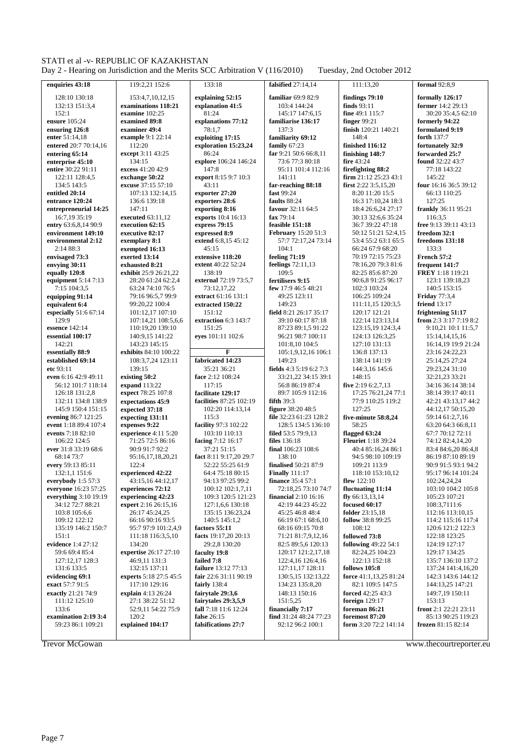enquiries 43:18
128:10 130:18
132:13 151:3,4
152:1
ensure 105:24
ensuring 126:8
enter 51:14,18
entered 20:7 70:14,16
entering 65:14
enterprise 45:10
entire 30:22 91:11
122:11 128:4,5
134:5 143:5
entitled 20:14
entrance 120:24
entrepreneurial 14:25
16:7,19 35:19
entry 63:6,8,14 90:9
environment 149:10
environmental 2:12
2:14 88:3
envisaged 73:3
envying 30:11
equally 120:8
equipment 5:14 7:13
7:15 104:3,5
equipping 91:14
equivalent 6:4
especially 51:6 67:14
129:9
essence 142:14
essential 100:17
142:21
essentially 88:9
established 69:14
etc 93:11
even 6:16 42:9 49:11
56:12 101:7 118:14
126:18 131:2,8
132:11 134:8 138:9
145:9 150:4 151:15
evening 86:7 121:25
event 1:18 89:4 107:4
events 7:18 82:10
106:22 124:5
ever 31:8 33:19 68:6
68:14 73:7
every 59:13 85:11
132:1,1 151:6
everybody 1:5 57:3
everyone 16:23 57:25
everything 3:10 19:19
34:12 72:7 88:21
103:8 105:6,6
109:12 122:12
135:19 146:2 150:7
151:1
evidence 1:4 27:12
59:6 69:4 85:4
127:12,17 128:3
131:6 133:5
evidencing 69:1
exact 57:7 91:5
exactly 21:21 74:9
111:12 125:10
133:6
examination 2:19 3:4
59:23 86:1 109:21
119:2,21 152:6
153:4,7,10,12,15
examinations 118:21
examine 102:25
examined 89:8
examiner 49:4
example 9:1 22:14
112:20
except 3:11 43:25
134:15
excess 41:20 42:9
exchange 50:22
excuse 37:15 57:10
107:13 132:14,15
136:6 139:18
147:11
executed 63:11,12
execution 62:15
executive 82:17
exemplary 8:1
exempted 16:13
exerted 13:14
exhausted 8:21
exhibit 25:9 26:21,22
28:20 61:24 62:2,4
63:24 74:10 76:5
79:16 96:5,7 99:9
99:20,22 100:4
101:12,17 107:10
107:14,21 108:5,6,6
110:19,20 139:10
140:9,15 141:22
143:23 145:15
exhibits 84:10 100:22
108:3,7,24 123:11
139:15
existing 50:2
expand 113:22
expect 78:25 107:8
expectations 45:9
expected 37:18
expecting 131:11
expenses 9:22
experience 4:11 5:20
71:25 72:5 86:16
90:9 91:7 92:2
95:16,17,18,20,21
122:4
experienced 42:22
43:15,16 44:12,17
experiences 72:12
experiencing 42:23
expert 2:16 26:15,16
26:17 45:24,25
66:16 90:16 93:5
95:7 97:19 101:2,4,9
111:18 116:3,5,10
134:20
expertise 26:17 27:10
46:9,11 131:3
132:15 137:11
experts 5:18 27:5 45:5
117:10 129:16
explain 4:13 26:24
27:1 38:22 51:12
52:9,11 54:22 75:9
120:2
explained 104:17
133:18
explaining 52:15
explanation 41:5
81:24
explanations 77:12
78:1,7
exploiting 17:15
exploration 15:23,24
86:24
explore 106:24 146:24
147:8
export 8:15 9:7 10:3
43:11
exporter 27:20
exporters 28:6
exporting 8:16
exports 10:4 16:13
express 79:15
expressed 8:9
extend 6:8,15 45:12
45:15
extensive 118:20
extent 40:22 52:24
138:19
external 72:19 73:5,7
73:12,17,22
extract 61:16 131:1
extracted 150:22
151:12
extraction 6:3 143:7
151:25
eyes 101:11 102:6

**F**

fabricated 14:23
35:21 36:21
face 2:12 108:24
117:15
facilitate 129:17
facilities 87:25 102:19
102:20 114:13,14
115:3
facility 97:3 102:22
103:10 110:13
facing 7:12 16:17
37:21 51:15
fact 8:11 9:17,20 29:7
52:22 55:25 61:9
64:4 75:18 80:15
94:13 97:25 99:2
100:12 102:1,7,11
109:3 120:5 121:23
127:1,6,6 130:18
135:15 136:23,24
140:5 145:1,2
factors 55:11
facts 19:17,20 20:13
29:2,8 130:20
faculty 19:8
failed 7:8
failure 13:12 77:13
fair 22:6 31:11 90:19
fairly 138:4
fairytale 29:3,6
fairytales 29:3,5,9
fall 7:18 11:6 12:24
false 26:15
falsifications 27:7
falsified 27:14,14
familiar 69:9 82:9
103:4 144:24
145:17 147:6,15
familiarise 136:17
137:3
familiarity 69:12
family 67:23
far 9:21 50:6 66:8,11
73:6 77:3 80:18
95:11 101:4 112:16
141:11
far-reaching 88:18
fast 99:24
faults 88:24
favour 32:11 64:5
fax 79:14
feasible 151:18
February 15:20 51:3
57:7 72:17,24 73:14
104:1
feeling 71:19
feelings 72:11,13
109:5
fertilisers 9:15
few 17:9 46:5 48:21
49:25 123:11
149:23
field 8:21 26:17 35:17
39:10 60:17 87:18
87:23 89:1,5 91:22
96:21 98:7 100:11
101:8,10 104:5
105:1,9,12,16 106:1
149:23
fields 4:3 5:19 6:2 7:3
33:21,22 34:15 39:1
56:8 86:19 87:4
89:7 105:9 112:16
fifth 39:3
figure 38:20 48:5
file 32:23 61:23 128:2
128:5 134:5 136:10
filed 53:5 79:9,13
files 136:18
final 106:23 108:6
138:10
finalised 50:21 87:9
Finally 111:17
finance 35:4 57:1
72:18,25 73:10 74:7
financial 2:10 16:16
42:19 44:23 45:22
45:25 46:8 48:4
66:19 67:1 68:6,10
68:16 69:15 70:8
71:21 81:7,9,12,16
82:5 89:5,6 120:13
120:17 121:2,17,18
122:4,16 126:4,16
127:11,17 128:11
130:5,15 132:13,22
134:23 135:8,20
148:13 150:16
151:5,25
financially 7:17
find 31:24 48:24 77:23
92:12 96:2 100:1
111:13,20
findings 79:10
finds 93:11
fine 49:1 115:7
finger 99:21
finish 120:21 140:21
148:4
finished 116:12
finishing 148:7
fire 43:24
firefighting 88:2
firm 21:12 25:23 43:1
145:22
first 2:22 3:5,15,20
8:20 11:20 15:5
16:3 17:10,24 18:3
18:4 26:6,24 27:17
30:13 32:6,6 35:24
36:7 39:22 47:18
50:12 51:21 52:4,15
53:4 55:2 63:1 65:5
66:24 67:9 68:20
70:19 72:15 75:23
78:16,20 79:3 81:6
82:25 85:6 87:20
90:6,8 91:25 96:17
102:3 103:24
106:25 109:24
111:11,15 120:3,5
120:17 121:21
122:14 123:13,14
123:15,19 124:3,4
124:13 126:3,25
127:10 131:13
136:8 137:13
138:14 141:19
144:3,16 145:6
148:15
five 2:19 6:2,7,13
17:25 76:21,24 77:1
77:9 110:25 119:2
127:25
five-minute 58:8,24
58:25
flagged 63:24
Fleuriet 1:18 39:24
40:4 85:16,24 86:1
94:5 98:10 109:19
109:21 113:9
118:10 153:10,12
flew 122:10
fluctuating 11:14
fly 66:13,13,14
focused 60:17
folder 23:15,18
follow 38:8 99:25
108:12
followed 73:8
following 49:22 54:1
82:24,25 104:23
122:13 152:18
follows 105:8
force 41:1,13,25 81:24
82:1 109:5 147:5
forced 42:25 43:3
foreign 129:17
foreman 86:21
foremost 87:20
form 3:20 72:2 141:14
formal 92:8,9
formally 126:17
former 14:2 29:13
30:20 35:4,5 62:10
formerly 94:22
formulated 9:19
forth 137:7
fortunately 32:9
forwarded 25:7
found 32:22 43:7
77:18 143:22
145:22
four 16:16 36:5 39:12
66:13 110:25
127:25
frankly 36:11 95:21
116:3,5
free 9:13 39:11 43:13
freedom 32:1
freedoms 131:18
133:3
French 57:2
frequent 141:7
FREY 1:18 119:21
123:1 139:18,23
140:5 153:15
Friday 77:3,4
friend 13:17
frightening 51:17
from 2:3 3:17 7:19 8:2
9:10,21 10:1 11:5,7
15:14,14,15,16
16:14,19 19:9 21:24
23:16 24:22,23
25:14,25 27:24
29:23,24 31:10
32:21,23 33:21
34:16 36:14 38:14
38:14 39:17 40:11
42:21 43:13,17 44:2
44:12,17 50:15,20
59:14 61:2,7,16
63:20 64:3 66:8,11
67:7 70:12 72:11
74:12 82:4,14,20
83:4 84:6,20 86:4,8
86:19 87:10 89:19
90:9 91:5 93:1 94:2
95:17 96:14 101:24
102:24,24,24
103:10 104:2 105:8
105:23 107:21
108:3,7111:6
112:16 113:10,15
114:2 115:16 117:4
120:6 121:2 122:3
122:18 123:25
124:19 127:17
129:17 134:25
135:7 136:10 137:2
137:24 141:4,16,20
142:3 143:6 144:12
144:13,25 147:21
149:7,19 150:11
153:13
front 2:1 22:21 23:11
85:13 90:25 119:23
frozen 81:15 82:14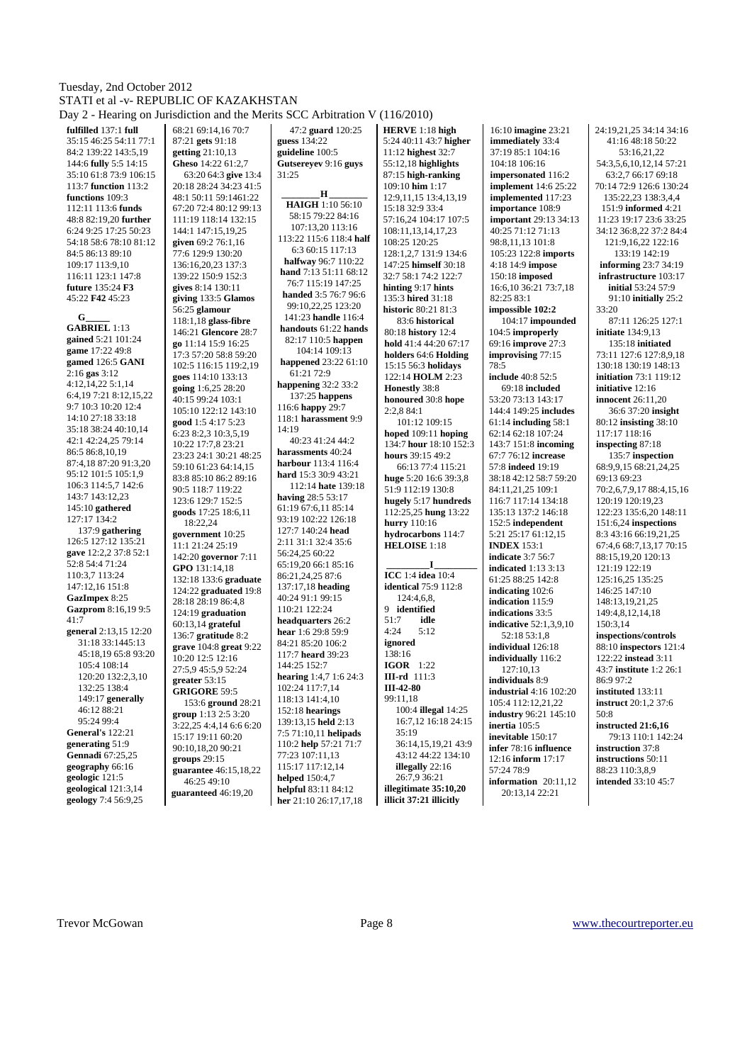Tuesday, 2nd October 2012
STATI et al -v- REPUBLIC OF KAZAKHSTAN
Day 2 - Hearing on Jurisdiction and the Merits SCC Arbitration V (116/2010)

**fulfilled** 137:1 **full** 35:15 46:25 54:11 77:1 84:2 139:22 143:5,19 144:6 **fully** 5:5 14:15 35:10 61:8 73:9 106:15 113:7 **function** 113:2 **functions** 109:3 112:11 113:6 **funds** 48:8 82:19,20 **further** 6:24 9:25 17:25 50:23 54:18 58:6 78:10 81:12 84:5 86:13 89:10 109:17 113:9,10 116:11 123:1 147:8 **future** 135:24 **F3** 45:22 **F42** 45:23

**G**

**GABRIEL** 1:13 **gained** 5:21 101:24 **game** 17:22 49:8 **gamed** 126:5 **GANI** 2:16 **gas** 3:12 4:12,14,22 5:1,14 6:4,19 7:21 8:12,15,22 9:7 10:3 10:20 12:4 14:10 27:18 33:18 35:18 38:24 40:10,14 42:1 42:24,25 79:14 86:5 86:8,10,19 87:4,18 87:20 91:3,20 95:12 101:5 105:1,9 106:3 114:5,7 142:6 143:7 143:12,23 145:10 **gathered** 127:17 134:2 137:9 **gathering** 126:5 127:12 135:21 **gave** 12:2,2 37:8 52:1 52:8 54:4 71:24 110:3,7 113:24 147:12,16 151:8 **GazImpex** 8:25 **Gazprom** 8:16,19 9:5 41:7 **general** 2:13,15 12:20 31:18 33:1445:13 45:18,19 65:8 93:20 105:4 108:14 120:20 132:2,3,10 132:25 138:4 149:17 **generally** 46:12 88:21 95:24 99:4 **General's** 122:21 **generating** 51:9 **Gennadi** 67:25,25 **geography** 66:16 **geologic** 121:5 **geological** 121:3,14 **geology** 7:4 56:9,25 68:21 69:14,16 70:7 87:21 **gets** 91:18 **getting** 21:10,13 **Gheso** 14:22 61:2,7 63:20 64:3 **give** 13:4 20:18 28:24 34:23 41:5 48:1 50:11 59:1461:22 67:20 72:4 80:12 99:13 111:19 118:14 132:15 144:1 147:15,19,25 **given** 69:2 76:1,16 77:6 129:9 130:20 136:16,20,23 137:3 139:22 150:9 152:3 **gives** 8:14 130:11 **giving** 133:5 **Glamos** 56:25 **glamour** 118:1,18 **glass-fibre** 146:21 **Glencore** 28:7 **go** 11:14 15:9 16:25 17:3 57:20 58:8 59:20 102:5 116:15 119:2,19 **goes** 114:10 133:13 **going** 1:6,25 28:20 40:15 99:24 103:1 105:10 122:12 143:10 **good** 1:5 4:17 5:23 6:23 8:2,3 10:3,5,19 10:22 17:7,8 23:21 23:23 24:1 30:21 48:25 59:10 61:23 64:14,15 83:8 85:10 86:2 89:16 90:5 118:7 119:22 123:6 129:7 152:5 **goods** 17:25 18:6,11 18:22,24 **government** 10:25 11:1 21:24 25:19 142:20 **governor** 7:11 **GPO** 131:14,18 132:18 133:6 **graduate** 124:22 **graduated** 19:8 28:18 28:19 86:4,8 124:19 **graduation** 60:13,14 **grateful** 136:7 **gratitude** 8:2 **grave** 104:8 **great** 9:22 10:20 12:5 12:16 27:5,9 45:5,9 52:24 **greater** 53:15 **GRIGORE** 59:5 153:6 **ground** 28:21 **group** 1:13 2:5 3:20 3:22,25 4:4,14 6:6 6:20 15:17 19:11 60:20 90:10,18,20 90:21 **groups** 29:15 **guarantee** 46:15,18,22 46:25 49:10 **guaranteed** 46:19,20 47:2 **guard** 120:25 **guess** 134:22 **guideline** 100:5 **Gutsereyev** 9:16 **guys** 31:25

**H**

**HAIGH** 1:10 56:10 58:15 79:22 84:16 107:13,20 113:16 113:22 115:6 118:4 **half** 6:3 60:15 117:13 **halfway** 96:7 110:22 **hand** 7:13 51:11 68:12 76:7 115:19 147:25 **handed** 3:5 76:7 96:6 99:10,22,25 123:20 141:23 **handle** 116:4 **handouts** 61:22 **hands** 82:17 110:5 **happen** 104:14 109:13 **happened** 23:22 61:10 61:21 72:9 **happening** 32:2 33:2 137:25 **happens** 116:6 **happy** 29:7 118:1 **harassment** 9:9 14:19 40:23 41:24 44:2 **harassments** 40:24 **harbour** 113:4 116:4 **hard** 15:3 30:9 43:21 112:14 **hate** 139:18 **having** 28:5 53:17 61:19 67:6,11 85:14 93:19 102:22 126:18 127:7 140:24 **head** 2:11 31:1 32:4 35:6 56:24,25 60:22 65:19,20 66:1 85:16 86:21,24,25 87:6 137:17,18 **heading** 40:24 91:1 99:15 110:21 122:24 **headquarters** 26:2 **hear** 1:6 29:8 59:9 84:21 85:20 106:2 117:7 **heard** 39:23 144:25 152:7 **hearing** 1:4,7 1:6 24:3 102:24 117:7,14 118:13 141:4,10 152:18 **hearings** 139:13,15 **held** 2:13 7:5 71:10,11 **helipads** 110:2 **help** 57:21 71:7 77:23 107:11,13 115:17 117:12,14 **helped** 150:4,7 **helpful** 83:11 84:12 **her** 21:10 26:17,17,18 **HERVE** 1:18 **high** 5:24 40:11 43:7 **higher** 11:12 **highest** 32:7 55:12,18 **highlights** 87:15 **high-ranking** 109:10 **him** 1:17 12:9,11,15 13:4,13,19 15:18 32:9 33:4 57:16,24 104:17 107:5 108:11,13,14,17,23 108:25 120:25 128:1,2,7 131:9 134:6 147:25 **himself** 30:18 32:7 58:1 74:2 122:7 **hinting** 9:17 **hints** 135:3 **hired** 31:18 **historic** 80:21 81:3 83:6 **historical** 80:18 **history** 12:4 **hold** 41:4 44:20 67:17 **holders** 64:6 **Holding** 15:15 56:3 **holidays** 122:14 **HOLM** 2:23 **Honestly** 38:8 **honoured** 30:8 **hope** 2:2,8 84:1 101:12 109:15 **hoped** 109:11 **hoping** 134:7 **hour** 18:10 152:3 **hours** 39:15 49:2 66:13 77:4 115:21 **huge** 5:20 16:6 39:3,8 51:9 112:19 130:8 **hugely** 5:17 **hundreds** 112:25,25 **hung** 13:22 **hurry** 110:16 **hydrocarbons** 114:7 **HELOISE** 1:18

**I**

**ICC** 1:4 **idea** 10:4 **identical** 75:9 112:8 124:4,6,8, 9 **identified** 51:7 **idle** 4:24 5:12 **ignored** 138:16 **IGOR** 1:22 **III-rd** 111:3 **III-42-80** 99:11,18 100:4 **illegal** 14:25 16:7,12 16:18 24:15 35:19 36:14,15,19,21 43:9 43:12 44:22 134:10 **illegally** 22:16 26:7,9 36:21 **illegitimate 35:10,20** **illicit 37:21 illicitly** 16:10 **imagine** 23:21 **immediately** 33:4 37:19 85:1 104:16 104:18 106:16 **impersonated** 116:2 **implement** 14:6 25:22 **implemented** 117:23 **importance** 108:9 **important** 29:13 34:13 40:25 71:12 71:13 98:8,11,13 101:8 105:23 122:8 **imports** 4:18 14:9 **impose** 150:18 **imposed** 16:6,10 36:21 73:7,18 82:25 83:1 **impossible 102:2** 104:17 **impounded** 104:5 **improperly** 69:16 **improve** 27:3 **improvising** 77:15 78:5 **include** 40:8 52:5 69:18 **included** 53:20 73:13 143:17 144:4 149:25 **includes** 61:14 **including** 58:1 62:14 62:18 107:24 143:7 151:8 **incoming** 67:7 76:12 **increase** 57:8 **indeed** 19:19 38:18 42:18 58:7 59:20 84:11,21,25 109:1 116:7 117:14 134:18 135:13 137:2 146:18 152:5 **independent** 5:21 25:17 61:12,15 **INDEX** 153:1 **indicate** 3:7 56:7 **indicated** 1:13 3:13 61:25 88:25 142:8 **indicating** 102:6 **indication** 115:9 **indications** 33:5 **indicative** 52:1,3,9,10 52:18 53:1,8 **individual** 126:18 **individually** 116:2 127:10,13 **individuals** 8:9 **industrial** 4:16 102:20 105:4 112:12,21,22 **industry** 96:21 145:10 **inertia** 105:5 **inevitable** 150:17 **infer** 78:16 **influence** 12:16 **inform** 17:17 57:24 78:9 **information** 20:11,12 20:13,14 22:21 24:19,21,25 34:14 34:16 41:16 48:18 50:22 53:16,21,22 54:3,5,6,10,12,14 57:21 63:2,7 66:17 69:18 70:14 72:9 126:6 130:24 135:22,23 138:3,4,4 151:9 **informed** 4:21 11:23 19:17 23:6 33:25 34:12 36:8,22 37:2 84:4 121:9,16,22 122:16 133:19 142:19 **informing** 23:7 34:19 **infrastructure** 103:17 **initial** 53:24 57:9 91:10 **initially** 25:2 33:20 87:11 126:25 127:1 **initiate** 134:9,13 135:18 **initiated** 73:11 127:6 127:8,9,18 130:18 130:19 148:13 **initiation** 73:1 119:12 **initiative** 12:16 **innocent** 26:11,20 36:6 37:20 **insight** 80:12 **insisting** 38:10 117:17 118:16 **inspecting** 87:18 135:7 **inspection** 68:9,9,15 68:21,24,25 69:13 69:23 70:2,6,7,9,17 88:4,15,16 120:19 120:19,23 122:23 135:6,20 148:11 151:6,24 **inspections** 8:3 43:16 66:19,21,25 67:4,6 68:7,13,17 70:15 88:15,19,20 120:13 121:19 122:19 125:16,25 135:25 146:25 147:10 148:13,19,21,25 149:4,8,12,14,18 150:3,14 **inspections/controls** 88:10 **inspectors** 121:4 122:22 **instead** 3:11 43:7 **institute** 1:2 26:1 86:9 97:2 **instituted** 133:11 **instruct** 20:1,2 37:6 50:8 **instructed 21:6,16** 79:13 110:1 142:24 **instruction** 37:8 **instructions** 50:11 88:23 110:3,8,9 **intended** 33:10 45:7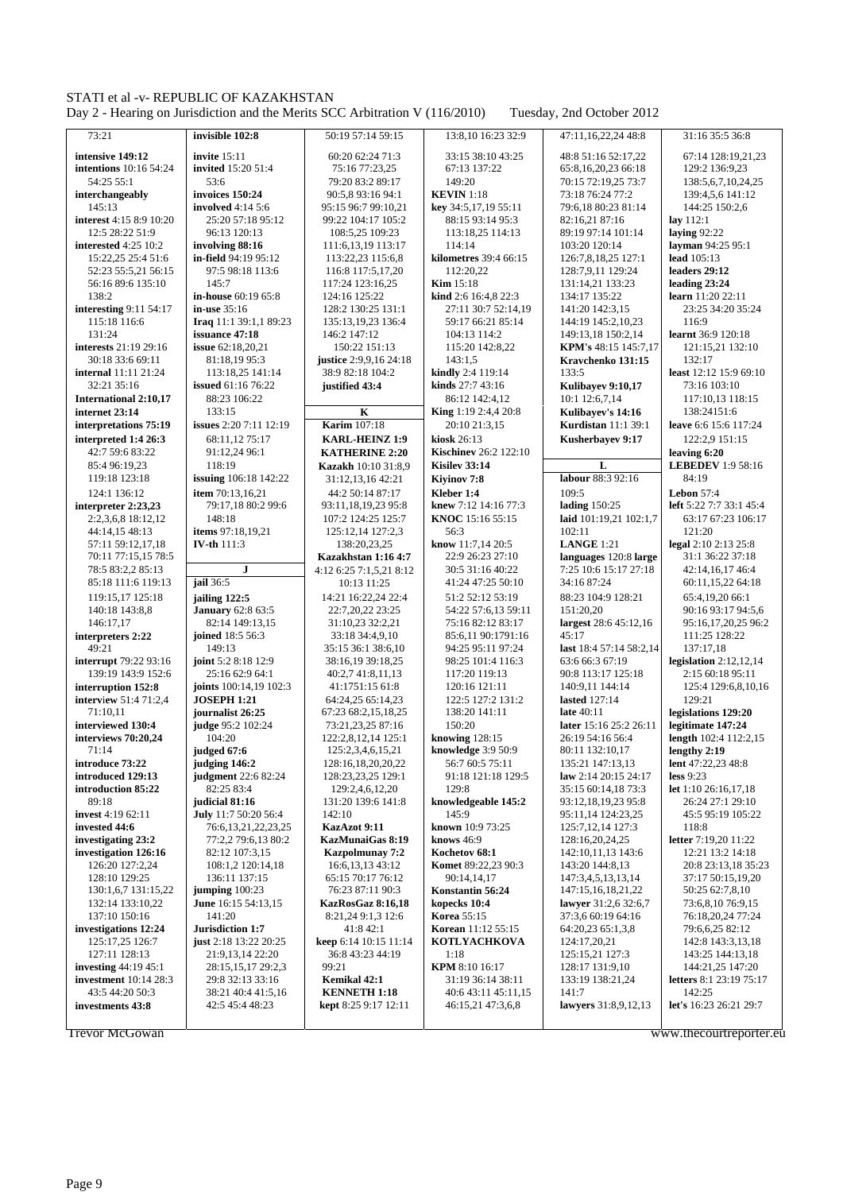73:21

**intensive** 149:12
**intentions** 10:16 54:24 54:25 55:1
**interchangeably** 145:13
**interest** 4:15 8:9 10:20 12:5 28:22 51:9
**interested** 4:25 10:2 15:22,25 25:4 51:6 52:23 55:5,21 56:15 56:16 89:6 135:10 138:2
**interesting** 9:11 54:17 115:18 116:6 131:24
**interests** 21:19 29:16 30:18 33:6 69:11
**internal** 11:11 21:24 32:21 35:16
**International** 2:10,17
**internet** 23:14
**interpretations** 75:19
**interpreted** 1:4 26:3 42:7 59:6 83:22 85:4 96:19,23 119:18 123:18 124:1 136:12
**interpreter** 2:23,23 2:2,3,6,8 18:12,12 44:14,15 48:13 57:11 59:12,17,18 70:11 77:15,15 78:5 78:5 83:2,2 85:13 85:18 111:6 119:13 119:15,17 125:18 140:18 143:8,8 146:17,17
**interpreters** 2:22 49:21
**interrupt** 79:22 93:16 139:19 143:9 152:6
**interruption** 152:8
**interview** 51:4 71:2,4 71:10,11
**interviewed** 130:4
**interviews** 70:20,24 71:14
**introduce** 73:22
**introduced** 129:13
**introduction** 85:22 89:18
**invest** 4:19 62:11
**invested** 44:6
**investigating** 23:2
**investigation** 126:16 126:20 127:2,24 128:10 129:25 130:1,6,7 131:15,22 132:14 133:10,22 137:10 150:16
**investigations** 12:24 125:17,25 126:7 127:11 128:13
**investing** 44:19 45:1
**investment** 10:14 28:3 43:5 44:20 50:3
**investments** 43:8

**invisible** 102:8
**invite** 15:11
**invited** 15:20 51:4 53:6
**invoices** 150:24
**involved** 4:14 5:6 25:20 57:18 95:12 96:13 120:13
**involving** 88:16
**in-field** 94:19 95:12 97:5 98:18 113:6 145:7
**in-house** 60:19 65:8
**in-use** 35:16
**Iraq** 11:11 39:1,1 89:23
**issuance** 47:18
**issue** 62:18,20,21 81:18,19 95:3 113:18,25 141:14
**issued** 61:16 76:22 88:23 106:22 133:15
**issues** 2:20 7:11 12:19 68:11,12 75:17 91:12,24 96:1 118:19
**issuing** 106:18 142:22
**item** 70:13,16,21 79:17,18 80:2 99:6 148:18
**items** 97:18,19,21
**IV-th** 111:3

**J**

**jail** 36:5
**jailing** 122:5
**January** 62:8 63:5 82:14 149:13,15
**joined** 18:5 56:3 149:13
**joint** 5:2 8:18 12:9 25:16 62:9 64:1
**joints** 100:14,19 102:3
**JOSEPH** 1:21
**journalist** 26:25
**judge** 95:2 102:24 104:20
**judged** 67:6
**judging** 146:2
**judgment** 22:6 82:24 82:25 83:4
**judicial** 81:16
**July** 11:7 50:20 56:4 76:6,13,21,22,23,25 77:2,2 79:6,13 80:2 82:12 107:3,15 108:1,2 120:14,18 136:11 137:15
**jumping** 100:23
**June** 16:15 54:13,15 141:20
**Jurisdiction** 1:7
**just** 2:18 13:22 20:25 21:9,13,14 22:20 28:15,15,17 29:2,3 29:8 32:13 33:16 38:21 40:4 41:5,16 42:5 45:4 48:23

50:19 57:14 59:15 60:20 62:24 71:3 75:16 77:23,25 79:20 83:2 89:17 90:5,8 93:16 94:1 95:15 96:7 99:10,21 99:22 104:17 105:2 108:5,25 109:23 111:6,13,19 113:17 113:22,23 115:6,8 116:8 117:5,17,20 117:24 123:16,25 124:16 125:22 128:2 130:25 131:1 135:13,19,23 136:4 146:2 147:12 150:22 151:13
**justice** 2:9,9,16 24:18 38:9 82:18 104:2
**justified** 43:4

**K**

**Karim** 107:18
**KARL-HEINZ** 1:9
**KATHERINE** 2:20
**Kazakh** 10:10 31:8,9 31:12,13,16 42:21 44:2 50:14 87:17 93:11,18,19,23 95:8 107:2 124:25 125:7 125:12,14 127:2,3 138:20,23,25
**Kazakhstan** 1:16 4:7 4:12 6:25 7:1,5,21 8:12 10:13 11:25 14:21 16:22,24 22:4 22:7,20,22 23:25 31:10,23 32:2,21 33:18 34:4,9,10 35:15 36:1 38:6,10 38:16,19 39:18,25 40:2,7 41:8,11,13 41:1751:15 61:8 64:24,25 65:14,23 67:23 68:2,15,18,25 73:21,23,25 87:16 122:2,8,12,14 125:1 125:2,3,4,6,15,21 128:16,18,20,20,22 128:23,23,25 129:1 129:2,4,6,12,20 131:20 139:6 141:8 142:10
**KazAzot** 9:11
**KazMunaiGas** 8:19
**Kazpolmunay** 7:2 16:6,13,13 43:12 65:15 70:17 76:12 76:23 87:11 90:3
**KazRosGaz** 8:16,18 8:21,24 9:1,3 12:6 41:8 42:1
**keep** 6:14 10:15 11:14 36:8 43:23 44:19 99:21
**Kemikal** 42:1
**KENNETH** 1:18
**kept** 8:25 9:17 12:11

13:8,10 16:23 32:9 33:15 38:10 43:25 67:13 137:22 149:20
**KEVIN** 1:18
**key** 34:5,17,19 55:11 88:15 93:14 95:3 113:18,25 114:13 114:14
**kilometres** 39:4 66:15 112:20,22
**Kim** 15:18
**kind** 2:6 16:4,8 22:3 27:11 30:7 52:14,19 59:17 66:21 85:14 104:13 114:2 115:20 142:8,22 143:1,5
**kindly** 2:4 119:14
**kinds** 27:7 43:16 86:12 142:4,12
**King** 1:19 2:4,4 20:8 20:10 21:3,15
**kiosk** 26:13
**Kischinev** 26:2 122:10
**Kisilev** 33:14
**Kiyinov** 7:8
**Kleber** 1:4
**knew** 7:12 14:16 77:3
**KNOC** 15:16 55:15 56:3
**know** 11:7,14 20:5 22:9 26:23 27:10 30:5 31:16 40:22 41:24 47:25 50:10 51:2 52:12 53:19 54:22 57:6,13 59:11 75:16 82:12 83:17 85:6,11 90:1791:16 94:25 95:11 97:24 98:25 101:4 116:3 117:20 119:13 120:16 121:11 122:5 127:2 131:2 138:20 141:11 150:20
**knowing** 128:15
**knowledge** 3:9 50:9 56:7 60:5 75:11 91:18 121:18 129:5 129:8
**knowledgeable** 145:2 145:9
**known** 10:9 73:25
**knows** 46:9
**Kochetov** 68:1
**Komet** 89:22,23 90:3 90:14,14,17
**Konstantin** 56:24
**kopecks** 10:4
**Korea** 55:15
**Korean** 11:12 55:15
**KOTLYACHKOVA** 1:18
**KPM** 8:10 16:17 31:19 36:14 38:11 40:6 43:11 45:11,15 46:15,21 47:3,6,8

47:11,16,22,24 48:8 48:8 51:16 52:17,22 65:8,16,20,23 66:18 70:15 72:19,25 73:7 73:18 76:24 77:2 79:6,18 80:23 81:14 82:16,21 87:16 89:19 97:14 101:14 103:20 120:14 126:7,8,18,25 127:1 128:7,9,11 129:24 131:14,21 133:23 134:17 135:22 141:20 142:3,15 144:19 145:2,10,23 149:13,18 150:2,14
**KPM's** 48:15 145:7,17 133:5
**Kravchenko** 131:15
**Kulibayev** 9:10,17 10:1 12:6,7,14
**Kulibayev's** 14:16
**Kurdistan** 11:13 39:1
**Kusherbayev** 9:17

**L**

**labour** 88:3 92:16 109:5
**lading** 150:25
**laid** 101:19,21 102:1,7 102:11
**LANGE** 1:21
**languages** 120:8 **large** 7:25 10:6 15:17 27:18 34:16 87:24 88:23 104:9 128:21 151:20,20
**largest** 28:6 45:12,16 45:17
**last** 18:4 57:14 58:2,14 63:6 66:3 67:19 90:8 113:17 125:18 140:9,11 144:14
**lasted** 127:14
**late** 40:11
**later** 15:16 25:2 26:11 26:19 54:16 56:4 80:11 132:10,17 135:21 147:13,13
**law** 2:14 20:15 24:17 35:15 60:14,18 73:3 93:12,18,19,23 95:8 95:11,14 124:23,25 125:7,12,14 127:3 128:16,20,24,25 142:10,11,13 143:6 143:20 144:8,13 147:3,4,5,13,13,14 147:15,16,18,21,22
**lawyer** 31:2,6 32:6,7 37:3,6 60:19 64:16 64:20,23 65:1,3,8 124:17,20,21 125:15,21 127:3 128:17 131:9,10 133:19 138:21,24 141:7
**lawyers** 31:8,9,12,13

31:16 35:5 36:8 67:14 128:19,21,23 129:2 136:9,23 138:5,6,7,10,24,25 139:4,5,6 141:12 144:25 150:2,6
**lay** 112:1
**laying** 92:22
**layman** 94:25 95:1
**lead** 105:13
**leaders** 29:12
**leading** 23:24
**learn** 11:20 22:11 23:25 34:20 35:24 116:9
**learnt** 36:9 120:18 121:15,21 132:10 132:17
**least** 12:12 15:9 69:10 73:16 103:10 117:10,13 118:15 138:24151:6
**leave** 6:6 15:6 117:24 122:2,9 151:15
**leaving** 6:20
**LEBEDEV** 1:9 58:16 84:19
**Lebon** 57:4
**left** 5:22 7:7 33:1 45:4 63:17 67:23 106:17 121:20
**legal** 2:10 2:13 25:8 31:1 36:22 37:18 42:14,16,17 46:4 60:11,15,22 64:18 65:4,19,20 66:1 90:16 93:17 94:5,6 95:16,17,20,25 96:2 111:25 128:22 137:17,18
**legislation** 2:12,12,14 2:15 60:18 95:11 125:4 129:6,8,10,16 129:21
**legislations** 129:20
**legitimate** 147:24
**length** 102:4 112:2,15
**lengthy** 2:19
**lent** 47:22,23 48:8
**less** 9:23
**let** 1:10 26:16,17,18 26:24 27:1 29:10 45:5 95:19 105:22 118:8
**letter** 7:19,20 11:22 12:21 13:2 14:18 20:8 23:13,18 35:23 37:17 50:15,19,20 50:25 62:7,8,10 73:6,8,10 76:9,15 76:18,20,24 77:24 79:6,6,25 82:12 142:8 143:3,13,18 143:25 144:13,18 144:21,25 147:20
**letters** 8:1 23:19 75:17 142:25
**let's** 16:23 26:21 29:7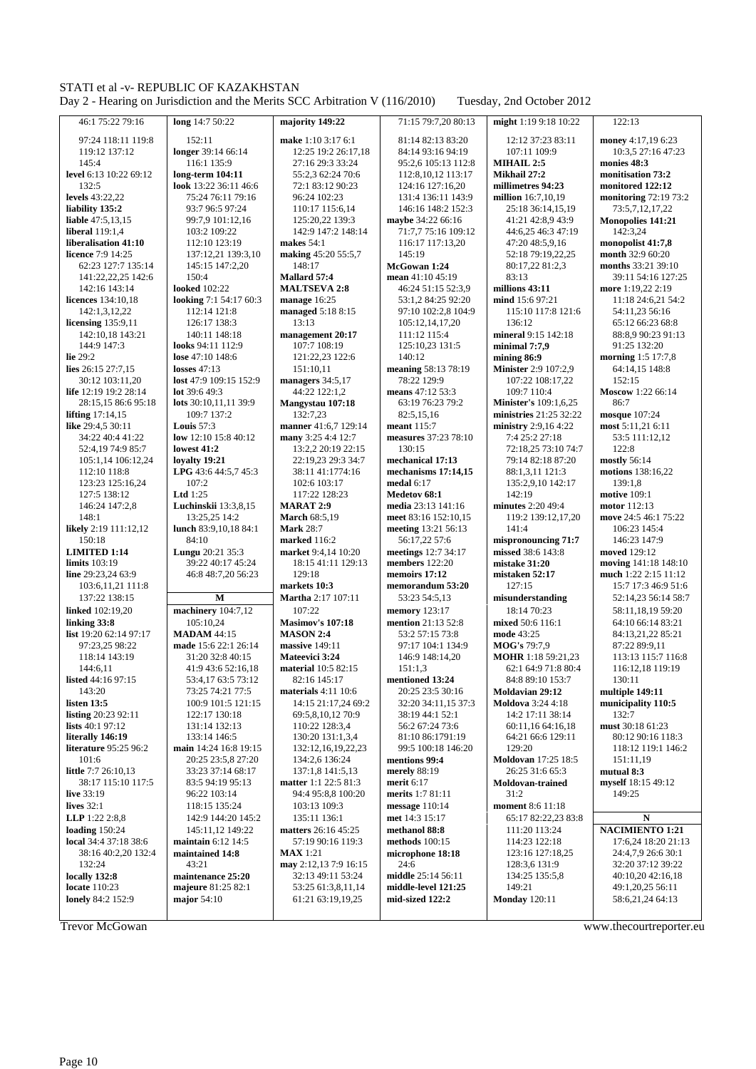46:1 75:22 79:16
97:24 118:11 119:8
119:12 137:12
145:4

**level** 6:13 10:22 69:12
132:5

**levels** 43:22,22

**liability 135:2**

**liable** 47:5,13,15

**liberal** 119:1,4

**liberalisation 41:10**

**licence** 7:9 14:25
62:23 127:7 135:14
141:22,22,25 142:6
142:16 143:14

**licences** 134:10,18
142:1,3,12,22

**licensing** 135:9,11
142:10,18 143:21
144:9 147:3

**lie** 29:2

**lies** 26:15 27:7,15
30:12 103:11,20

**life** 12:19 19:2 28:14
28:15,15 86:6 95:18

**lifting** 17:14,15

**like** 29:4,5 30:11
34:22 40:4 41:22
52:4,19 74:9 85:7
105:1,14 106:12,24
112:10 118:8
123:23 125:16,24
127:5 138:12
146:24 147:2,8
148:1

**likely** 2:19 111:12,12
150:18

**LIMITED 1:14**

**limits** 103:19

**line** 29:23,24 63:9
103:6,11,21 111:8
137:22 138:15

**linked** 102:19,20

**linking 33:8**

**list** 19:20 62:14 97:17
97:23,25 98:22
118:14 143:19
144:6,11

**listed** 44:16 97:15
143:20

**listen 13:5**

**listing** 20:23 92:11

**lists** 40:1 97:12

**literally 146:19**

**literature** 95:25 96:2
101:6

**little** 7:7 26:10,13
38:17 115:10 117:5

**live** 33:19

**lives** 32:1

**LLP** 1:22 2:8,8

**loading** 150:24

**local** 34:4 37:18 38:6
38:16 40:2,20 132:4
132:24

**locally 132:8**

**locate** 110:23

**lonely** 84:2 152:9

**long** 14:7 50:22
152:11

**longer** 39:14 66:14
116:1 135:9

**long-term 104:11**

**look** 13:22 36:11 46:6
75:24 76:11 79:16
93:7 96:5 97:24
99:7,9 101:12,16
103:2 109:22
112:10 123:19
137:12,21 139:3,10
145:15 147:2,20
150:4

**looked** 102:22

**looking** 7:1 54:17 60:3
112:14 121:8
126:17 138:3
140:11 148:18

**looks** 94:11 112:9
109:7 137:2

**lose** 47:10 148:6

**losses** 47:13

**lost** 47:9 109:15 152:9

**lot** 39:6 49:3

**lots** 30:10,11,11 39:9
109:7 137:2

**Louis** 57:3

**low** 12:10 15:8 40:12

**lowest 41:2**

**loyalty 19:21**

**LPG** 43:6 44:5,7 45:3
107:2

**Ltd** 1:25

**Luchinskii** 13:3,8,15
13:25,25 14:2

**lunch** 83:9,10,18 84:1
84:10

**Lungu** 20:21 35:3
39:22 40:17 45:24
46:8 48:7,20 56:23

**M**

**machinery** 104:7,12
105:10,24

**MADAM** 44:15

**made** 15:6 22:1 26:14
31:20 32:8 40:15
41:9 43:6 52:16,18
53:4,17 63:5 73:12
73:25 74:21 77:5
100:9 101:5 121:15
122:17 130:18
131:14 132:13
133:14 146:5

**main** 14:24 16:8 19:15
20:25 23:5,8 27:20
33:23 37:14 68:17
83:5 94:19 95:13
96:22 103:14
118:15 135:24
142:9 144:20 145:2
145:11,12 149:22

**maintain** 6:12 14:5

**maintained 14:8**
43:21

**maintenance 25:20**

**majeure** 81:25 82:1

**major** 54:10

**majority 149:22**

**make** 1:10 3:17 6:1
12:25 19:2 26:17,18
27:16 29:3 33:24
55:2,3 62:24 70:6
72:1 83:12 90:23
96:24 102:23
110:17 115:6,14
125:20,22 139:3
142:9 147:2 148:14
148:17

**makes** 54:1

**making** 45:20 55:5,7
148:17

**Mallard 57:4**

**MALTSEVA 2:8**

**manage** 16:25

**managed** 5:18 8:15
13:13

**management 20:17**
107:7 108:19
121:22,23 122:6
151:10,11

**managers** 34:5,17
44:22 122:1,2

**Mangystau 107:18**
132:7,23

**manner** 41:6,7 129:14

**many** 3:25 4:4 12:7
13:2,2 20:19 22:15
22:19,23 29:3 34:7
38:11 41:1774:16
102:6 103:17
117:22 128:23

**MARAT 2:9**

**March** 68:5,19

**Mark** 28:7

**marked** 116:2

**market** 9:4,14 10:20
18:15 41:11 129:13
129:18

**markets 10:3**

**Martha** 2:17 107:11
107:22

**Masimov's 107:18**

**MASON 2:4**

**massive** 149:11

**Mateevici 3:24**

**material** 10:5 82:15
82:16 145:17

**materials** 4:11 10:6
14:15 21:17,24 69:2
69:5,8,10,12 70:9
110:22 128:3,4
130:20 131:1,3,4
132:12,16,19,22,23
134:2,6 136:24
137:1,8 141:5,13

**matter** 1:1 22:5 81:3
94:4 95:8,8 100:20
103:13 109:3
135:11 136:1

**matters** 26:16 45:25
57:19 90:16 119:3

**MAX** 1:21

**may** 2:12,13 7:9 16:15
32:13 49:11 53:24
53:25 61:3,8,11,14
61:21 63:19,19,25

71:15 79:7,20 80:13
81:14 82:13 83:20
84:14 93:16 94:19
95:2,6 105:13 112:8
112:8,10,12 113:17
124:16 127:16,20
131:4 136:11 143:9
146:16 148:2 152:3

**maybe** 34:22 66:16
71:7,7 75:16 109:12
116:17 117:13,20
145:19

**McGowan 1:24**

**mean** 41:10 45:19
46:24 51:15 52:3,9
53:1,2 84:25 92:20
97:10 102:2,8 104:9
105:12,14,17,20
111:12 115:4
125:10,23 131:5
140:12

**meaning** 58:13 78:19
78:22 129:9

**means** 47:12 53:3
63:19 76:23 79:2
82:5,15,16

**meant** 115:7

**measures** 37:23 78:10
130:15

**mechanical 17:13**

**mechanisms 17:14,15**

**medal** 6:17

**Medetov 68:1**

**media** 23:13 141:16

**meet** 83:16 152:10,15

**meeting** 13:21 56:13
56:17,22 57:6

**meetings** 12:7 34:17

**members** 122:20

**memoirs 17:12**

**memorandum 53:20**
53:23 54:5,13

**memory** 123:17

**mention** 21:13 52:8
53:2 57:15 73:8
97:17 104:1 134:9
146:9 148:14,20
151:1,3

**mentioned 13:24**
20:25 23:5 30:16
32:20 34:11,15 37:3
38:19 44:1 52:1
56:2 67:24 73:6
81:10 86:1791:19
99:5 100:18 146:20

**mentions 99:4**

**merely** 88:19

**merit** 6:17

**merits** 1:7 81:11

**message** 110:14

**met** 14:3 15:17

**methanol 88:8**

**methods** 100:15

**microphone 18:18**
24:6

**middle** 25:14 56:11

**middle-level 121:25**

**mid-sized 122:2**

**might** 1:19 9:18 10:22
12:12 37:23 83:11
107:11 109:9

**MIHAIL 2:5**

**Mikhail 27:2**

**millimetres 94:23**

**million** 16:7,10,19
25:18 36:14,15,19
41:21 42:8,9 43:9
44:6,25 46:3 47:19
47:20 48:5,9,16
52:18 79:19,22,25
80:17,22 81:2,3
83:13

**millions 43:11**

**mind** 15:6 97:21
115:10 117:8 121:6
136:12

**mineral** 9:15 142:18

**minimal 7:7,9**

**mining 86:9**

**Minister** 2:9 107:2,9
107:22 108:17,22
109:7 110:4

**Minister's** 109:1,6,25

**ministries** 21:25 32:22

**ministry** 2:9,16 4:22
7:4 25:2 27:18
72:18,25 73:10 74:7
79:14 82:18 87:20
88:1,3,11 121:3
135:2,9,10 142:17
142:19

**minutes** 2:20 49:4
119:2 139:12,17,20
141:4

**mispronouncing 71:7**

**missed** 38:6 143:8

**mistake 31:20**

**mistaken 52:17**
127:15

**misunderstanding**
18:14 70:23

**mixed** 50:6 116:1

**mode** 43:25

**MOG's** 79:7,9

**MOHR** 1:18 59:21,23
62:1 64:9 71:8 80:4
84:8 89:10 153:7

**Moldavian 29:12**

**Moldova** 3:24 4:18
14:2 17:11 38:14
60:11,16 64:16,18
64:21 66:6 129:11
129:20

**Moldovan** 17:25 18:5
26:25 31:6 65:3

**Moldovan-trained**
31:2

**moment** 8:6 11:18
65:17 82:22,23 83:8
111:20 113:24
114:23 122:18
123:16 127:18,25
128:3,6 131:9
134:25 135:5,8
149:21

**Monday** 120:11

122:13

**money** 4:17,19 6:23
10:3,5 27:16 47:23

**monies 48:3**

**monitisation 73:2**

**monitored 122:12**

**monitoring** 72:19 73:2
73:5,7,12,17,22

**Monopolies 141:21**
142:3,24

**monopolist 41:7,8**

**month** 32:9 60:20

**months** 33:21 39:10
39:11 54:16 127:25

**more** 1:19,22 2:19
11:18 24:6,21 54:2
54:11,23 56:16
65:12 66:23 68:8
88:8,9 90:23 91:13
91:25 132:20

**morning** 1:5 17:7,8
64:14,15 148:8
152:15

**Moscow** 1:22 66:14
86:7

**mosque** 107:24

**most** 5:11,21 6:11
53:5 111:12,12
122:8

**mostly** 56:14

**motor** 112:13

**motions** 138:16,22
139:1,8

**motive** 109:1

**move** 24:5 46:1 75:22
106:23 145:4
146:23 147:9

**moved** 129:12

**moving** 141:18 148:10

**much** 1:22 2:15 11:12
15:7 17:3 46:9 51:6
52:14,23 56:14 58:7
58:11,18,19 59:20
64:10 66:14 83:21
84:13,21,22 85:21
87:22 89:9,11
113:13 115:7 116:8
116:12,18 119:19
130:11

**multiple 149:11**

**municipality 110:5**
132:7

**must** 30:18 61:23
80:12 90:16 118:3
118:12 119:1 146:2
151:11,19

**mutual 8:3**

**myself** 18:15 49:12
149:25

**N**

**NACIMIENTO 1:21**
17:6,24 18:20 21:13
24:4,7,9 26:6 30:1
32:20 37:12 39:22
40:10,20 42:16,18
49:1,20,25 56:11
58:6,21,24 64:13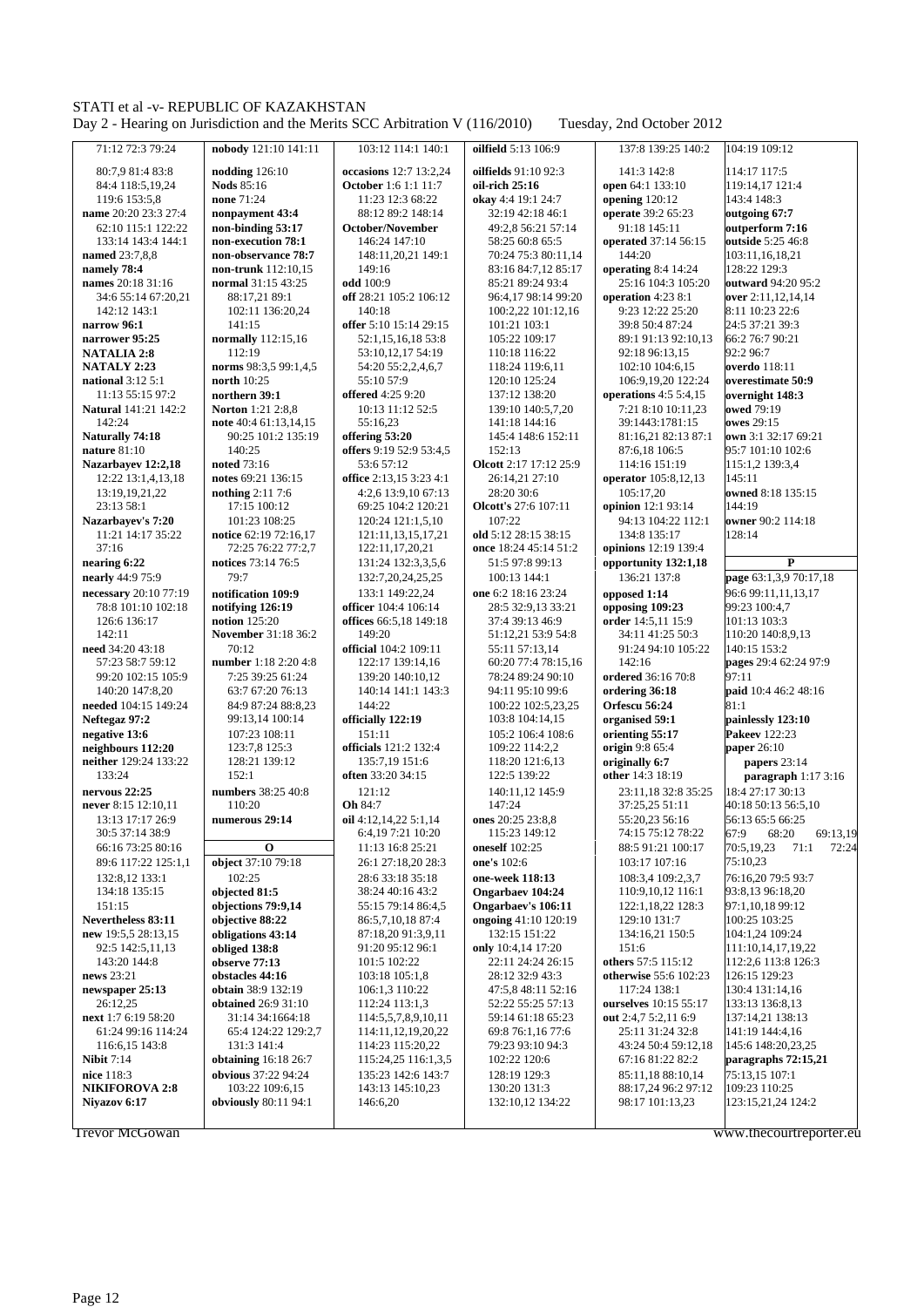71:12 72:3 79:24
80:7,9 81:4 83:8
84:4 118:5,19,24
119:6 153:5,8
**name** 20:20 23:3 27:4
62:10 115:1 122:22
133:14 143:4 144:1
**named** 23:7,8,8
**namely 78:4**
**names** 20:18 31:16
34:6 55:14 67:20,21
142:12 143:1
**narrow 96:1**
**narrower 95:25**
**NATALIA 2:8**
**NATALY 2:23**
**national** 3:12 5:1
11:13 55:15 97:2
**Natural** 141:21 142:2
142:24
**Naturally 74:18**
**nature** 81:10
**Nazarbayev 12:2,18**
12:22 13:1,4,13,18
13:19,19,21,22
23:13 58:1
**Nazarbayev's 7:20**
11:21 14:17 35:22
37:16
**nearing 6:22**
**nearly** 44:9 75:9
**necessary** 20:10 77:19
78:8 101:10 102:18
126:6 136:17
142:11
**need** 34:20 43:18
57:23 58:7 59:12
99:20 102:15 105:9
140:20 147:8,20
**needed** 104:15 149:24
**Neftegaz 97:2**
**negative 13:6**
**neighbours 112:20**
**neither** 129:24 133:22
133:24
**nervous 22:25**
**never** 8:15 12:10,11
13:13 17:17 26:9
30:5 37:14 38:9
66:16 73:25 80:16
89:6 117:22 125:1,1
132:8,12 133:1
134:18 135:15
151:15
**Nevertheless 83:11**
**new** 19:5,5 28:13,15
92:5 142:5,11,13
143:20 144:8
**news** 23:21
**newspaper 25:13**
26:12,25
**next** 1:7 6:19 58:20
61:24 99:16 114:24
116:6,15 143:8
**Nibit** 7:14
**nice** 118:3
**NIKIFOROVA 2:8**
**Niyazov 6:17**
**nobody** 121:10 141:11
**nodding** 126:10
**Nods** 85:16
**none** 71:24
**nonpayment 43:4**
**non-binding 53:17**
**non-execution 78:1**
**non-observance 78:7**
**non-trunk** 112:10,15
**normal** 31:15 43:25
88:17,21 89:1
102:11 136:20,24
141:15
**normally** 112:15,16
112:19
**norms** 98:3,5 99:1,4,5
**north** 10:25
**northern 39:1**
**Norton** 1:21 2:8,8
**note** 40:4 61:13,14,15
90:25 101:2 135:19
140:25
**noted** 73:16
**notes** 69:21 136:15
**nothing** 2:11 7:6
17:15 100:12
101:23 108:25
**notice** 62:19 72:16,17
72:25 76:22 77:2,7
**notices** 73:14 76:5
79:7
**notification 109:9**
**notifying 126:19**
**notion** 125:20
**November** 31:18 36:2
70:12
**number** 1:18 2:20 4:8
7:25 39:25 61:24
63:7 67:20 76:13
84:9 87:24 88:8,23
99:13,14 100:14
107:23 108:11
123:7,8 125:3
128:21 139:12
152:1
**numbers** 38:25 40:8
110:20
**numerous 29:14**

**O**

**object** 37:10 79:18
102:25
**objected 81:5**
**objections 79:9,14**
**objective 88:22**
**obligations 43:14**
**obliged 138:8**
**observe 77:13**
**obstacles 44:16**
**obtain** 38:9 132:19
**obtained** 26:9 31:10
31:14 34:1664:18
65:4 124:22 129:2,7
131:3 141:4
**obtaining** 16:18 26:7
**obvious** 37:22 94:24
103:22 109:6,15
**obviously** 80:11 94:1
103:12 114:1 140:1
**occasions** 12:7 13:2,24
**October** 1:6 1:1 11:7
11:23 12:3 68:22
88:12 89:2 148:14
**October/November**
146:24 147:10
148:11,20,21 149:1
149:16
**odd** 100:9
**off** 28:21 105:2 106:12
140:18
**offer** 5:10 15:14 29:15
52:1,15,16,18 53:8
53:10,12,17 54:19
54:20 55:2,2,4,6,7
55:10 57:9
**offered** 4:25 9:20
10:13 11:12 52:5
55:16,23
**offering 53:20**
**offers** 9:19 52:9 53:4,5
53:6 57:12
**office** 2:13,15 3:23 4:1
4:2,6 13:9,10 67:13
69:25 104:2 120:21
120:24 121:1,5,10
121:11,13,15,17,21
122:11,17,20,21
131:24 132:3,3,5,6
132:7,20,24,25,25
133:1 149:22,24
**officer** 104:4 106:14
**offices** 66:5,18 149:18
149:20
**official** 104:2 109:11
122:17 139:14,16
139:20 140:10,12
140:14 141:1 143:3
144:22
**officially 122:19**
151:11
**officials** 121:2 132:4
135:7,19 151:6
**often** 33:20 34:15
121:12
**Oh** 84:7
**oil** 4:12,14,22 5:1,14
6:4,19 7:21 10:20
11:13 16:8 25:21
26:1 27:18,20 28:3
28:6 33:18 35:18
38:24 40:16 43:2
55:15 79:14 86:4,5
86:5,7,10,18 87:4
87:18,20 91:3,9,11
91:20 95:12 96:1
101:5 102:22
103:18 105:1,8
106:1,3 110:22
112:24 113:1,3
114:5,5,7,8,9,10,11
114:11,12,19,20,22
114:23 115:20,22
115:24,25 116:1,3,5
135:23 142:6 143:7
143:13 145:10,23
146:6,20
**oilfield** 5:13 106:9
**oilfields** 91:10 92:3
**oil-rich 25:16**
**okay** 4:4 19:1 24:7
32:19 42:18 46:1
49:2,8 56:21 57:14
58:25 60:8 65:5
70:24 75:3 80:11,14
83:16 84:7,12 85:17
85:21 89:24 93:4
96:4,17 98:14 99:20
100:2,22 101:12,16
101:21 103:1
105:22 109:17
110:18 116:22
118:24 119:6,11
120:10 125:24
137:12 138:20
139:10 140:5,7,20
141:18 144:16
145:4 148:6 152:11
152:13
**Olcott** 2:17 17:12 25:9
26:14,21 27:10
28:20 30:6
**Olcott's** 27:6 107:11
107:22
**old** 5:12 28:15 38:15
**once** 18:24 45:14 51:2
51:5 97:8 99:13
100:13 144:1
**one** 6:2 18:16 23:24
28:5 32:9,13 33:21
37:4 39:13 46:9
51:12,21 53:9 54:8
55:11 57:13,14
60:20 77:4 78:15,16
78:24 89:24 90:10
94:11 95:10 99:6
100:22 102:5,23,25
103:8 104:14,15
105:2 106:4 108:6
109:22 114:2,2
118:20 121:6,13
122:5 139:22
140:11,12 145:9
147:24
**ones** 20:25 23:8,8
115:23 149:12
**oneself** 102:25
**one's** 102:6
**one-week 118:13**
**Ongarbaev 104:24**
**Ongarbaev's 106:11**
**ongoing** 41:10 120:19
132:15 151:22
**only** 10:4,14 17:20
22:11 24:24 26:15
28:12 32:9 43:3
47:5,8 48:11 52:16
52:22 55:25 57:13
59:14 61:18 65:23
69:8 76:1,16 77:6
79:23 93:10 94:3
102:22 120:6
128:19 129:3
130:20 131:3
132:10,12 134:22
137:8 139:25 140:2
141:3 142:8
**open** 64:1 133:10
**opening** 120:12
**operate** 39:2 65:23
91:18 145:11
**operated** 37:14 56:15
144:20
**operating** 8:4 14:24
25:16 104:3 105:20
**operation** 4:23 8:1
9:23 12:22 25:20
39:8 50:4 87:24
89:1 91:13 92:10,13
92:18 96:13,15
102:10 104:6,15
106:9,19,20 122:24
**operations** 4:5 5:4,15
7:21 8:10 10:11,23
39:1443:1781:15
81:16,21 82:13 87:1
87:6,18 106:5
114:16 151:19
**operator** 105:8,12,13
105:17,20
**opinion** 12:1 93:14
94:13 104:22 112:1
134:8 135:17
**opinions** 12:19 139:4
**opportunity 132:1,18**
136:21 137:8
**opposed 1:14**
**opposing 109:23**
**order** 14:5,11 15:9
34:11 41:25 50:3
91:24 94:10 105:22
142:16
**ordered** 36:16 70:8
**ordering 36:18**
**Orfescu 56:24**
**organised 59:1**
**orienting 55:17**
**origin** 9:8 65:4
**originally 6:7**
**other** 14:3 18:19
23:11,18 32:8 35:25
37:25,25 51:11
55:20,23 56:16
74:15 75:12 78:22
88:5 91:21 100:17
103:17 107:16
108:3,4 109:2,3,7
110:9,10,12 116:1
122:1,18,22 128:3
129:10 131:7
134:16,21 150:5
151:6
**others** 57:5 115:12
**otherwise** 55:6 102:23
117:24 138:1
**ourselves** 10:15 55:17
**out** 2:4,7 5:2,11 6:9
25:11 31:24 32:8
43:24 50:4 59:12,18
67:16 81:22 82:2
85:11,18 88:10,14
88:17,24 96:2 97:12
98:17 101:13,23
104:19 109:12
114:17 117:5
119:14,17 121:4
143:4 148:3
**outgoing 67:7**
**outperform 7:16**
**outside** 5:25 46:8
103:11,16,18,21
128:22 129:3
**outward** 94:20 95:2
**over** 2:11,12,14,14
8:11 10:23 22:6
24:5 37:21 39:3
66:2 76:7 90:21
92:2 96:7
**overdo** 118:11
**overestimate 50:9**
**overnight 148:3**
**owed** 79:19
**owes** 29:15
**own** 3:1 32:17 69:21
95:7 101:10 102:6
115:1,2 139:3,4
145:11
**owned** 8:18 135:15
144:19
**owner** 90:2 114:18
128:14

**P**

**page** 63:1,3,9 70:17,18
96:6 99:11,11,13,17
99:23 100:4,7
101:13 103:3
110:20 140:8,9,13
140:15 153:2
**pages** 29:4 62:24 97:9
97:11
**paid** 10:4 46:2 48:16
81:1
**painlessly 123:10**
**Pakeev** 122:23
**paper** 26:10
**papers** 23:14
**paragraph** 1:17 3:16
18:4 27:17 30:13
40:18 50:13 56:5,10
56:13 65:5 66:25
67:9 68:20 69:13,19
70:5,19,23 71:1 72:24
75:10,23
76:16,20 79:5 93:7
93:8,13 96:18,20
97:1,10,18 99:12
100:25 103:25
104:1,24 109:24
111:10,14,17,19,22
112:2,6 113:8 126:3
126:15 129:23
130:4 131:14,16
133:13 136:8,13
137:14,21 138:13
141:19 144:4,16
145:6 148:20,23,25
**paragraphs 72:15,21**
75:13,15 107:1
109:23 110:25
123:15,21,24 124:2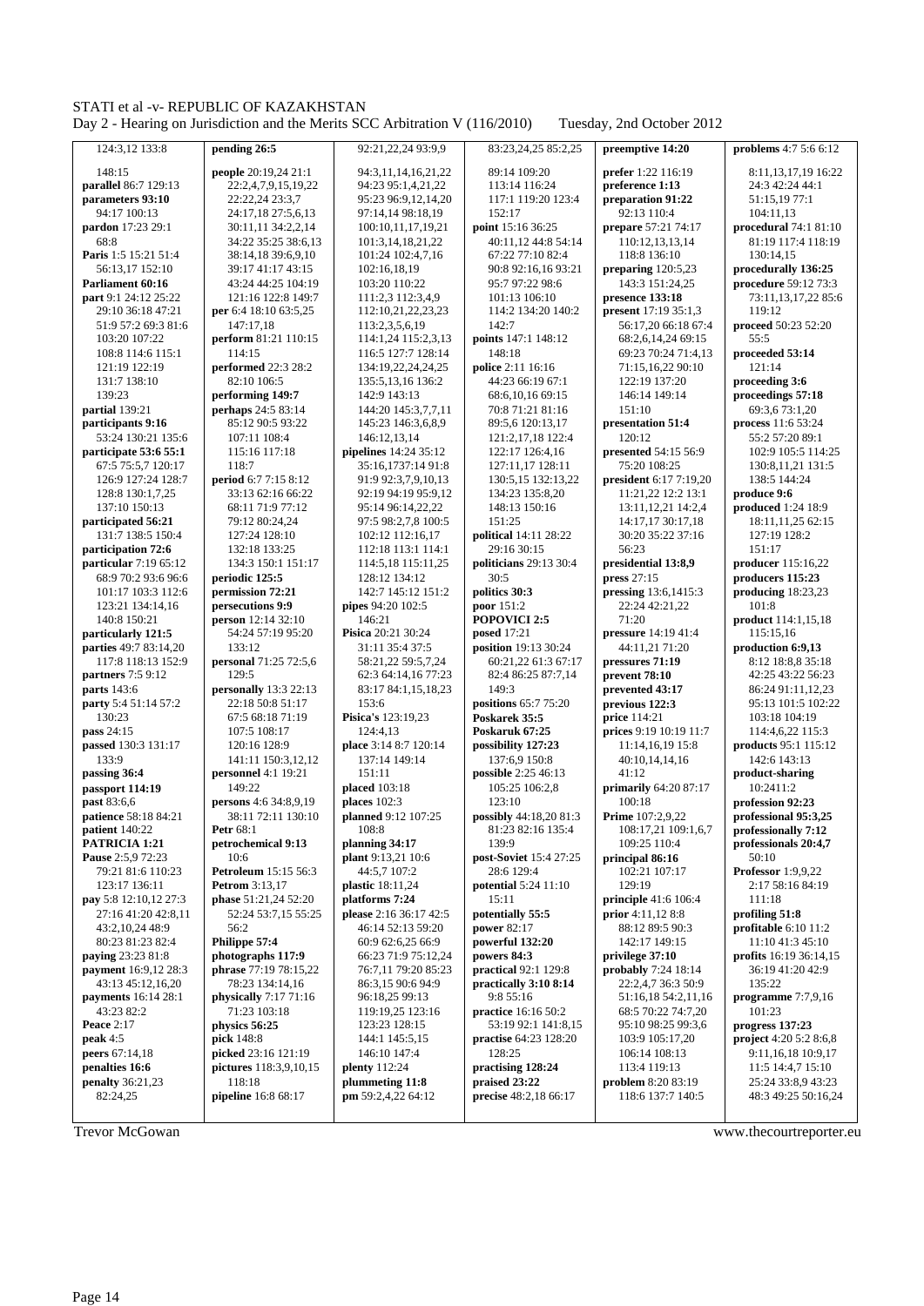124:3,12 133:8
148:15
**parallel** 86:7 129:13
**parameters 93:10**
94:17 100:13
**pardon** 17:23 29:1
68:8
**Paris** 1:5 15:21 51:4
56:13,17 152:10
**Parliament 60:16**
**part** 9:1 24:12 25:22
29:10 36:18 47:21
51:9 57:2 69:3 81:6
103:20 107:22
108:8 114:6 115:1
121:19 122:19
131:7 138:10
139:23
**partial** 139:21
**participants 9:16**
53:24 130:21 135:6
**participate 53:6 55:1**
67:5 75:5,7 120:17
126:9 127:24 128:7
128:8 130:1,7,25
137:10 150:13
**participated 56:21**
131:7 138:5 150:4
**participation 72:6**
**particular** 7:19 65:12
68:9 70:2 93:6 96:6
101:17 103:3 112:6
123:21 134:14,16
140:8 150:21
**particularly 121:5**
**parties** 49:7 83:14,20
117:8 118:13 152:9
**partners** 7:5 9:12
**parts** 143:6
**party** 5:4 51:14 57:2
130:23
**pass** 24:15
**passed** 130:3 131:17
133:9
**passing 36:4**
**passport 114:19**
**past** 83:6,6
**patience** 58:18 84:21
**patient** 140:22
**PATRICIA 1:21**
**Pause** 2:5,9 72:23
79:21 81:6 110:23
123:17 136:11
**pay** 5:8 12:10,12 27:3
27:16 41:20 42:8,11
43:2,10,24 48:9
80:23 81:23 82:4
**paying** 23:23 81:8
**payment** 16:9,12 28:3
43:13 45:12,16,20
**payments** 16:14 28:1
43:23 82:2
**Peace** 2:17
**peak** 4:5
**peers** 67:14,18
**penalties 16:6**
**penalty** 36:21,23
82:24,25

**pending 26:5**
**people** 20:19,24 21:1
22:2,4,7,9,15,19,22
22:22,24 23:3,7
24:17,18 27:5,6,13
30:11,11 34:2,2,14
34:22 35:25 38:6,13
38:14,18 39:6,9,10
39:17 41:17 43:15
43:24 44:25 104:19
121:16 122:8 149:7
**per** 6:4 18:10 63:5,25
147:17,18
**perform** 81:21 110:15
114:15
**performed** 22:3 28:2
82:10 106:5
**performing 149:7**
**perhaps** 24:5 83:14
85:12 90:5 93:22
107:11 108:4
115:16 117:18
118:7
**period** 6:7 7:15 8:12
33:13 62:16 66:22
68:11 71:9 77:12
79:12 80:24,24
127:24 128:10
132:18 133:25
134:3 150:1 151:17
**periodic 125:5**
**permission 72:21**
**persecutions 9:9**
**person** 12:14 32:10
54:24 57:19 95:20
133:12
**personal** 71:25 72:5,6
129:5
**personally** 13:3 22:13
22:18 50:8 51:17
67:5 68:18 71:19
107:5 108:17
120:16 128:9
141:11 150:3,12,12
**personnel** 4:1 19:21
149:22
**persons** 4:6 34:8,9,19
38:11 72:11 130:10
**Petr** 68:1
**petrochemical 9:13**
10:6
**Petroleum** 15:15 56:3
**Petrom** 3:13,17
**phase** 51:21,24 52:20
52:24 53:7,15 55:25
56:2
**Philippe 57:4**
**photographs 117:9**
**phrase** 77:19 78:15,22
78:23 134:14,16
**physically** 7:17 71:16
71:23 103:18
**physics 56:25**
**pick** 148:8
**picked** 23:16 121:19
**pictures** 118:3,9,10,15
118:18
**pipeline** 16:8 68:17

92:21,22,24 93:9,9
94:3,11,14,16,21,22
94:23 95:1,4,21,22
95:23 96:9,12,14,20
97:14,14 98:18,19
100:10,11,17,19,21
101:3,14,18,21,22
101:24 102:4,7,16
102:16,18,19
103:20 110:22
111:2,3 112:3,4,9
112:10,21,22,23,23
113:2,3,5,6,19
114:1,24 115:2,3,13
116:5 127:7 128:14
134:19,22,24,24,25
135:5,13,16 136:2
142:9 143:13
144:20 145:3,7,7,11
145:23 146:3,6,8,9
146:12,13,14
**pipelines** 14:24 35:12
35:16,1737:14 91:8
91:9 92:3,7,9,10,13
92:19 94:19 95:9,12
95:14 96:14,22,22
97:5 98:2,7,8 100:5
102:12 112:16,17
112:18 113:1 114:1
114:5,18 115:11,25
128:12 134:12
142:7 145:12 151:2
**pipes** 94:20 102:5
146:21
**Pisica** 20:21 30:24
31:11 35:4 37:5
58:21,22 59:5,7,24
62:3 64:14,16 77:23
83:17 84:1,15,18,23
153:6
**Pisica's** 123:19,23
124:4,13
**place** 3:14 8:7 120:14
137:14 149:14
151:11
**placed** 103:18
**places** 102:3
**planned** 9:12 107:25
108:8
**planning 34:17**
**plant** 9:13,21 10:6
44:5,7 107:2
**plastic** 18:11,24
**platforms 7:24**
**please** 2:16 36:17 42:5
46:14 52:13 59:20
60:9 62:6,25 66:9
66:23 71:9 75:12,24
76:7,11 79:20 85:23
86:3,15 90:6 94:9
96:18,25 99:13
119:19,25 123:16
123:23 128:15
144:1 145:5,15
146:10 147:4
**plenty** 112:24
**plummeting 11:8**
**pm** 59:2,4,22 64:12

83:23,24,25 85:2,25
89:14 109:20
113:14 116:24
117:1 119:20 123:4
152:17
**point** 15:16 36:25
40:11,12 44:8 54:14
67:22 77:10 82:4
90:8 92:16,16 93:21
95:7 97:22 98:6
101:13 106:10
114:2 134:20 140:2
142:7
**points** 147:1 148:12
148:18
**police** 2:11 16:16
44:23 66:19 67:1
68:6,10,16 69:15
70:8 71:21 81:16
89:5,6 120:13,17
121:2,17,18 122:4
122:17 126:4,16
127:11,17 128:11
130:5,15 132:13,22
134:23 135:8,20
148:13 150:16
151:25
**political** 14:11 28:22
29:16 30:15
**politicians** 29:13 30:4
30:5
**politics 30:3**
**poor** 151:2
**POPOVICI 2:5**
**posed** 17:21
**position** 19:13 30:24
60:21,22 61:3 67:17
82:4 86:25 87:7,14
149:3
**positions** 65:7 75:20
**Poskarek 35:5**
**Poskaruk 67:25**
**possibility 127:23**
137:6,9 150:8
**possible** 2:25 46:13
105:25 106:2,8
123:10
**possibly** 44:18,20 81:3
81:23 82:16 135:4
139:9
**post-Soviet** 15:4 27:25
28:6 129:4
**potential** 5:24 11:10
15:11
**potentially 55:5**
**power** 82:17
**powerful 132:20**
**powers 84:3**
**practical** 92:1 129:8
**practically 3:10 8:14**
9:8 55:16
**practice** 16:16 50:2
53:19 92:1 141:8,15
**practise** 64:23 128:20
128:25
**practising 128:24**
**praised 23:22**
**precise** 48:2,18 66:17

**preemptive 14:20**
**prefer** 1:22 116:19
**preference 1:13**
**preparation 91:22**
92:13 110:4
**prepare** 57:21 74:17
110:12,13,13,14
118:8 136:10
**preparing** 120:5,23
143:3 151:24,25
**presence 133:18**
**present** 17:19 35:1,3
56:17,20 66:18 67:4
68:2,6,14,24 69:15
69:23 70:24 71:4,13
71:15,16,22 90:10
122:19 137:20
146:14 149:14
151:10
**presentation 51:4**
120:12
**presented** 54:15 56:9
75:20 108:25
**president** 6:17 7:19,20
11:21,22 12:2 13:1
13:11,12,21 14:2,4
14:17,17 30:17,18
30:20 35:22 37:16
56:23
**presidential 13:8,9**
**press** 27:15
**pressing** 13:6,1415:3
22:24 42:21,22
71:20
**pressure** 14:19 41:4
44:11,21 71:20
**pressures 71:19**
**prevent 78:10**
**prevented 43:17**
**previous 122:3**
**price** 114:21
**prices** 9:19 10:19 11:7
11:14,16,19 15:8
40:10,14,14,16
41:12
**primarily** 64:20 87:17
100:18
**Prime** 107:2,9,22
108:17,21 109:1,6,7
109:25 110:4
**principal 86:16**
102:21 107:17
129:19
**principle** 41:6 106:4
**prior** 4:11,12 8:8
88:12 89:5 90:3
142:17 149:15
**privilege 37:10**
**probably** 7:24 18:14
22:2,4,7 36:3 50:9
51:16,18 54:2,11,16
68:5 70:22 74:7,20
95:10 98:25 99:3,6
103:9 105:17,20
106:14 108:13
113:4 119:13
**problem** 8:20 83:19
118:6 137:7 140:5

**problems** 4:7 5:6 6:12
8:11,13,17,19 16:22
24:3 42:24 44:1
51:15,19 77:1
104:11,13
**procedural** 74:1 81:10
81:19 117:4 118:19
130:14,15
**procedurally 136:25**
**procedure** 59:12 73:3
73:11,13,17,22 85:6
119:12
**proceed** 50:23 52:20
55:5
**proceeded 53:14**
121:14
**proceeding 3:6**
**proceedings 57:18**
69:3,6 73:1,20
**process** 11:6 53:24
55:2 57:20 89:1
102:9 105:5 114:25
130:8,11,21 131:5
138:5 144:24
**produce 9:6**
**produced** 1:24 18:9
18:11,11,25 62:15
127:19 128:2
151:17
**producer** 115:16,22
**producers 115:23**
**producing** 18:23,23
101:8
**product** 114:1,15,18
115:15,16
**production 6:9,13**
8:12 18:8,8 35:18
42:25 43:22 56:23
86:24 91:11,12,23
95:13 101:5 102:22
103:18 104:19
114:4,6,22 115:3
**products** 95:1 115:12
142:6 143:13
**product-sharing**
10:2411:2
**profession 92:23**
**professional 95:3,25**
**professionally 7:12**
**professionals 20:4,7**
50:10
**Professor** 1:9,9,22
2:17 58:16 84:19
111:18
**profiling 51:8**
**profitable** 6:10 11:2
11:10 41:3 45:10
**profits** 16:19 36:14,15
36:19 41:20 42:9
135:22
**programme** 7:7,9,16
101:23
**progress 137:23**
**project** 4:20 5:2 8:6,8
9:11,16,18 10:9,17
11:5 14:4,7 15:10
25:24 33:8,9 43:23
48:3 49:25 50:16,24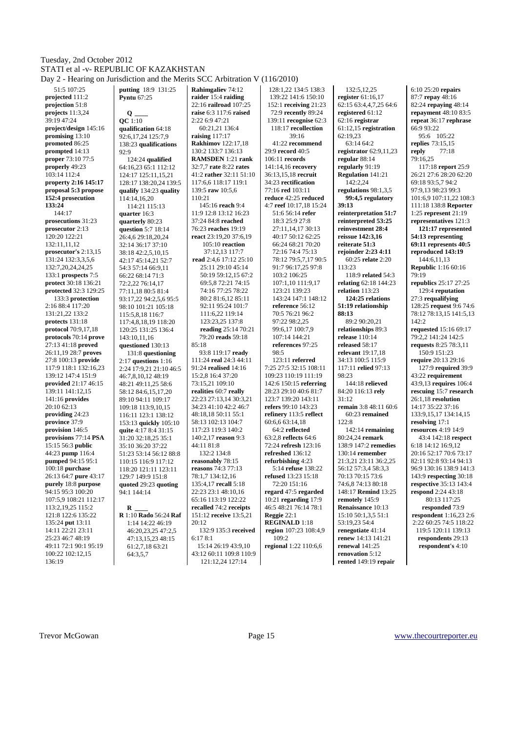51:5 107:25
**projected** 111:2
**projection** 51:8
**projects** 11:3,24 39:19 47:24
**project/design** 145:16
**promising** 13:10
**promoted** 86:25
**prompted** 14:13
**proper** 73:10 77:5
**properly** 49:23 103:14 112:4
**property 2:16 145:17**
**proposal 5:3 propose 152:4 prosecution 133:24**
144:17
**prosecutions** 31:23
**prosecutor** 2:13 120:20 122:21 132:11,11,12
**prosecutor's** 2:13,15 131:24 132:3,3,5,6 132:7,20,24,24,25 133:1 **prospects** 7:5
**protect** 30:18 136:21
**protected** 32:3 129:25 133:3 **protection** 2:16 88:4 117:20 131:21,22 133:2
**protects** 131:18
**protocol** 70:9,17,18
**protocols** 70:14 **prove** 27:13 41:18 **proved** 26:11,19 28:7 **proves** 27:8 100:13 **provide** 117:9 118:1 132:16,23 139:12 147:4 151:9
**provided** 21:17 46:15 139:11 141:12,15 141:16 **provides** 20:10 62:13
**providing** 24:23
**province** 37:9
**provision** 146:5
**provisions** 77:14 **PSA** 15:15 56:3 **public** 44:23 **pump** 116:4
**pumped** 94:15 95:1 100:18 **purchase** 26:13 64:7 **pure** 43:17
**purely** 18:8 **purpose** 94:15 95:3 100:20 107:5,9 108:21 112:17 113:2,19,25 115:2 121:8 122:6 135:22 135:24 **put** 13:11 14:11 22:21 23:11 25:23 46:7 48:19 49:11 72:1 90:1 95:19 100:22 102:12,15 136:19
**putting** 18:9 131:25
**Pyntu** 67:25

**Q**

**QC** 1:10
**qualification** 64:18 92:6,17,24 125:7,9 138:23 **qualifications** 92:9
124:24 **qualified** 64:16,23 65:1 112:12 124:17 125:11,15,21 128:17 138:20,24 139:5
**qualify** 134:23 **quality** 114:14,16,20 114:21 115:13
**quarter** 16:3
**quarterly** 80:23
**question** 5:7 18:14 26:4,6 29:18,20,24 32:14 36:17 37:10 38:18 42:2,5,10,15 42:17 45:14,21 52:7 54:3 57:14 66:9,11 66:22 68:14 71:3 72:2,22 76:14,17 77:11,18 80:5 81:4 93:17,22 94:2,5,6 95:5 98:10 101:21 105:18 115:5,8,18 116:7 117:4,8,18,19 118:20 120:25 131:25 136:4 143:10,11,16
**questioned** 130:13 131:8 **questioning** 2:17 **questions** 1:16 2:24 17:9,21 21:10 46:5 46:7,8,10,12 48:19 48:21 49:11,25 58:6 58:12 84:6,15,17,20 89:10 94:11 109:17 109:18 113:9,10,15 116:11 123:1 138:12 153:13 **quickly** 105:10
**quite** 4:17 8:4 31:15 31:20 32:18,25 35:1 35:10 36:20 37:22 51:23 53:14 56:12 88:8 110:15 116:9 117:12 118:20 121:11 123:11 129:7 149:9 151:8
**quoted** 29:23 **quoting** 94:1 144:14

**R**

**R** 1:10 **Rado** 56:24 **Raf** 1:14 14:22 46:19 46:20,23,25 47:2,5 47:13,15,23 48:15 61:2,7,18 63:21 64:3,5,7
**Rahimgaliev** 74:12
**raider** 15:4 **raiding** 22:16 **railroad** 107:25
**raise** 6:3 117:6 **raised** 2:22 6:9 47:21 60:21,21 136:4
**raising** 117:17
**Rakhimov** 122:17,18 130:2 133:7 136:13
**RAMSDEN** 1:21 **rank** 32:7,7 **rate** 8:22 **rates** 41:2 **rather** 32:11 51:10 117:6,6 118:17 119:1 139:5 **raw** 10:5,6 110:21
145:16 **reach** 9:4 11:9 12:8 13:12 16:23 37:24 84:8 **reached** 76:23 **reaches** 19:19
**react** 23:19,20 37:6,19 105:10 **reaction** 37:12,13 117:7
**read** 2:4,6 17:12 25:10 25:11 29:10 45:14 50:19 59:12,15 67:2 69:5,8 72:21 74:15 74:16 77:25 78:22 80:2 81:6,12 85:11 92:11 95:24 101:7 111:6,22 119:14 123:23,25 137:8
**reading** 25:14 70:21 79:20 **reads** 59:18 85:18
93:8 119:17 **ready** 111:24 **real** 24:3 44:11 91:24 **realised** 14:16 15:2,8 16:4 37:20 73:15,21 109:10
**realities** 60:7 **really** 22:23 27:13,14 30:3,21 34:23 41:10 42:2 46:7 48:18,18 50:11 55:1 58:13 102:13 104:7 117:23 119:3 140:2 140:2,17 **reason** 9:3 44:11 81:8
132:2 134:8
**reasonably** 78:15
**reasons** 74:3 77:13 78:1,7 134:12,16 135:4,17 **recall** 5:18 22:23 23:1 48:10,16 65:16 113:19 122:22
**recalled** 74:2 **receipts** 151:12 **receive** 13:5,21 20:12
132:9 135:3 **received** 6:17 8:1
15:14 26:19 43:9,10 43:12 60:11 109:8 110:9 121:12,24 127:14
128:1,22 134:5 138:3 139:22 141:6 150:10 152:1 **receiving** 21:23 72:9 **recently** 89:24 139:11 **recognise** 62:3 118:17 **recollection** 39:16
41:22 **recommend** 29:9 **record** 40:5 106:11 **records** 141:14,16 **recovery** 36:13,15,18 **recruit** 34:23 **rectification** 77:16 **red** 103:11
**reduce** 42:25 **reduced** 4:7 **reef** 10:17,18 15:24 51:6 56:14 **refer** 18:3 25:9 27:8 27:11,14,17 30:13 40:17 50:12 62:25 66:24 68:21 70:20 72:16 74:4 75:13 78:12 79:5,7,17 90:5 91:7 96:17,25 97:8 103:2 106:25 107:1,10 111:9,17 123:21 139:23 143:24 147:1 148:12 **reference** 56:12 70:5 76:21 96:2 97:22 98:2,25 99:6,17 100:7,9 107:14 144:21 **references** 97:25 98:5
123:11 **referred** 7:25 27:5 32:15 108:11 109:23 110:19 111:19 142:6 150:15 **referring** 123:7 139:20 143:11
**refers** 99:10 143:23
**refinery** 113:5 **reflect** 60:6,6 63:14,18
64:2 **reflected** 63:2,8 **reflects** 64:6 72:24 **refresh** 123:16
**refreshed** 136:12
**refurbishing** 4:23
5:14 **refuse** 138:22
**refused** 13:23 15:18
72:20 151:16
**regard** 47:5 **regarded** 10:21 **regarding** 17:9 46:5 48:21 76:14 78:1
**Reggie** 22:1
**REGINALD** 1:18
**region** 107:23 108:4,9 109:2
**regional** 1:22 110:6,6
132:5,12,25
**register** 61:16,17 62:15 63:4,4,7,25 64:6
**registered** 61:12 62:16 **registrar** 61:12,15 **registration** 62:19,23
63:14 64:2
**registrator** 62:9,11,23
**regular** 88:14
**regularly** 91:19
**Regulation** 141:21 142:2,24
**regulations** 98:1,3,5 **99:4,5 regulatory 39:13**
**reinterpretation 51:7**
**reinterpreted 53:25**
**reinvestment 28:4**
**reissue 142:3,16**
**reiterate 51:3**
**rejoinder 2:23 4:11** 60:25 **relate** 2:20 113:23
118:9 **related** 54:3
**relating** 62:18 144:23
**relation** 113:23
**124:25 relations 51:19 relationship 88:13**
89:2 90:20,21
**relationships** 89:3
**release** 110:14
**released** 58:17
**relevant** 19:17,18 34:13 100:5 115:9 117:11 **relied** 97:13 98:23
144:18 **relieved** 84:20 116:13 **rely** 31:12
**remain** 3:8 48:11 60:6 60:23 **remained** 122:8
142:14 **remaining** 80:24,24 **remark** 138:9 147:2 **remedies** 130:14 **remember** 21:3,21 23:11 36:2,25 56:12 57:3,4 58:3,3 70:13 70:15 73:6 74:6,8 74:13 80:18 148:17 **Remind** 13:25 **remotely** 145:9
**Renaissance** 10:13 15:10 50:1,3,5 51:1 53:19,23 54:4
**renegotiate** 41:14
**renew** 14:13 141:21
**renewal** 141:25
**renovation** 5:12
**rented** 149:19 **repair** 6:10 25:20 **repairs** 87:7 **repay** 48:16 82:24 **repaying** 48:14
**repayment** 48:10 83:5 69:18 93:5,7 94:2
**repeat** 36:17 **rephrase** 66:9 93:22
95:6 105:22
**replies** 73:15,15
**reply** 77:18 79:16,25
117:18 **report** 25:9 26:21 27:6 28:20 62:20 97:9,13 98:23 99:3 101:6,9 107:11,22 108:3 111:18 138:8 **Reporter** 1:25 **represent** 21:19
**representatives** 121:3
**121:17 represented 54:13 representing 69:11 represents 40:5 reproduced 143:19**
144:6,11,13
**Republic** 1:16 60:16 79:19
**republics** 25:17 27:25 129:4 **reputation** 27:3 **requalifying** 128:25 **request** 9:6 74:6 78:12 78:13,15 141:5,13 142:2
**requested** 15:16 69:17 79:2,2 141:24 142:5
**requests** 8:25 78:3,11 150:9 151:23
**require** 20:13 29:16 127:9 **required** 39:9 43:22 **requirement** 43:9,13 **requires** 106:4
**rescuing** 15:7 **research** 14:17 35:22 37:16 133:9,15,17 134:14,15
**resolving** 17:1
**resources** 4:19 14:9 43:4 142:18 **respect** 6:18 14:12 16:9,12 20:16 52:17 70:6 73:17 82:11 92:8 93:14 94:13 96:9 130:16 138:9 141:3 143:9 **respecting** 30:18
**respective** 35:13 143:4
**respond** 2:24 43:18 80:13 117:25
**responded** 73:9
**respondent** 1:16,23 2:6 2:22 60:25 74:5 118:22 119:5 120:11 139:13
**respondents** 29:13
**respondent's** 4:10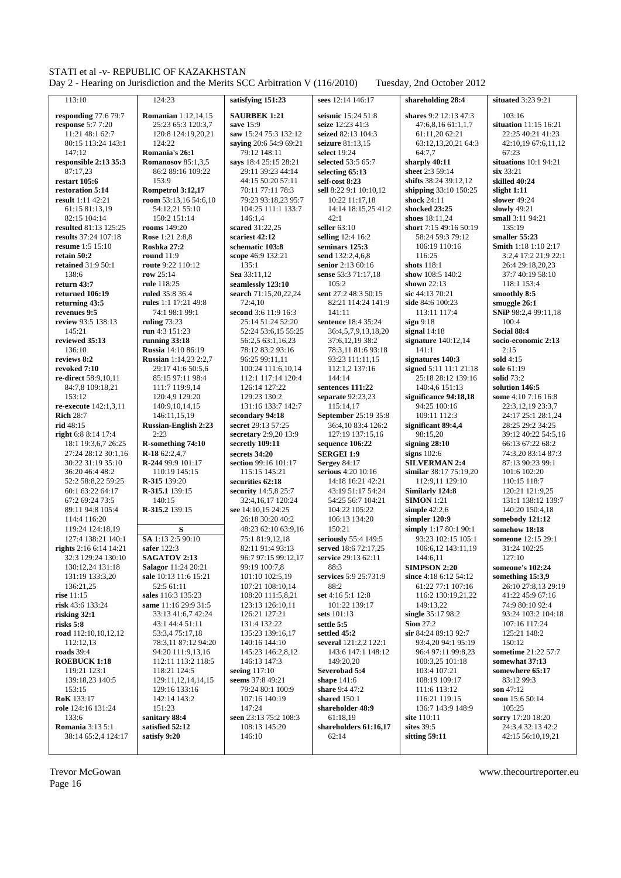113:10
**responding** 77:6 79:7
**response** 5:7 7:20
11:21 48:1 62:7
80:15 113:24 143:1
147:12
**responsible** 2:13 35:3
87:17,23
**restart** 105:6
**restoration** 5:14
**result** 1:11 42:21
61:15 81:13,19
82:15 104:14
**resulted** 81:13 125:25
**results** 37:24 107:18
**resume** 1:5 15:10
**retain** 50:2
**retained** 31:9 50:1
138:6
**return** 43:7
**returned** 106:19
**returning** 43:5
**revenues** 9:5
**review** 93:5 138:13
145:21
**reviewed** 35:13
136:10
**reviews** 8:2
**revoked** 7:10
**re-direct** 58:9,10,11
84:7,8 109:18,21
153:12
**re-execute** 142:1,3,11
**Rich** 28:7
**rid** 48:15
**right** 6:8 8:14 17:4
18:1 19:3,6,7 26:25
27:24 28:12 30:1,16
30:22 31:19 35:10
36:20 46:4 48:2
52:2 58:8,22 59:25
60:1 63:22 64:17
67:2 69:24 73:5
89:11 94:8 105:4
114:4 116:20
119:24 124:18,19
127:4 138:21 140:1
**rights** 2:16 6:14 14:21
32:3 129:24 130:10
130:12,24 131:18
131:19 133:3,20
136:21,25
**rise** 11:15
**risk** 43:6 133:24
**risking** 32:1
**risks** 5:8
**road** 112:10,10,12,12
112:12,13
**roads** 39:4
**ROEBUCK 1:18**
119:21 123:1
139:18,23 140:5
153:15
**RoK** 133:17
**role** 124:16 131:24
133:6
**Romania** 3:13 5:1
38:14 65:2,4 124:17
124:23
**Romanian** 1:12,14,15
25:23 65:3 120:3,7
120:8 124:19,20,21
124:22
**Romania's 26:1**
**Romanosov** 85:1,3,5
86:2 89:16 109:22
153:9
**Rompetrol 3:12,17**
**room** 53:13,16 54:6,10
54:12,21 55:10
150:2 151:14
**rooms** 149:20
**Rose** 1:21 2:8,8
**Roshka 27:2**
**round** 11:9
**route** 9:22 110:12
**row** 25:14
**rule** 118:25
**ruled** 35:8 36:4
**rules** 1:1 17:21 49:8
74:1 98:1 99:1
**ruling** 73:23
**run** 4:3 151:23
**running 33:18**
**Russia** 14:10 86:19
**Russian** 1:14,23 2:2,7
29:17 41:6 50:5,6
85:15 97:11 98:4
111:7 119:9,14
120:4,9 129:20
140:9,10,14,15
146:11,15,19
**Russian-English 2:23**
2:23
**R-something 74:10**
**R-18** 62:2,4,7
**R-244** 99:9 101:17
110:19 145:15
**R-315** 139:20
**R-315.1** 139:15
140:15
**R-315.2** 139:15
**S**
**SA** 1:13 2:5 90:10
**safer** 122:3
**SAGATOV 2:13**
**Salagor** 11:24 20:21
**sale** 10:13 11:6 15:21
52:5 61:11
**sales** 116:3 135:23
**same** 11:16 29:9 31:5
33:13 41:6,7 42:24
43:1 44:4 51:11
53:3,4 75:17,18
78:3,11 87:12 94:20
94:20 111:9,13,16
112:11 113:2 118:5
118:21 124:5
129:11,12,14,14,15
129:16 133:16
142:14 143:2
151:23
**sanitary 88:4**
**satisfied 52:12**
**satisfy 9:20**
**satisfying 151:23**
**SAURBEK 1:21**
**save** 15:9
**saw** 15:24 75:3 132:12
**saying** 20:6 54:9 69:21
79:12 148:11
**says** 18:4 25:15 28:21
29:11 39:23 44:14
44:15 50:20 57:11
70:11 77:11 78:3
79:23 93:18,23 95:7
104:25 111:1 133:7
146:1,4
**scared** 31:22,25
**scariest 42:12**
**schematic 103:8**
**scope** 46:9 132:21
135:1
**Sea** 33:11,12
**seamlessly 123:10**
**search** 71:15,20,22,24
72:4,10
**second** 3:6 11:9 16:3
25:14 51:24 52:20
52:24 53:6,15 55:25
56:2,5 63:1,16,23
78:12 83:2 93:16
96:25 99:11,11
100:24 111:6,10,14
112:1 117:14 120:4
126:14 127:22
129:23 130:2
131:16 133:7 142:7
**secondary 94:18**
**secret** 29:13 57:25
**secretary** 2:9,20 13:9
**secretly 109:11**
**secrets 34:20**
**section** 99:16 101:17
115:15 145:21
**securities 62:18**
**security** 14:5,8 25:7
32:4,16,17 120:24
**see** 14:10,15 24:25
26:18 30:20 40:2
48:23 62:10 63:9,16
75:1 81:9,12,18
82:11 91:4 93:13
96:7 97:15 99:12,17
99:19 100:7,8
101:10 102:5,19
107:21 108:10,14
108:20 111:5,8,21
123:13 126:10,11
126:21 127:21
131:4 132:22
135:23 139:16,17
140:16 144:10
145:23 146:2,8,12
146:13 147:3
**seeing** 117:10
**seems** 37:8 49:21
79:24 80:1 100:9
107:16 140:19
147:24
**seen** 23:13 75:2 108:3
108:13 145:20
146:10
**sees** 12:14 146:17
**seismic** 15:24 51:8
**seize** 12:23 41:3
**seized** 82:13 104:3
**seizure** 81:13,15
**select** 19:24
**selected** 53:5 65:7
**selecting 65:13**
**self-cost 8:23**
**sell** 8:22 9:1 10:10,12
10:22 11:17,18
14:14 18:15,25 41:2
42:1
**seller** 63:10
**selling** 12:4 16:2
**seminars 125:3**
**send** 132:2,4,6,8
**senior** 2:13 60:16
**sense** 53:3 71:17,18
105:2
**sent** 27:2 48:3 50:15
82:21 114:24 141:9
141:11
**sentence** 18:4 35:24
36:4,5,7,9,13,18,20
37:6,12,19 38:2
78:3,11 81:6 93:18
93:23 111:11,15
112:1,2 137:16
144:14
**sentences 111:22**
**separate** 92:23,23
115:14,17
**September** 25:19 35:8
36:4,10 83:4 126:2
127:19 137:15,16
**sequence 106:22**
**SERGEI 1:9**
**Sergey** 84:17
**serious** 4:20 10:16
14:18 16:21 42:21
43:19 51:17 54:24
54:25 56:7 104:21
104:22 105:22
106:13 134:20
150:21
**seriously** 55:4 149:5
**served** 18:6 72:17,25
**service** 29:13 62:11
88:3
**services** 5:9 25:731:9
88:2
**set** 4:16 5:1 12:8
101:22 139:17
**sets** 101:13
**settle 5:5**
**settled 45:2**
**several** 121:2,2 122:1
143:6 147:1 148:12
149:20,20
**Severobad 5:4**
**shape** 141:6
**share** 9:4 47:2
**shared** 150:1
**shareholder 48:9**
61:18,19
**shareholders 61:16,17**
62:14
**shareholding 28:4**
**shares** 9:2 12:13 47:3
47:6,8,16 61:1,1,7
61:11,20 62:21
63:12,13,20,21 64:3
64:7,7
**sharply 40:11**
**sheet** 2:3 59:14
**shifts** 38:24 39:12,12
**shipping** 33:10 150:25
**shock** 24:11
**shocked 23:25**
**shoes** 18:11,24
**short** 7:15 49:16 50:19
58:24 59:3 79:12
106:19 110:16
116:25
**shots** 118:1
**show** 108:5 140:2
**shown** 22:13
**sic** 44:13 70:21
**side** 84:6 100:23
113:11 117:4
**sign** 9:18
**signal** 14:18
**signature** 140:12,14
141:1
**signatures 140:3**
**signed** 5:11 11:1 21:18
25:18 28:12 139:16
140:4,6 151:13
**significance 94:18,18**
94:25 100:16
109:11 112:3
**significant 89:4,4**
98:15,20
**signing 28:10**
**signs** 102:6
**SILVERMAN 2:4**
**similar** 38:17 75:19,20
112:9,11 129:10
**Similarly 124:8**
**SIMON** 1:21
**simple** 42:2,6
**simpler 120:9**
**simply** 1:17 80:1 90:1
93:23 102:15 105:1
106:6,12 143:11,19
144:6,11
**SIMPSON 2:20**
**since** 4:18 6:12 54:12
61:22 77:1 107:16
116:2 130:19,21,22
149:13,22
**single** 35:17 98:2
**Sion** 27:2
**sir** 84:24 89:13 92:7
93:4,20 94:1 95:19
96:4 97:11 99:8,23
100:3,25 101:18
103:4 107:21
108:19 109:17
111:6 113:12
116:21 119:15
136:7 143:9 148:9
**site** 110:11
**sites** 39:5
**sitting 59:11**
**situated** 3:23 9:21
103:16
**situation** 11:15 16:21
22:25 40:21 41:23
42:10,19 67:6,11,12
67:23
**situations** 10:1 94:21
**six** 33:21
**skilled 40:24**
**slight 1:11**
**slower** 49:24
**slowly** 49:21
**small** 3:11 94:21
135:19
**smaller 55:23**
**Smith** 1:18 1:10 2:17
3:2,4 17:2 21:9 22:1
26:4 29:18,20,23
37:7 40:19 58:10
118:1 153:4
**smoothly 8:5**
**smuggle 26:1**
**SNiP** 98:2,4 99:11,18
100:4
**Social 88:4**
**socio-economic 2:13**
2:15
**sold** 4:15
**sole** 61:19
**solid** 73:2
**solution 146:5**
**some** 4:10 7:16 16:8
22:3,12,19 23:3,7
24:17 25:1 28:1,24
28:25 29:2 34:25
39:12 40:22 54:5,16
66:13 67:22 68:2
74:3,20 83:14 87:3
87:13 90:23 99:1
101:6 102:20
110:15 118:7
120:21 121:9,25
131:1 138:12 139:7
140:20 150:4,18
**somebody 121:12**
**somehow 18:18**
**someone** 12:15 29:1
31:24 102:25
127:10
**someone's 102:24**
**something 15:3,9**
26:10 27:8,13 29:19
41:22 45:9 67:16
74:9 80:10 92:4
93:24 103:2 104:18
107:16 117:24
125:21 148:2
150:12
**sometime** 21:22 57:7
**somewhat 37:13**
**somewhere 65:17**
83:12 99:3
**son** 47:12
**soon** 15:6 50:14
105:25
**sorry** 17:20 18:20
24:3,4 32:13 42:2
42:15 56:10,19,21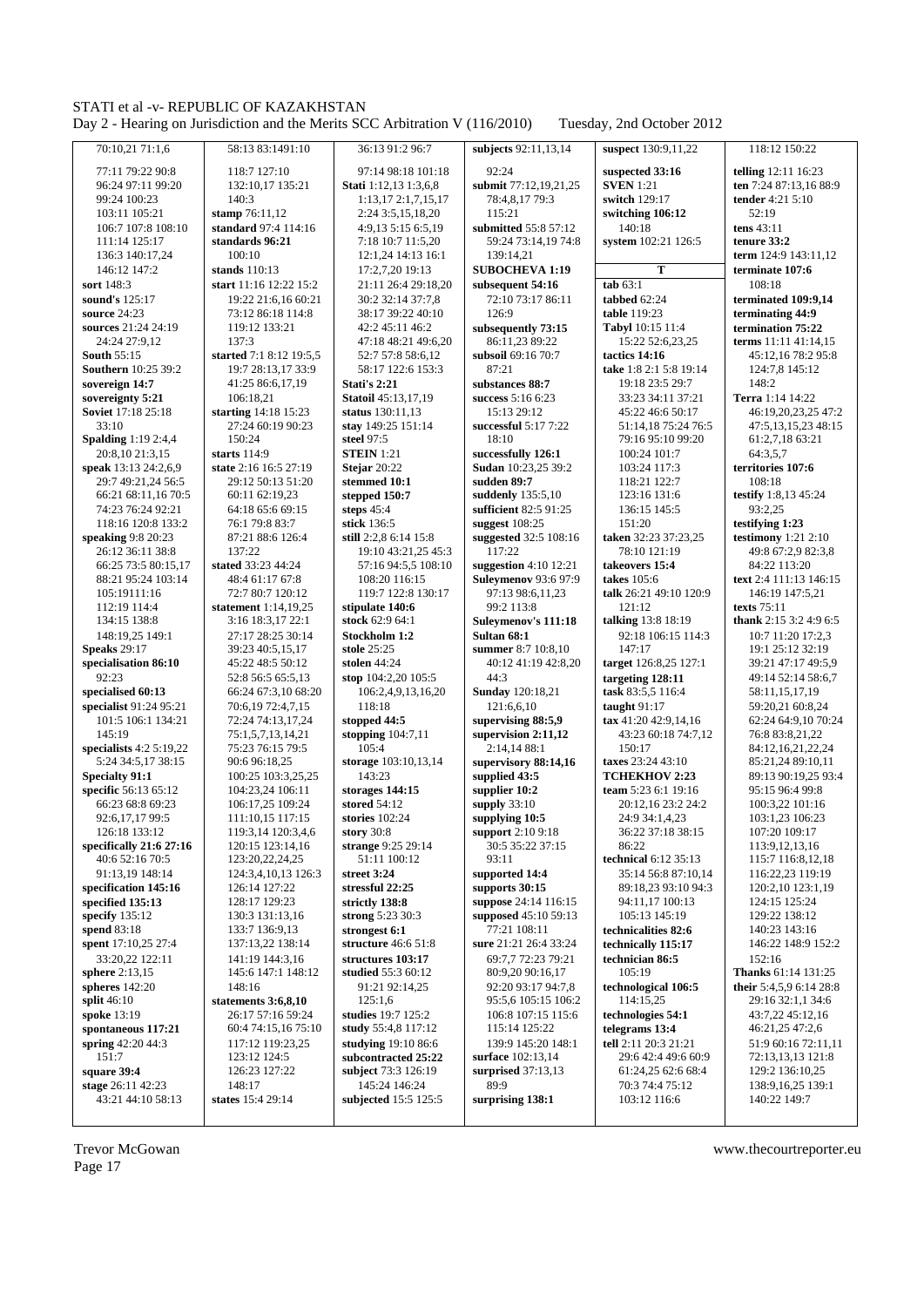70:10,21 71:1,6
77:11 79:22 90:8
96:24 97:11 99:20
99:24 100:23
103:11 105:21
106:7 107:8 108:10
111:14 125:17
136:3 140:17,24
146:12 147:2

**sort** 148:3
**sound's** 125:17
**source** 24:23
**sources** 21:24 24:19
24:24 27:9,12
**South** 55:15
**Southern** 10:25 39:2
**sovereign 14:7**
**sovereignty 5:21**
**Soviet** 17:18 25:18
33:10
**Spalding** 1:19 2:4,4
20:8,10 21:3,15
**speak** 13:13 24:2,6,9
29:7 49:21,24 56:5
66:21 68:11,16 70:5
74:23 76:24 92:21
118:16 120:8 133:2
**speaking** 9:8 20:23
26:12 36:11 38:8
66:25 73:5 80:15,17
88:21 95:24 103:14
105:19111:16
112:19 114:4
134:15 138:8
148:19,25 149:1
**Speaks** 29:17
**specialisation 86:10**
92:23
**specialised 60:13**
**specialist** 91:24 95:21
101:5 106:1 134:21
145:19
**specialists** 4:2 5:19,22
5:24 34:5,17 38:15
**Specialty 91:1**
**specific** 56:13 65:12
66:23 68:8 69:23
92:6,17,17 99:5
126:18 133:12
**specifically 21:6 27:16**
40:6 52:16 70:5
91:13,19 148:14
**specification 145:16**
**specified 135:13**
**specify** 135:12
**spend** 83:18
**spent** 17:10,25 27:4
33:20,22 122:11
**sphere** 2:13,15
**spheres** 142:20
**split** 46:10
**spoke** 13:19
**spontaneous 117:21**
**spring** 42:20 44:3
151:7
**square 39:4**
**stage** 26:11 42:23
43:21 44:10 58:13

58:13 83:1491:10
118:7 127:10
132:10,17 135:21
140:3
**stamp** 76:11,12
**standard** 97:4 114:16
**standards 96:21**
100:10
**stands** 110:13
**start** 11:16 12:22 15:2
19:22 21:6,16 60:21
73:12 86:18 114:8
119:12 133:21
137:3
**started** 7:1 8:12 19:5,5
19:7 28:13,17 33:9
41:25 86:6,17,19
106:18,21
**starting** 14:18 15:23
27:24 60:19 90:23
150:24
**starts** 114:9
**state** 2:16 16:5 27:19
29:12 50:13 51:20
60:11 62:19,23
64:18 65:6 69:15
76:1 79:8 83:7
87:21 88:6 126:4
137:22
**stated** 33:23 44:24
48:4 61:17 67:8
72:7 80:7 120:12
**statement** 1:14,19,25
3:16 18:3,17 22:1
27:17 28:25 30:14
39:23 40:5,15,17
45:22 48:5 50:12
52:8 56:5 65:5,13
66:24 67:3,10 68:20
70:6,19 72:4,7,15
72:24 74:13,17,24
75:1,5,7,13,14,21
75:23 76:15 79:5
90:6 96:18,25
100:25 103:3,25,25
104:23,24 106:11
106:17,25 109:24
111:10,15 117:15
119:3,14 120:3,4,6
120:15 123:14,16
123:20,22,24,25
124:3,4,10,13 126:3
126:14 127:22
128:17 129:23
130:3 131:13,16
133:7 136:9,13
137:13,22 138:14
141:19 144:3,16
145:6 147:1 148:12
148:16
**statements 3:6,8,10**
26:17 57:16 59:24
60:4 74:15,16 75:10
117:12 119:23,25
123:12 124:5
126:23 127:22
148:17
**states** 15:4 29:14

36:13 91:2 96:7
97:14 98:18 101:18
**Stati** 1:12,13 1:3,6,8
1:13,17 2:1,7,15,17
2:24 3:5,15,18,20
4:9,13 5:15 6:5,19
7:18 10:7 11:5,20
12:1,24 14:13 16:1
17:2,7,20 19:13
21:11 26:4 29:18,20
30:2 32:14 37:7,8
38:17 39:22 40:10
42:2 45:11 46:2
47:18 48:21 49:6,20
52:7 57:8 58:6,12
58:17 122:6 153:3
**Stati's 2:21**
**Statoil** 45:13,17,19
**status** 130:11,13
**stay** 149:25 151:14
**steel** 97:5
**STEIN** 1:21
**Stejar** 20:22
**stemmed 10:1**
**stepped 150:7**
**steps** 45:4
**stick** 136:5
**still** 2:2,8 6:14 15:8
19:10 43:21,25 45:3
57:16 94:5,5 108:10
108:20 116:15
119:7 122:8 130:17
**stipulate 140:6**
**stock** 62:9 64:1
**Stockholm 1:2**
**stole** 25:25
**stolen** 44:24
**stop** 104:2,20 105:5
106:2,4,9,13,16,20
118:18
**stopped 44:5**
**stopping** 104:7,11
105:4
**storage** 103:10,13,14
143:23
**storages 144:15**
**stored** 54:12
**stories** 102:24
**story** 30:8
**strange** 9:25 29:14
51:11 100:12
**street 3:24**
**stressful 22:25**
**strictly 138:8**
**strong** 5:23 30:3
**strongest 6:1**
**structure** 46:6 51:8
**structures 103:17**
**studied** 55:3 60:12
91:21 92:14,25
125:1,6
**studies** 19:7 125:2
**study** 55:4,8 117:12
**studying** 19:10 86:6
**subcontracted 25:22**
**subject** 73:3 126:19
145:24 146:24
**subjected** 15:5 125:5

**subjects** 92:11,13,14
92:24
**submit** 77:12,19,21,25
78:4,8,17 79:3
115:21
**submitted** 55:8 57:12
59:24 73:14,19 74:8
139:14,21
**SUBOCHEVA 1:19**
**subsequent 54:16**
72:10 73:17 86:11
126:9
**subsequently 73:15**
86:11,23 89:22
**subsoil** 69:16 70:7
87:21
**substances 88:7**
**success** 5:16 6:23
15:13 29:12
**successful** 5:17 7:22
18:10
**successfully 126:1**
**Sudan** 10:23,25 39:2
**sudden 89:7**
**suddenly** 135:5,10
**sufficient** 82:5 91:25
**suggest** 108:25
**suggested** 32:5 108:16
117:22
**suggestion** 4:10 12:21
**Suleymenov** 93:6 97:9
97:13 98:6,11,23
99:2 113:8
**Suleymenov's 111:18**
**Sultan 68:1**
**summer** 8:7 10:8,10
40:12 41:19 42:8,20
44:3
**Sunday** 120:18,21
121:6,6,10
**supervising** 88:5,9
**supervision 2:11,12**
2:14,24 88:1
**supervisory 88:14,16**
**supplied 43:5**
**supplier 10:2**
**supply** 33:10
**supplying 10:5**
**support** 2:10 9:18
30:5 35:22 37:15
93:11
**supported 14:4**
**supports 30:15**
**suppose** 24:14 116:15
**supposed** 45:10 59:13
77:21 108:11
**sure** 21:21 26:4 33:24
69:7,7 72:23 79:21
80:9,20 90:16,17
92:20 93:17 94:7,8
95:5,6 105:15 106:2
106:8 107:15 115:6
115:14 125:22
139:9 145:20 148:1
**surface** 102:13,14
**surprised** 37:13,13
89:9
**surprising 138:1**

**suspect** 130:9,11,22
**suspected 33:16**
**SVEN** 1:21
**switch** 129:17
**switching 106:12**
140:18
**system** 102:21 126:5

**T**

**tab** 63:1
**tabbed** 62:24
**table** 119:23
**Tabyl** 10:15 11:4
15:22 52:6,23,25
**tactics 14:16**
**take** 1:8 2:1 5:8 19:14
19:18 23:5 29:7
33:23 34:11 37:21
45:22 46:6 50:17
51:14,18 75:24 76:5
79:16 95:10 99:20
100:24 101:7
103:24 117:3
118:21 122:7
123:16 131:6
136:15 145:5
151:20
**taken** 32:23 37:23,25
78:10 121:19
**takeovers 15:4**
**takes** 105:6
**talk** 26:21 49:10 120:9
121:12
**talking** 13:8 18:19
92:18 106:15 114:3
147:17
**target** 126:8,25 127:1
**targeting 128:11**
**task** 83:5,5 116:4
**taught** 91:17
**tax** 41:20 42:9,14,16
43:23 60:18 74:7,12
150:17
**taxes** 23:24 43:10
**TCHEKHOV 2:23**
**team** 5:23 6:1 19:16
20:12,16 23:2 24:2
24:9 34:1,4,23
36:22 37:18 38:15
86:22
**technical** 6:12 35:13
35:14 56:8 87:10,14
89:18,23 93:10 94:3
94:11,17 100:13
105:13 145:19
**technicalities 82:6**
**technically 115:17**
**technician 86:5**
105:19
**technological 106:5**
114:15,25
**technologies 54:1**
**telegrams 13:4**
**tell** 2:11 20:3 21:21
29:6 42:4 49:6 60:9
61:24,25 62:6 68:4
70:3 74:4 75:12
103:12 116:6

118:12 150:22
**telling** 12:11 16:23
**ten** 7:24 87:13,16 88:9
**tender** 4:21 5:10
52:19
**tens** 43:11
**tenure 33:2**
**term** 124:9 143:11,12
**terminate 107:6**
108:18
**terminated 109:9,14**
**terminating 44:9**
**termination 75:22**
**terms** 11:11 41:14,15
45:12,16 78:2 95:8
124:7,8 145:12
148:2
**Terra** 1:14 14:22
46:19,20,23,25 47:2
47:5,13,15,23 48:15
61:2,7,18 63:21
64:3,5,7
**territories 107:6**
108:18
**testify** 1:8,13 45:24
93:2,25
**testifying 1:23**
**testimony** 1:21 2:10
49:8 67:2,9 82:3,8
84:22 113:20
**text** 2:4 111:13 146:15
146:19 147:5,21
**texts** 75:11
**thank** 2:15 3:2 4:9 6:5
10:7 11:20 17:2,3
19:1 25:12 32:19
39:21 47:17 49:5,9
49:14 52:14 58:6,7
58:11,15,17,19
59:20,21 60:8,24
62:24 64:9,10 70:24
76:8 83:8,21,22
84:12,16,21,22,24
85:21,24 89:10,11
89:13 90:19,25 93:4
95:15 96:4 99:8
100:3,22 101:16
103:1,23 106:23
107:20 109:17
113:9,12,13,16
115:7 116:8,12,18
116:22,23 119:19
120:2,10 123:1,19
124:15 125:24
129:22 138:12
140:23 143:16
146:22 148:9 152:2
152:16
**Thanks** 61:14 131:25
**their** 5:4,5,9 6:14 28:8
29:16 32:1,1 34:6
43:7,22 45:12,16
46:21,25 47:2,6
51:9 60:16 72:11,11
72:13,13,13 121:8
129:2 136:10,25
138:9,16,25 139:1
140:22 149:7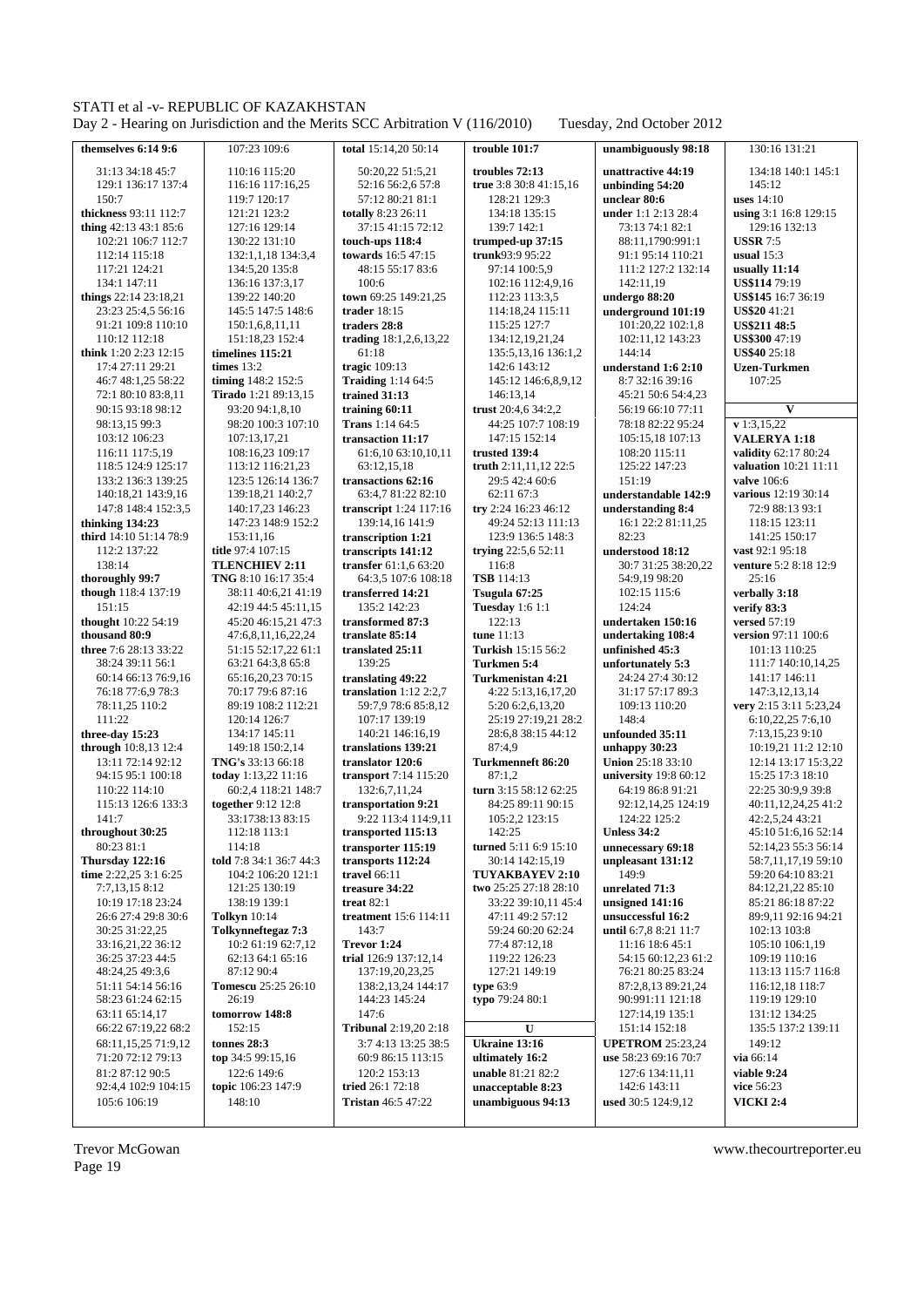**themselves 6:14 9:6**
31:13 34:18 45:7
129:1 136:17 137:4
150:7
**thickness** 93:11 112:7
**thing** 42:13 43:1 85:6
102:21 106:7 112:7
112:14 115:18
117:21 124:21
134:1 147:11
**things** 22:14 23:18,21
23:23 25:4,5 56:16
91:21 109:8 110:10
110:12 112:18
**think** 1:20 2:23 12:15
17:4 27:11 29:21
46:7 48:1,25 58:22
72:1 80:10 83:8,11
90:15 93:18 98:12
98:13,15 99:3
103:12 106:23
116:11 117:5,19
118:5 124:9 125:17
133:2 136:3 139:25
140:18,21 143:9,16
147:8 148:4 152:3,5
**thinking 134:23**
**third** 14:10 51:14 78:9
112:2 137:22
138:14
**thoroughly 99:7**
**though** 118:4 137:19
151:15
**thought** 10:22 54:19
**thousand 80:9**
**three** 7:6 28:13 33:22
38:24 39:11 56:1
60:14 66:13 76:9,16
76:18 77:6,9 78:3
78:11,25 110:2
111:22
**three-day 15:23**
**through** 10:8,13 12:4
13:11 72:14 92:12
94:15 95:1 100:18
110:22 114:10
115:13 126:6 133:3
141:7
**throughout 30:25**
80:23 81:1
**Thursday 122:16**
**time** 2:22,25 3:1 6:25
7:7,13,15 8:12
10:19 17:18 23:24
26:6 27:4 29:8 30:6
30:25 31:22,25
33:16,21,22 36:12
36:25 37:23 44:5
48:24,25 49:3,6
51:11 54:14 56:16
58:23 61:24 62:15
63:11 65:14,17
66:22 67:19,22 68:2
68:11,15,25 71:9,12
71:20 72:12 79:13
81:2 87:12 90:5
92:4,4 102:9 104:15
105:6 106:19
107:23 109:6
110:16 115:20
116:16 117:16,25
119:7 120:17
121:21 123:2
127:16 129:14
130:22 131:10
132:1,1,18 134:3,4
134:5,20 135:8
136:16 137:3,17
139:22 140:20
145:5 147:5 148:6
150:1,6,8,11,11
151:18,23 152:4
**timelines 115:21**
**times** 13:2
**timing** 148:2 152:5
**Tirado** 1:21 89:13,15
93:20 94:1,8,10
98:20 100:3 107:10
107:13,17,21
108:16,23 109:17
113:12 116:21,23
123:5 126:14 136:7
139:18,21 140:2,7
140:17,23 146:23
147:23 148:9 152:2
153:11,16
**title** 97:4 107:15
**TLENCHIEV 2:11**
**TNG** 8:10 16:17 35:4
38:11 40:6,21 41:19
42:19 44:5 45:11,15
45:20 46:15,21 47:3
47:6,8,11,16,22,24
51:15 52:17,22 61:1
63:21 64:3,8 65:8
65:16,20,23 70:15
70:17 79:6 87:16
89:19 108:2 112:21
120:14 126:7
134:17 145:11
149:18 150:2,14
**TNG's** 33:13 66:18
**today** 1:13,22 11:16
60:2,4 118:21 148:7
**together** 9:12 12:8
33:1738:13 83:15
112:18 113:1
114:18
**told** 7:8 34:1 36:7 44:3
104:2 106:20 121:1
121:25 130:19
138:19 139:1
**Tolkyn** 10:14
**Tolkynneftegaz 7:3**
10:2 61:19 62:7,12
62:13 64:1 65:16
87:12 90:4
**Tomescu** 25:25 26:10
26:19
**tomorrow 148:8**
152:15
**tonnes 28:3**
**top** 34:5 99:15,16
122:6 149:6
**topic** 106:23 147:9
148:10
**total** 15:14,20 50:14
50:20,22 51:5,21
52:16 56:2,6 57:8
57:12 80:21 81:1
**totally** 8:23 26:11
37:15 41:15 72:12
**touch-ups 118:4**
**towards** 16:5 47:15
48:15 55:17 83:6
100:6
**town** 69:25 149:21,25
**trader** 18:15
**traders 28:8**
**trading** 18:1,2,6,13,22
61:18
**tragic** 109:13
**Traiding** 1:14 64:5
**trained 31:13**
**training 60:11**
**Trans** 1:14 64:5
**transaction 11:17**
61:6,10 63:10,10,11
63:12,15,18
**transactions 62:16**
63:4,7 81:22 82:10
**transcript** 1:24 117:16
139:14,16 141:9
**transcription 1:21**
**transcripts 141:12**
**transfer** 61:1,6 63:20
64:3,5 107:6 108:18
**transferred 14:21**
135:2 142:23
**transformed 87:3**
**translate 85:14**
**translated 25:11**
139:25
**translating 49:22**
**translation** 1:12 2:2,7
59:7,9 78:6 85:8,12
107:17 139:19
140:21 146:16,19
**translations 139:21**
**translator 120:6**
**transport** 7:14 115:20
132:6,7,11,24
**transportation 9:21**
9:22 113:4 114:9,11
**transported 115:13**
**transporter 115:19**
**transports 112:24**
**travel** 66:11
**treasure 34:22**
**treat** 82:1
**treatment** 15:6 114:11
143:7
**Trevor 1:24**
**trial** 126:9 137:12,14
137:19,20,23,25
138:2,13,24 144:17
144:23 145:24
147:6
**Tribunal** 2:19,20 2:18
3:7 4:13 13:25 38:5
60:9 86:15 113:15
120:2 153:13
**tried** 26:1 72:18
**Tristan** 46:5 47:22
**trouble 101:7**
**troubles 72:13**
**true** 3:8 30:8 41:15,16
128:21 129:3
134:18 135:15
139:7 142:1
**trumped-up 37:15**
**trunk**93:9 95:22
97:14 100:5,9
102:16 112:4,9,16
112:23 113:3,5
114:18,24 115:11
115:25 127:7
134:12,19,21,24
135:5,13,16 136:1,2
142:6 143:12
145:12 146:6,8,9,12
146:13,14
**trust** 20:4,6 34:2,2
44:25 107:7 108:19
147:15 152:14
**trusted 139:4**
**truth** 2:11,11,12 22:5
29:5 42:4 60:6
62:11 67:3
**try** 2:24 16:23 46:12
49:24 52:13 111:13
123:9 136:5 148:3
**trying** 22:5,6 52:11
116:8
**TSB** 114:13
**Tsugula 67:25**
**Tuesday** 1:6 1:1
122:13
**tune** 11:13
**Turkish** 15:15 56:2
**Turkmen 5:4**
**Turkmenistan 4:21**
4:22 5:13,16,17,20
5:20 6:2,6,13,20
25:19 27:19,21 28:2
28:6,8 38:15 44:12
87:4,9
**Turkmenneft 86:20**
87:1,2
**turn** 3:15 58:12 62:25
84:25 89:11 90:15
105:2,2 123:15
142:25
**turned** 5:11 6:9 15:10
30:14 142:15,19
**TUYAKBAYEV 2:10**
**two** 25:25 27:18 28:10
33:22 39:10,11 45:4
47:11 49:2 57:12
59:24 60:20 62:24
77:4 87:12,18
119:22 126:23
127:21 149:19
**type** 63:9
**typo** 79:24 80:1

**U**

**Ukraine 13:16**
**ultimately 16:2**
**unable** 81:21 82:2
**unacceptable 8:23**
**unambiguous 94:13**
**unambiguously 98:18**
**unattractive 44:19**
**unbinding 54:20**
**unclear 80:6**
**under** 1:1 2:13 28:4
73:13 74:1 82:1
88:11,1790:991:1
91:1 95:14 110:21
111:2 127:2 132:14
142:11,19
**undergo 88:20**
**underground 101:19**
101:20,22 102:1,8
102:11,12 143:23
144:14
**understand 1:6 2:10**
8:7 32:16 39:16
45:21 50:6 54:4,23
56:19 66:10 77:11
78:18 82:22 95:24
105:15,18 107:13
108:20 115:11
125:22 147:23
151:19
**understandable 142:9**
**understanding 8:4**
16:1 22:2 81:11,25
82:23
**understood 18:12**
30:7 31:25 38:20,22
54:9,19 98:20
102:15 115:6
124:24
**undertaken 150:16**
**undertaking 108:4**
**unfinished 45:3**
**unfortunately 5:3**
24:24 27:4 30:12
31:17 57:17 89:3
109:13 110:20
148:4
**unfounded 35:11**
**unhappy 30:23**
**Union** 25:18 33:10
**university** 19:8 60:12
64:19 86:8 91:21
92:12,14,25 124:19
124:22 125:2
**Unless 34:2**
**unnecessary 69:18**
**unpleasant 131:12**
149:9
**unrelated 71:3**
**unsigned 141:16**
**unsuccessful 16:2**
**until** 6:7,8 8:21 11:7
11:16 18:6 45:1
54:15 60:12,23 61:2
76:21 80:25 83:24
87:2,8,13 89:21,24
90:991:11 121:18
127:14,19 135:1
151:14 152:18
**UPETROM** 25:23,24
127:6 134:11,11
142:6 143:11
**use** 58:23 69:16 70:7
**used** 30:5 124:9,12
130:16 131:21
134:18 140:1 145:1
145:12
**uses** 14:10
**using** 3:1 16:8 129:15
129:16 132:13
**USSR** 7:5
**usual** 15:3
**usually 11:14**
**US$114** 79:19
**US$145** 16:7 36:19
**US$20** 41:21
**US$211 48:5**
**US$300** 47:19
**US$40** 25:18
**Uzen-Turkmen**
107:25

**V**

**v** 1:3,15,22
**VALERYA 1:18**
**validity** 62:17 80:24
**valuation** 10:21 11:11
**valve** 106:6
**various** 12:19 30:14
72:9 88:13 93:1
118:15 123:11
141:25 150:17
**vast** 92:1 95:18
**venture** 5:2 8:18 12:9
25:16
**verbally 3:18**
**verify 83:3**
**versed** 57:19
**version** 97:11 100:6
101:13 110:25
111:7 140:10,14,25
141:17 146:11
147:3,12,13,14
**very** 2:15 3:11 5:23,24
6:10,22,25 7:6,10
7:13,15,23 9:10
10:19,21 11:2 12:10
12:14 13:17 15:3,22
15:25 17:3 18:10
22:25 30:9,9 39:8
40:11,12,24,25 41:2
42:2,5,24 43:21
45:10 51:6,16 52:14
52:14,23 55:3 56:14
58:7,11,17,19 59:10
59:20 64:10 83:21
84:12,21,22 85:10
85:21 86:18 87:22
89:9,11 92:16 94:21
102:13 103:8
105:10 106:1,19
109:19 110:16
113:13 115:7 116:8
116:12,18 118:7
119:19 129:10
131:12 134:25
135:5 137:2 139:11
149:12
**via** 66:14
**viable 9:24**
**vice** 56:23
**VICKI 2:4**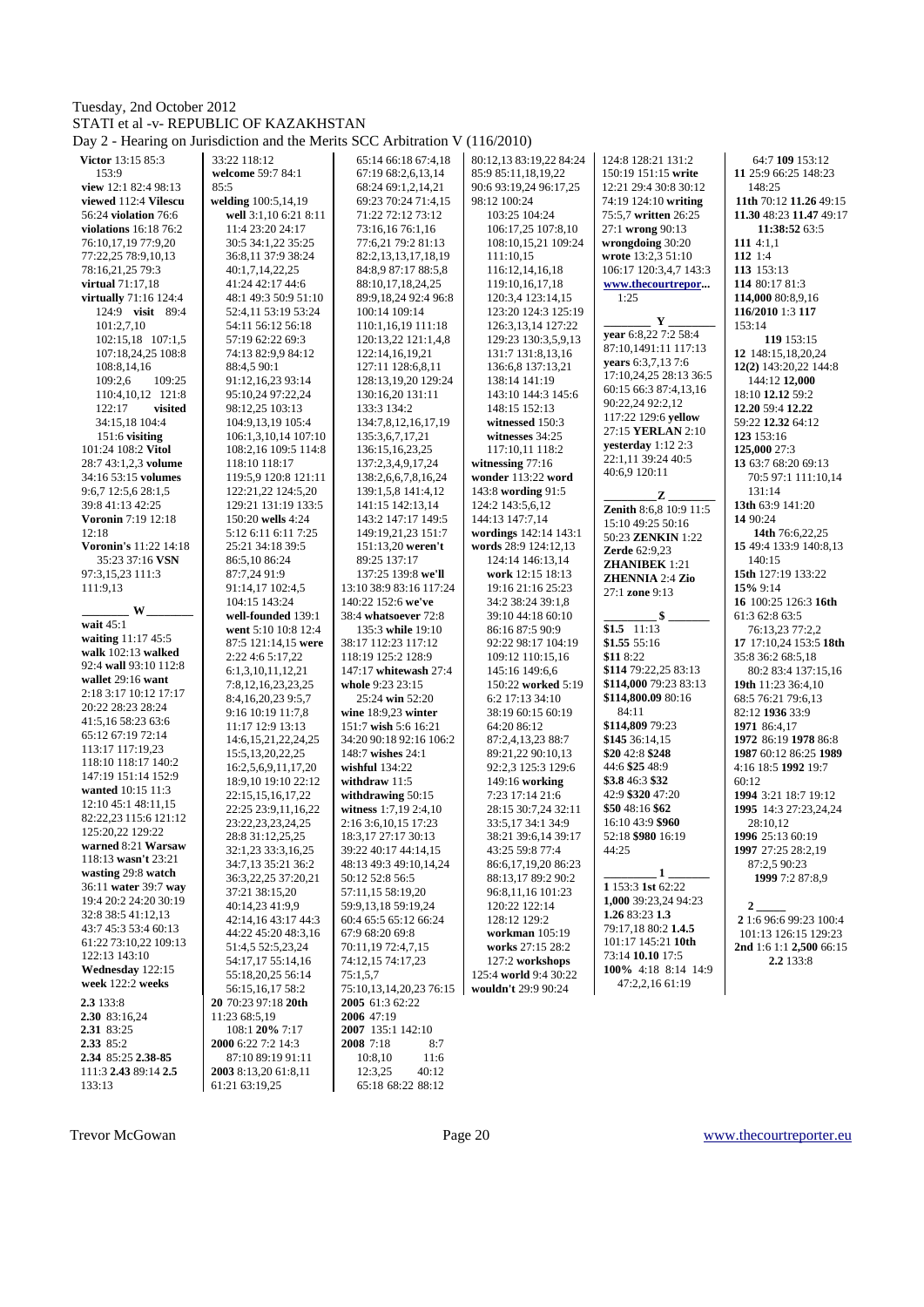Tuesday, 2nd October 2012
STATI et al -v- REPUBLIC OF KAZAKHSTAN
Day 2 - Hearing on Jurisdiction and the Merits SCC Arbitration V (116/2010)

**Victor** 13:15 85:3 153:9
**view** 12:1 82:4 98:13
**viewed** 112:4 **Vilescu** 56:24 **violation** 76:6
**violations** 16:18 76:2 76:10,17,19 77:9,20 77:22,25 78:9,10,13 78:16,21,25 79:3
**virtual** 71:17,18
**virtually** 71:16 124:4 124:9 **visit** 89:4 101:2,7,10 102:15,18 107:1,5 107:18,24,25 108:8 108:8,14,16 109:2,6 109:25 110:4,10,12 121:8 122:17 **visited** 34:15,18 104:4 151:6 **visiting** 101:24 108:2 **Vitol** 28:7 43:1,2,3 **volume** 34:16 53:15 **volumes** 9:6,7 12:5,6 28:1,5 39:8 41:13 42:25
**Voronin** 7:19 12:18 12:18
**Voronin's** 11:22 14:18 35:23 37:16 **VSN** 97:3,15,23 111:3 111:9,13

**W**

**wait** 45:1
**waiting** 11:17 45:5
**walk** 102:13 **walked** 92:4 **wall** 93:10 112:8
**wallet** 29:16 **want** 2:18 3:17 10:12 17:17 20:22 28:23 28:24 41:5,16 58:23 63:6 65:12 67:19 72:14 113:17 117:19,23 118:10 118:17 140:2 147:19 151:14 152:9
**wanted** 10:15 11:3 12:10 45:1 48:11,15 82:22,23 115:6 121:12 125:20,22 129:22
**warned** 8:21 **Warsaw** 118:13 **wasn't** 23:21
**wasting** 29:8 **watch** 36:11 **water** 39:7 **way** 19:4 20:2 24:20 30:19 32:8 38:5 41:12,13 43:7 45:3 53:4 60:13 61:22 73:10,22 109:13 122:13 143:10
**Wednesday** 122:15
**week** 122:2 **weeks** 33:22 118:12
**welcome** 59:7 84:1 85:5
**welding** 100:5,14,19
**well** 3:1,10 6:21 8:11 11:4 23:20 24:17 30:5 34:1,22 35:25 36:8,11 37:9 38:24 40:1,7,14,22,25 41:24 42:17 44:6 48:1 49:3 50:9 51:10 52:4,11 53:19 53:24 54:11 56:12 56:18 57:19 62:22 69:3 74:13 82:9,9 84:12 88:4,5 90:1 91:12,16,23 93:14 95:10,24 97:22,24 98:12,25 103:13 104:9,13,19 105:4 106:1,3,10,14 107:10 108:2,16 109:5 114:8 118:10 118:17 119:5,9 120:8 121:11 122:21,22 124:5,20 129:21 131:19 133:5 150:20 **wells** 4:24
**went** 5:10 10:8 12:4 87:5 121:14,15 **were** 2:22 4:6 5:17,22 6:1,3,10,11,12,21 7:8,12,16,23,23,25 8:4,16,20,23 9:5,7 9:16 10:19 11:7,8 11:17 12:9 13:13 14:6,15,21,22,24,25 15:5,13,20,22,25 16:2,5,6,9,11,17,20 18:9,10 19:10 22:12 22:15,15,16,17,22 22:25 23:9,11,16,22 23:22,23,23,24,25 28:8 31:12,25,25 32:1,23 33:3,16,25 34:7,13 35:21 36:2 36:3,22,25 37:20,21 37:21 38:15,20 40:14,23 41:9,9 42:14,16 43:17 44:3 44:22 45:20 48:3,16 51:4,5 52:5,23,24 54:17,17 55:14,16 55:18,20,25 56:14 56:15,16,17 58:2 64:7 65:14 66:18 67:4,18 67:19 68:2,6,13,14 68:24 69:1,2,14,21 69:23 70:24 71:4,15 71:22 72:12 73:12 73:16,16 76:1,16 77:6,21 79:2 81:13 82:2,13,13,17,18,19 84:8,9 87:17 88:5,8 88:10,17,18,24,25 89:9,18,24 92:4 96:8 100:14 109:14 110:1,16,19 111:18 120:13,22 121:1,4,8 122:14,16,19,21 127:11 128:6,8,11 128:13,19,20 129:24 130:16,20 131:11 133:3 134:2 134:7,8,12,16,17,19 135:3,6,7,17,21 136:15,16,23,25 137:2,3,4,9,17,24 138:2,6,6,7,8,16,24 139:1,5,8 141:4,12 141:15 142:13,14 143:2 147:17 149:5 149:19,21,23 151:7 151:13,20 **weren't** 89:25 137:17 137:25 139:8 **we'll** 13:10 38:9 83:16 117:24 140:22 152:6 **we've** 38:4 **whatsoever** 72:8 135:3 **while** 19:10 38:17 112:23 117:12 118:19 125:2 128:9 147:17 **whitewash** 27:4
**whole** 9:23 23:15 25:24 **win** 52:20
**wine** 18:9,23 **winter** 151:7 **wish** 5:6 16:21 34:20 90:18 92:16 106:2 148:7 **wishes** 24:1
**wishful** 134:22
**withdraw** 11:5
**withdrawing** 50:15
**witness** 1:7,19 2:4,10 2:16 3:6,10,15 17:23 18:3,17 27:17 30:13 39:22 40:17 44:14,15 48:13 49:3 49:10,14,24 50:12 52:8 56:5 57:11,15 58:19,20 59:9,13,18 59:19,24 60:4 65:5 65:12 66:24 67:9 68:20 69:8 70:11,19 72:4,7,15 74:12,15 74:17,23 75:1,5,7 75:10,13,14,20,23 76:15 80:12,13 83:19,22 84:24 85:9 85:11,18,19,22 90:6 93:19,24 96:17,25 98:12 100:24 103:25 104:24 106:17,25 107:8,10 108:10,15,21 109:24 111:10,15 116:12,14,16,18 119:10,16,17,18 120:3,4 123:14,15 123:20 124:3 125:19 126:3,13,14 127:22 129:23 130:3,5,9,13 131:7 131:8,13,16 136:6,8 137:13,21 138:14 141:19 143:10 144:3 145:6 148:15 152:13
**witnessed** 150:3
**witnesses** 34:25 117:10,11 118:2
**witnessing** 77:16
**wonder** 113:22 **word** 143:8 **wording** 91:5 124:2 143:5,6,12 144:13 147:7,14
**wordings** 142:14 143:1
**words** 28:9 124:12,13 124:14 146:13,14
**work** 12:15 18:13 19:16 21:16 25:23 34:2 38:24 39:1,8 39:10 44:18 60:10 86:16 87:5 90:9 92:22 98:17 104:19 109:12 110:15,16 145:16 149:6,6 150:22 **worked** 5:19 6:2 17:13 34:10 38:19 60:15 60:19 64:20 86:12 87:2,4,13,23 88:7 89:21,22 90:10,13 92:2,3 125:3 129:6 149:16 **working** 7:23 17:14 21:6 28:15 30:7,24 32:11 33:5,17 34:1 34:9 38:21 39:6,14 39:17 43:25 59:8 77:4 86:6,17,19,20 86:23 88:13,17 89:2 90:2 96:8,11,16 101:23 120:22 122:14 128:12 129:2
**workman** 105:19
**works** 27:15 28:2 127:2 **workshops** 125:4 **world** 9:4 30:22
**wouldn't** 29:9 90:24 124:8 128:21 131:2 150:19 151:15 **write** 12:21 29:4 30:8 30:12 74:19 124:10 **writing** 75:5,7 **written** 26:25 27:1 **wrong** 90:13
**wrongdoing** 30:20
**wrote** 13:2,3 51:10 106:17 120:3,4,7 143:3
**www.thecourtrepor...** 1:25

**Y**

**year** 6:8,22 7:2 58:4 87:10,1491:11 117:13
**years** 6:3,7,13 7:6 17:10,24,25 28:13 36:5 60:15 66:3 87:4,13,16 90:22,24 92:2,12 117:22 129:6 **yellow** 27:15 **YERLAN** 2:10
**yesterday** 1:12 2:3 22:1,11 39:24 40:5 40:6,9 120:11

**Z**

**Zenith** 8:6,8 10:9 11:5 15:10 49:25 50:16 50:23 **ZENKIN** 1:22
**Zerde** 62:9,23
**ZHANIBEK** 1:21
**ZHENNIA** 2:4 **Zio** 27:1 **zone** 9:13

**$**

**$1.5** 11:13
**$1.55** 55:16
**$11** 8:22
**$114** 79:22,25 83:13
**$114,000** 79:23 83:13
**$114,800.09** 80:16 84:11
**$114,809** 79:23
**$145** 36:14,15
**$20** 42:8 **$248** 44:6 **$25** 48:9
**$3.8** 46:3 **$32** 42:9 **$320** 47:20
**$50** 48:16 **$62** 16:10 43:9 **$960** 52:18 **$980** 16:19 44:25

**1**

**1** 153:3 **1st** 62:22
**1,000** 39:23,24 94:23
**1.26** 83:23 **1.3** 79:17,18 80:2 **1.4.5** 101:17 145:21 **10th** 73:14 **10.10** 17:5
**100%** 4:18 8:14 14:9 47:2,2,16 61:19 64:7 **109** 153:12
**11** 25:9 66:25 148:23 148:25
**11th** 70:12 **11.26** 49:15
**11.30** 48:23 **11.47** 49:17
**11:38:52** 63:5
**111** 4:1,1
**112** 1:4
**113** 153:13
**114** 80:17 81:3
**114,000** 80:8,9,16
**116/2010** 1:3 **117** 153:14
**119** 153:15
**12** 148:15,18,20,24
**12(2)** 143:20,22 144:8 144:12 **12,000** 18:10 **12.12** 59:2
**12.20** 59:4 **12.22** 59:22 **12.32** 64:12
**123** 153:16
**125,000** 27:3
**13** 63:7 68:20 69:13 70:5 97:1 111:10,14 131:14
**13th** 63:9 141:20
**14** 90:24
**14th** 76:6,22,25
**15** 49:4 133:9 140:8,13 140:15
**15th** 127:19 133:22
**15%** 9:14
**16** 100:25 126:3 **16th** 61:3 62:8 63:5 76:13,23 77:2,2
**17** 17:10,24 153:5 **18th** 35:8 36:2 68:5,18 80:2 83:4 137:15,16
**19th** 11:23 36:4,10 68:5 76:21 79:6,13 82:12 **1936** 33:9
**1971** 86:4,17
**1972** 86:19 **1978** 86:8
**1987** 60:12 86:25 **1989** 4:16 18:5 **1992** 19:7 60:12
**1994** 3:21 18:7 19:12
**1995** 14:3 27:23,24,24 28:10,12
**1996** 25:13 60:19
**1997** 27:25 28:2,19 87:2,5 90:23
**1999** 7:2 87:8,9

**2**

**2** 1:6 96:6 99:23 100:4 101:13 126:15 129:23
**2nd** 1:6 1:1 **2,500** 66:15
**2.2** 133:8
**2.3** 133:8
**2.30** 83:16,24
**2.31** 83:25
**2.33** 85:2
**2.34** 85:25 **2.38-85** 111:3 **2.43** 89:14 **2.5** 133:13
**20** 70:23 97:18 **20th** 11:23 68:5,19 108:1 **20%** 7:17
**2000** 6:22 7:2 14:3 87:10 89:19 91:11
**2003** 8:13,20 61:8,11 61:21 63:19,25 65:18 68:22 88:12
**2005** 61:3 62:22
**2006** 47:19
**2007** 135:1 142:10
**2008** 7:18 8:7 10:8,10 11:6 12:3,25 40:12

Trevor McGowan www.thecourtreporter.eu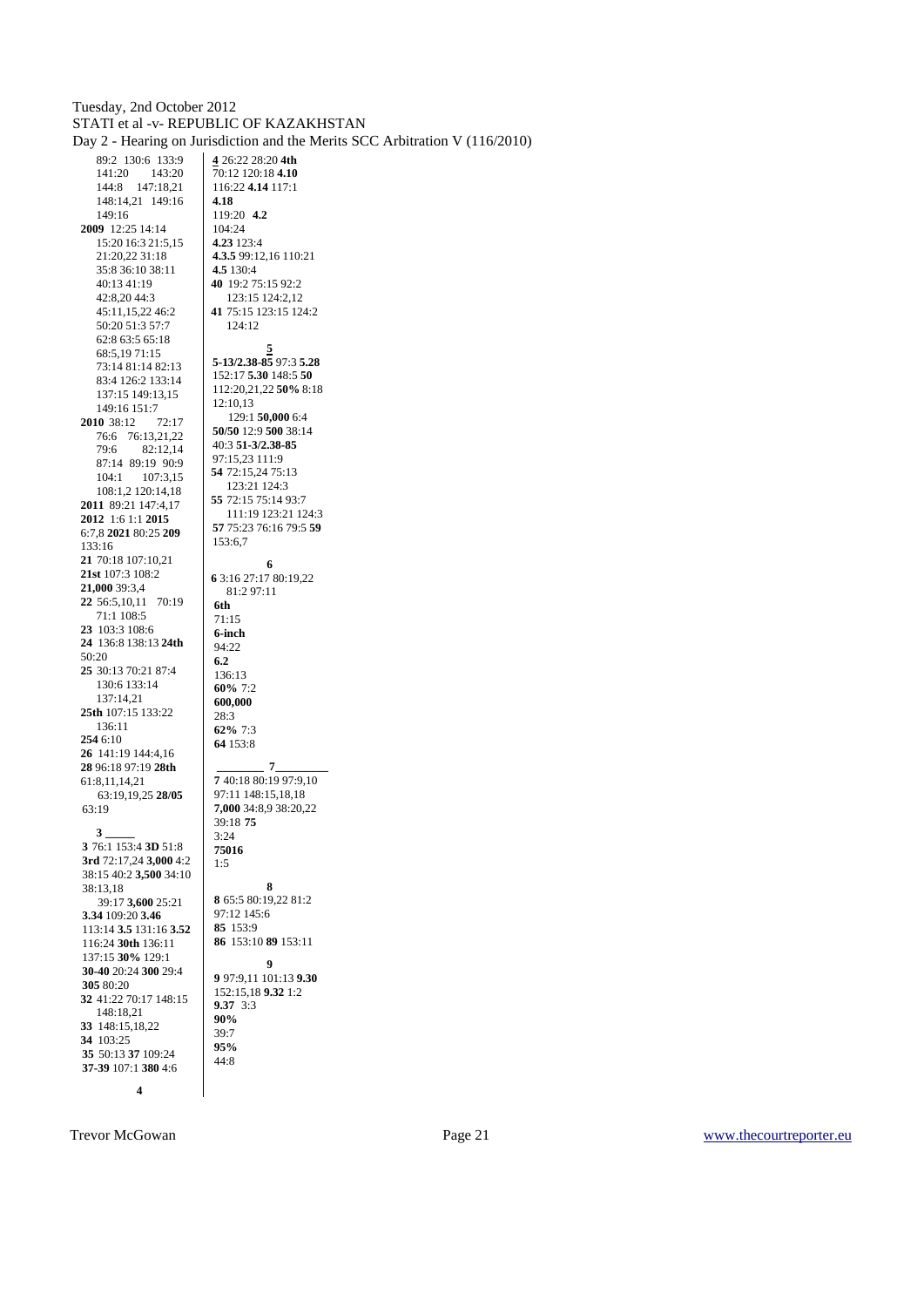89:2 130:6 133:9 141:20 143:20 144:8 147:18,21 148:14,21 149:16 149:16
**2009** 12:25 14:14 15:20 16:3 21:5,15 21:20,22 31:18 35:8 36:10 38:11 40:13 41:19 42:8,20 44:3 45:11,15,22 46:2 50:20 51:3 57:7 62:8 63:5 65:18 68:5,19 71:15 73:14 81:14 82:13 83:4 126:2 133:14 137:15 149:13,15 149:16 151:7
**2010** 38:12 72:17 76:6 76:13,21,22 79:6 82:12,14 87:14 89:19 90:9 104:1 107:3,15 108:1,2 120:14,18
**2011** 89:21 147:4,17
**2012** 1:6 1:1 **2015** 6:7,8 **2021** 80:25 **209** 133:16
**21** 70:18 107:10,21
**21st** 107:3 108:2
**21,000** 39:3,4
**22** 56:5,10,11 70:19 71:1 108:5
**23** 103:3 108:6
**24** 136:8 138:13 **24th** 50:20
**25** 30:13 70:21 87:4 130:6 133:14 137:14,21
**25th** 107:15 133:22 136:11
**254** 6:10
**26** 141:19 144:4,16
**28** 96:18 97:19 **28th** 61:8,11,14,21 63:19,19,25 **28/05** 63:19

**3**

**3** 76:1 153:4 **3D** 51:8
**3rd** 72:17,24 **3,000** 4:2 38:15 40:2 **3,500** 34:10 38:13,18 39:17 **3,600** 25:21
**3.34** 109:20 **3.46** 113:14 **3.5** 131:16 **3.52** 116:24 **30th** 136:11 137:15 **30%** 129:1
**30-40** 20:24 **300** 29:4
**305** 80:20
**32** 41:22 70:17 148:15 148:18,21
**33** 148:15,18,22
**34** 103:25
**35** 50:13 **37** 109:24
**37-39** 107:1 **380** 4:6

**4**

**4** 26:22 28:20 **4th** 70:12 120:18 **4.10** 116:22 **4.14** 117:1
**4.18** 119:20 **4.2** 104:24
**4.23** 123:4
**4.3.5** 99:12,16 110:21
**4.5** 130:4
**40** 19:2 75:15 92:2 123:15 124:2,12
**41** 75:15 123:15 124:2 124:12

**5**

**5-13/2.38-85** 97:3 **5.28** 152:17 **5.30** 148:5 **50** 112:20,21,22 **50%** 8:18 12:10,13 129:1 **50,000** 6:4
**50/50** 12:9 **500** 38:14 40:3 **51-3/2.38-85** 97:15,23 111:9
**54** 72:15,24 75:13 123:21 124:3
**55** 72:15 75:14 93:7 111:19 123:21 124:3
**57** 75:23 76:16 79:5 **59** 153:6,7

**6**

**6** 3:16 27:17 80:19,22 81:2 97:11
**6th** 71:15
**6-inch** 94:22
**6.2** 136:13
**60%** 7:2
**600,000** 28:3
**62%** 7:3
**64** 153:8

**7**

**7** 40:18 80:19 97:9,10 97:11 148:15,18,18
**7,000** 34:8,9 38:20,22 39:18 **75** 3:24
**75016** 1:5

**8**

**8** 65:5 80:19,22 81:2 97:12 145:6
**85** 153:9
**86** 153:10 **89** 153:11

**9**

**9** 97:9,11 101:13 **9.30** 152:15,18 **9.32** 1:2
**9.37** 3:3
**90%** 39:7
**95%** 44:8